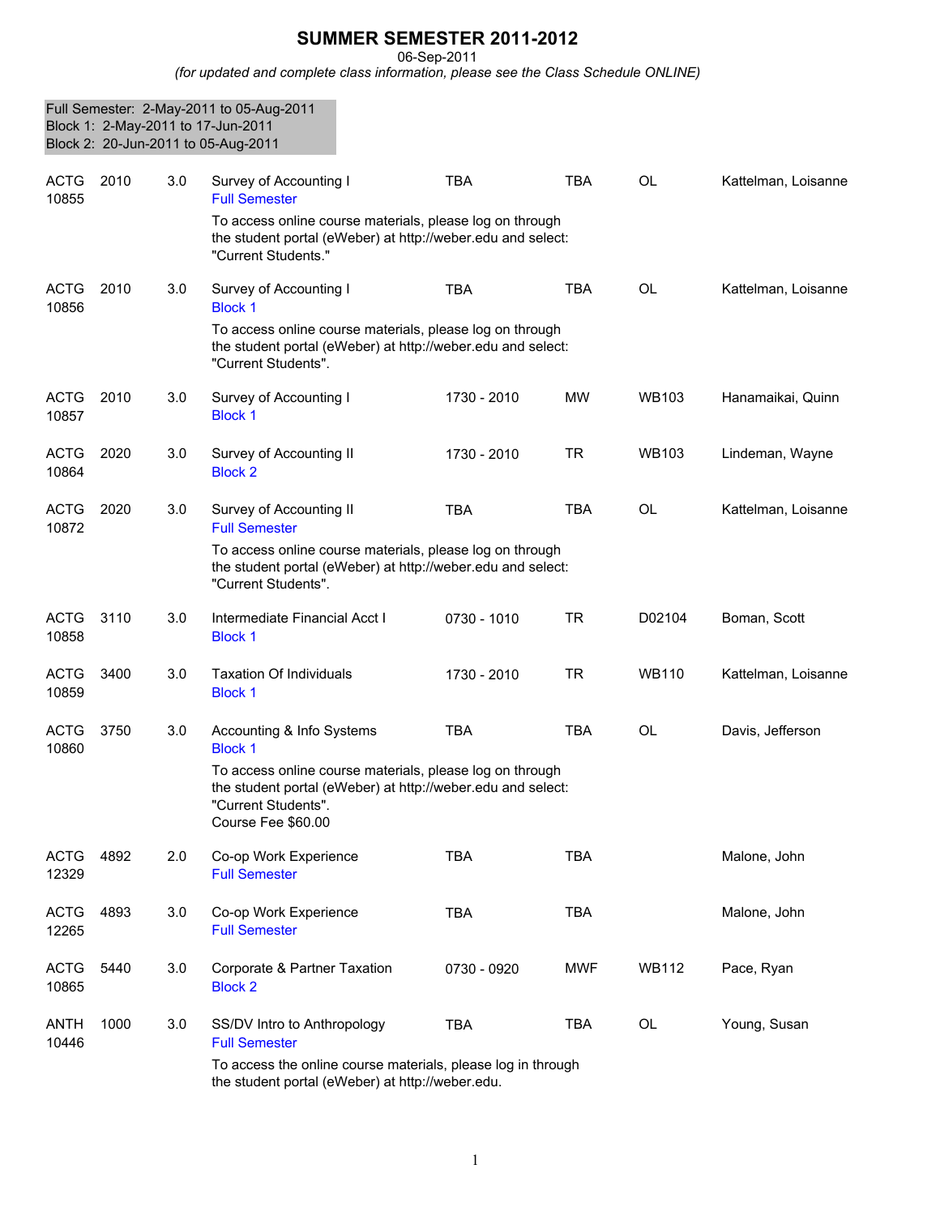# SUMMER SEMESTER 2011-2012

06-Sep-2011

*(for updated and complete class information, please see the Class Schedule ONLINE)*

Full Semester: 2-May-2011 to 05-Aug-2011
Block 1: 2-May-2011 to 17-Jun-2011
Block 2: 20-Jun-2011 to 05-Aug-2011

| Subject / CRN | Course | Credits | Title / Notes | Time | Days | Room | Instructor |
|---|---|---|---|---|---|---|---|
| ACTG 10855 | 2010 | 3.0 | Survey of Accounting I<br>Full Semester<br>To access online course materials, please log on through the student portal (eWeber) at http://weber.edu and select: "Current Students." | TBA | TBA | OL | Kattelman, Loisanne |
| ACTG 10856 | 2010 | 3.0 | Survey of Accounting I<br>Block 1<br>To access online course materials, please log on through the student portal (eWeber) at http://weber.edu and select: "Current Students". | TBA | TBA | OL | Kattelman, Loisanne |
| ACTG 10857 | 2010 | 3.0 | Survey of Accounting I<br>Block 1 | 1730 - 2010 | MW | WB103 | Hanamaikai, Quinn |
| ACTG 10864 | 2020 | 3.0 | Survey of Accounting II<br>Block 2 | 1730 - 2010 | TR | WB103 | Lindeman, Wayne |
| ACTG 10872 | 2020 | 3.0 | Survey of Accounting II<br>Full Semester<br>To access online course materials, please log on through the student portal (eWeber) at http://weber.edu and select: "Current Students". | TBA | TBA | OL | Kattelman, Loisanne |
| ACTG 10858 | 3110 | 3.0 | Intermediate Financial Acct I<br>Block 1 | 0730 - 1010 | TR | D02104 | Boman, Scott |
| ACTG 10859 | 3400 | 3.0 | Taxation Of Individuals<br>Block 1 | 1730 - 2010 | TR | WB110 | Kattelman, Loisanne |
| ACTG 10860 | 3750 | 3.0 | Accounting & Info Systems<br>Block 1<br>To access online course materials, please log on through the student portal (eWeber) at http://weber.edu and select: "Current Students".<br>Course Fee $60.00 | TBA | TBA | OL | Davis, Jefferson |
| ACTG 12329 | 4892 | 2.0 | Co-op Work Experience<br>Full Semester | TBA | TBA | | Malone, John |
| ACTG 12265 | 4893 | 3.0 | Co-op Work Experience<br>Full Semester | TBA | TBA | | Malone, John |
| ACTG 10865 | 5440 | 3.0 | Corporate & Partner Taxation<br>Block 2 | 0730 - 0920 | MWF | WB112 | Pace, Ryan |
| ANTH 10446 | 1000 | 3.0 | SS/DV Intro to Anthropology<br>Full Semester<br>To access the online course materials, please log in through the student portal (eWeber) at http://weber.edu. | TBA | TBA | OL | Young, Susan |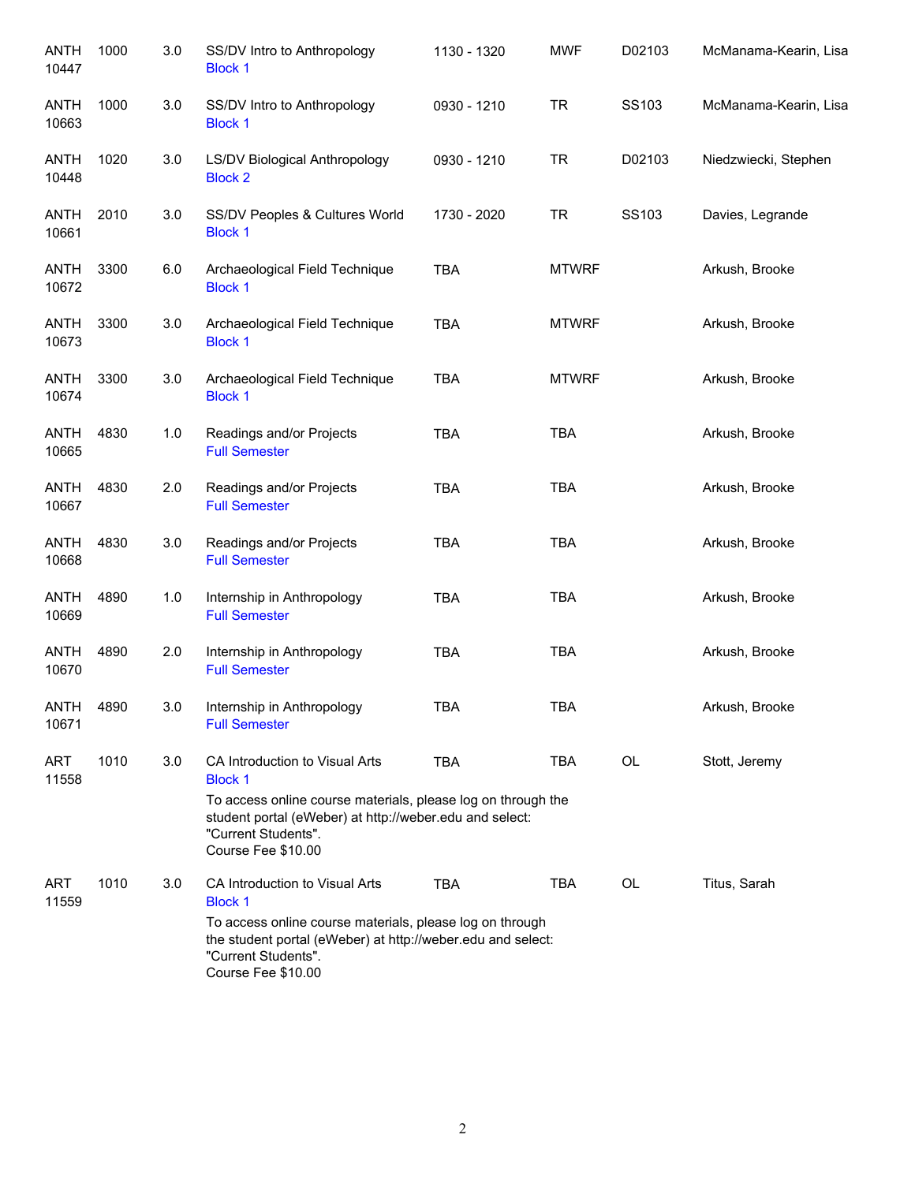| Subject / CRN | Course | Credits | Title | Time | Days | Room | Instructor |
|---|---|---|---|---|---|---|---|
| ANTH 10447 | 1000 | 3.0 | SS/DV Intro to Anthropology<br>Block 1 | 1130 - 1320 | MWF | D02103 | McManama-Kearin, Lisa |
| ANTH 10663 | 1000 | 3.0 | SS/DV Intro to Anthropology<br>Block 1 | 0930 - 1210 | TR | SS103 | McManama-Kearin, Lisa |
| ANTH 10448 | 1020 | 3.0 | LS/DV Biological Anthropology<br>Block 2 | 0930 - 1210 | TR | D02103 | Niedzwiecki, Stephen |
| ANTH 10661 | 2010 | 3.0 | SS/DV Peoples & Cultures World<br>Block 1 | 1730 - 2020 | TR | SS103 | Davies, Legrande |
| ANTH 10672 | 3300 | 6.0 | Archaeological Field Technique<br>Block 1 | TBA | MTWRF | | Arkush, Brooke |
| ANTH 10673 | 3300 | 3.0 | Archaeological Field Technique<br>Block 1 | TBA | MTWRF | | Arkush, Brooke |
| ANTH 10674 | 3300 | 3.0 | Archaeological Field Technique<br>Block 1 | TBA | MTWRF | | Arkush, Brooke |
| ANTH 10665 | 4830 | 1.0 | Readings and/or Projects<br>Full Semester | TBA | TBA | | Arkush, Brooke |
| ANTH 10667 | 4830 | 2.0 | Readings and/or Projects<br>Full Semester | TBA | TBA | | Arkush, Brooke |
| ANTH 10668 | 4830 | 3.0 | Readings and/or Projects<br>Full Semester | TBA | TBA | | Arkush, Brooke |
| ANTH 10669 | 4890 | 1.0 | Internship in Anthropology<br>Full Semester | TBA | TBA | | Arkush, Brooke |
| ANTH 10670 | 4890 | 2.0 | Internship in Anthropology<br>Full Semester | TBA | TBA | | Arkush, Brooke |
| ANTH 10671 | 4890 | 3.0 | Internship in Anthropology<br>Full Semester | TBA | TBA | | Arkush, Brooke |
| ART 11558 | 1010 | 3.0 | CA Introduction to Visual Arts<br>Block 1<br>To access online course materials, please log on through the student portal (eWeber) at http://weber.edu and select: "Current Students".<br>Course Fee $10.00 | TBA | TBA | OL | Stott, Jeremy |
| ART 11559 | 1010 | 3.0 | CA Introduction to Visual Arts<br>Block 1<br>To access online course materials, please log on through the student portal (eWeber) at http://weber.edu and select: "Current Students".<br>Course Fee $10.00 | TBA | TBA | OL | Titus, Sarah |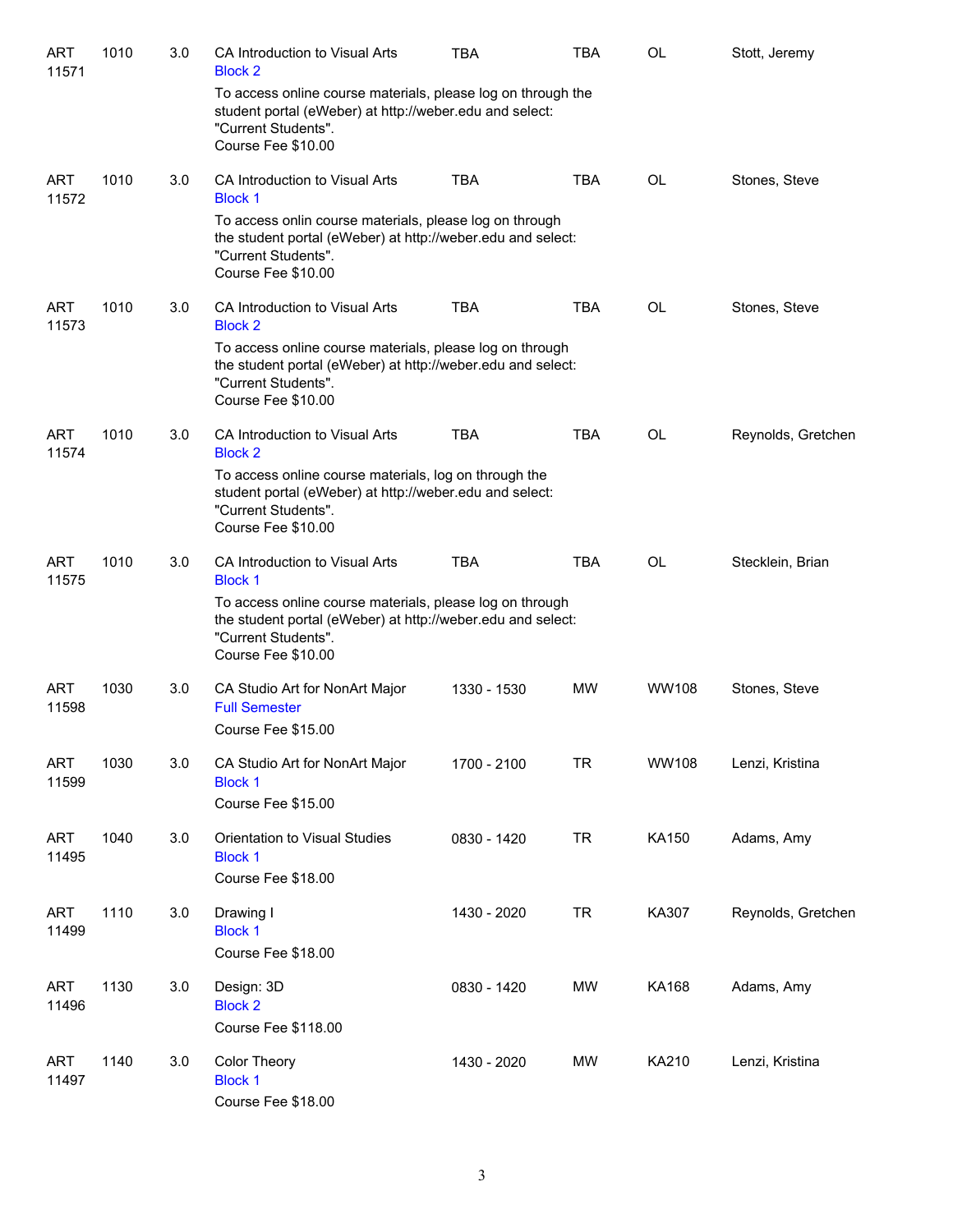| | | | | | | | |
|---|---|---|---|---|---|---|---|
| ART 11571 | 1010 | 3.0 | CA Introduction to Visual Arts<br>Block 2<br>To access online course materials, please log on through the student portal (eWeber) at http://weber.edu and select: "Current Students".<br>Course Fee $10.00 | TBA | TBA | OL | Stott, Jeremy |
| ART 11572 | 1010 | 3.0 | CA Introduction to Visual Arts<br>Block 1<br>To access onlin course materials, please log on through the student portal (eWeber) at http://weber.edu and select: "Current Students".<br>Course Fee $10.00 | TBA | TBA | OL | Stones, Steve |
| ART 11573 | 1010 | 3.0 | CA Introduction to Visual Arts<br>Block 2<br>To access online course materials, please log on through the student portal (eWeber) at http://weber.edu and select: "Current Students".<br>Course Fee $10.00 | TBA | TBA | OL | Stones, Steve |
| ART 11574 | 1010 | 3.0 | CA Introduction to Visual Arts<br>Block 2<br>To access online course materials, log on through the student portal (eWeber) at http://weber.edu and select: "Current Students".<br>Course Fee $10.00 | TBA | TBA | OL | Reynolds, Gretchen |
| ART 11575 | 1010 | 3.0 | CA Introduction to Visual Arts<br>Block 1<br>To access online course materials, please log on through the student portal (eWeber) at http://weber.edu and select: "Current Students".<br>Course Fee $10.00 | TBA | TBA | OL | Stecklein, Brian |
| ART 11598 | 1030 | 3.0 | CA Studio Art for NonArt Major<br>Full Semester<br>Course Fee $15.00 | 1330 - 1530 | MW | WW108 | Stones, Steve |
| ART 11599 | 1030 | 3.0 | CA Studio Art for NonArt Major<br>Block 1<br>Course Fee $15.00 | 1700 - 2100 | TR | WW108 | Lenzi, Kristina |
| ART 11495 | 1040 | 3.0 | Orientation to Visual Studies<br>Block 1<br>Course Fee $18.00 | 0830 - 1420 | TR | KA150 | Adams, Amy |
| ART 11499 | 1110 | 3.0 | Drawing I<br>Block 1<br>Course Fee $18.00 | 1430 - 2020 | TR | KA307 | Reynolds, Gretchen |
| ART 11496 | 1130 | 3.0 | Design: 3D<br>Block 2<br>Course Fee $118.00 | 0830 - 1420 | MW | KA168 | Adams, Amy |
| ART 11497 | 1140 | 3.0 | Color Theory<br>Block 1<br>Course Fee $18.00 | 1430 - 2020 | MW | KA210 | Lenzi, Kristina |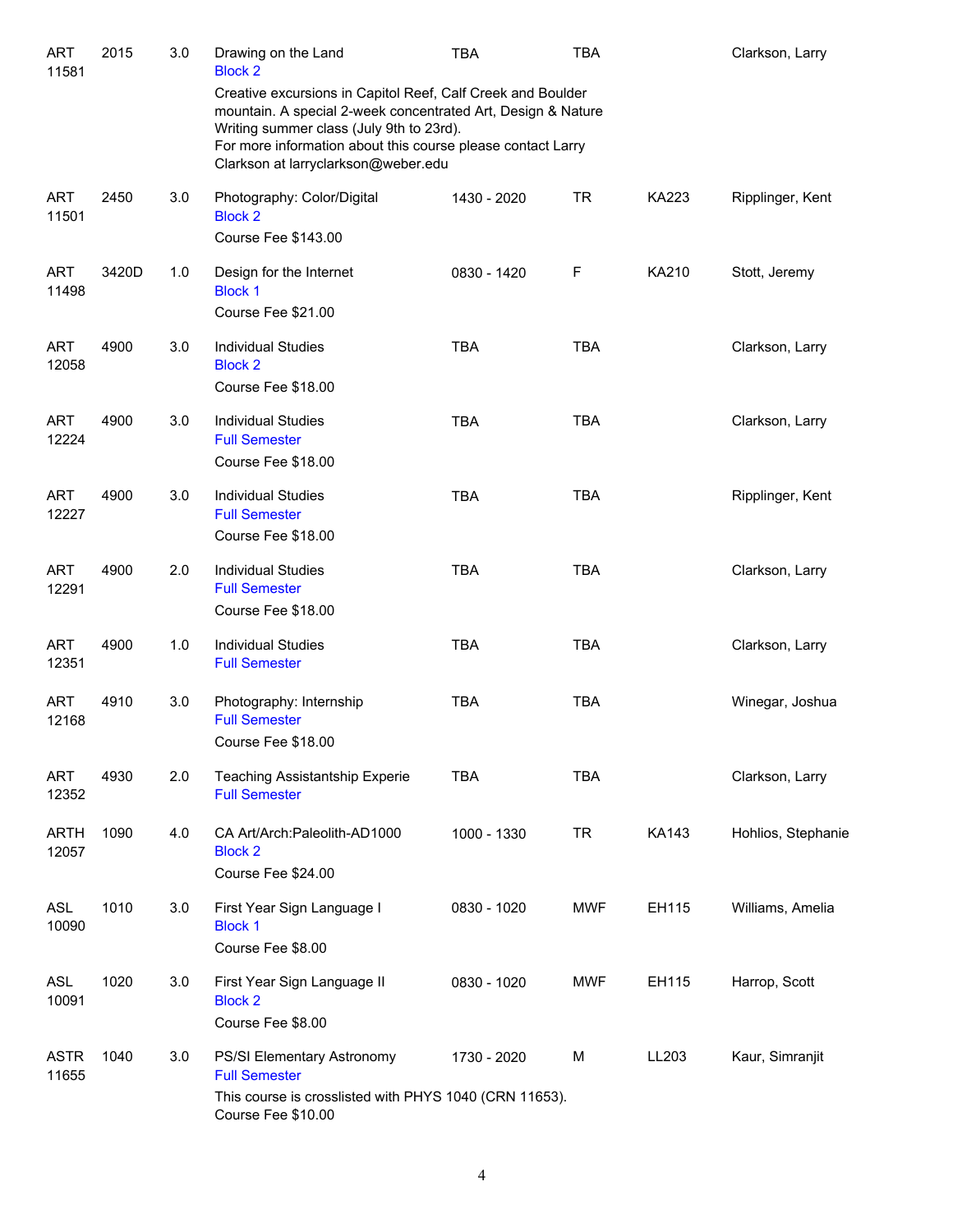| Subject/CRN | Course | Credits | Title | Time | Days | Room | Instructor |
|---|---|---|---|---|---|---|---|
| ART 11581 | 2015 | 3.0 | Drawing on the Land<br>Block 2<br>Creative excursions in Capitol Reef, Calf Creek and Boulder mountain. A special 2-week concentrated Art, Design & Nature Writing summer class (July 9th to 23rd).<br>For more information about this course please contact Larry Clarkson at larryclarkson@weber.edu | TBA | TBA | | Clarkson, Larry |
| ART 11501 | 2450 | 3.0 | Photography: Color/Digital<br>Block 2<br>Course Fee $143.00 | 1430 - 2020 | TR | KA223 | Ripplinger, Kent |
| ART 11498 | 3420D | 1.0 | Design for the Internet<br>Block 1<br>Course Fee $21.00 | 0830 - 1420 | F | KA210 | Stott, Jeremy |
| ART 12058 | 4900 | 3.0 | Individual Studies<br>Block 2<br>Course Fee $18.00 | TBA | TBA | | Clarkson, Larry |
| ART 12224 | 4900 | 3.0 | Individual Studies<br>Full Semester<br>Course Fee $18.00 | TBA | TBA | | Clarkson, Larry |
| ART 12227 | 4900 | 3.0 | Individual Studies<br>Full Semester<br>Course Fee $18.00 | TBA | TBA | | Ripplinger, Kent |
| ART 12291 | 4900 | 2.0 | Individual Studies<br>Full Semester<br>Course Fee $18.00 | TBA | TBA | | Clarkson, Larry |
| ART 12351 | 4900 | 1.0 | Individual Studies<br>Full Semester | TBA | TBA | | Clarkson, Larry |
| ART 12168 | 4910 | 3.0 | Photography: Internship<br>Full Semester<br>Course Fee $18.00 | TBA | TBA | | Winegar, Joshua |
| ART 12352 | 4930 | 2.0 | Teaching Assistantship Experie<br>Full Semester | TBA | TBA | | Clarkson, Larry |
| ARTH 12057 | 1090 | 4.0 | CA Art/Arch:Paleolith-AD1000<br>Block 2<br>Course Fee $24.00 | 1000 - 1330 | TR | KA143 | Hohlios, Stephanie |
| ASL 10090 | 1010 | 3.0 | First Year Sign Language I<br>Block 1<br>Course Fee $8.00 | 0830 - 1020 | MWF | EH115 | Williams, Amelia |
| ASL 10091 | 1020 | 3.0 | First Year Sign Language II<br>Block 2<br>Course Fee $8.00 | 0830 - 1020 | MWF | EH115 | Harrop, Scott |
| ASTR 11655 | 1040 | 3.0 | PS/SI Elementary Astronomy<br>Full Semester<br>This course is crosslisted with PHYS 1040 (CRN 11653).<br>Course Fee $10.00 | 1730 - 2020 | M | LL203 | Kaur, Simranjit |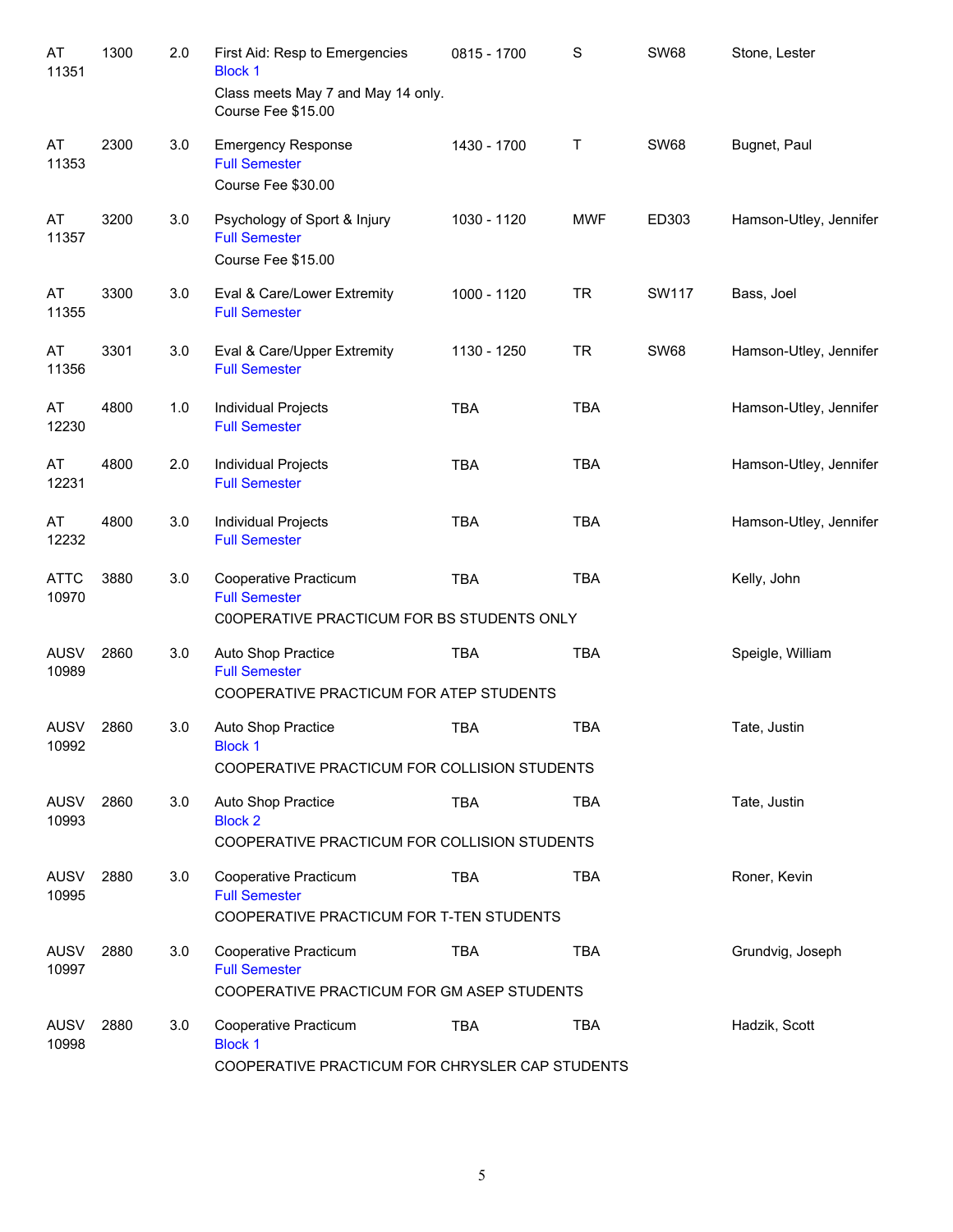| Subject / CRN | Course | Credits | Title / Details | Time | Days | Room | Instructor |
|---|---|---|---|---|---|---|---|
| AT 11351 | 1300 | 2.0 | First Aid: Resp to Emergencies<br>Block 1<br>Class meets May 7 and May 14 only.<br>Course Fee $15.00 | 0815 - 1700 | S | SW68 | Stone, Lester |
| AT 11353 | 2300 | 3.0 | Emergency Response<br>Full Semester<br>Course Fee $30.00 | 1430 - 1700 | T | SW68 | Bugnet, Paul |
| AT 11357 | 3200 | 3.0 | Psychology of Sport & Injury<br>Full Semester<br>Course Fee $15.00 | 1030 - 1120 | MWF | ED303 | Hamson-Utley, Jennifer |
| AT 11355 | 3300 | 3.0 | Eval & Care/Lower Extremity<br>Full Semester | 1000 - 1120 | TR | SW117 | Bass, Joel |
| AT 11356 | 3301 | 3.0 | Eval & Care/Upper Extremity<br>Full Semester | 1130 - 1250 | TR | SW68 | Hamson-Utley, Jennifer |
| AT 12230 | 4800 | 1.0 | Individual Projects<br>Full Semester | TBA | TBA | | Hamson-Utley, Jennifer |
| AT 12231 | 4800 | 2.0 | Individual Projects<br>Full Semester | TBA | TBA | | Hamson-Utley, Jennifer |
| AT 12232 | 4800 | 3.0 | Individual Projects<br>Full Semester | TBA | TBA | | Hamson-Utley, Jennifer |
| ATTC 10970 | 3880 | 3.0 | Cooperative Practicum<br>Full Semester<br>C0OPERATIVE PRACTICUM FOR BS STUDENTS ONLY | TBA | TBA | | Kelly, John |
| AUSV 10989 | 2860 | 3.0 | Auto Shop Practice<br>Full Semester<br>COOPERATIVE PRACTICUM FOR ATEP STUDENTS | TBA | TBA | | Speigle, William |
| AUSV 10992 | 2860 | 3.0 | Auto Shop Practice<br>Block 1<br>COOPERATIVE PRACTICUM FOR COLLISION STUDENTS | TBA | TBA | | Tate, Justin |
| AUSV 10993 | 2860 | 3.0 | Auto Shop Practice<br>Block 2<br>COOPERATIVE PRACTICUM FOR COLLISION STUDENTS | TBA | TBA | | Tate, Justin |
| AUSV 10995 | 2880 | 3.0 | Cooperative Practicum<br>Full Semester<br>COOPERATIVE PRACTICUM FOR T-TEN STUDENTS | TBA | TBA | | Roner, Kevin |
| AUSV 10997 | 2880 | 3.0 | Cooperative Practicum<br>Full Semester<br>COOPERATIVE PRACTICUM FOR GM ASEP STUDENTS | TBA | TBA | | Grundvig, Joseph |
| AUSV 10998 | 2880 | 3.0 | Cooperative Practicum<br>Block 1<br>COOPERATIVE PRACTICUM FOR CHRYSLER CAP STUDENTS | TBA | TBA | | Hadzik, Scott |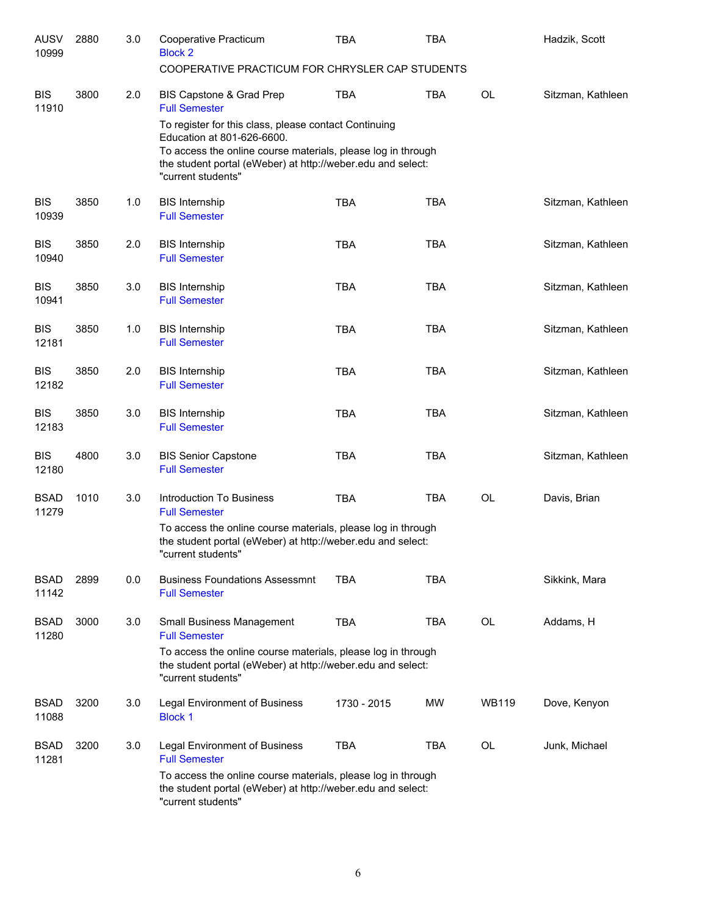| Subject / CRN | Course | Credits | Title | Time | Days | Room | Instructor |
|---|---|---|---|---|---|---|---|
| AUSV 10999 | 2880 | 3.0 | Cooperative Practicum<br>Block 2<br>COOPERATIVE PRACTICUM FOR CHRYSLER CAP STUDENTS | TBA | TBA | | Hadzik, Scott |
| BIS 11910 | 3800 | 2.0 | BIS Capstone & Grad Prep<br>Full Semester<br>To register for this class, please contact Continuing Education at 801-626-6600.<br>To access the online course materials, please log in through the student portal (eWeber) at http://weber.edu and select: "current students" | TBA | TBA | OL | Sitzman, Kathleen |
| BIS 10939 | 3850 | 1.0 | BIS Internship<br>Full Semester | TBA | TBA | | Sitzman, Kathleen |
| BIS 10940 | 3850 | 2.0 | BIS Internship<br>Full Semester | TBA | TBA | | Sitzman, Kathleen |
| BIS 10941 | 3850 | 3.0 | BIS Internship<br>Full Semester | TBA | TBA | | Sitzman, Kathleen |
| BIS 12181 | 3850 | 1.0 | BIS Internship<br>Full Semester | TBA | TBA | | Sitzman, Kathleen |
| BIS 12182 | 3850 | 2.0 | BIS Internship<br>Full Semester | TBA | TBA | | Sitzman, Kathleen |
| BIS 12183 | 3850 | 3.0 | BIS Internship<br>Full Semester | TBA | TBA | | Sitzman, Kathleen |
| BIS 12180 | 4800 | 3.0 | BIS Senior Capstone<br>Full Semester | TBA | TBA | | Sitzman, Kathleen |
| BSAD 11279 | 1010 | 3.0 | Introduction To Business<br>Full Semester<br>To access the online course materials, please log in through the student portal (eWeber) at http://weber.edu and select: "current students" | TBA | TBA | OL | Davis, Brian |
| BSAD 11142 | 2899 | 0.0 | Business Foundations Assessmnt<br>Full Semester | TBA | TBA | | Sikkink, Mara |
| BSAD 11280 | 3000 | 3.0 | Small Business Management<br>Full Semester<br>To access the online course materials, please log in through the student portal (eWeber) at http://weber.edu and select: "current students" | TBA | TBA | OL | Addams, H |
| BSAD 11088 | 3200 | 3.0 | Legal Environment of Business<br>Block 1 | 1730 - 2015 | MW | WB119 | Dove, Kenyon |
| BSAD 11281 | 3200 | 3.0 | Legal Environment of Business<br>Full Semester<br>To access the online course materials, please log in through the student portal (eWeber) at http://weber.edu and select: "current students" | TBA | TBA | OL | Junk, Michael |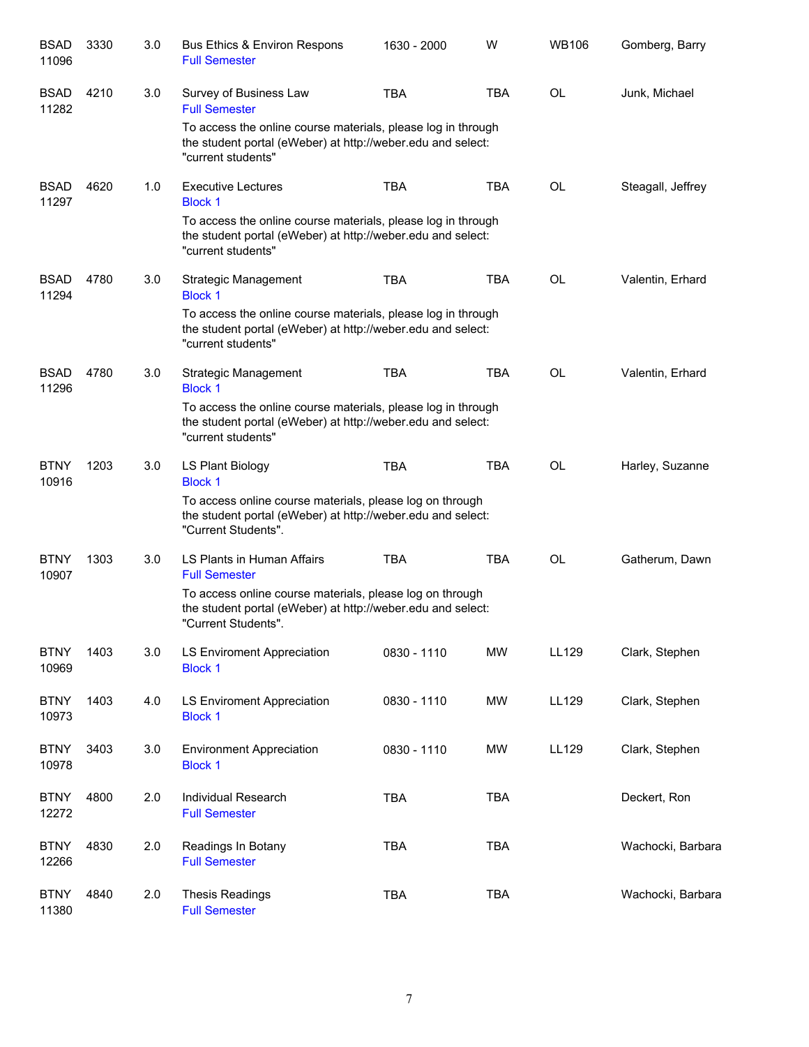| Subject / CRN | Course | Credits | Title | Time | Days | Room | Instructor |
|---|---|---|---|---|---|---|---|
| BSAD 11096 | 3330 | 3.0 | Bus Ethics & Environ Respons<br>Full Semester | 1630 - 2000 | W | WB106 | Gomberg, Barry |
| BSAD 11282 | 4210 | 3.0 | Survey of Business Law<br>Full Semester<br>To access the online course materials, please log in through the student portal (eWeber) at http://weber.edu and select: "current students" | TBA | TBA | OL | Junk, Michael |
| BSAD 11297 | 4620 | 1.0 | Executive Lectures<br>Block 1<br>To access the online course materials, please log in through the student portal (eWeber) at http://weber.edu and select: "current students" | TBA | TBA | OL | Steagall, Jeffrey |
| BSAD 11294 | 4780 | 3.0 | Strategic Management<br>Block 1<br>To access the online course materials, please log in through the student portal (eWeber) at http://weber.edu and select: "current students" | TBA | TBA | OL | Valentin, Erhard |
| BSAD 11296 | 4780 | 3.0 | Strategic Management<br>Block 1<br>To access the online course materials, please log in through the student portal (eWeber) at http://weber.edu and select: "current students" | TBA | TBA | OL | Valentin, Erhard |
| BTNY 10916 | 1203 | 3.0 | LS Plant Biology<br>Block 1<br>To access online course materials, please log on through the student portal (eWeber) at http://weber.edu and select: "Current Students". | TBA | TBA | OL | Harley, Suzanne |
| BTNY 10907 | 1303 | 3.0 | LS Plants in Human Affairs<br>Full Semester<br>To access online course materials, please log on through the student portal (eWeber) at http://weber.edu and select: "Current Students". | TBA | TBA | OL | Gatherum, Dawn |
| BTNY 10969 | 1403 | 3.0 | LS Enviroment Appreciation<br>Block 1 | 0830 - 1110 | MW | LL129 | Clark, Stephen |
| BTNY 10973 | 1403 | 4.0 | LS Enviroment Appreciation<br>Block 1 | 0830 - 1110 | MW | LL129 | Clark, Stephen |
| BTNY 10978 | 3403 | 3.0 | Environment Appreciation<br>Block 1 | 0830 - 1110 | MW | LL129 | Clark, Stephen |
| BTNY 12272 | 4800 | 2.0 | Individual Research<br>Full Semester | TBA | TBA | | Deckert, Ron |
| BTNY 12266 | 4830 | 2.0 | Readings In Botany<br>Full Semester | TBA | TBA | | Wachocki, Barbara |
| BTNY 11380 | 4840 | 2.0 | Thesis Readings<br>Full Semester | TBA | TBA | | Wachocki, Barbara |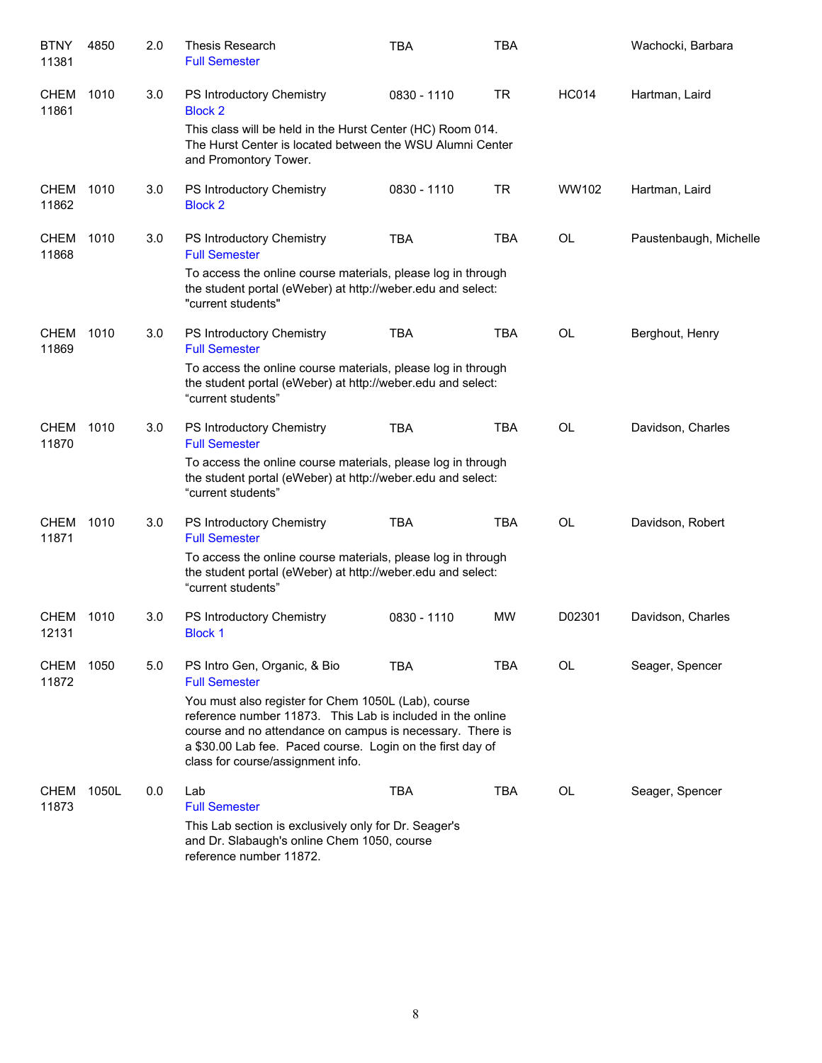| | | | | | | | |
|---|---|---|---|---|---|---|---|
| BTNY 11381 | 4850 | 2.0 | Thesis Research<br>Full Semester | TBA | TBA | | Wachocki, Barbara |
| CHEM 11861 | 1010 | 3.0 | PS Introductory Chemistry<br>Block 2<br>This class will be held in the Hurst Center (HC) Room 014. The Hurst Center is located between the WSU Alumni Center and Promontory Tower. | 0830 - 1110 | TR | HC014 | Hartman, Laird |
| CHEM 11862 | 1010 | 3.0 | PS Introductory Chemistry<br>Block 2 | 0830 - 1110 | TR | WW102 | Hartman, Laird |
| CHEM 11868 | 1010 | 3.0 | PS Introductory Chemistry<br>Full Semester<br>To access the online course materials, please log in through the student portal (eWeber) at http://weber.edu and select: "current students" | TBA | TBA | OL | Paustenbaugh, Michelle |
| CHEM 11869 | 1010 | 3.0 | PS Introductory Chemistry<br>Full Semester<br>To access the online course materials, please log in through the student portal (eWeber) at http://weber.edu and select: “current students” | TBA | TBA | OL | Berghout, Henry |
| CHEM 11870 | 1010 | 3.0 | PS Introductory Chemistry<br>Full Semester<br>To access the online course materials, please log in through the student portal (eWeber) at http://weber.edu and select: “current students” | TBA | TBA | OL | Davidson, Charles |
| CHEM 11871 | 1010 | 3.0 | PS Introductory Chemistry<br>Full Semester<br>To access the online course materials, please log in through the student portal (eWeber) at http://weber.edu and select: “current students” | TBA | TBA | OL | Davidson, Robert |
| CHEM 12131 | 1010 | 3.0 | PS Introductory Chemistry<br>Block 1 | 0830 - 1110 | MW | D02301 | Davidson, Charles |
| CHEM 11872 | 1050 | 5.0 | PS Intro Gen, Organic, & Bio<br>Full Semester<br>You must also register for Chem 1050L (Lab), course reference number 11873. This Lab is included in the online course and no attendance on campus is necessary. There is a $30.00 Lab fee. Paced course. Login on the first day of class for course/assignment info. | TBA | TBA | OL | Seager, Spencer |
| CHEM 11873 | 1050L | 0.0 | Lab<br>Full Semester<br>This Lab section is exclusively only for Dr. Seager's and Dr. Slabaugh's online Chem 1050, course reference number 11872. | TBA | TBA | OL | Seager, Spencer |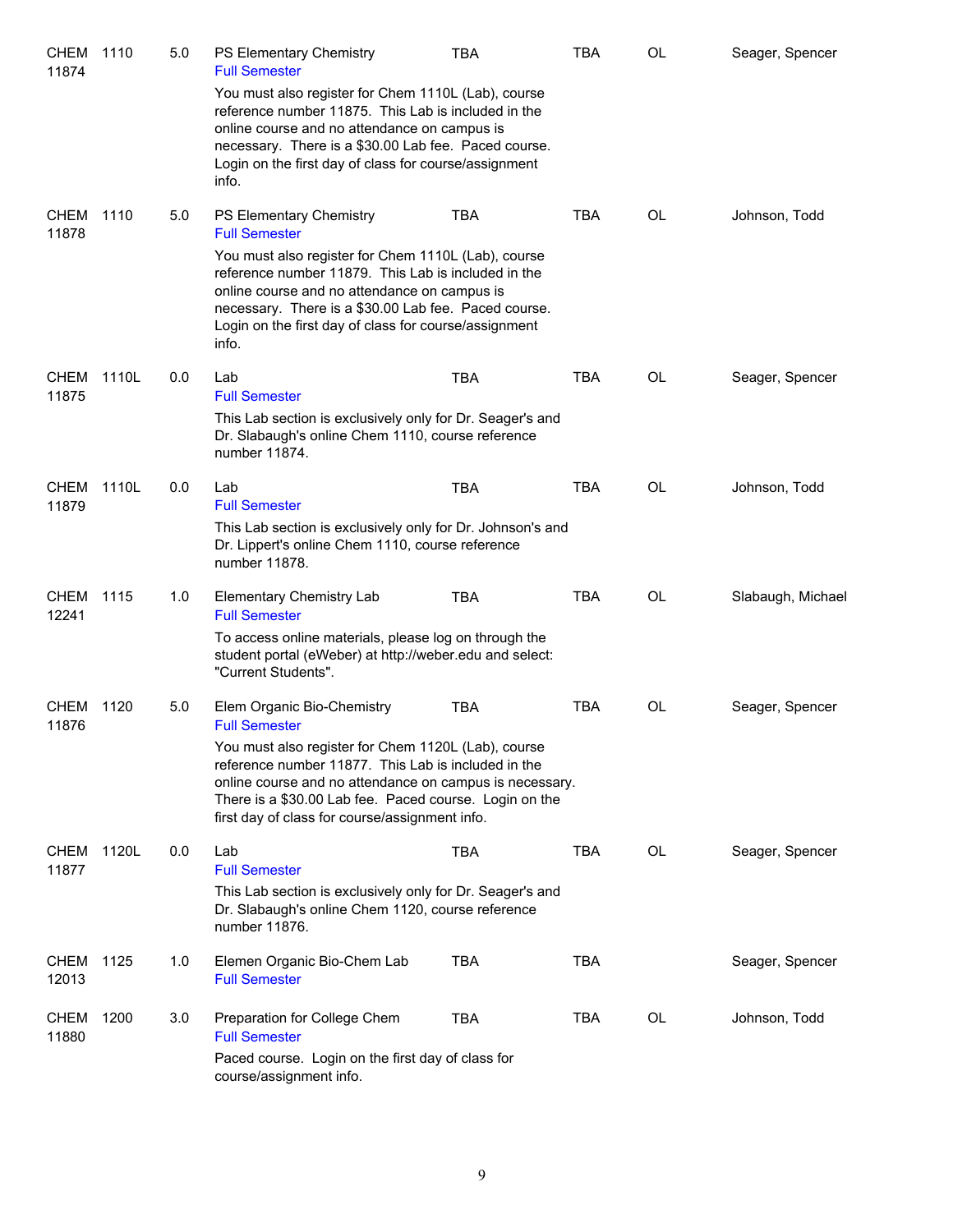| | | | | | | | |
|---|---|---|---|---|---|---|---|
| CHEM 11874 | 1110 | 5.0 | PS Elementary Chemistry<br>Full Semester<br>You must also register for Chem 1110L (Lab), course reference number 11875. This Lab is included in the online course and no attendance on campus is necessary. There is a $30.00 Lab fee. Paced course. Login on the first day of class for course/assignment info. | TBA | TBA | OL | Seager, Spencer |
| CHEM 11878 | 1110 | 5.0 | PS Elementary Chemistry<br>Full Semester<br>You must also register for Chem 1110L (Lab), course reference number 11879. This Lab is included in the online course and no attendance on campus is necessary. There is a $30.00 Lab fee. Paced course. Login on the first day of class for course/assignment info. | TBA | TBA | OL | Johnson, Todd |
| CHEM 11875 | 1110L | 0.0 | Lab<br>Full Semester<br>This Lab section is exclusively only for Dr. Seager's and Dr. Slabaugh's online Chem 1110, course reference number 11874. | TBA | TBA | OL | Seager, Spencer |
| CHEM 11879 | 1110L | 0.0 | Lab<br>Full Semester<br>This Lab section is exclusively only for Dr. Johnson's and Dr. Lippert's online Chem 1110, course reference number 11878. | TBA | TBA | OL | Johnson, Todd |
| CHEM 12241 | 1115 | 1.0 | Elementary Chemistry Lab<br>Full Semester<br>To access online materials, please log on through the student portal (eWeber) at http://weber.edu and select: "Current Students". | TBA | TBA | OL | Slabaugh, Michael |
| CHEM 11876 | 1120 | 5.0 | Elem Organic Bio-Chemistry<br>Full Semester<br>You must also register for Chem 1120L (Lab), course reference number 11877. This Lab is included in the online course and no attendance on campus is necessary. There is a $30.00 Lab fee. Paced course. Login on the first day of class for course/assignment info. | TBA | TBA | OL | Seager, Spencer |
| CHEM 11877 | 1120L | 0.0 | Lab<br>Full Semester<br>This Lab section is exclusively only for Dr. Seager's and Dr. Slabaugh's online Chem 1120, course reference number 11876. | TBA | TBA | OL | Seager, Spencer |
| CHEM 12013 | 1125 | 1.0 | Elemen Organic Bio-Chem Lab<br>Full Semester | TBA | TBA | | Seager, Spencer |
| CHEM 11880 | 1200 | 3.0 | Preparation for College Chem<br>Full Semester<br>Paced course. Login on the first day of class for course/assignment info. | TBA | TBA | OL | Johnson, Todd |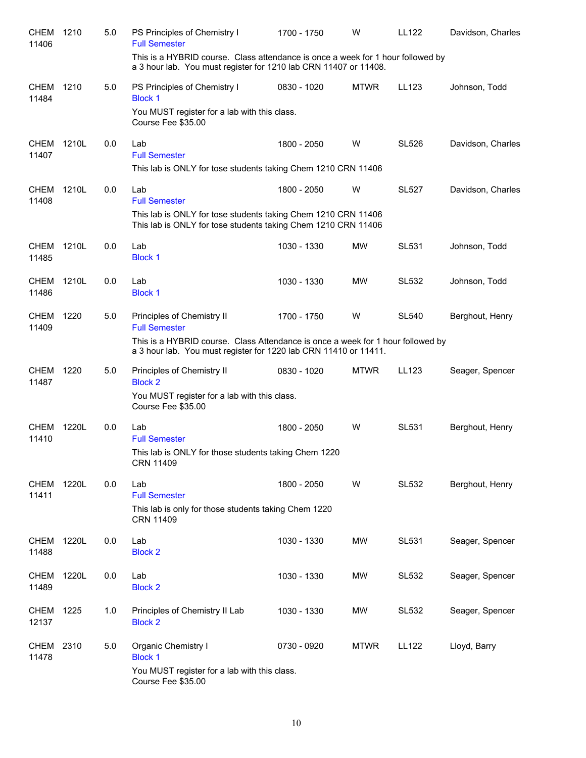| Subject/CRN | Course | Credits | Title | Time | Days | Room | Instructor |
|---|---|---|---|---|---|---|---|
| CHEM 11406 | 1210 | 5.0 | PS Principles of Chemistry I<br>Full Semester<br>This is a HYBRID course. Class attendance is once a week for 1 hour followed by a 3 hour lab. You must register for 1210 lab CRN 11407 or 11408. | 1700 - 1750 | W | LL122 | Davidson, Charles |
| CHEM 11484 | 1210 | 5.0 | PS Principles of Chemistry I<br>Block 1<br>You MUST register for a lab with this class.<br>Course Fee $35.00 | 0830 - 1020 | MTWR | LL123 | Johnson, Todd |
| CHEM 11407 | 1210L | 0.0 | Lab<br>Full Semester<br>This lab is ONLY for tose students taking Chem 1210 CRN 11406 | 1800 - 2050 | W | SL526 | Davidson, Charles |
| CHEM 11408 | 1210L | 0.0 | Lab<br>Full Semester<br>This lab is ONLY for tose students taking Chem 1210 CRN 11406<br>This lab is ONLY for tose students taking Chem 1210 CRN 11406 | 1800 - 2050 | W | SL527 | Davidson, Charles |
| CHEM 11485 | 1210L | 0.0 | Lab<br>Block 1 | 1030 - 1330 | MW | SL531 | Johnson, Todd |
| CHEM 11486 | 1210L | 0.0 | Lab<br>Block 1 | 1030 - 1330 | MW | SL532 | Johnson, Todd |
| CHEM 11409 | 1220 | 5.0 | Principles of Chemistry II<br>Full Semester<br>This is a HYBRID course. Class Attendance is once a week for 1 hour followed by a 3 hour lab. You must register for 1220 lab CRN 11410 or 11411. | 1700 - 1750 | W | SL540 | Berghout, Henry |
| CHEM 11487 | 1220 | 5.0 | Principles of Chemistry II<br>Block 2<br>You MUST register for a lab with this class.<br>Course Fee $35.00 | 0830 - 1020 | MTWR | LL123 | Seager, Spencer |
| CHEM 11410 | 1220L | 0.0 | Lab<br>Full Semester<br>This lab is ONLY for those students taking Chem 1220 CRN 11409 | 1800 - 2050 | W | SL531 | Berghout, Henry |
| CHEM 11411 | 1220L | 0.0 | Lab<br>Full Semester<br>This lab is only for those students taking Chem 1220 CRN 11409 | 1800 - 2050 | W | SL532 | Berghout, Henry |
| CHEM 11488 | 1220L | 0.0 | Lab<br>Block 2 | 1030 - 1330 | MW | SL531 | Seager, Spencer |
| CHEM 11489 | 1220L | 0.0 | Lab<br>Block 2 | 1030 - 1330 | MW | SL532 | Seager, Spencer |
| CHEM 12137 | 1225 | 1.0 | Principles of Chemistry II Lab<br>Block 2 | 1030 - 1330 | MW | SL532 | Seager, Spencer |
| CHEM 11478 | 2310 | 5.0 | Organic Chemistry I<br>Block 1<br>You MUST register for a lab with this class.<br>Course Fee $35.00 | 0730 - 0920 | MTWR | LL122 | Lloyd, Barry |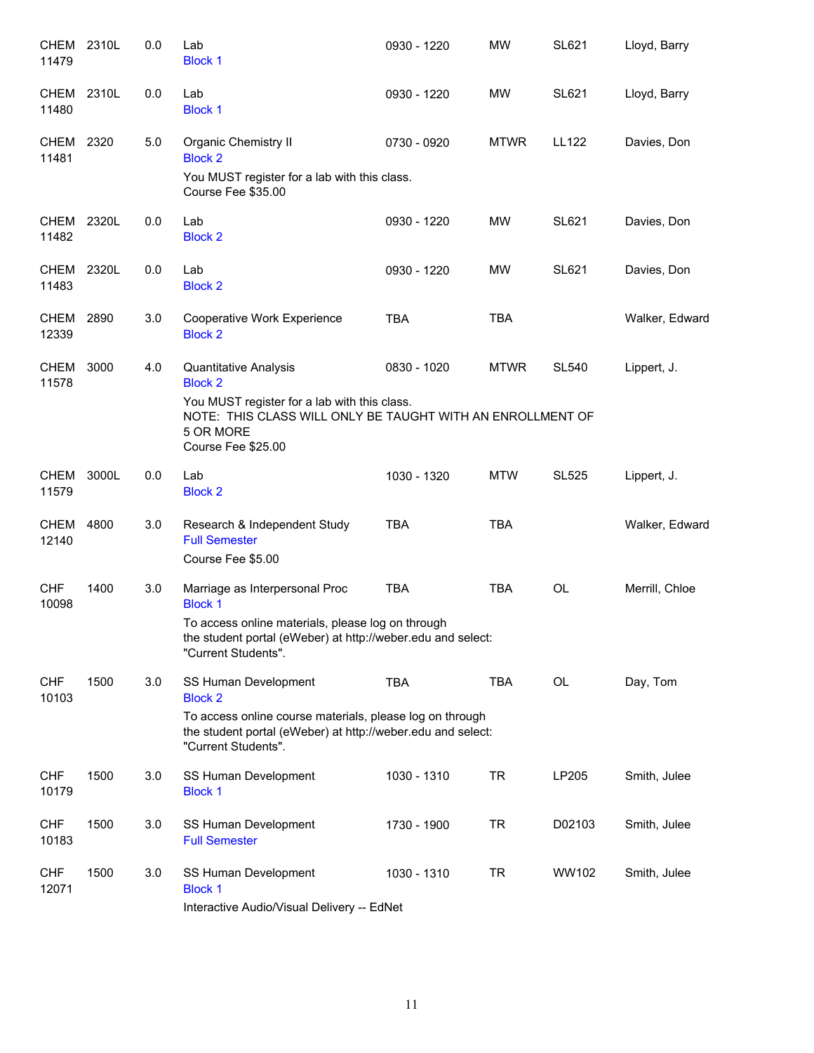| Course | | Credits | Title | Time | Days | Room | Instructor |
|---|---|---|---|---|---|---|---|
| CHEM 11479 | 2310L | 0.0 | Lab<br>Block 1 | 0930 - 1220 | MW | SL621 | Lloyd, Barry |
| CHEM 11480 | 2310L | 0.0 | Lab<br>Block 1 | 0930 - 1220 | MW | SL621 | Lloyd, Barry |
| CHEM 11481 | 2320 | 5.0 | Organic Chemistry II<br>Block 2<br>You MUST register for a lab with this class.<br>Course Fee $35.00 | 0730 - 0920 | MTWR | LL122 | Davies, Don |
| CHEM 11482 | 2320L | 0.0 | Lab<br>Block 2 | 0930 - 1220 | MW | SL621 | Davies, Don |
| CHEM 11483 | 2320L | 0.0 | Lab<br>Block 2 | 0930 - 1220 | MW | SL621 | Davies, Don |
| CHEM 12339 | 2890 | 3.0 | Cooperative Work Experience<br>Block 2 | TBA | TBA | | Walker, Edward |
| CHEM 11578 | 3000 | 4.0 | Quantitative Analysis<br>Block 2<br>You MUST register for a lab with this class.<br>NOTE: THIS CLASS WILL ONLY BE TAUGHT WITH AN ENROLLMENT OF 5 OR MORE<br>Course Fee $25.00 | 0830 - 1020 | MTWR | SL540 | Lippert, J. |
| CHEM 11579 | 3000L | 0.0 | Lab<br>Block 2 | 1030 - 1320 | MTW | SL525 | Lippert, J. |
| CHEM 12140 | 4800 | 3.0 | Research & Independent Study<br>Full Semester<br>Course Fee $5.00 | TBA | TBA | | Walker, Edward |
| CHF 10098 | 1400 | 3.0 | Marriage as Interpersonal Proc<br>Block 1<br>To access online materials, please log on through the student portal (eWeber) at http://weber.edu and select: "Current Students". | TBA | TBA | OL | Merrill, Chloe |
| CHF 10103 | 1500 | 3.0 | SS Human Development<br>Block 2<br>To access online course materials, please log on through the student portal (eWeber) at http://weber.edu and select: "Current Students". | TBA | TBA | OL | Day, Tom |
| CHF 10179 | 1500 | 3.0 | SS Human Development<br>Block 1 | 1030 - 1310 | TR | LP205 | Smith, Julee |
| CHF 10183 | 1500 | 3.0 | SS Human Development<br>Full Semester | 1730 - 1900 | TR | D02103 | Smith, Julee |
| CHF 12071 | 1500 | 3.0 | SS Human Development<br>Block 1<br>Interactive Audio/Visual Delivery -- EdNet | 1030 - 1310 | TR | WW102 | Smith, Julee |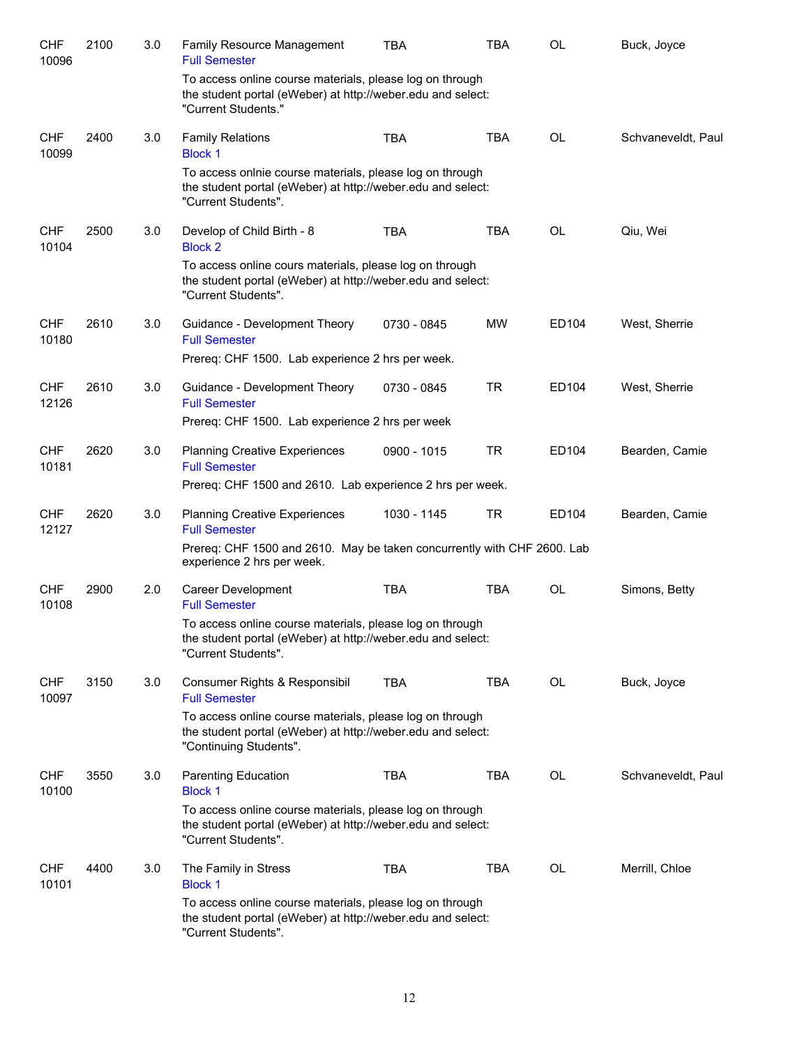| | | | | | | | |
|---|---|---|---|---|---|---|---|
| CHF 10096 | 2100 | 3.0 | Family Resource Management<br>Full Semester | TBA | TBA | OL | Buck, Joyce |
| | | | To access online course materials, please log on through the student portal (eWeber) at http://weber.edu and select: "Current Students." | | | | |
| CHF 10099 | 2400 | 3.0 | Family Relations<br>Block 1 | TBA | TBA | OL | Schvaneveldt, Paul |
| | | | To access onlnie course materials, please log on through the student portal (eWeber) at http://weber.edu and select: "Current Students". | | | | |
| CHF 10104 | 2500 | 3.0 | Develop of Child Birth - 8<br>Block 2 | TBA | TBA | OL | Qiu, Wei |
| | | | To access online cours materials, please log on through the student portal (eWeber) at http://weber.edu and select: "Current Students". | | | | |
| CHF 10180 | 2610 | 3.0 | Guidance - Development Theory<br>Full Semester | 0730 - 0845 | MW | ED104 | West, Sherrie |
| | | | Prereq: CHF 1500. Lab experience 2 hrs per week. | | | | |
| CHF 12126 | 2610 | 3.0 | Guidance - Development Theory<br>Full Semester | 0730 - 0845 | TR | ED104 | West, Sherrie |
| | | | Prereq: CHF 1500. Lab experience 2 hrs per week | | | | |
| CHF 10181 | 2620 | 3.0 | Planning Creative Experiences<br>Full Semester | 0900 - 1015 | TR | ED104 | Bearden, Camie |
| | | | Prereq: CHF 1500 and 2610. Lab experience 2 hrs per week. | | | | |
| CHF 12127 | 2620 | 3.0 | Planning Creative Experiences<br>Full Semester | 1030 - 1145 | TR | ED104 | Bearden, Camie |
| | | | Prereq: CHF 1500 and 2610. May be taken concurrently with CHF 2600. Lab experience 2 hrs per week. | | | | |
| CHF 10108 | 2900 | 2.0 | Career Development<br>Full Semester | TBA | TBA | OL | Simons, Betty |
| | | | To access online course materials, please log on through the student portal (eWeber) at http://weber.edu and select: "Current Students". | | | | |
| CHF 10097 | 3150 | 3.0 | Consumer Rights & Responsibil<br>Full Semester | TBA | TBA | OL | Buck, Joyce |
| | | | To access online course materials, please log on through the student portal (eWeber) at http://weber.edu and select: "Continuing Students". | | | | |
| CHF 10100 | 3550 | 3.0 | Parenting Education<br>Block 1 | TBA | TBA | OL | Schvaneveldt, Paul |
| | | | To access online course materials, please log on through the student portal (eWeber) at http://weber.edu and select: "Current Students". | | | | |
| CHF 10101 | 4400 | 3.0 | The Family in Stress<br>Block 1 | TBA | TBA | OL | Merrill, Chloe |
| | | | To access online course materials, please log on through the student portal (eWeber) at http://weber.edu and select: "Current Students". | | | | |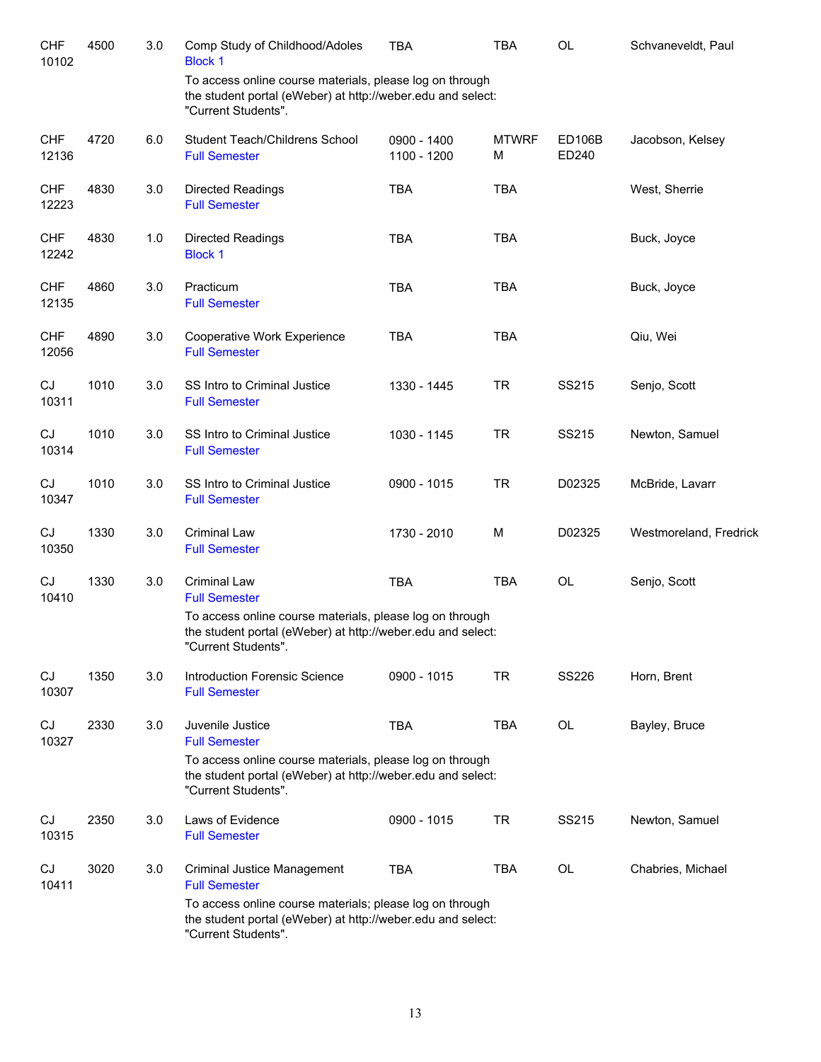| Subject / CRN | Course | Credits | Title | Time | Days | Room | Instructor |
|---|---|---|---|---|---|---|---|
| CHF 10102 | 4500 | 3.0 | Comp Study of Childhood/Adoles<br>Block 1<br>To access online course materials, please log on through the student portal (eWeber) at http://weber.edu and select: "Current Students". | TBA | TBA | OL | Schvaneveldt, Paul |
| CHF 12136 | 4720 | 6.0 | Student Teach/Childrens School<br>Full Semester | 0900 - 1400<br>1100 - 1200 | MTWRF<br>M | ED106B<br>ED240 | Jacobson, Kelsey |
| CHF 12223 | 4830 | 3.0 | Directed Readings<br>Full Semester | TBA | TBA | | West, Sherrie |
| CHF 12242 | 4830 | 1.0 | Directed Readings<br>Block 1 | TBA | TBA | | Buck, Joyce |
| CHF 12135 | 4860 | 3.0 | Practicum<br>Full Semester | TBA | TBA | | Buck, Joyce |
| CHF 12056 | 4890 | 3.0 | Cooperative Work Experience<br>Full Semester | TBA | TBA | | Qiu, Wei |
| CJ 10311 | 1010 | 3.0 | SS Intro to Criminal Justice<br>Full Semester | 1330 - 1445 | TR | SS215 | Senjo, Scott |
| CJ 10314 | 1010 | 3.0 | SS Intro to Criminal Justice<br>Full Semester | 1030 - 1145 | TR | SS215 | Newton, Samuel |
| CJ 10347 | 1010 | 3.0 | SS Intro to Criminal Justice<br>Full Semester | 0900 - 1015 | TR | D02325 | McBride, Lavarr |
| CJ 10350 | 1330 | 3.0 | Criminal Law<br>Full Semester | 1730 - 2010 | M | D02325 | Westmoreland, Fredrick |
| CJ 10410 | 1330 | 3.0 | Criminal Law<br>Full Semester<br>To access online course materials, please log on through the student portal (eWeber) at http://weber.edu and select: "Current Students". | TBA | TBA | OL | Senjo, Scott |
| CJ 10307 | 1350 | 3.0 | Introduction Forensic Science<br>Full Semester | 0900 - 1015 | TR | SS226 | Horn, Brent |
| CJ 10327 | 2330 | 3.0 | Juvenile Justice<br>Full Semester<br>To access online course materials, please log on through the student portal (eWeber) at http://weber.edu and select: "Current Students". | TBA | TBA | OL | Bayley, Bruce |
| CJ 10315 | 2350 | 3.0 | Laws of Evidence<br>Full Semester | 0900 - 1015 | TR | SS215 | Newton, Samuel |
| CJ 10411 | 3020 | 3.0 | Criminal Justice Management<br>Full Semester<br>To access online course materials; please log on through the student portal (eWeber) at http://weber.edu and select: "Current Students". | TBA | TBA | OL | Chabries, Michael |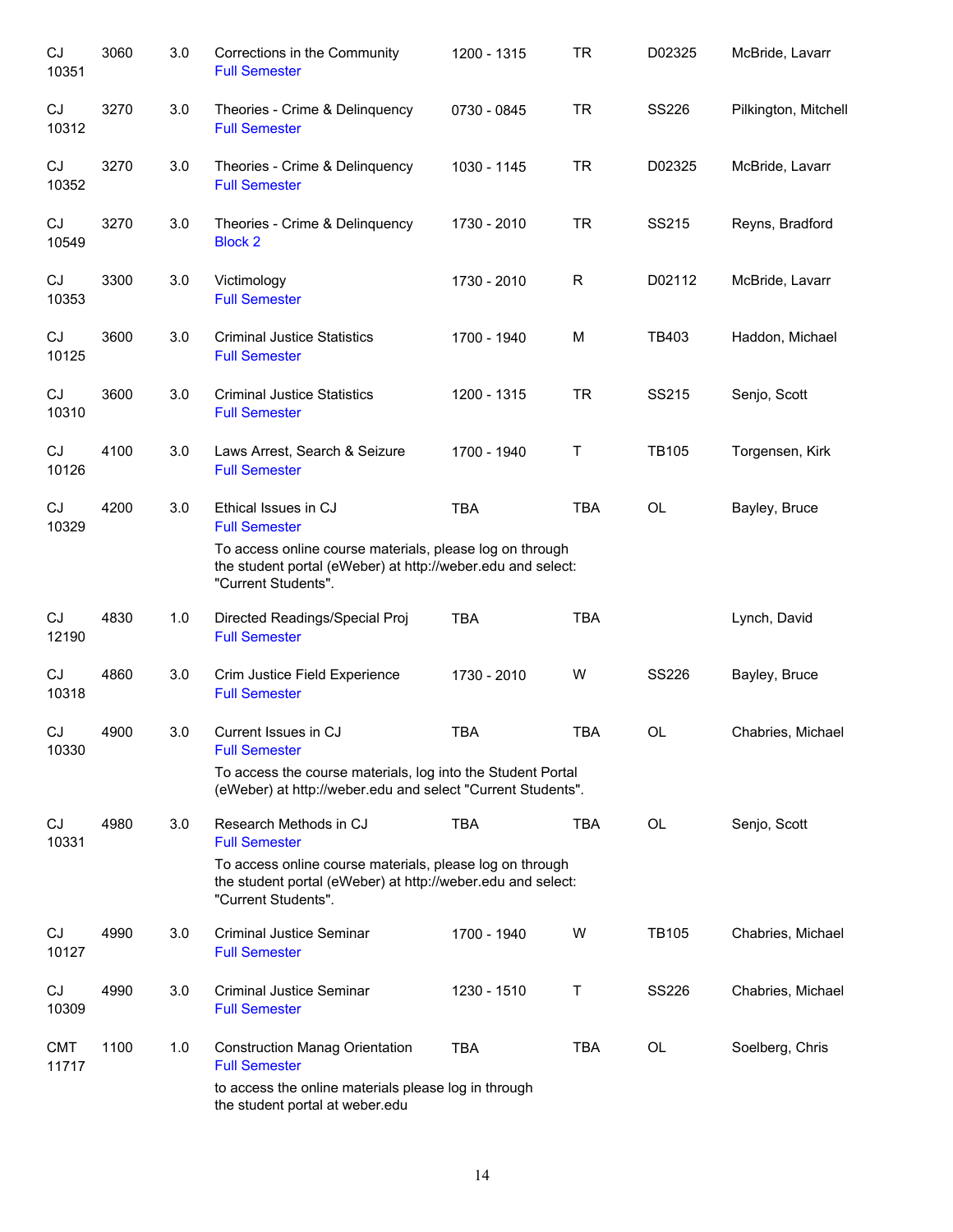| Subject / CRN | Course | Credits | Title | Time | Days | Room | Instructor |
|---|---|---|---|---|---|---|---|
| CJ 10351 | 3060 | 3.0 | Corrections in the Community<br>Full Semester | 1200 - 1315 | TR | D02325 | McBride, Lavarr |
| CJ 10312 | 3270 | 3.0 | Theories - Crime & Delinquency<br>Full Semester | 0730 - 0845 | TR | SS226 | Pilkington, Mitchell |
| CJ 10352 | 3270 | 3.0 | Theories - Crime & Delinquency<br>Full Semester | 1030 - 1145 | TR | D02325 | McBride, Lavarr |
| CJ 10549 | 3270 | 3.0 | Theories - Crime & Delinquency<br>Block 2 | 1730 - 2010 | TR | SS215 | Reyns, Bradford |
| CJ 10353 | 3300 | 3.0 | Victimology<br>Full Semester | 1730 - 2010 | R | D02112 | McBride, Lavarr |
| CJ 10125 | 3600 | 3.0 | Criminal Justice Statistics<br>Full Semester | 1700 - 1940 | M | TB403 | Haddon, Michael |
| CJ 10310 | 3600 | 3.0 | Criminal Justice Statistics<br>Full Semester | 1200 - 1315 | TR | SS215 | Senjo, Scott |
| CJ 10126 | 4100 | 3.0 | Laws Arrest, Search & Seizure<br>Full Semester | 1700 - 1940 | T | TB105 | Torgensen, Kirk |
| CJ 10329 | 4200 | 3.0 | Ethical Issues in CJ<br>Full Semester<br>To access online course materials, please log on through the student portal (eWeber) at http://weber.edu and select: "Current Students". | TBA | TBA | OL | Bayley, Bruce |
| CJ 12190 | 4830 | 1.0 | Directed Readings/Special Proj<br>Full Semester | TBA | TBA | | Lynch, David |
| CJ 10318 | 4860 | 3.0 | Crim Justice Field Experience<br>Full Semester | 1730 - 2010 | W | SS226 | Bayley, Bruce |
| CJ 10330 | 4900 | 3.0 | Current Issues in CJ<br>Full Semester<br>To access the course materials, log into the Student Portal (eWeber) at http://weber.edu and select "Current Students". | TBA | TBA | OL | Chabries, Michael |
| CJ 10331 | 4980 | 3.0 | Research Methods in CJ<br>Full Semester<br>To access online course materials, please log on through the student portal (eWeber) at http://weber.edu and select: "Current Students". | TBA | TBA | OL | Senjo, Scott |
| CJ 10127 | 4990 | 3.0 | Criminal Justice Seminar<br>Full Semester | 1700 - 1940 | W | TB105 | Chabries, Michael |
| CJ 10309 | 4990 | 3.0 | Criminal Justice Seminar<br>Full Semester | 1230 - 1510 | T | SS226 | Chabries, Michael |
| CMT 11717 | 1100 | 1.0 | Construction Manag Orientation<br>Full Semester<br>to access the online materials please log in through the student portal at weber.edu | TBA | TBA | OL | Soelberg, Chris |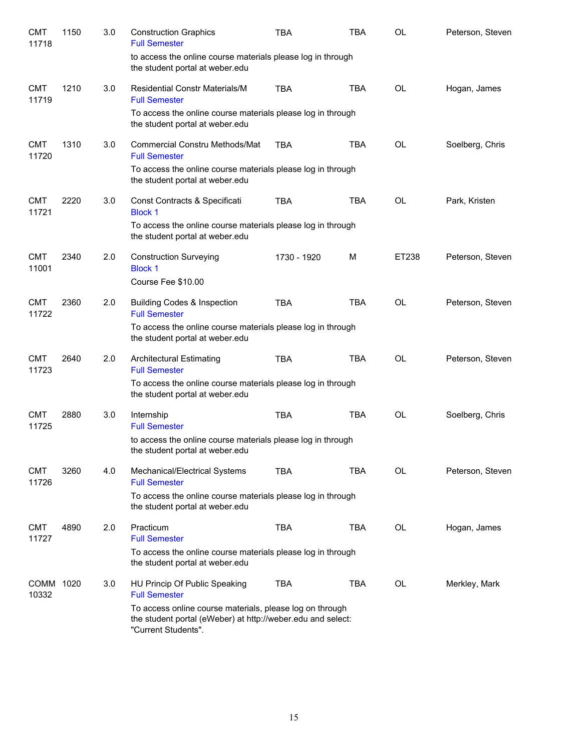| | | | | | | | |
|---|---|---|---|---|---|---|---|
| CMT 11718 | 1150 | 3.0 | Construction Graphics<br>Full Semester<br>to access the online course materials please log in through the student portal at weber.edu | TBA | TBA | OL | Peterson, Steven |
| CMT 11719 | 1210 | 3.0 | Residential Constr Materials/M<br>Full Semester<br>To access the online course materials please log in through the student portal at weber.edu | TBA | TBA | OL | Hogan, James |
| CMT 11720 | 1310 | 3.0 | Commercial Constru Methods/Mat<br>Full Semester<br>To access the online course materials please log in through the student portal at weber.edu | TBA | TBA | OL | Soelberg, Chris |
| CMT 11721 | 2220 | 3.0 | Const Contracts & Specificati<br>Block 1<br>To access the online course materials please log in through the student portal at weber.edu | TBA | TBA | OL | Park, Kristen |
| CMT 11001 | 2340 | 2.0 | Construction Surveying<br>Block 1<br>Course Fee $10.00 | 1730 - 1920 | M | ET238 | Peterson, Steven |
| CMT 11722 | 2360 | 2.0 | Building Codes & Inspection<br>Full Semester<br>To access the online course materials please log in through the student portal at weber.edu | TBA | TBA | OL | Peterson, Steven |
| CMT 11723 | 2640 | 2.0 | Architectural Estimating<br>Full Semester<br>To access the online course materials please log in through the student portal at weber.edu | TBA | TBA | OL | Peterson, Steven |
| CMT 11725 | 2880 | 3.0 | Internship<br>Full Semester<br>to access the online course materials please log in through the student portal at weber.edu | TBA | TBA | OL | Soelberg, Chris |
| CMT 11726 | 3260 | 4.0 | Mechanical/Electrical Systems<br>Full Semester<br>To access the online course materials please log in through the student portal at weber.edu | TBA | TBA | OL | Peterson, Steven |
| CMT 11727 | 4890 | 2.0 | Practicum<br>Full Semester<br>To access the online course materials please log in through the student portal at weber.edu | TBA | TBA | OL | Hogan, James |
| COMM 10332 | 1020 | 3.0 | HU Princip Of Public Speaking<br>Full Semester<br>To access online course materials, please log on through the student portal (eWeber) at http://weber.edu and select: "Current Students". | TBA | TBA | OL | Merkley, Mark |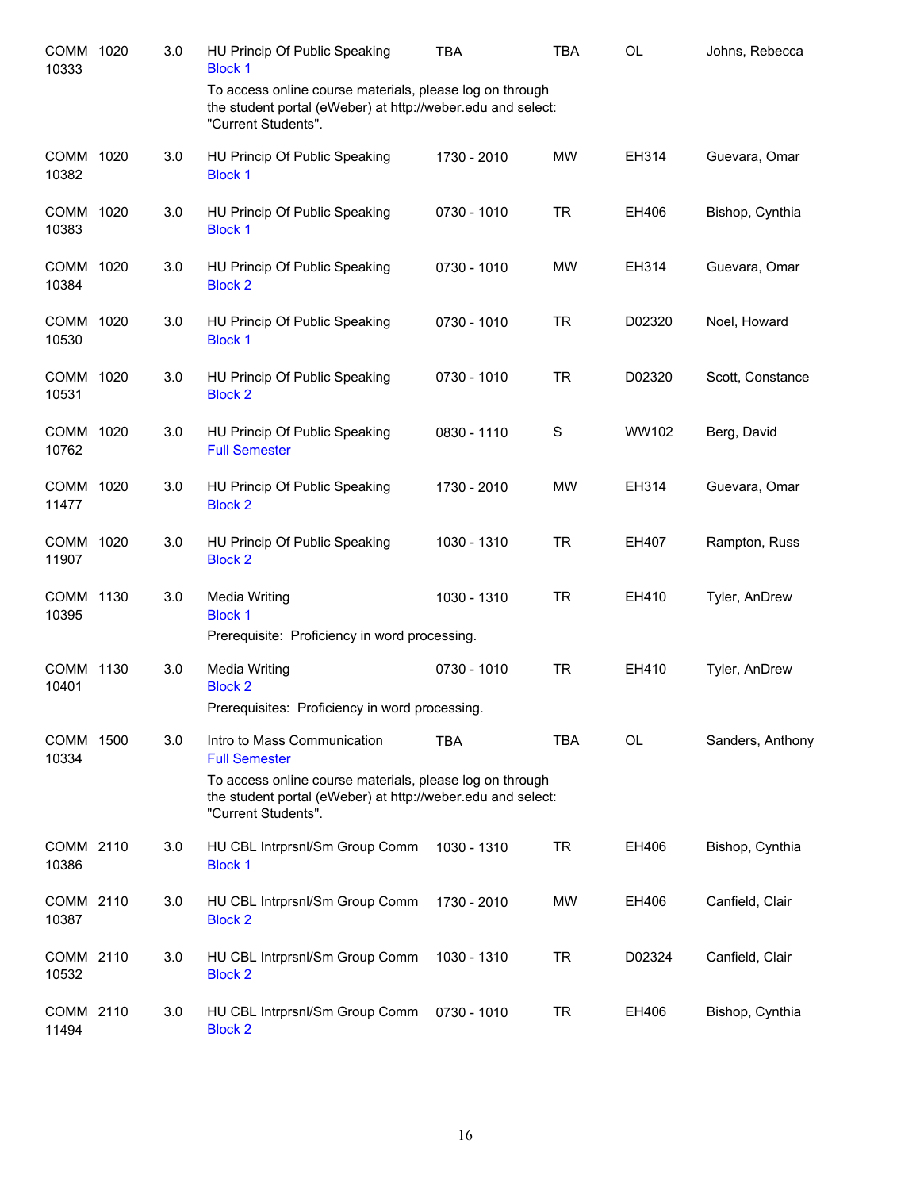| | | | | | | | |
|---|---|---|---|---|---|---|---|
| COMM 10333 | 1020 | 3.0 | HU Princip Of Public Speaking<br>Block 1<br>To access online course materials, please log on through the student portal (eWeber) at http://weber.edu and select: "Current Students". | TBA | TBA | OL | Johns, Rebecca |
| COMM 10382 | 1020 | 3.0 | HU Princip Of Public Speaking<br>Block 1 | 1730 - 2010 | MW | EH314 | Guevara, Omar |
| COMM 10383 | 1020 | 3.0 | HU Princip Of Public Speaking<br>Block 1 | 0730 - 1010 | TR | EH406 | Bishop, Cynthia |
| COMM 10384 | 1020 | 3.0 | HU Princip Of Public Speaking<br>Block 2 | 0730 - 1010 | MW | EH314 | Guevara, Omar |
| COMM 10530 | 1020 | 3.0 | HU Princip Of Public Speaking<br>Block 1 | 0730 - 1010 | TR | D02320 | Noel, Howard |
| COMM 10531 | 1020 | 3.0 | HU Princip Of Public Speaking<br>Block 2 | 0730 - 1010 | TR | D02320 | Scott, Constance |
| COMM 10762 | 1020 | 3.0 | HU Princip Of Public Speaking<br>Full Semester | 0830 - 1110 | S | WW102 | Berg, David |
| COMM 11477 | 1020 | 3.0 | HU Princip Of Public Speaking<br>Block 2 | 1730 - 2010 | MW | EH314 | Guevara, Omar |
| COMM 11907 | 1020 | 3.0 | HU Princip Of Public Speaking<br>Block 2 | 1030 - 1310 | TR | EH407 | Rampton, Russ |
| COMM 10395 | 1130 | 3.0 | Media Writing<br>Block 1<br>Prerequisite: Proficiency in word processing. | 1030 - 1310 | TR | EH410 | Tyler, AnDrew |
| COMM 10401 | 1130 | 3.0 | Media Writing<br>Block 2<br>Prerequisites: Proficiency in word processing. | 0730 - 1010 | TR | EH410 | Tyler, AnDrew |
| COMM 10334 | 1500 | 3.0 | Intro to Mass Communication<br>Full Semester<br>To access online course materials, please log on through the student portal (eWeber) at http://weber.edu and select: "Current Students". | TBA | TBA | OL | Sanders, Anthony |
| COMM 10386 | 2110 | 3.0 | HU CBL Intrprsnl/Sm Group Comm<br>Block 1 | 1030 - 1310 | TR | EH406 | Bishop, Cynthia |
| COMM 10387 | 2110 | 3.0 | HU CBL Intrprsnl/Sm Group Comm<br>Block 2 | 1730 - 2010 | MW | EH406 | Canfield, Clair |
| COMM 10532 | 2110 | 3.0 | HU CBL Intrprsnl/Sm Group Comm<br>Block 2 | 1030 - 1310 | TR | D02324 | Canfield, Clair |
| COMM 11494 | 2110 | 3.0 | HU CBL Intrprsnl/Sm Group Comm<br>Block 2 | 0730 - 1010 | TR | EH406 | Bishop, Cynthia |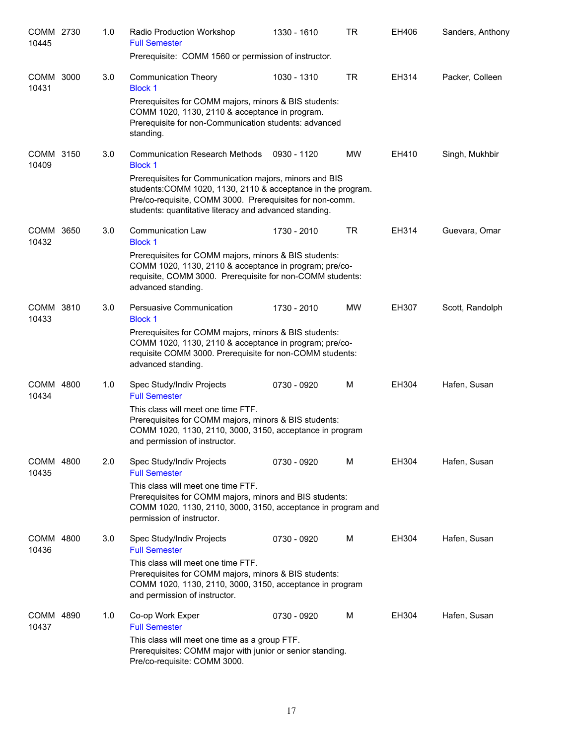| Course | | Credits | Title | Time | Days | Room | Instructor |
|---|---|---|---|---|---|---|---|
| COMM 10445 | 2730 | 1.0 | Radio Production Workshop<br>Full Semester<br>Prerequisite: COMM 1560 or permission of instructor. | 1330 - 1610 | TR | EH406 | Sanders, Anthony |
| COMM 10431 | 3000 | 3.0 | Communication Theory<br>Block 1<br>Prerequisites for COMM majors, minors & BIS students: COMM 1020, 1130, 2110 & acceptance in program. Prerequisite for non-Communication students: advanced standing. | 1030 - 1310 | TR | EH314 | Packer, Colleen |
| COMM 10409 | 3150 | 3.0 | Communication Research Methods<br>Block 1<br>Prerequisites for Communication majors, minors and BIS students:COMM 1020, 1130, 2110 & acceptance in the program. Pre/co-requisite, COMM 3000. Prerequisites for non-comm. students: quantitative literacy and advanced standing. | 0930 - 1120 | MW | EH410 | Singh, Mukhbir |
| COMM 10432 | 3650 | 3.0 | Communication Law<br>Block 1<br>Prerequisites for COMM majors, minors & BIS students: COMM 1020, 1130, 2110 & acceptance in program; pre/co-requisite, COMM 3000. Prerequisite for non-COMM students: advanced standing. | 1730 - 2010 | TR | EH314 | Guevara, Omar |
| COMM 10433 | 3810 | 3.0 | Persuasive Communication<br>Block 1<br>Prerequisites for COMM majors, minors & BIS students: COMM 1020, 1130, 2110 & acceptance in program; pre/co-requisite COMM 3000. Prerequisite for non-COMM students: advanced standing. | 1730 - 2010 | MW | EH307 | Scott, Randolph |
| COMM 10434 | 4800 | 1.0 | Spec Study/Indiv Projects<br>Full Semester<br>This class will meet one time FTF. Prerequisites for COMM majors, minors & BIS students: COMM 1020, 1130, 2110, 3000, 3150, acceptance in program and permission of instructor. | 0730 - 0920 | M | EH304 | Hafen, Susan |
| COMM 10435 | 4800 | 2.0 | Spec Study/Indiv Projects<br>Full Semester<br>This class will meet one time FTF. Prerequisites for COMM majors, minors and BIS students: COMM 1020, 1130, 2110, 3000, 3150, acceptance in program and permission of instructor. | 0730 - 0920 | M | EH304 | Hafen, Susan |
| COMM 10436 | 4800 | 3.0 | Spec Study/Indiv Projects<br>Full Semester<br>This class will meet one time FTF. Prerequisites for COMM majors, minors & BIS students: COMM 1020, 1130, 2110, 3000, 3150, acceptance in program and permission of instructor. | 0730 - 0920 | M | EH304 | Hafen, Susan |
| COMM 10437 | 4890 | 1.0 | Co-op Work Exper<br>Full Semester<br>This class will meet one time as a group FTF. Prerequisites: COMM major with junior or senior standing. Pre/co-requisite: COMM 3000. | 0730 - 0920 | M | EH304 | Hafen, Susan |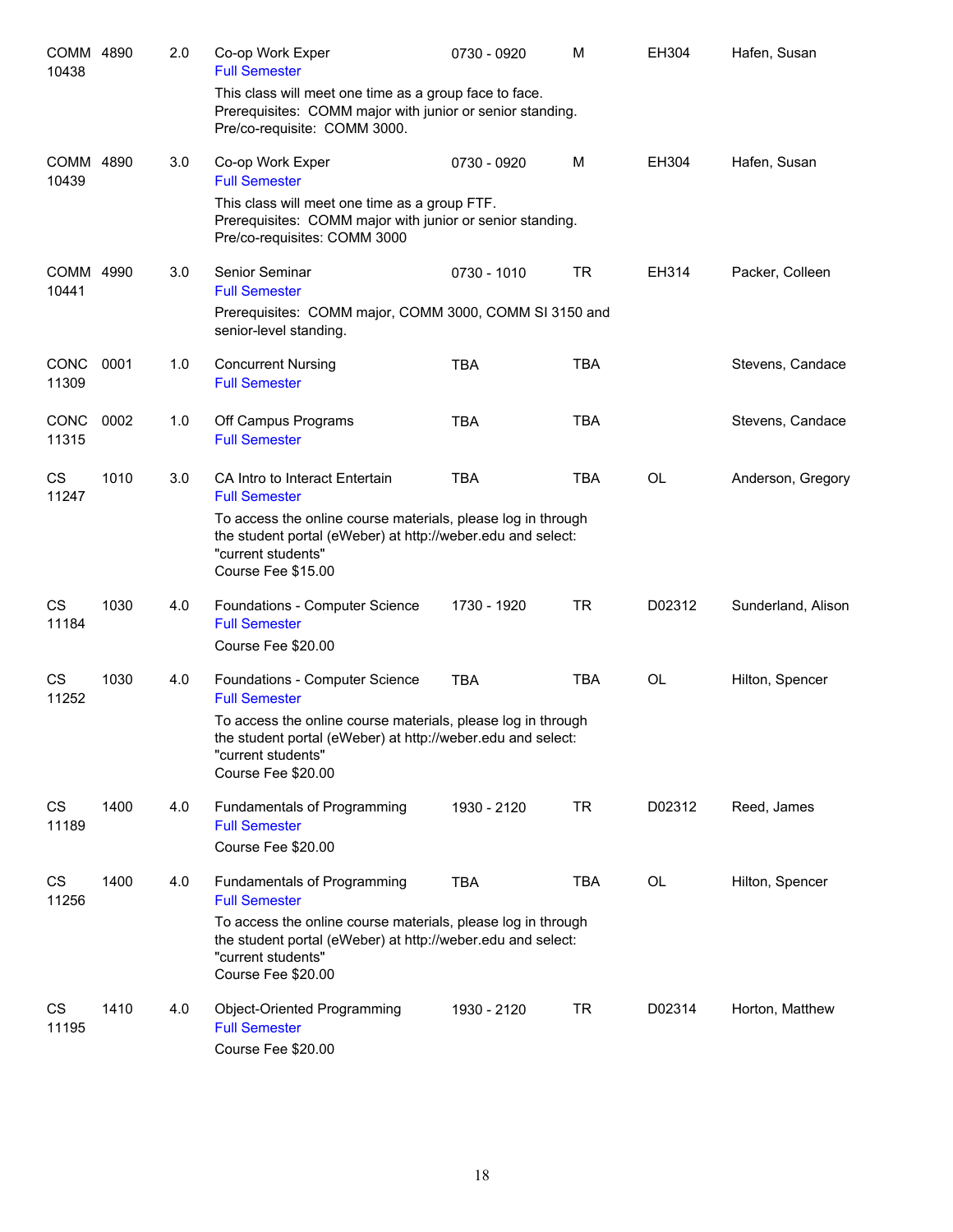| | | | | | | | |
|---|---|---|---|---|---|---|---|
| COMM 10438 | 4890 | 2.0 | Co-op Work Exper<br>Full Semester<br>This class will meet one time as a group face to face. Prerequisites: COMM major with junior or senior standing. Pre/co-requisite: COMM 3000. | 0730 - 0920 | M | EH304 | Hafen, Susan |
| COMM 10439 | 4890 | 3.0 | Co-op Work Exper<br>Full Semester<br>This class will meet one time as a group FTF. Prerequisites: COMM major with junior or senior standing. Pre/co-requisites: COMM 3000 | 0730 - 0920 | M | EH304 | Hafen, Susan |
| COMM 10441 | 4990 | 3.0 | Senior Seminar<br>Full Semester<br>Prerequisites: COMM major, COMM 3000, COMM SI 3150 and senior-level standing. | 0730 - 1010 | TR | EH314 | Packer, Colleen |
| CONC 11309 | 0001 | 1.0 | Concurrent Nursing<br>Full Semester | TBA | TBA | | Stevens, Candace |
| CONC 11315 | 0002 | 1.0 | Off Campus Programs<br>Full Semester | TBA | TBA | | Stevens, Candace |
| CS 11247 | 1010 | 3.0 | CA Intro to Interact Entertain<br>Full Semester<br>To access the online course materials, please log in through the student portal (eWeber) at http://weber.edu and select: "current students"<br>Course Fee $15.00 | TBA | TBA | OL | Anderson, Gregory |
| CS 11184 | 1030 | 4.0 | Foundations - Computer Science<br>Full Semester<br>Course Fee $20.00 | 1730 - 1920 | TR | D02312 | Sunderland, Alison |
| CS 11252 | 1030 | 4.0 | Foundations - Computer Science<br>Full Semester<br>To access the online course materials, please log in through the student portal (eWeber) at http://weber.edu and select: "current students"<br>Course Fee $20.00 | TBA | TBA | OL | Hilton, Spencer |
| CS 11189 | 1400 | 4.0 | Fundamentals of Programming<br>Full Semester<br>Course Fee $20.00 | 1930 - 2120 | TR | D02312 | Reed, James |
| CS 11256 | 1400 | 4.0 | Fundamentals of Programming<br>Full Semester<br>To access the online course materials, please log in through the student portal (eWeber) at http://weber.edu and select: "current students"<br>Course Fee $20.00 | TBA | TBA | OL | Hilton, Spencer |
| CS 11195 | 1410 | 4.0 | Object-Oriented Programming<br>Full Semester<br>Course Fee $20.00 | 1930 - 2120 | TR | D02314 | Horton, Matthew |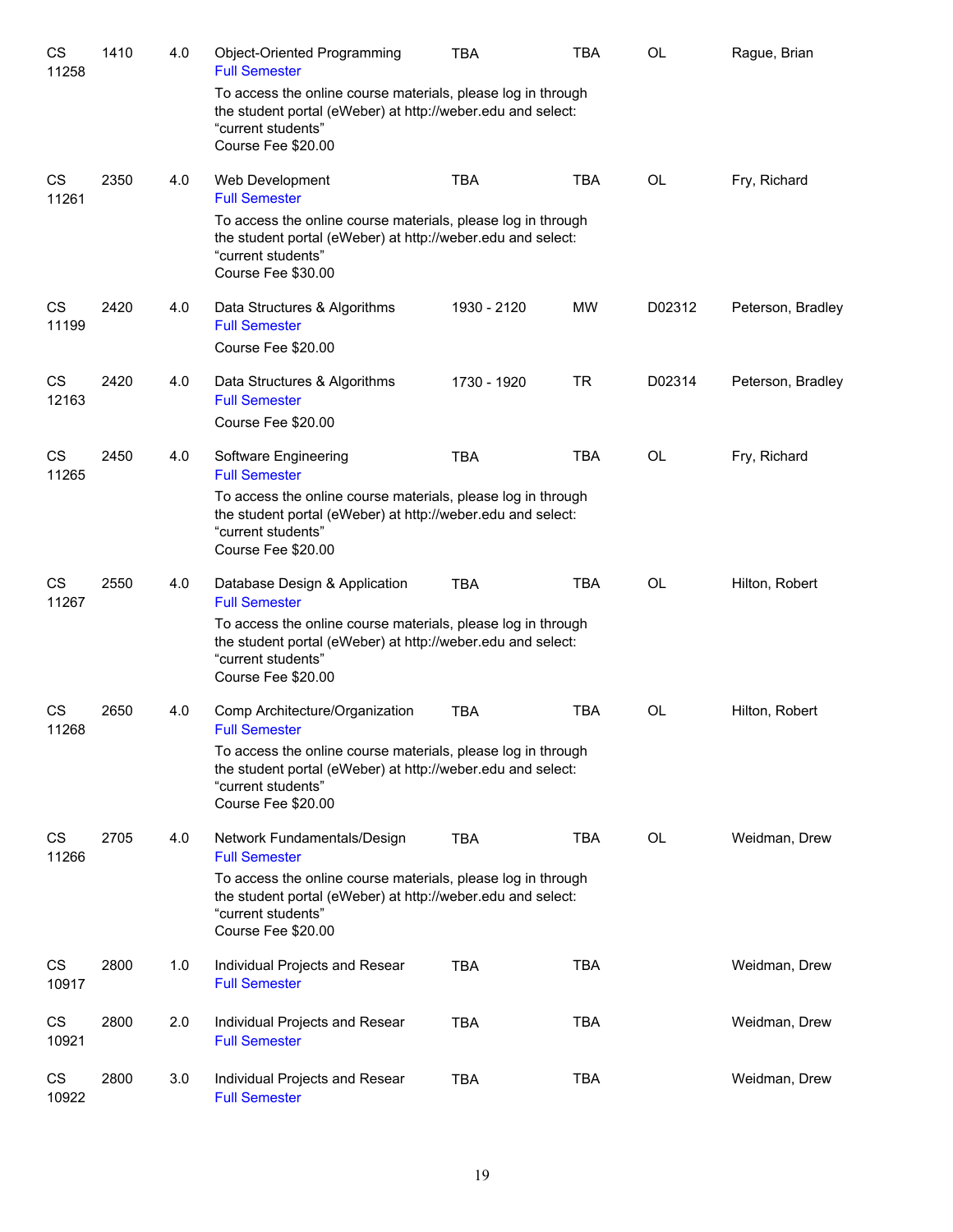| | | | | | | | |
|---|---|---|---|---|---|---|---|
| CS 11258 | 1410 | 4.0 | Object-Oriented Programming<br>Full Semester<br>To access the online course materials, please log in through the student portal (eWeber) at http://weber.edu and select: "current students"<br>Course Fee $20.00 | TBA | TBA | OL | Rague, Brian |
| CS 11261 | 2350 | 4.0 | Web Development<br>Full Semester<br>To access the online course materials, please log in through the student portal (eWeber) at http://weber.edu and select: "current students"<br>Course Fee $30.00 | TBA | TBA | OL | Fry, Richard |
| CS 11199 | 2420 | 4.0 | Data Structures & Algorithms<br>Full Semester<br>Course Fee $20.00 | 1930 - 2120 | MW | D02312 | Peterson, Bradley |
| CS 12163 | 2420 | 4.0 | Data Structures & Algorithms<br>Full Semester<br>Course Fee $20.00 | 1730 - 1920 | TR | D02314 | Peterson, Bradley |
| CS 11265 | 2450 | 4.0 | Software Engineering<br>Full Semester<br>To access the online course materials, please log in through the student portal (eWeber) at http://weber.edu and select: "current students"<br>Course Fee $20.00 | TBA | TBA | OL | Fry, Richard |
| CS 11267 | 2550 | 4.0 | Database Design & Application<br>Full Semester<br>To access the online course materials, please log in through the student portal (eWeber) at http://weber.edu and select: "current students"<br>Course Fee $20.00 | TBA | TBA | OL | Hilton, Robert |
| CS 11268 | 2650 | 4.0 | Comp Architecture/Organization<br>Full Semester<br>To access the online course materials, please log in through the student portal (eWeber) at http://weber.edu and select: "current students"<br>Course Fee $20.00 | TBA | TBA | OL | Hilton, Robert |
| CS 11266 | 2705 | 4.0 | Network Fundamentals/Design<br>Full Semester<br>To access the online course materials, please log in through the student portal (eWeber) at http://weber.edu and select: "current students"<br>Course Fee $20.00 | TBA | TBA | OL | Weidman, Drew |
| CS 10917 | 2800 | 1.0 | Individual Projects and Resear<br>Full Semester | TBA | TBA | | Weidman, Drew |
| CS 10921 | 2800 | 2.0 | Individual Projects and Resear<br>Full Semester | TBA | TBA | | Weidman, Drew |
| CS 10922 | 2800 | 3.0 | Individual Projects and Resear<br>Full Semester | TBA | TBA | | Weidman, Drew |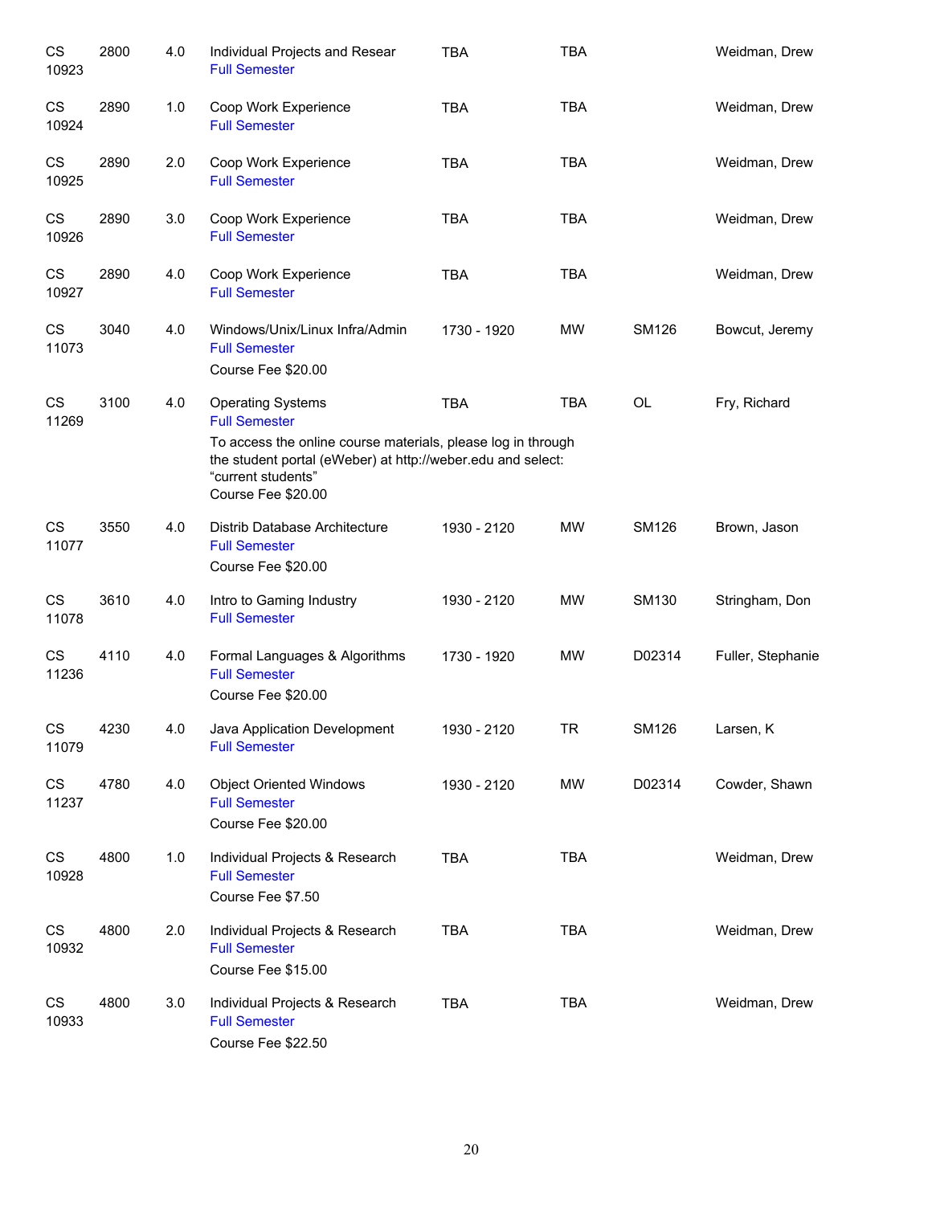| | | | | | | | |
|---|---|---|---|---|---|---|---|
| CS 10923 | 2800 | 4.0 | Individual Projects and Resear<br>Full Semester | TBA | TBA | | Weidman, Drew |
| CS 10924 | 2890 | 1.0 | Coop Work Experience<br>Full Semester | TBA | TBA | | Weidman, Drew |
| CS 10925 | 2890 | 2.0 | Coop Work Experience<br>Full Semester | TBA | TBA | | Weidman, Drew |
| CS 10926 | 2890 | 3.0 | Coop Work Experience<br>Full Semester | TBA | TBA | | Weidman, Drew |
| CS 10927 | 2890 | 4.0 | Coop Work Experience<br>Full Semester | TBA | TBA | | Weidman, Drew |
| CS 11073 | 3040 | 4.0 | Windows/Unix/Linux Infra/Admin<br>Full Semester<br>Course Fee $20.00 | 1730 - 1920 | MW | SM126 | Bowcut, Jeremy |
| CS 11269 | 3100 | 4.0 | Operating Systems<br>Full Semester<br>To access the online course materials, please log in through the student portal (eWeber) at http://weber.edu and select: “current students”<br>Course Fee $20.00 | TBA | TBA | OL | Fry, Richard |
| CS 11077 | 3550 | 4.0 | Distrib Database Architecture<br>Full Semester<br>Course Fee $20.00 | 1930 - 2120 | MW | SM126 | Brown, Jason |
| CS 11078 | 3610 | 4.0 | Intro to Gaming Industry<br>Full Semester | 1930 - 2120 | MW | SM130 | Stringham, Don |
| CS 11236 | 4110 | 4.0 | Formal Languages & Algorithms<br>Full Semester<br>Course Fee $20.00 | 1730 - 1920 | MW | D02314 | Fuller, Stephanie |
| CS 11079 | 4230 | 4.0 | Java Application Development<br>Full Semester | 1930 - 2120 | TR | SM126 | Larsen, K |
| CS 11237 | 4780 | 4.0 | Object Oriented Windows<br>Full Semester<br>Course Fee $20.00 | 1930 - 2120 | MW | D02314 | Cowder, Shawn |
| CS 10928 | 4800 | 1.0 | Individual Projects & Research<br>Full Semester<br>Course Fee $7.50 | TBA | TBA | | Weidman, Drew |
| CS 10932 | 4800 | 2.0 | Individual Projects & Research<br>Full Semester<br>Course Fee $15.00 | TBA | TBA | | Weidman, Drew |
| CS 10933 | 4800 | 3.0 | Individual Projects & Research<br>Full Semester<br>Course Fee $22.50 | TBA | TBA | | Weidman, Drew |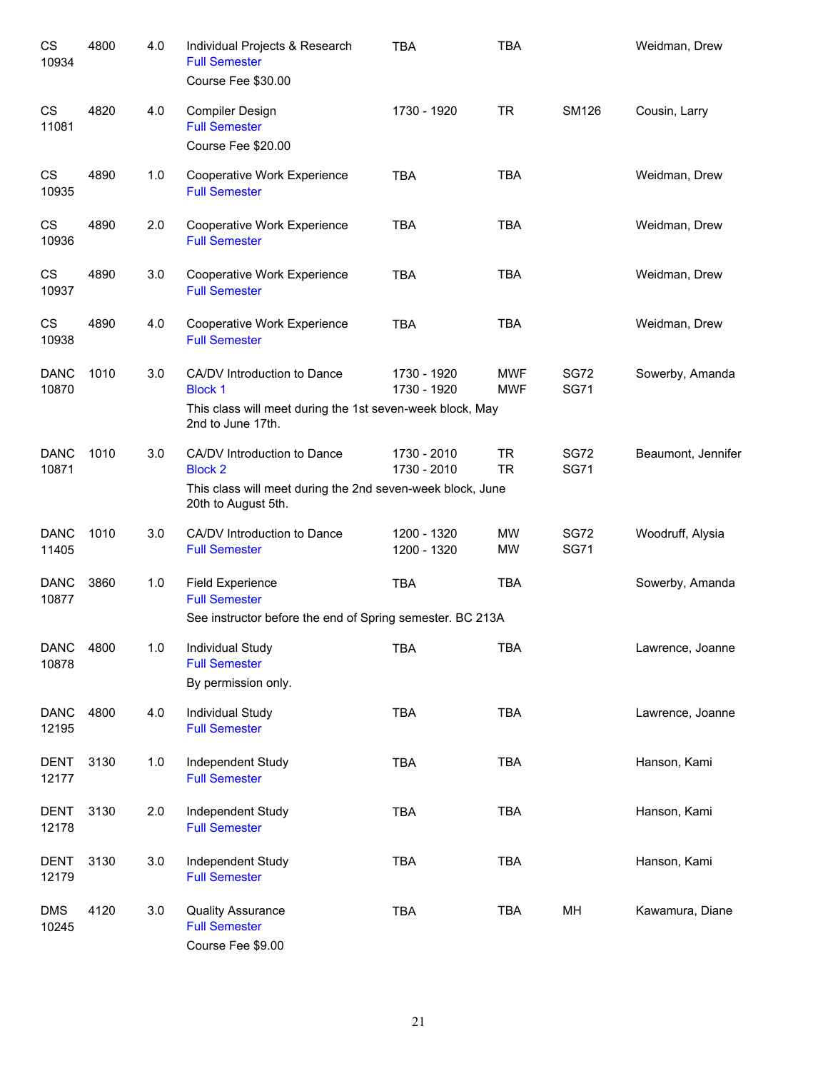| Course | Number | Credits | Title | Time | Days | Room | Instructor |
|---|---|---|---|---|---|---|---|
| CS 10934 | 4800 | 4.0 | Individual Projects & Research<br>Full Semester<br>Course Fee $30.00 | TBA | TBA | | Weidman, Drew |
| CS 11081 | 4820 | 4.0 | Compiler Design<br>Full Semester<br>Course Fee $20.00 | 1730 - 1920 | TR | SM126 | Cousin, Larry |
| CS 10935 | 4890 | 1.0 | Cooperative Work Experience<br>Full Semester | TBA | TBA | | Weidman, Drew |
| CS 10936 | 4890 | 2.0 | Cooperative Work Experience<br>Full Semester | TBA | TBA | | Weidman, Drew |
| CS 10937 | 4890 | 3.0 | Cooperative Work Experience<br>Full Semester | TBA | TBA | | Weidman, Drew |
| CS 10938 | 4890 | 4.0 | Cooperative Work Experience<br>Full Semester | TBA | TBA | | Weidman, Drew |
| DANC 10870 | 1010 | 3.0 | CA/DV Introduction to Dance<br>Block 1<br>This class will meet during the 1st seven-week block, May 2nd to June 17th. | 1730 - 1920<br>1730 - 1920 | MWF<br>MWF | SG72<br>SG71 | Sowerby, Amanda |
| DANC 10871 | 1010 | 3.0 | CA/DV Introduction to Dance<br>Block 2<br>This class will meet during the 2nd seven-week block, June 20th to August 5th. | 1730 - 2010<br>1730 - 2010 | TR<br>TR | SG72<br>SG71 | Beaumont, Jennifer |
| DANC 11405 | 1010 | 3.0 | CA/DV Introduction to Dance<br>Full Semester | 1200 - 1320<br>1200 - 1320 | MW<br>MW | SG72<br>SG71 | Woodruff, Alysia |
| DANC 10877 | 3860 | 1.0 | Field Experience<br>Full Semester<br>See instructor before the end of Spring semester. BC 213A | TBA | TBA | | Sowerby, Amanda |
| DANC 10878 | 4800 | 1.0 | Individual Study<br>Full Semester<br>By permission only. | TBA | TBA | | Lawrence, Joanne |
| DANC 12195 | 4800 | 4.0 | Individual Study<br>Full Semester | TBA | TBA | | Lawrence, Joanne |
| DENT 12177 | 3130 | 1.0 | Independent Study<br>Full Semester | TBA | TBA | | Hanson, Kami |
| DENT 12178 | 3130 | 2.0 | Independent Study<br>Full Semester | TBA | TBA | | Hanson, Kami |
| DENT 12179 | 3130 | 3.0 | Independent Study<br>Full Semester | TBA | TBA | | Hanson, Kami |
| DMS 10245 | 4120 | 3.0 | Quality Assurance<br>Full Semester<br>Course Fee $9.00 | TBA | TBA | MH | Kawamura, Diane |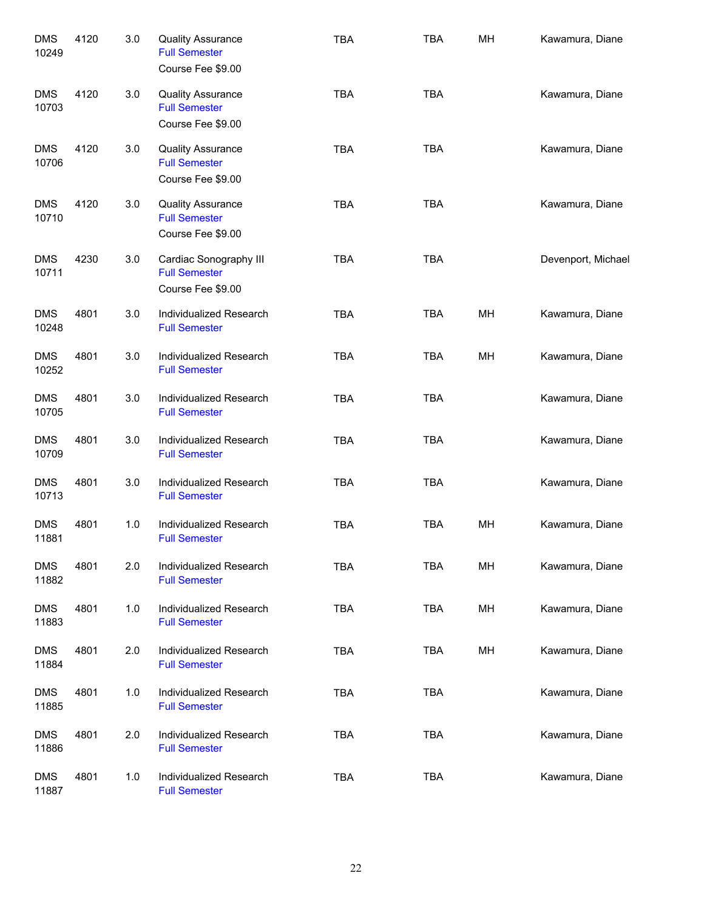| | | | | | | | |
|---|---|---|---|---|---|---|---|
| DMS 10249 | 4120 | 3.0 | Quality Assurance<br>Full Semester<br>Course Fee $9.00 | TBA | TBA | MH | Kawamura, Diane |
| DMS 10703 | 4120 | 3.0 | Quality Assurance<br>Full Semester<br>Course Fee $9.00 | TBA | TBA | | Kawamura, Diane |
| DMS 10706 | 4120 | 3.0 | Quality Assurance<br>Full Semester<br>Course Fee $9.00 | TBA | TBA | | Kawamura, Diane |
| DMS 10710 | 4120 | 3.0 | Quality Assurance<br>Full Semester<br>Course Fee $9.00 | TBA | TBA | | Kawamura, Diane |
| DMS 10711 | 4230 | 3.0 | Cardiac Sonography III<br>Full Semester<br>Course Fee $9.00 | TBA | TBA | | Devenport, Michael |
| DMS 10248 | 4801 | 3.0 | Individualized Research<br>Full Semester | TBA | TBA | MH | Kawamura, Diane |
| DMS 10252 | 4801 | 3.0 | Individualized Research<br>Full Semester | TBA | TBA | MH | Kawamura, Diane |
| DMS 10705 | 4801 | 3.0 | Individualized Research<br>Full Semester | TBA | TBA | | Kawamura, Diane |
| DMS 10709 | 4801 | 3.0 | Individualized Research<br>Full Semester | TBA | TBA | | Kawamura, Diane |
| DMS 10713 | 4801 | 3.0 | Individualized Research<br>Full Semester | TBA | TBA | | Kawamura, Diane |
| DMS 11881 | 4801 | 1.0 | Individualized Research<br>Full Semester | TBA | TBA | MH | Kawamura, Diane |
| DMS 11882 | 4801 | 2.0 | Individualized Research<br>Full Semester | TBA | TBA | MH | Kawamura, Diane |
| DMS 11883 | 4801 | 1.0 | Individualized Research<br>Full Semester | TBA | TBA | MH | Kawamura, Diane |
| DMS 11884 | 4801 | 2.0 | Individualized Research<br>Full Semester | TBA | TBA | MH | Kawamura, Diane |
| DMS 11885 | 4801 | 1.0 | Individualized Research<br>Full Semester | TBA | TBA | | Kawamura, Diane |
| DMS 11886 | 4801 | 2.0 | Individualized Research<br>Full Semester | TBA | TBA | | Kawamura, Diane |
| DMS 11887 | 4801 | 1.0 | Individualized Research<br>Full Semester | TBA | TBA | | Kawamura, Diane |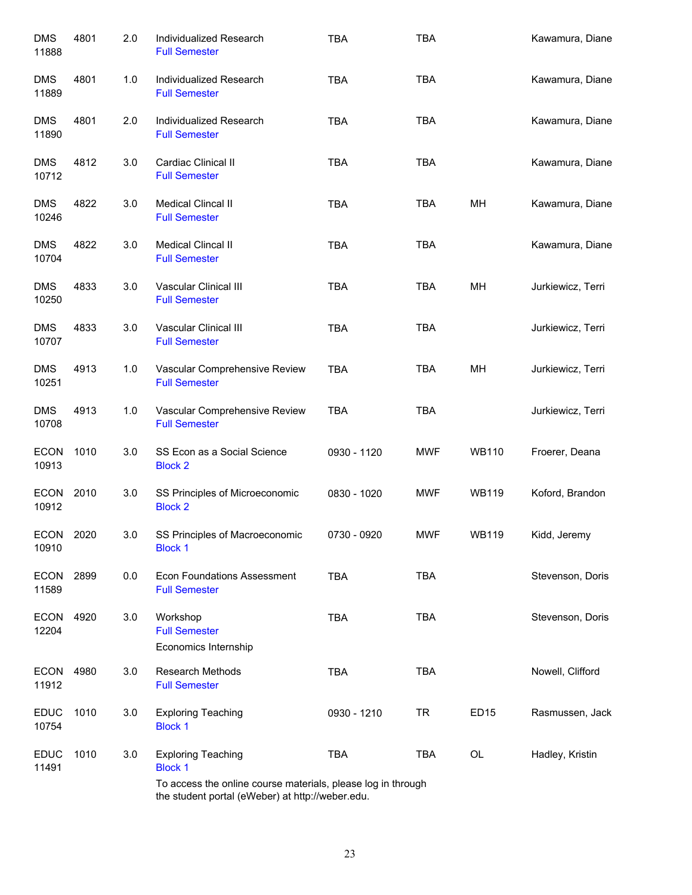| Subject / CRN | Course | Credits | Title | Time | Days | Room | Instructor |
|---|---|---|---|---|---|---|---|
| DMS 11888 | 4801 | 2.0 | Individualized Research<br>Full Semester | TBA | TBA | | Kawamura, Diane |
| DMS 11889 | 4801 | 1.0 | Individualized Research<br>Full Semester | TBA | TBA | | Kawamura, Diane |
| DMS 11890 | 4801 | 2.0 | Individualized Research<br>Full Semester | TBA | TBA | | Kawamura, Diane |
| DMS 10712 | 4812 | 3.0 | Cardiac Clinical II<br>Full Semester | TBA | TBA | | Kawamura, Diane |
| DMS 10246 | 4822 | 3.0 | Medical Clincal II<br>Full Semester | TBA | TBA | MH | Kawamura, Diane |
| DMS 10704 | 4822 | 3.0 | Medical Clincal II<br>Full Semester | TBA | TBA | | Kawamura, Diane |
| DMS 10250 | 4833 | 3.0 | Vascular Clinical III<br>Full Semester | TBA | TBA | MH | Jurkiewicz, Terri |
| DMS 10707 | 4833 | 3.0 | Vascular Clinical III<br>Full Semester | TBA | TBA | | Jurkiewicz, Terri |
| DMS 10251 | 4913 | 1.0 | Vascular Comprehensive Review<br>Full Semester | TBA | TBA | MH | Jurkiewicz, Terri |
| DMS 10708 | 4913 | 1.0 | Vascular Comprehensive Review<br>Full Semester | TBA | TBA | | Jurkiewicz, Terri |
| ECON 10913 | 1010 | 3.0 | SS Econ as a Social Science<br>Block 2 | 0930 - 1120 | MWF | WB110 | Froerer, Deana |
| ECON 10912 | 2010 | 3.0 | SS Principles of Microeconomic<br>Block 2 | 0830 - 1020 | MWF | WB119 | Koford, Brandon |
| ECON 10910 | 2020 | 3.0 | SS Principles of Macroeconomic<br>Block 1 | 0730 - 0920 | MWF | WB119 | Kidd, Jeremy |
| ECON 11589 | 2899 | 0.0 | Econ Foundations Assessment<br>Full Semester | TBA | TBA | | Stevenson, Doris |
| ECON 12204 | 4920 | 3.0 | Workshop<br>Full Semester<br>Economics Internship | TBA | TBA | | Stevenson, Doris |
| ECON 11912 | 4980 | 3.0 | Research Methods<br>Full Semester | TBA | TBA | | Nowell, Clifford |
| EDUC 10754 | 1010 | 3.0 | Exploring Teaching<br>Block 1 | 0930 - 1210 | TR | ED15 | Rasmussen, Jack |
| EDUC 11491 | 1010 | 3.0 | Exploring Teaching<br>Block 1<br>To access the online course materials, please log in through the student portal (eWeber) at http://weber.edu. | TBA | TBA | OL | Hadley, Kristin |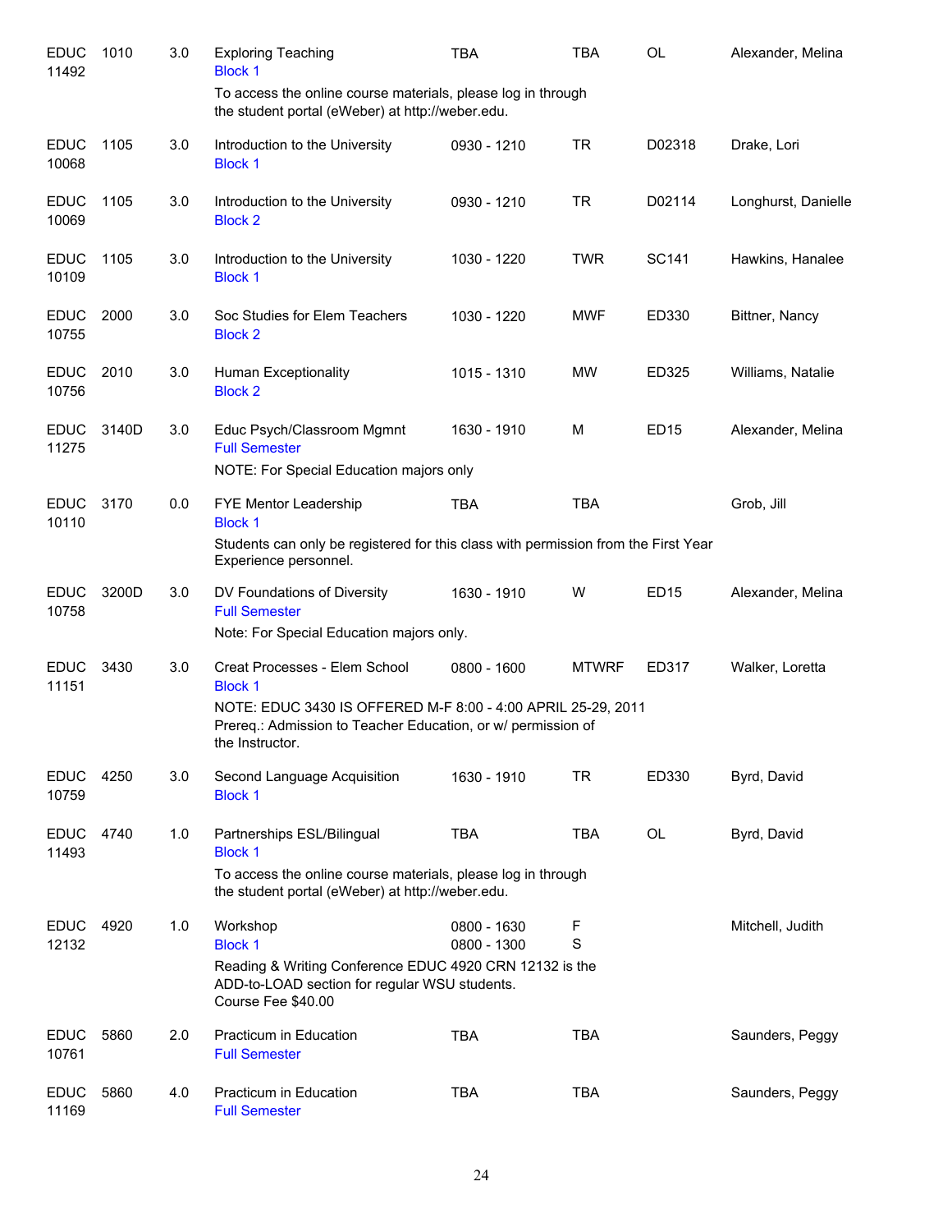| Subject / CRN | Course | Credits | Title | Time | Days | Room | Instructor |
|---|---|---|---|---|---|---|---|
| EDUC 11492 | 1010 | 3.0 | Exploring Teaching<br>Block 1<br>To access the online course materials, please log in through the student portal (eWeber) at http://weber.edu. | TBA | TBA | OL | Alexander, Melina |
| EDUC 10068 | 1105 | 3.0 | Introduction to the University<br>Block 1 | 0930 - 1210 | TR | D02318 | Drake, Lori |
| EDUC 10069 | 1105 | 3.0 | Introduction to the University<br>Block 2 | 0930 - 1210 | TR | D02114 | Longhurst, Danielle |
| EDUC 10109 | 1105 | 3.0 | Introduction to the University<br>Block 1 | 1030 - 1220 | TWR | SC141 | Hawkins, Hanalee |
| EDUC 10755 | 2000 | 3.0 | Soc Studies for Elem Teachers<br>Block 2 | 1030 - 1220 | MWF | ED330 | Bittner, Nancy |
| EDUC 10756 | 2010 | 3.0 | Human Exceptionality<br>Block 2 | 1015 - 1310 | MW | ED325 | Williams, Natalie |
| EDUC 11275 | 3140D | 3.0 | Educ Psych/Classroom Mgmnt<br>Full Semester<br>NOTE: For Special Education majors only | 1630 - 1910 | M | ED15 | Alexander, Melina |
| EDUC 10110 | 3170 | 0.0 | FYE Mentor Leadership<br>Block 1<br>Students can only be registered for this class with permission from the First Year Experience personnel. | TBA | TBA | | Grob, Jill |
| EDUC 10758 | 3200D | 3.0 | DV Foundations of Diversity<br>Full Semester<br>Note: For Special Education majors only. | 1630 - 1910 | W | ED15 | Alexander, Melina |
| EDUC 11151 | 3430 | 3.0 | Creat Processes - Elem School<br>Block 1<br>NOTE: EDUC 3430 IS OFFERED M-F 8:00 - 4:00 APRIL 25-29, 2011<br>Prereq.: Admission to Teacher Education, or w/ permission of the Instructor. | 0800 - 1600 | MTWRF | ED317 | Walker, Loretta |
| EDUC 10759 | 4250 | 3.0 | Second Language Acquisition<br>Block 1 | 1630 - 1910 | TR | ED330 | Byrd, David |
| EDUC 11493 | 4740 | 1.0 | Partnerships ESL/Bilingual<br>Block 1<br>To access the online course materials, please log in through the student portal (eWeber) at http://weber.edu. | TBA | TBA | OL | Byrd, David |
| EDUC 12132 | 4920 | 1.0 | Workshop<br>Block 1<br>Reading & Writing Conference EDUC 4920 CRN 12132 is the ADD-to-LOAD section for regular WSU students.<br>Course Fee $40.00 | 0800 - 1630<br>0800 - 1300 | F<br>S | | Mitchell, Judith |
| EDUC 10761 | 5860 | 2.0 | Practicum in Education<br>Full Semester | TBA | TBA | | Saunders, Peggy |
| EDUC 11169 | 5860 | 4.0 | Practicum in Education<br>Full Semester | TBA | TBA | | Saunders, Peggy |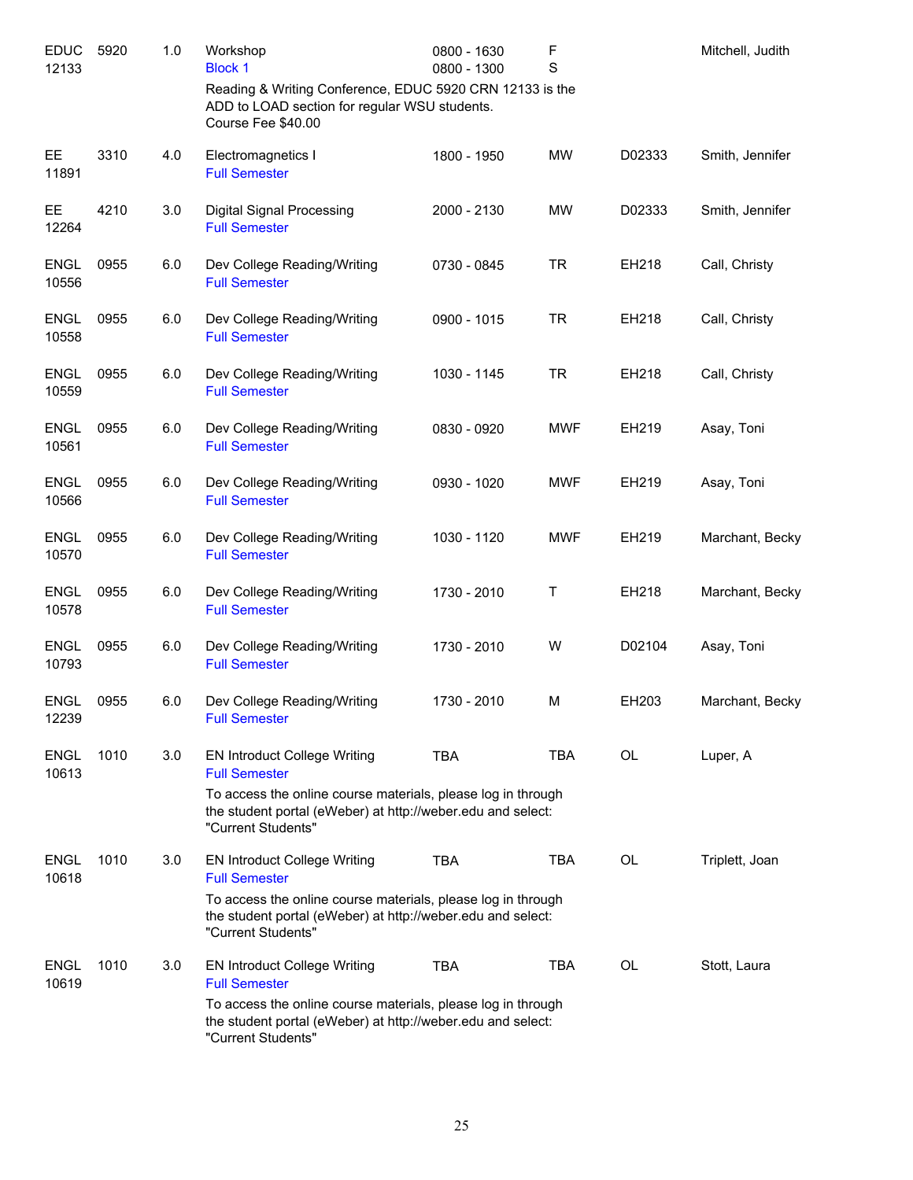| | | | | | | | |
|---|---|---|---|---|---|---|---|
| EDUC 12133 | 5920 | 1.0 | Workshop<br>Block 1<br>Reading & Writing Conference, EDUC 5920 CRN 12133 is the ADD to LOAD section for regular WSU students.<br>Course Fee $40.00 | 0800 - 1630<br>0800 - 1300 | F<br>S | | Mitchell, Judith |
| EE 11891 | 3310 | 4.0 | Electromagnetics I<br>Full Semester | 1800 - 1950 | MW | D02333 | Smith, Jennifer |
| EE 12264 | 4210 | 3.0 | Digital Signal Processing<br>Full Semester | 2000 - 2130 | MW | D02333 | Smith, Jennifer |
| ENGL 10556 | 0955 | 6.0 | Dev College Reading/Writing<br>Full Semester | 0730 - 0845 | TR | EH218 | Call, Christy |
| ENGL 10558 | 0955 | 6.0 | Dev College Reading/Writing<br>Full Semester | 0900 - 1015 | TR | EH218 | Call, Christy |
| ENGL 10559 | 0955 | 6.0 | Dev College Reading/Writing<br>Full Semester | 1030 - 1145 | TR | EH218 | Call, Christy |
| ENGL 10561 | 0955 | 6.0 | Dev College Reading/Writing<br>Full Semester | 0830 - 0920 | MWF | EH219 | Asay, Toni |
| ENGL 10566 | 0955 | 6.0 | Dev College Reading/Writing<br>Full Semester | 0930 - 1020 | MWF | EH219 | Asay, Toni |
| ENGL 10570 | 0955 | 6.0 | Dev College Reading/Writing<br>Full Semester | 1030 - 1120 | MWF | EH219 | Marchant, Becky |
| ENGL 10578 | 0955 | 6.0 | Dev College Reading/Writing<br>Full Semester | 1730 - 2010 | T | EH218 | Marchant, Becky |
| ENGL 10793 | 0955 | 6.0 | Dev College Reading/Writing<br>Full Semester | 1730 - 2010 | W | D02104 | Asay, Toni |
| ENGL 12239 | 0955 | 6.0 | Dev College Reading/Writing<br>Full Semester | 1730 - 2010 | M | EH203 | Marchant, Becky |
| ENGL 10613 | 1010 | 3.0 | EN Introduct College Writing<br>Full Semester<br>To access the online course materials, please log in through the student portal (eWeber) at http://weber.edu and select: "Current Students" | TBA | TBA | OL | Luper, A |
| ENGL 10618 | 1010 | 3.0 | EN Introduct College Writing<br>Full Semester<br>To access the online course materials, please log in through the student portal (eWeber) at http://weber.edu and select: "Current Students" | TBA | TBA | OL | Triplett, Joan |
| ENGL 10619 | 1010 | 3.0 | EN Introduct College Writing<br>Full Semester<br>To access the online course materials, please log in through the student portal (eWeber) at http://weber.edu and select: "Current Students" | TBA | TBA | OL | Stott, Laura |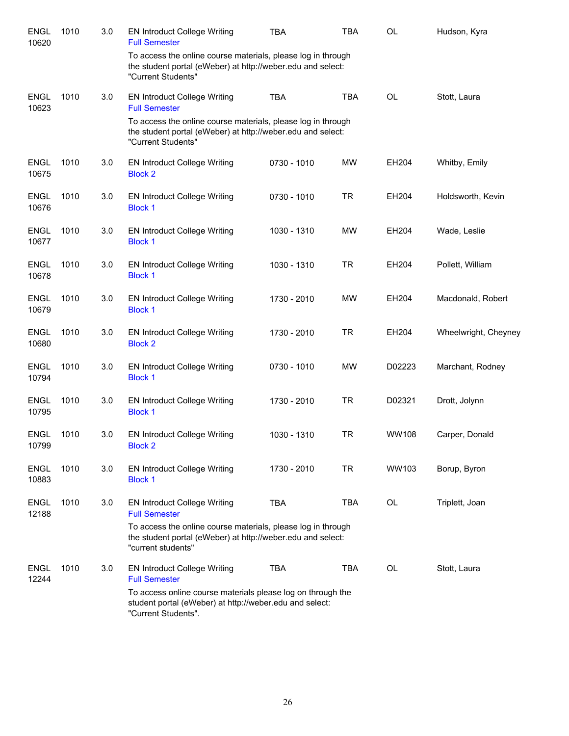| | | | | | | | |
|---|---|---|---|---|---|---|---|
| ENGL 10620 | 1010 | 3.0 | EN Introduct College Writing<br>Full Semester<br>To access the online course materials, please log in through the student portal (eWeber) at http://weber.edu and select: "Current Students" | TBA | TBA | OL | Hudson, Kyra |
| ENGL 10623 | 1010 | 3.0 | EN Introduct College Writing<br>Full Semester<br>To access the online course materials, please log in through the student portal (eWeber) at http://weber.edu and select: "Current Students" | TBA | TBA | OL | Stott, Laura |
| ENGL 10675 | 1010 | 3.0 | EN Introduct College Writing<br>Block 2 | 0730 - 1010 | MW | EH204 | Whitby, Emily |
| ENGL 10676 | 1010 | 3.0 | EN Introduct College Writing<br>Block 1 | 0730 - 1010 | TR | EH204 | Holdsworth, Kevin |
| ENGL 10677 | 1010 | 3.0 | EN Introduct College Writing<br>Block 1 | 1030 - 1310 | MW | EH204 | Wade, Leslie |
| ENGL 10678 | 1010 | 3.0 | EN Introduct College Writing<br>Block 1 | 1030 - 1310 | TR | EH204 | Pollett, William |
| ENGL 10679 | 1010 | 3.0 | EN Introduct College Writing<br>Block 1 | 1730 - 2010 | MW | EH204 | Macdonald, Robert |
| ENGL 10680 | 1010 | 3.0 | EN Introduct College Writing<br>Block 2 | 1730 - 2010 | TR | EH204 | Wheelwright, Cheyney |
| ENGL 10794 | 1010 | 3.0 | EN Introduct College Writing<br>Block 1 | 0730 - 1010 | MW | D02223 | Marchant, Rodney |
| ENGL 10795 | 1010 | 3.0 | EN Introduct College Writing<br>Block 1 | 1730 - 2010 | TR | D02321 | Drott, Jolynn |
| ENGL 10799 | 1010 | 3.0 | EN Introduct College Writing<br>Block 2 | 1030 - 1310 | TR | WW108 | Carper, Donald |
| ENGL 10883 | 1010 | 3.0 | EN Introduct College Writing<br>Block 1 | 1730 - 2010 | TR | WW103 | Borup, Byron |
| ENGL 12188 | 1010 | 3.0 | EN Introduct College Writing<br>Full Semester<br>To access the online course materials, please log in through the student portal (eWeber) at http://weber.edu and select: "current students" | TBA | TBA | OL | Triplett, Joan |
| ENGL 12244 | 1010 | 3.0 | EN Introduct College Writing<br>Full Semester<br>To access online course materials please log on through the student portal (eWeber) at http://weber.edu and select: "Current Students". | TBA | TBA | OL | Stott, Laura |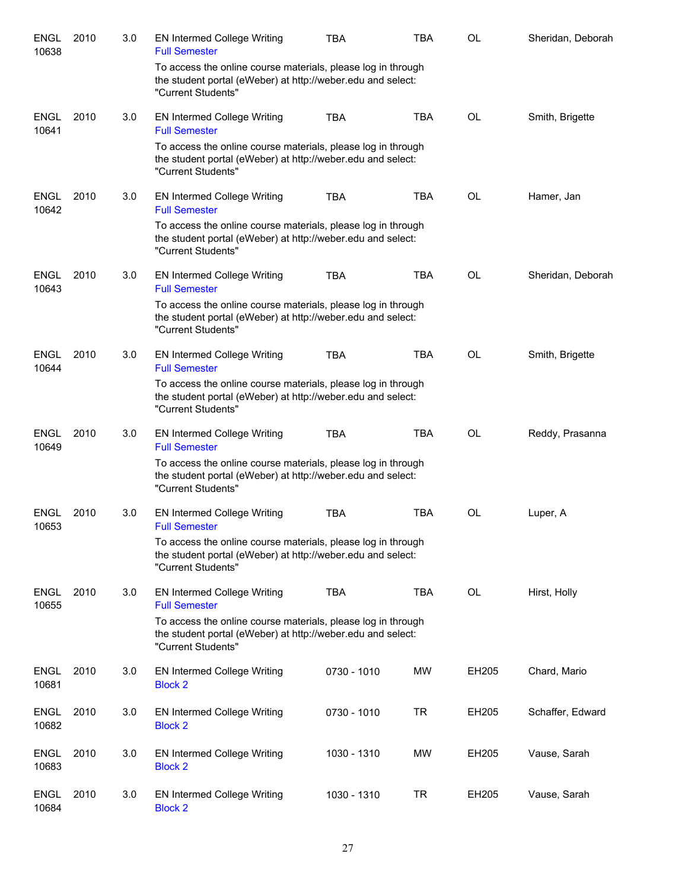| | | | | | | | |
|---|---|---|---|---|---|---|---|
| ENGL 10638 | 2010 | 3.0 | EN Intermed College Writing<br>Full Semester<br>To access the online course materials, please log in through the student portal (eWeber) at http://weber.edu and select: "Current Students" | TBA | TBA | OL | Sheridan, Deborah |
| ENGL 10641 | 2010 | 3.0 | EN Intermed College Writing<br>Full Semester<br>To access the online course materials, please log in through the student portal (eWeber) at http://weber.edu and select: "Current Students" | TBA | TBA | OL | Smith, Brigette |
| ENGL 10642 | 2010 | 3.0 | EN Intermed College Writing<br>Full Semester<br>To access the online course materials, please log in through the student portal (eWeber) at http://weber.edu and select: "Current Students" | TBA | TBA | OL | Hamer, Jan |
| ENGL 10643 | 2010 | 3.0 | EN Intermed College Writing<br>Full Semester<br>To access the online course materials, please log in through the student portal (eWeber) at http://weber.edu and select: "Current Students" | TBA | TBA | OL | Sheridan, Deborah |
| ENGL 10644 | 2010 | 3.0 | EN Intermed College Writing<br>Full Semester<br>To access the online course materials, please log in through the student portal (eWeber) at http://weber.edu and select: "Current Students" | TBA | TBA | OL | Smith, Brigette |
| ENGL 10649 | 2010 | 3.0 | EN Intermed College Writing<br>Full Semester<br>To access the online course materials, please log in through the student portal (eWeber) at http://weber.edu and select: "Current Students" | TBA | TBA | OL | Reddy, Prasanna |
| ENGL 10653 | 2010 | 3.0 | EN Intermed College Writing<br>Full Semester<br>To access the online course materials, please log in through the student portal (eWeber) at http://weber.edu and select: "Current Students" | TBA | TBA | OL | Luper, A |
| ENGL 10655 | 2010 | 3.0 | EN Intermed College Writing<br>Full Semester<br>To access the online course materials, please log in through the student portal (eWeber) at http://weber.edu and select: "Current Students" | TBA | TBA | OL | Hirst, Holly |
| ENGL 10681 | 2010 | 3.0 | EN Intermed College Writing<br>Block 2 | 0730 - 1010 | MW | EH205 | Chard, Mario |
| ENGL 10682 | 2010 | 3.0 | EN Intermed College Writing<br>Block 2 | 0730 - 1010 | TR | EH205 | Schaffer, Edward |
| ENGL 10683 | 2010 | 3.0 | EN Intermed College Writing<br>Block 2 | 1030 - 1310 | MW | EH205 | Vause, Sarah |
| ENGL 10684 | 2010 | 3.0 | EN Intermed College Writing<br>Block 2 | 1030 - 1310 | TR | EH205 | Vause, Sarah |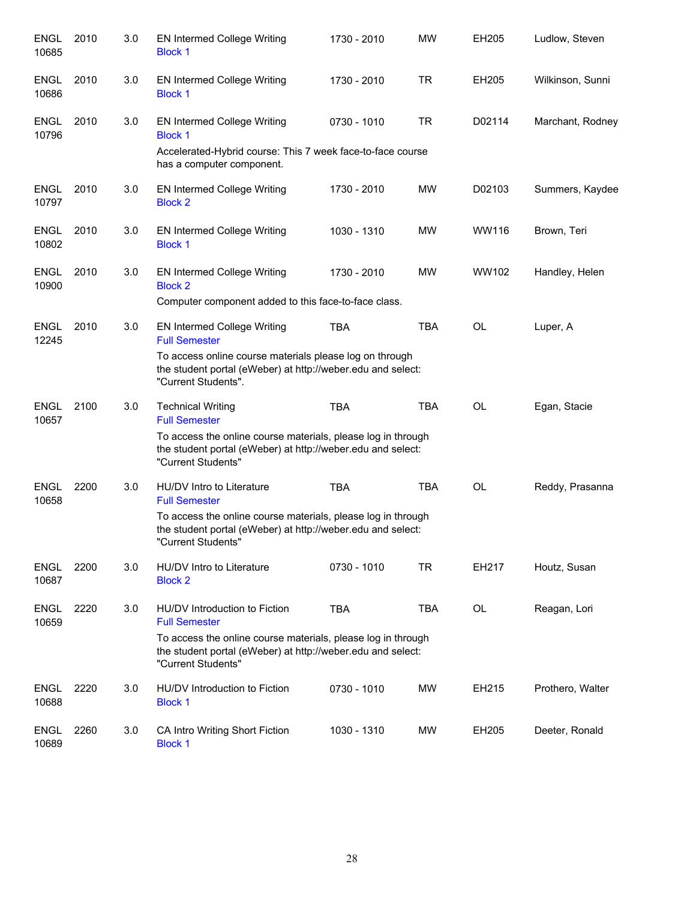| | | | | | | | |
|---|---|---|---|---|---|---|---|
| ENGL 10685 | 2010 | 3.0 | EN Intermed College Writing<br>Block 1 | 1730 - 2010 | MW | EH205 | Ludlow, Steven |
| ENGL 10686 | 2010 | 3.0 | EN Intermed College Writing<br>Block 1 | 1730 - 2010 | TR | EH205 | Wilkinson, Sunni |
| ENGL 10796 | 2010 | 3.0 | EN Intermed College Writing<br>Block 1<br>Accelerated-Hybrid course: This 7 week face-to-face course has a computer component. | 0730 - 1010 | TR | D02114 | Marchant, Rodney |
| ENGL 10797 | 2010 | 3.0 | EN Intermed College Writing<br>Block 2 | 1730 - 2010 | MW | D02103 | Summers, Kaydee |
| ENGL 10802 | 2010 | 3.0 | EN Intermed College Writing<br>Block 1 | 1030 - 1310 | MW | WW116 | Brown, Teri |
| ENGL 10900 | 2010 | 3.0 | EN Intermed College Writing<br>Block 2<br>Computer component added to this face-to-face class. | 1730 - 2010 | MW | WW102 | Handley, Helen |
| ENGL 12245 | 2010 | 3.0 | EN Intermed College Writing<br>Full Semester<br>To access online course materials please log on through the student portal (eWeber) at http://weber.edu and select: "Current Students". | TBA | TBA | OL | Luper, A |
| ENGL 10657 | 2100 | 3.0 | Technical Writing<br>Full Semester<br>To access the online course materials, please log in through the student portal (eWeber) at http://weber.edu and select: "Current Students" | TBA | TBA | OL | Egan, Stacie |
| ENGL 10658 | 2200 | 3.0 | HU/DV Intro to Literature<br>Full Semester<br>To access the online course materials, please log in through the student portal (eWeber) at http://weber.edu and select: "Current Students" | TBA | TBA | OL | Reddy, Prasanna |
| ENGL 10687 | 2200 | 3.0 | HU/DV Intro to Literature<br>Block 2 | 0730 - 1010 | TR | EH217 | Houtz, Susan |
| ENGL 10659 | 2220 | 3.0 | HU/DV Introduction to Fiction<br>Full Semester<br>To access the online course materials, please log in through the student portal (eWeber) at http://weber.edu and select: "Current Students" | TBA | TBA | OL | Reagan, Lori |
| ENGL 10688 | 2220 | 3.0 | HU/DV Introduction to Fiction<br>Block 1 | 0730 - 1010 | MW | EH215 | Prothero, Walter |
| ENGL 10689 | 2260 | 3.0 | CA Intro Writing Short Fiction<br>Block 1 | 1030 - 1310 | MW | EH205 | Deeter, Ronald |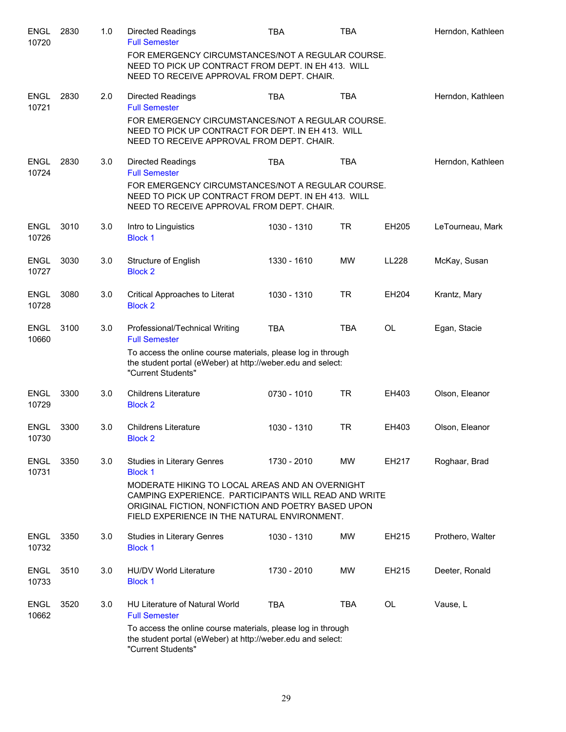| | | | | | | | |
|---|---|---|---|---|---|---|---|
| ENGL 10720 | 2830 | 1.0 | Directed Readings<br>Full Semester | TBA | TBA | | Herndon, Kathleen |
| | | | FOR EMERGENCY CIRCUMSTANCES/NOT A REGULAR COURSE. NEED TO PICK UP CONTRACT FROM DEPT. IN EH 413. WILL NEED TO RECEIVE APPROVAL FROM DEPT. CHAIR. | | | | |
| ENGL 10721 | 2830 | 2.0 | Directed Readings<br>Full Semester | TBA | TBA | | Herndon, Kathleen |
| | | | FOR EMERGENCY CIRCUMSTANCES/NOT A REGULAR COURSE. NEED TO PICK UP CONTRACT FOR DEPT. IN EH 413. WILL NEED TO RECEIVE APPROVAL FROM DEPT. CHAIR. | | | | |
| ENGL 10724 | 2830 | 3.0 | Directed Readings<br>Full Semester | TBA | TBA | | Herndon, Kathleen |
| | | | FOR EMERGENCY CIRCUMSTANCES/NOT A REGULAR COURSE. NEED TO PICK UP CONTRACT FROM DEPT. IN EH 413. WILL NEED TO RECEIVE APPROVAL FROM DEPT. CHAIR. | | | | |
| ENGL 10726 | 3010 | 3.0 | Intro to Linguistics<br>Block 1 | 1030 - 1310 | TR | EH205 | LeTourneau, Mark |
| ENGL 10727 | 3030 | 3.0 | Structure of English<br>Block 2 | 1330 - 1610 | MW | LL228 | McKay, Susan |
| ENGL 10728 | 3080 | 3.0 | Critical Approaches to Literat<br>Block 2 | 1030 - 1310 | TR | EH204 | Krantz, Mary |
| ENGL 10660 | 3100 | 3.0 | Professional/Technical Writing<br>Full Semester | TBA | TBA | OL | Egan, Stacie |
| | | | To access the online course materials, please log in through the student portal (eWeber) at http://weber.edu and select: "Current Students" | | | | |
| ENGL 10729 | 3300 | 3.0 | Childrens Literature<br>Block 2 | 0730 - 1010 | TR | EH403 | Olson, Eleanor |
| ENGL 10730 | 3300 | 3.0 | Childrens Literature<br>Block 2 | 1030 - 1310 | TR | EH403 | Olson, Eleanor |
| ENGL 10731 | 3350 | 3.0 | Studies in Literary Genres<br>Block 1 | 1730 - 2010 | MW | EH217 | Roghaar, Brad |
| | | | MODERATE HIKING TO LOCAL AREAS AND AN OVERNIGHT CAMPING EXPERIENCE. PARTICIPANTS WILL READ AND WRITE ORIGINAL FICTION, NONFICTION AND POETRY BASED UPON FIELD EXPERIENCE IN THE NATURAL ENVIRONMENT. | | | | |
| ENGL 10732 | 3350 | 3.0 | Studies in Literary Genres<br>Block 1 | 1030 - 1310 | MW | EH215 | Prothero, Walter |
| ENGL 10733 | 3510 | 3.0 | HU/DV World Literature<br>Block 1 | 1730 - 2010 | MW | EH215 | Deeter, Ronald |
| ENGL 10662 | 3520 | 3.0 | HU Literature of Natural World<br>Full Semester | TBA | TBA | OL | Vause, L |
| | | | To access the online course materials, please log in through the student portal (eWeber) at http://weber.edu and select: "Current Students" | | | | |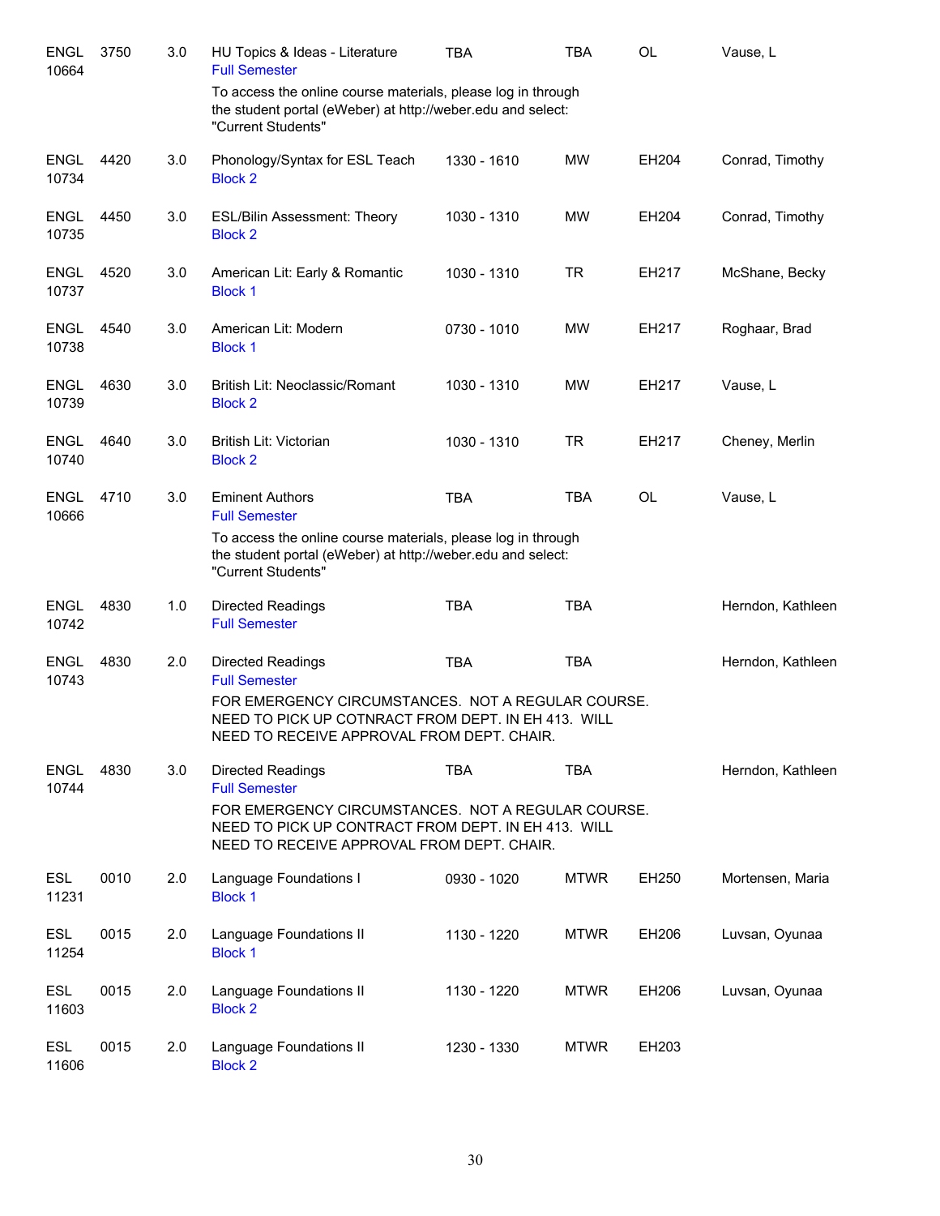| Subject / CRN | Course | Credits | Title | Time | Days | Room | Instructor |
|---|---|---|---|---|---|---|---|
| ENGL 10664 | 3750 | 3.0 | HU Topics & Ideas - Literature<br>Full Semester<br>To access the online course materials, please log in through the student portal (eWeber) at http://weber.edu and select: "Current Students" | TBA | TBA | OL | Vause, L |
| ENGL 10734 | 4420 | 3.0 | Phonology/Syntax for ESL Teach<br>Block 2 | 1330 - 1610 | MW | EH204 | Conrad, Timothy |
| ENGL 10735 | 4450 | 3.0 | ESL/Bilin Assessment: Theory<br>Block 2 | 1030 - 1310 | MW | EH204 | Conrad, Timothy |
| ENGL 10737 | 4520 | 3.0 | American Lit: Early & Romantic<br>Block 1 | 1030 - 1310 | TR | EH217 | McShane, Becky |
| ENGL 10738 | 4540 | 3.0 | American Lit: Modern<br>Block 1 | 0730 - 1010 | MW | EH217 | Roghaar, Brad |
| ENGL 10739 | 4630 | 3.0 | British Lit: Neoclassic/Romant<br>Block 2 | 1030 - 1310 | MW | EH217 | Vause, L |
| ENGL 10740 | 4640 | 3.0 | British Lit: Victorian<br>Block 2 | 1030 - 1310 | TR | EH217 | Cheney, Merlin |
| ENGL 10666 | 4710 | 3.0 | Eminent Authors<br>Full Semester<br>To access the online course materials, please log in through the student portal (eWeber) at http://weber.edu and select: "Current Students" | TBA | TBA | OL | Vause, L |
| ENGL 10742 | 4830 | 1.0 | Directed Readings<br>Full Semester | TBA | TBA | | Herndon, Kathleen |
| ENGL 10743 | 4830 | 2.0 | Directed Readings<br>Full Semester<br>FOR EMERGENCY CIRCUMSTANCES. NOT A REGULAR COURSE. NEED TO PICK UP COTNRACT FROM DEPT. IN EH 413. WILL NEED TO RECEIVE APPROVAL FROM DEPT. CHAIR. | TBA | TBA | | Herndon, Kathleen |
| ENGL 10744 | 4830 | 3.0 | Directed Readings<br>Full Semester<br>FOR EMERGENCY CIRCUMSTANCES. NOT A REGULAR COURSE. NEED TO PICK UP CONTRACT FROM DEPT. IN EH 413. WILL NEED TO RECEIVE APPROVAL FROM DEPT. CHAIR. | TBA | TBA | | Herndon, Kathleen |
| ESL 11231 | 0010 | 2.0 | Language Foundations I<br>Block 1 | 0930 - 1020 | MTWR | EH250 | Mortensen, Maria |
| ESL 11254 | 0015 | 2.0 | Language Foundations II<br>Block 1 | 1130 - 1220 | MTWR | EH206 | Luvsan, Oyunaa |
| ESL 11603 | 0015 | 2.0 | Language Foundations II<br>Block 2 | 1130 - 1220 | MTWR | EH206 | Luvsan, Oyunaa |
| ESL 11606 | 0015 | 2.0 | Language Foundations II<br>Block 2 | 1230 - 1330 | MTWR | EH203 | |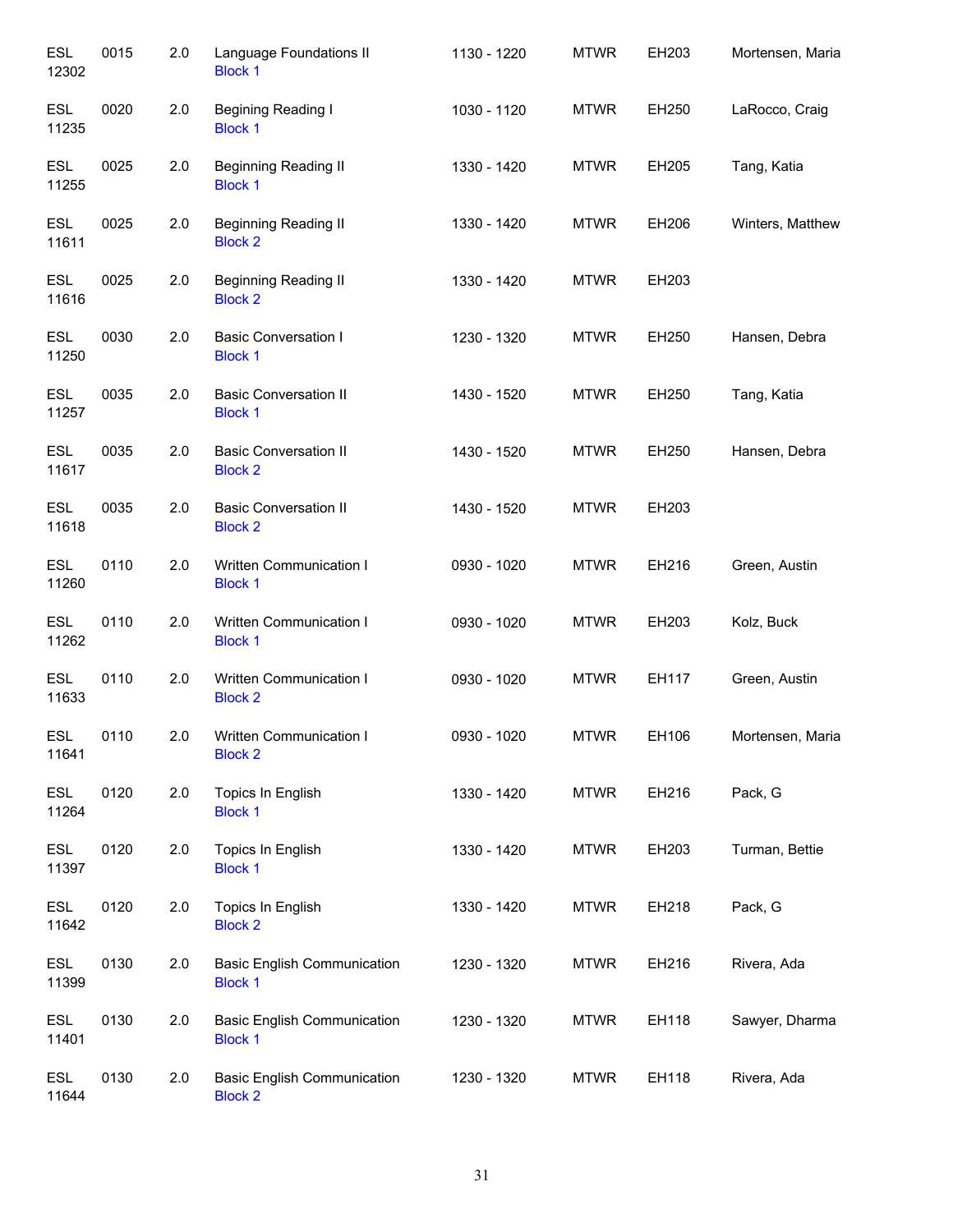| | | | | | | | |
|---|---|---|---|---|---|---|---|
| ESL 12302 | 0015 | 2.0 | Language Foundations II<br>Block 1 | 1130 - 1220 | MTWR | EH203 | Mortensen, Maria |
| ESL 11235 | 0020 | 2.0 | Begining Reading I<br>Block 1 | 1030 - 1120 | MTWR | EH250 | LaRocco, Craig |
| ESL 11255 | 0025 | 2.0 | Beginning Reading II<br>Block 1 | 1330 - 1420 | MTWR | EH205 | Tang, Katia |
| ESL 11611 | 0025 | 2.0 | Beginning Reading II<br>Block 2 | 1330 - 1420 | MTWR | EH206 | Winters, Matthew |
| ESL 11616 | 0025 | 2.0 | Beginning Reading II<br>Block 2 | 1330 - 1420 | MTWR | EH203 | |
| ESL 11250 | 0030 | 2.0 | Basic Conversation I<br>Block 1 | 1230 - 1320 | MTWR | EH250 | Hansen, Debra |
| ESL 11257 | 0035 | 2.0 | Basic Conversation II<br>Block 1 | 1430 - 1520 | MTWR | EH250 | Tang, Katia |
| ESL 11617 | 0035 | 2.0 | Basic Conversation II<br>Block 2 | 1430 - 1520 | MTWR | EH250 | Hansen, Debra |
| ESL 11618 | 0035 | 2.0 | Basic Conversation II<br>Block 2 | 1430 - 1520 | MTWR | EH203 | |
| ESL 11260 | 0110 | 2.0 | Written Communication I<br>Block 1 | 0930 - 1020 | MTWR | EH216 | Green, Austin |
| ESL 11262 | 0110 | 2.0 | Written Communication I<br>Block 1 | 0930 - 1020 | MTWR | EH203 | Kolz, Buck |
| ESL 11633 | 0110 | 2.0 | Written Communication I<br>Block 2 | 0930 - 1020 | MTWR | EH117 | Green, Austin |
| ESL 11641 | 0110 | 2.0 | Written Communication I<br>Block 2 | 0930 - 1020 | MTWR | EH106 | Mortensen, Maria |
| ESL 11264 | 0120 | 2.0 | Topics In English<br>Block 1 | 1330 - 1420 | MTWR | EH216 | Pack, G |
| ESL 11397 | 0120 | 2.0 | Topics In English<br>Block 1 | 1330 - 1420 | MTWR | EH203 | Turman, Bettie |
| ESL 11642 | 0120 | 2.0 | Topics In English<br>Block 2 | 1330 - 1420 | MTWR | EH218 | Pack, G |
| ESL 11399 | 0130 | 2.0 | Basic English Communication<br>Block 1 | 1230 - 1320 | MTWR | EH216 | Rivera, Ada |
| ESL 11401 | 0130 | 2.0 | Basic English Communication<br>Block 1 | 1230 - 1320 | MTWR | EH118 | Sawyer, Dharma |
| ESL 11644 | 0130 | 2.0 | Basic English Communication<br>Block 2 | 1230 - 1320 | MTWR | EH118 | Rivera, Ada |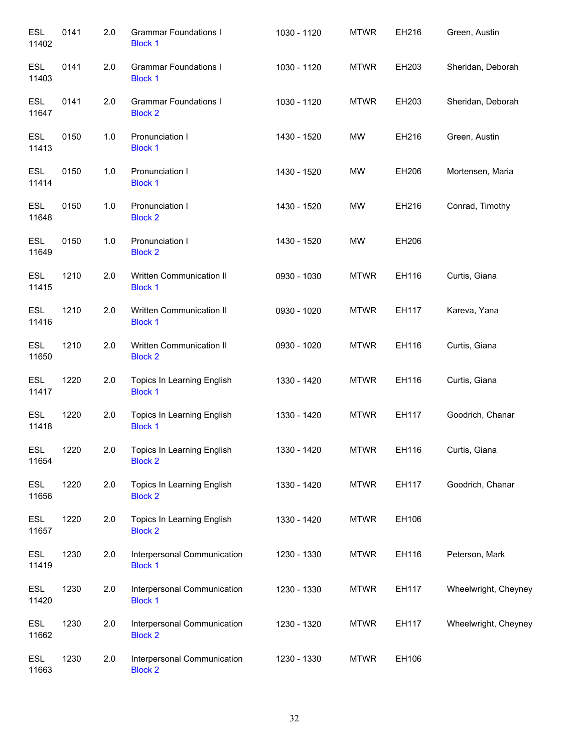| | | | | | | | |
|---|---|---|---|---|---|---|---|
| ESL 11402 | 0141 | 2.0 | Grammar Foundations I<br>Block 1 | 1030 - 1120 | MTWR | EH216 | Green, Austin |
| ESL 11403 | 0141 | 2.0 | Grammar Foundations I<br>Block 1 | 1030 - 1120 | MTWR | EH203 | Sheridan, Deborah |
| ESL 11647 | 0141 | 2.0 | Grammar Foundations I<br>Block 2 | 1030 - 1120 | MTWR | EH203 | Sheridan, Deborah |
| ESL 11413 | 0150 | 1.0 | Pronunciation I<br>Block 1 | 1430 - 1520 | MW | EH216 | Green, Austin |
| ESL 11414 | 0150 | 1.0 | Pronunciation I<br>Block 1 | 1430 - 1520 | MW | EH206 | Mortensen, Maria |
| ESL 11648 | 0150 | 1.0 | Pronunciation I<br>Block 2 | 1430 - 1520 | MW | EH216 | Conrad, Timothy |
| ESL 11649 | 0150 | 1.0 | Pronunciation I<br>Block 2 | 1430 - 1520 | MW | EH206 | |
| ESL 11415 | 1210 | 2.0 | Written Communication II<br>Block 1 | 0930 - 1030 | MTWR | EH116 | Curtis, Giana |
| ESL 11416 | 1210 | 2.0 | Written Communication II<br>Block 1 | 0930 - 1020 | MTWR | EH117 | Kareva, Yana |
| ESL 11650 | 1210 | 2.0 | Written Communication II<br>Block 2 | 0930 - 1020 | MTWR | EH116 | Curtis, Giana |
| ESL 11417 | 1220 | 2.0 | Topics In Learning English<br>Block 1 | 1330 - 1420 | MTWR | EH116 | Curtis, Giana |
| ESL 11418 | 1220 | 2.0 | Topics In Learning English<br>Block 1 | 1330 - 1420 | MTWR | EH117 | Goodrich, Chanar |
| ESL 11654 | 1220 | 2.0 | Topics In Learning English<br>Block 2 | 1330 - 1420 | MTWR | EH116 | Curtis, Giana |
| ESL 11656 | 1220 | 2.0 | Topics In Learning English<br>Block 2 | 1330 - 1420 | MTWR | EH117 | Goodrich, Chanar |
| ESL 11657 | 1220 | 2.0 | Topics In Learning English<br>Block 2 | 1330 - 1420 | MTWR | EH106 | |
| ESL 11419 | 1230 | 2.0 | Interpersonal Communication<br>Block 1 | 1230 - 1330 | MTWR | EH116 | Peterson, Mark |
| ESL 11420 | 1230 | 2.0 | Interpersonal Communication<br>Block 1 | 1230 - 1330 | MTWR | EH117 | Wheelwright, Cheyney |
| ESL 11662 | 1230 | 2.0 | Interpersonal Communication<br>Block 2 | 1230 - 1320 | MTWR | EH117 | Wheelwright, Cheyney |
| ESL 11663 | 1230 | 2.0 | Interpersonal Communication<br>Block 2 | 1230 - 1330 | MTWR | EH106 | |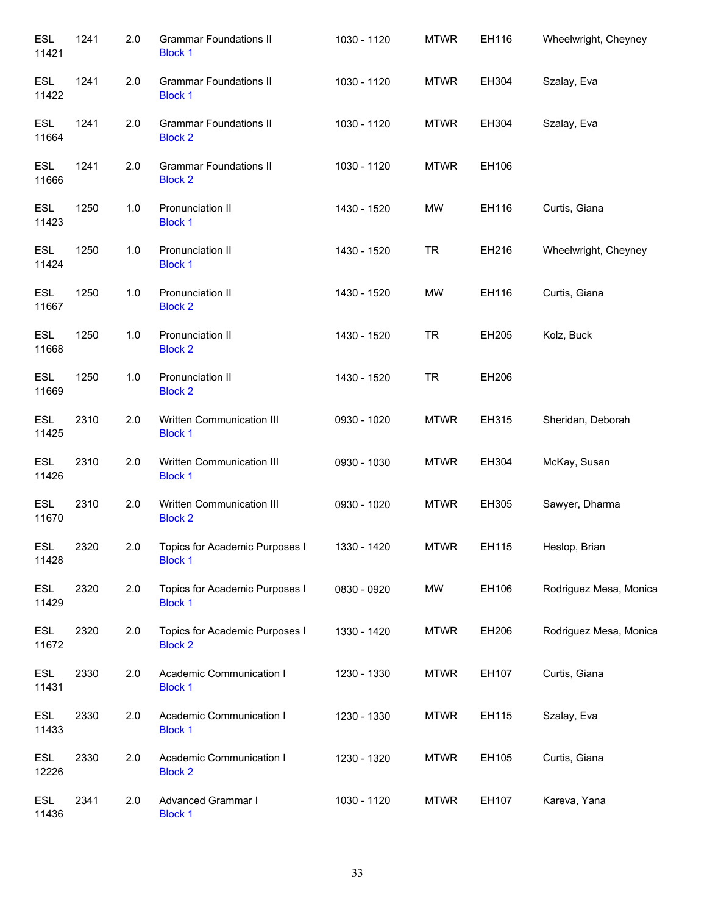| | | | | | | | |
|---|---|---|---|---|---|---|---|
| ESL 11421 | 1241 | 2.0 | Grammar Foundations II Block 1 | 1030 - 1120 | MTWR | EH116 | Wheelwright, Cheyney |
| ESL 11422 | 1241 | 2.0 | Grammar Foundations II Block 1 | 1030 - 1120 | MTWR | EH304 | Szalay, Eva |
| ESL 11664 | 1241 | 2.0 | Grammar Foundations II Block 2 | 1030 - 1120 | MTWR | EH304 | Szalay, Eva |
| ESL 11666 | 1241 | 2.0 | Grammar Foundations II Block 2 | 1030 - 1120 | MTWR | EH106 | |
| ESL 11423 | 1250 | 1.0 | Pronunciation II Block 1 | 1430 - 1520 | MW | EH116 | Curtis, Giana |
| ESL 11424 | 1250 | 1.0 | Pronunciation II Block 1 | 1430 - 1520 | TR | EH216 | Wheelwright, Cheyney |
| ESL 11667 | 1250 | 1.0 | Pronunciation II Block 2 | 1430 - 1520 | MW | EH116 | Curtis, Giana |
| ESL 11668 | 1250 | 1.0 | Pronunciation II Block 2 | 1430 - 1520 | TR | EH205 | Kolz, Buck |
| ESL 11669 | 1250 | 1.0 | Pronunciation II Block 2 | 1430 - 1520 | TR | EH206 | |
| ESL 11425 | 2310 | 2.0 | Written Communication III Block 1 | 0930 - 1020 | MTWR | EH315 | Sheridan, Deborah |
| ESL 11426 | 2310 | 2.0 | Written Communication III Block 1 | 0930 - 1030 | MTWR | EH304 | McKay, Susan |
| ESL 11670 | 2310 | 2.0 | Written Communication III Block 2 | 0930 - 1020 | MTWR | EH305 | Sawyer, Dharma |
| ESL 11428 | 2320 | 2.0 | Topics for Academic Purposes I Block 1 | 1330 - 1420 | MTWR | EH115 | Heslop, Brian |
| ESL 11429 | 2320 | 2.0 | Topics for Academic Purposes I Block 1 | 0830 - 0920 | MW | EH106 | Rodriguez Mesa, Monica |
| ESL 11672 | 2320 | 2.0 | Topics for Academic Purposes I Block 2 | 1330 - 1420 | MTWR | EH206 | Rodriguez Mesa, Monica |
| ESL 11431 | 2330 | 2.0 | Academic Communication I Block 1 | 1230 - 1330 | MTWR | EH107 | Curtis, Giana |
| ESL 11433 | 2330 | 2.0 | Academic Communication I Block 1 | 1230 - 1330 | MTWR | EH115 | Szalay, Eva |
| ESL 12226 | 2330 | 2.0 | Academic Communication I Block 2 | 1230 - 1320 | MTWR | EH105 | Curtis, Giana |
| ESL 11436 | 2341 | 2.0 | Advanced Grammar I Block 1 | 1030 - 1120 | MTWR | EH107 | Kareva, Yana |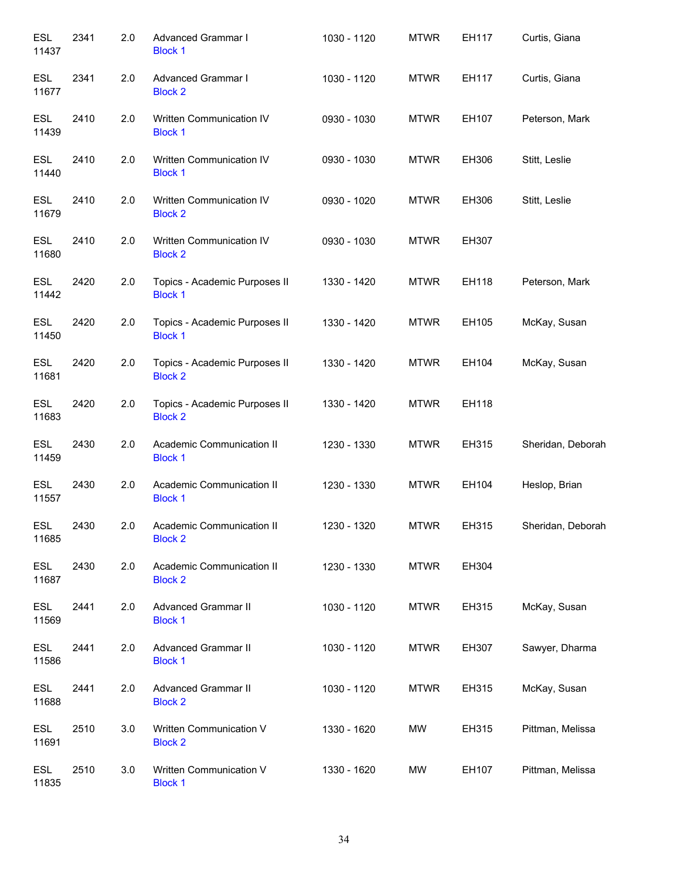| | | | | | | | |
|---|---|---|---|---|---|---|---|
| ESL 11437 | 2341 | 2.0 | Advanced Grammar I Block 1 | 1030 - 1120 | MTWR | EH117 | Curtis, Giana |
| ESL 11677 | 2341 | 2.0 | Advanced Grammar I Block 2 | 1030 - 1120 | MTWR | EH117 | Curtis, Giana |
| ESL 11439 | 2410 | 2.0 | Written Communication IV Block 1 | 0930 - 1030 | MTWR | EH107 | Peterson, Mark |
| ESL 11440 | 2410 | 2.0 | Written Communication IV Block 1 | 0930 - 1030 | MTWR | EH306 | Stitt, Leslie |
| ESL 11679 | 2410 | 2.0 | Written Communication IV Block 2 | 0930 - 1020 | MTWR | EH306 | Stitt, Leslie |
| ESL 11680 | 2410 | 2.0 | Written Communication IV Block 2 | 0930 - 1030 | MTWR | EH307 | |
| ESL 11442 | 2420 | 2.0 | Topics - Academic Purposes II Block 1 | 1330 - 1420 | MTWR | EH118 | Peterson, Mark |
| ESL 11450 | 2420 | 2.0 | Topics - Academic Purposes II Block 1 | 1330 - 1420 | MTWR | EH105 | McKay, Susan |
| ESL 11681 | 2420 | 2.0 | Topics - Academic Purposes II Block 2 | 1330 - 1420 | MTWR | EH104 | McKay, Susan |
| ESL 11683 | 2420 | 2.0 | Topics - Academic Purposes II Block 2 | 1330 - 1420 | MTWR | EH118 | |
| ESL 11459 | 2430 | 2.0 | Academic Communication II Block 1 | 1230 - 1330 | MTWR | EH315 | Sheridan, Deborah |
| ESL 11557 | 2430 | 2.0 | Academic Communication II Block 1 | 1230 - 1330 | MTWR | EH104 | Heslop, Brian |
| ESL 11685 | 2430 | 2.0 | Academic Communication II Block 2 | 1230 - 1320 | MTWR | EH315 | Sheridan, Deborah |
| ESL 11687 | 2430 | 2.0 | Academic Communication II Block 2 | 1230 - 1330 | MTWR | EH304 | |
| ESL 11569 | 2441 | 2.0 | Advanced Grammar II Block 1 | 1030 - 1120 | MTWR | EH315 | McKay, Susan |
| ESL 11586 | 2441 | 2.0 | Advanced Grammar II Block 1 | 1030 - 1120 | MTWR | EH307 | Sawyer, Dharma |
| ESL 11688 | 2441 | 2.0 | Advanced Grammar II Block 2 | 1030 - 1120 | MTWR | EH315 | McKay, Susan |
| ESL 11691 | 2510 | 3.0 | Written Communication V Block 2 | 1330 - 1620 | MW | EH315 | Pittman, Melissa |
| ESL 11835 | 2510 | 3.0 | Written Communication V Block 1 | 1330 - 1620 | MW | EH107 | Pittman, Melissa |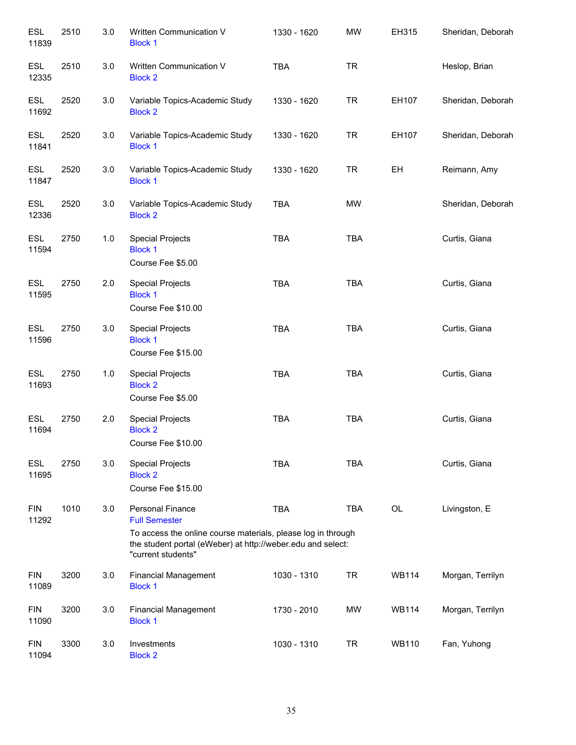| | | | | | | | |
|---|---|---|---|---|---|---|---|
| ESL 11839 | 2510 | 3.0 | Written Communication V<br>Block 1 | 1330 - 1620 | MW | EH315 | Sheridan, Deborah |
| ESL 12335 | 2510 | 3.0 | Written Communication V<br>Block 2 | TBA | TR | | Heslop, Brian |
| ESL 11692 | 2520 | 3.0 | Variable Topics-Academic Study<br>Block 2 | 1330 - 1620 | TR | EH107 | Sheridan, Deborah |
| ESL 11841 | 2520 | 3.0 | Variable Topics-Academic Study<br>Block 1 | 1330 - 1620 | TR | EH107 | Sheridan, Deborah |
| ESL 11847 | 2520 | 3.0 | Variable Topics-Academic Study<br>Block 1 | 1330 - 1620 | TR | EH | Reimann, Amy |
| ESL 12336 | 2520 | 3.0 | Variable Topics-Academic Study<br>Block 2 | TBA | MW | | Sheridan, Deborah |
| ESL 11594 | 2750 | 1.0 | Special Projects<br>Block 1<br>Course Fee $5.00 | TBA | TBA | | Curtis, Giana |
| ESL 11595 | 2750 | 2.0 | Special Projects<br>Block 1<br>Course Fee $10.00 | TBA | TBA | | Curtis, Giana |
| ESL 11596 | 2750 | 3.0 | Special Projects<br>Block 1<br>Course Fee $15.00 | TBA | TBA | | Curtis, Giana |
| ESL 11693 | 2750 | 1.0 | Special Projects<br>Block 2<br>Course Fee $5.00 | TBA | TBA | | Curtis, Giana |
| ESL 11694 | 2750 | 2.0 | Special Projects<br>Block 2<br>Course Fee $10.00 | TBA | TBA | | Curtis, Giana |
| ESL 11695 | 2750 | 3.0 | Special Projects<br>Block 2<br>Course Fee $15.00 | TBA | TBA | | Curtis, Giana |
| FIN 11292 | 1010 | 3.0 | Personal Finance<br>Full Semester<br>To access the online course materials, please log in through the student portal (eWeber) at http://weber.edu and select: "current students" | TBA | TBA | OL | Livingston, E |
| FIN 11089 | 3200 | 3.0 | Financial Management<br>Block 1 | 1030 - 1310 | TR | WB114 | Morgan, Terrilyn |
| FIN 11090 | 3200 | 3.0 | Financial Management<br>Block 1 | 1730 - 2010 | MW | WB114 | Morgan, Terrilyn |
| FIN 11094 | 3300 | 3.0 | Investments<br>Block 2 | 1030 - 1310 | TR | WB110 | Fan, Yuhong |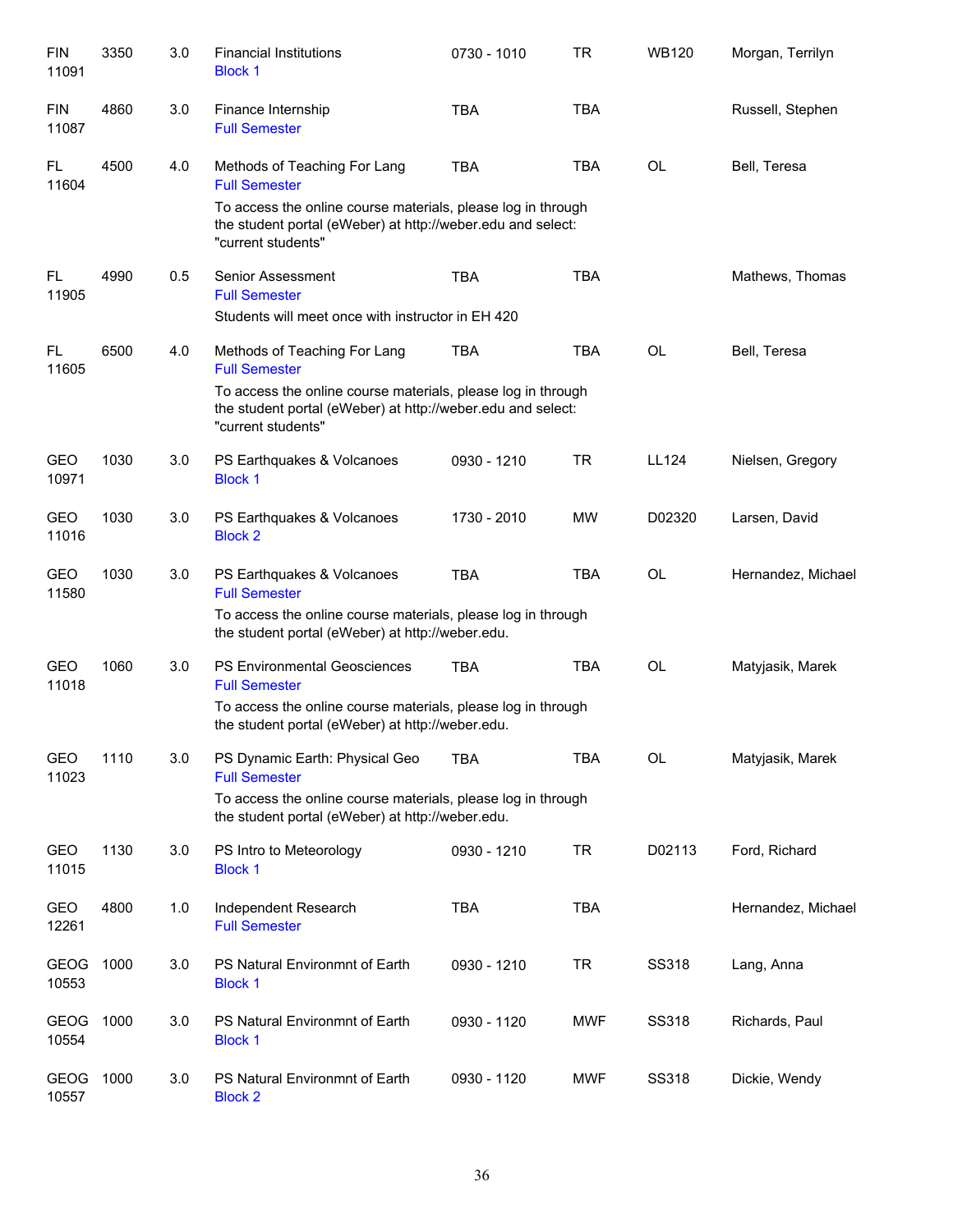| | | | | | | | |
|---|---|---|---|---|---|---|---|
| FIN 11091 | 3350 | 3.0 | Financial Institutions<br>Block 1 | 0730 - 1010 | TR | WB120 | Morgan, Terrilyn |
| FIN 11087 | 4860 | 3.0 | Finance Internship<br>Full Semester | TBA | TBA | | Russell, Stephen |
| FL 11604 | 4500 | 4.0 | Methods of Teaching For Lang<br>Full Semester<br>To access the online course materials, please log in through the student portal (eWeber) at http://weber.edu and select: "current students" | TBA | TBA | OL | Bell, Teresa |
| FL 11905 | 4990 | 0.5 | Senior Assessment<br>Full Semester<br>Students will meet once with instructor in EH 420 | TBA | TBA | | Mathews, Thomas |
| FL 11605 | 6500 | 4.0 | Methods of Teaching For Lang<br>Full Semester<br>To access the online course materials, please log in through the student portal (eWeber) at http://weber.edu and select: "current students" | TBA | TBA | OL | Bell, Teresa |
| GEO 10971 | 1030 | 3.0 | PS Earthquakes & Volcanoes<br>Block 1 | 0930 - 1210 | TR | LL124 | Nielsen, Gregory |
| GEO 11016 | 1030 | 3.0 | PS Earthquakes & Volcanoes<br>Block 2 | 1730 - 2010 | MW | D02320 | Larsen, David |
| GEO 11580 | 1030 | 3.0 | PS Earthquakes & Volcanoes<br>Full Semester<br>To access the online course materials, please log in through the student portal (eWeber) at http://weber.edu. | TBA | TBA | OL | Hernandez, Michael |
| GEO 11018 | 1060 | 3.0 | PS Environmental Geosciences<br>Full Semester<br>To access the online course materials, please log in through the student portal (eWeber) at http://weber.edu. | TBA | TBA | OL | Matyjasik, Marek |
| GEO 11023 | 1110 | 3.0 | PS Dynamic Earth: Physical Geo<br>Full Semester<br>To access the online course materials, please log in through the student portal (eWeber) at http://weber.edu. | TBA | TBA | OL | Matyjasik, Marek |
| GEO 11015 | 1130 | 3.0 | PS Intro to Meteorology<br>Block 1 | 0930 - 1210 | TR | D02113 | Ford, Richard |
| GEO 12261 | 4800 | 1.0 | Independent Research<br>Full Semester | TBA | TBA | | Hernandez, Michael |
| GEOG 10553 | 1000 | 3.0 | PS Natural Environmnt of Earth<br>Block 1 | 0930 - 1210 | TR | SS318 | Lang, Anna |
| GEOG 10554 | 1000 | 3.0 | PS Natural Environmnt of Earth<br>Block 1 | 0930 - 1120 | MWF | SS318 | Richards, Paul |
| GEOG 10557 | 1000 | 3.0 | PS Natural Environmnt of Earth<br>Block 2 | 0930 - 1120 | MWF | SS318 | Dickie, Wendy |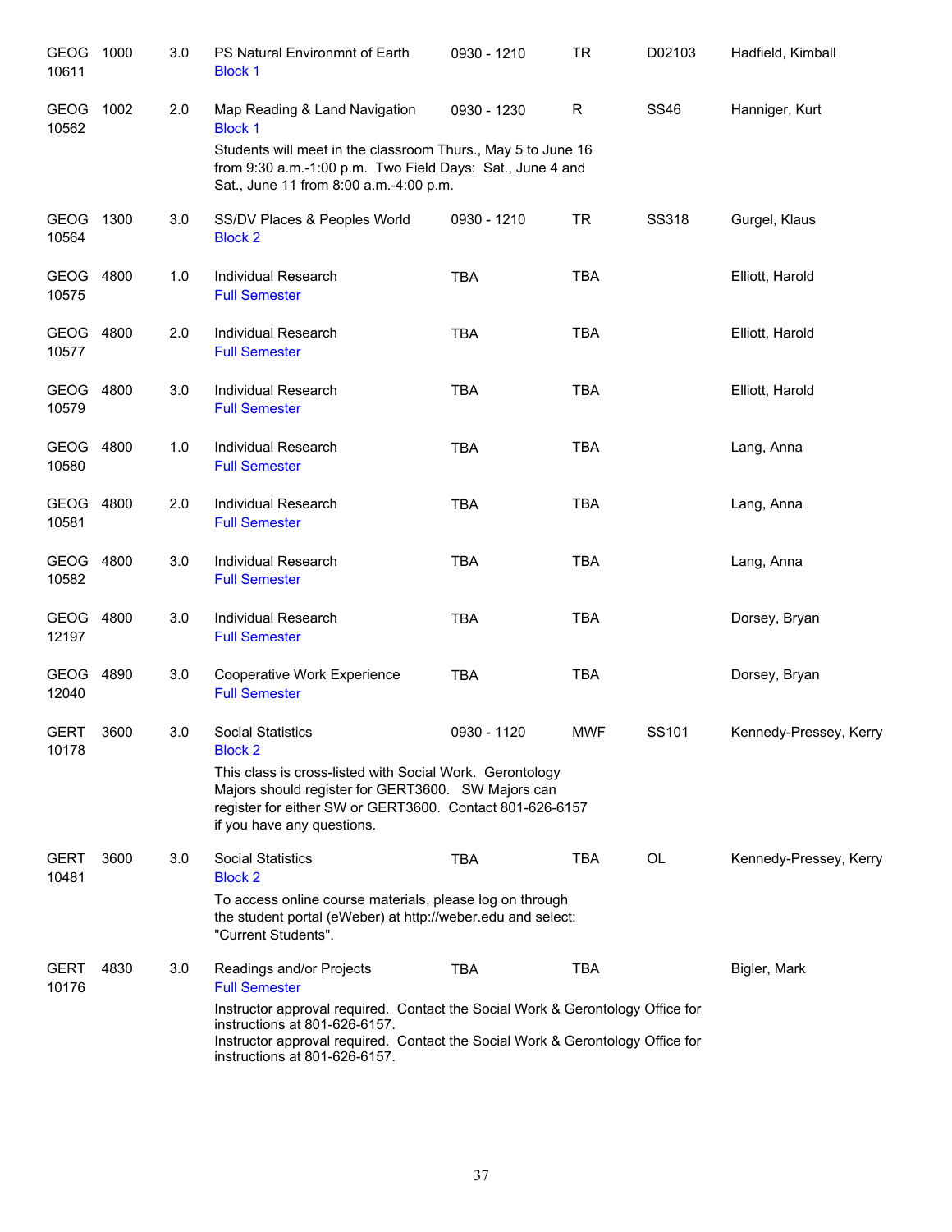| Subject / CRN | Course | Credits | Title | Time | Days | Room | Instructor |
|---|---|---|---|---|---|---|---|
| GEOG 10611 | 1000 | 3.0 | PS Natural Environmnt of Earth<br>Block 1 | 0930 - 1210 | TR | D02103 | Hadfield, Kimball |
| GEOG 10562 | 1002 | 2.0 | Map Reading & Land Navigation<br>Block 1<br>Students will meet in the classroom Thurs., May 5 to June 16 from 9:30 a.m.-1:00 p.m. Two Field Days: Sat., June 4 and Sat., June 11 from 8:00 a.m.-4:00 p.m. | 0930 - 1230 | R | SS46 | Hanniger, Kurt |
| GEOG 10564 | 1300 | 3.0 | SS/DV Places & Peoples World<br>Block 2 | 0930 - 1210 | TR | SS318 | Gurgel, Klaus |
| GEOG 10575 | 4800 | 1.0 | Individual Research<br>Full Semester | TBA | TBA | | Elliott, Harold |
| GEOG 10577 | 4800 | 2.0 | Individual Research<br>Full Semester | TBA | TBA | | Elliott, Harold |
| GEOG 10579 | 4800 | 3.0 | Individual Research<br>Full Semester | TBA | TBA | | Elliott, Harold |
| GEOG 10580 | 4800 | 1.0 | Individual Research<br>Full Semester | TBA | TBA | | Lang, Anna |
| GEOG 10581 | 4800 | 2.0 | Individual Research<br>Full Semester | TBA | TBA | | Lang, Anna |
| GEOG 10582 | 4800 | 3.0 | Individual Research<br>Full Semester | TBA | TBA | | Lang, Anna |
| GEOG 12197 | 4800 | 3.0 | Individual Research<br>Full Semester | TBA | TBA | | Dorsey, Bryan |
| GEOG 12040 | 4890 | 3.0 | Cooperative Work Experience<br>Full Semester | TBA | TBA | | Dorsey, Bryan |
| GERT 10178 | 3600 | 3.0 | Social Statistics<br>Block 2<br>This class is cross-listed with Social Work. Gerontology Majors should register for GERT3600. SW Majors can register for either SW or GERT3600. Contact 801-626-6157 if you have any questions. | 0930 - 1120 | MWF | SS101 | Kennedy-Pressey, Kerry |
| GERT 10481 | 3600 | 3.0 | Social Statistics<br>Block 2<br>To access online course materials, please log on through the student portal (eWeber) at http://weber.edu and select: "Current Students". | TBA | TBA | OL | Kennedy-Pressey, Kerry |
| GERT 10176 | 4830 | 3.0 | Readings and/or Projects<br>Full Semester<br>Instructor approval required. Contact the Social Work & Gerontology Office for instructions at 801-626-6157.<br>Instructor approval required. Contact the Social Work & Gerontology Office for instructions at 801-626-6157. | TBA | TBA | | Bigler, Mark |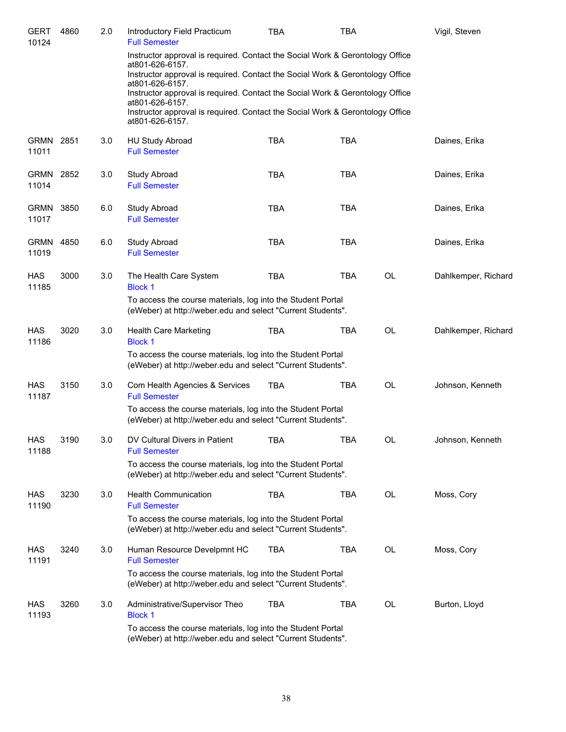| | | | | | | | |
|---|---|---|---|---|---|---|---|
| GERT 10124 | 4860 | 2.0 | Introductory Field Practicum<br>Full Semester | TBA | TBA | | Vigil, Steven |

Instructor approval is required. Contact the Social Work & Gerontology Office at801-626-6157.
Instructor approval is required. Contact the Social Work & Gerontology Office at801-626-6157.
Instructor approval is required. Contact the Social Work & Gerontology Office at801-626-6157.
Instructor approval is required. Contact the Social Work & Gerontology Office at801-626-6157.

| | | | | | | | |
|---|---|---|---|---|---|---|---|
| GRMN 11011 | 2851 | 3.0 | HU Study Abroad<br>Full Semester | TBA | TBA | | Daines, Erika |
| GRMN 11014 | 2852 | 3.0 | Study Abroad<br>Full Semester | TBA | TBA | | Daines, Erika |
| GRMN 11017 | 3850 | 6.0 | Study Abroad<br>Full Semester | TBA | TBA | | Daines, Erika |
| GRMN 11019 | 4850 | 6.0 | Study Abroad<br>Full Semester | TBA | TBA | | Daines, Erika |
| HAS 11185 | 3000 | 3.0 | The Health Care System<br>Block 1 | TBA | TBA | OL | Dahlkemper, Richard |

To access the course materials, log into the Student Portal (eWeber) at http://weber.edu and select "Current Students".

| | | | | | | | |
|---|---|---|---|---|---|---|---|
| HAS 11186 | 3020 | 3.0 | Health Care Marketing<br>Block 1 | TBA | TBA | OL | Dahlkemper, Richard |

To access the course materials, log into the Student Portal (eWeber) at http://weber.edu and select "Current Students".

| | | | | | | | |
|---|---|---|---|---|---|---|---|
| HAS 11187 | 3150 | 3.0 | Com Health Agencies & Services<br>Full Semester | TBA | TBA | OL | Johnson, Kenneth |

To access the course materials, log into the Student Portal (eWeber) at http://weber.edu and select "Current Students".

| | | | | | | | |
|---|---|---|---|---|---|---|---|
| HAS 11188 | 3190 | 3.0 | DV Cultural Divers in Patient<br>Full Semester | TBA | TBA | OL | Johnson, Kenneth |

To access the course materials, log into the Student Portal (eWeber) at http://weber.edu and select "Current Students".

| | | | | | | | |
|---|---|---|---|---|---|---|---|
| HAS 11190 | 3230 | 3.0 | Health Communication<br>Full Semester | TBA | TBA | OL | Moss, Cory |

To access the course materials, log into the Student Portal (eWeber) at http://weber.edu and select "Current Students".

| | | | | | | | |
|---|---|---|---|---|---|---|---|
| HAS 11191 | 3240 | 3.0 | Human Resource Develpmnt HC<br>Full Semester | TBA | TBA | OL | Moss, Cory |

To access the course materials, log into the Student Portal (eWeber) at http://weber.edu and select "Current Students".

| | | | | | | | |
|---|---|---|---|---|---|---|---|
| HAS 11193 | 3260 | 3.0 | Administrative/Supervisor Theo<br>Block 1 | TBA | TBA | OL | Burton, Lloyd |

To access the course materials, log into the Student Portal (eWeber) at http://weber.edu and select "Current Students".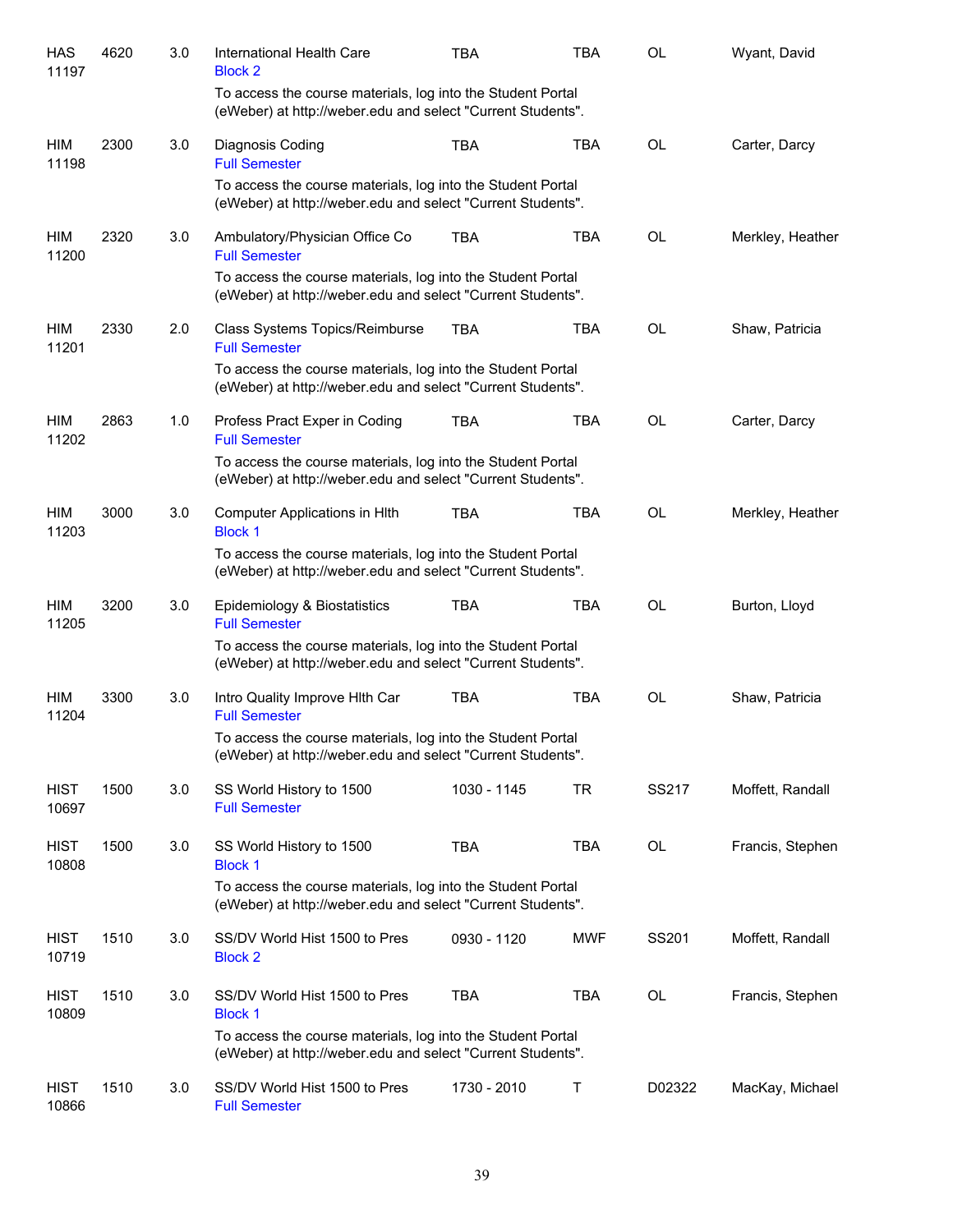| Subject | Course | Credits | Title | Time | Days | Room | Instructor |
|---|---|---|---|---|---|---|---|
| HAS 11197 | 4620 | 3.0 | International Health Care<br>Block 2<br>To access the course materials, log into the Student Portal (eWeber) at http://weber.edu and select "Current Students". | TBA | TBA | OL | Wyant, David |
| HIM 11198 | 2300 | 3.0 | Diagnosis Coding<br>Full Semester<br>To access the course materials, log into the Student Portal (eWeber) at http://weber.edu and select "Current Students". | TBA | TBA | OL | Carter, Darcy |
| HIM 11200 | 2320 | 3.0 | Ambulatory/Physician Office Co<br>Full Semester<br>To access the course materials, log into the Student Portal (eWeber) at http://weber.edu and select "Current Students". | TBA | TBA | OL | Merkley, Heather |
| HIM 11201 | 2330 | 2.0 | Class Systems Topics/Reimburse<br>Full Semester<br>To access the course materials, log into the Student Portal (eWeber) at http://weber.edu and select "Current Students". | TBA | TBA | OL | Shaw, Patricia |
| HIM 11202 | 2863 | 1.0 | Profess Pract Exper in Coding<br>Full Semester<br>To access the course materials, log into the Student Portal (eWeber) at http://weber.edu and select "Current Students". | TBA | TBA | OL | Carter, Darcy |
| HIM 11203 | 3000 | 3.0 | Computer Applications in Hlth<br>Block 1<br>To access the course materials, log into the Student Portal (eWeber) at http://weber.edu and select "Current Students". | TBA | TBA | OL | Merkley, Heather |
| HIM 11205 | 3200 | 3.0 | Epidemiology & Biostatistics<br>Full Semester<br>To access the course materials, log into the Student Portal (eWeber) at http://weber.edu and select "Current Students". | TBA | TBA | OL | Burton, Lloyd |
| HIM 11204 | 3300 | 3.0 | Intro Quality Improve Hlth Car<br>Full Semester<br>To access the course materials, log into the Student Portal (eWeber) at http://weber.edu and select "Current Students". | TBA | TBA | OL | Shaw, Patricia |
| HIST 10697 | 1500 | 3.0 | SS World History to 1500<br>Full Semester | 1030 - 1145 | TR | SS217 | Moffett, Randall |
| HIST 10808 | 1500 | 3.0 | SS World History to 1500<br>Block 1<br>To access the course materials, log into the Student Portal (eWeber) at http://weber.edu and select "Current Students". | TBA | TBA | OL | Francis, Stephen |
| HIST 10719 | 1510 | 3.0 | SS/DV World Hist 1500 to Pres<br>Block 2 | 0930 - 1120 | MWF | SS201 | Moffett, Randall |
| HIST 10809 | 1510 | 3.0 | SS/DV World Hist 1500 to Pres<br>Block 1<br>To access the course materials, log into the Student Portal (eWeber) at http://weber.edu and select "Current Students". | TBA | TBA | OL | Francis, Stephen |
| HIST 10866 | 1510 | 3.0 | SS/DV World Hist 1500 to Pres<br>Full Semester | 1730 - 2010 | T | D02322 | MacKay, Michael |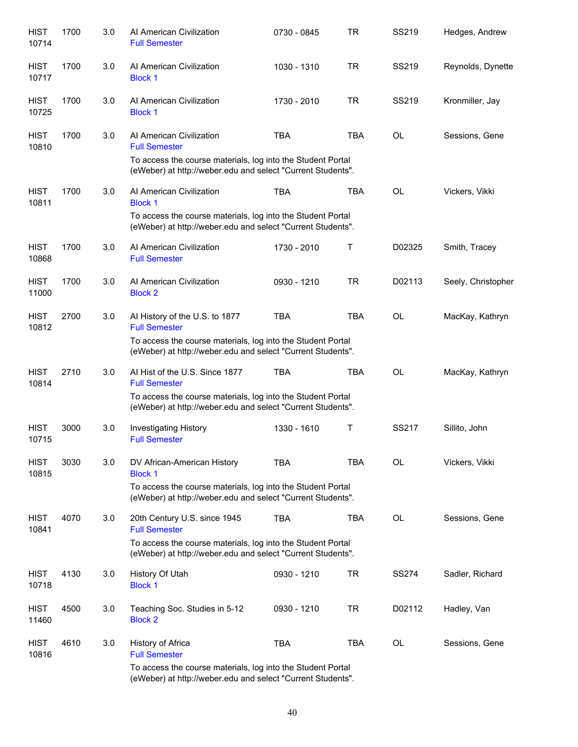| | | | | | | | |
|---|---|---|---|---|---|---|---|
| HIST 10714 | 1700 | 3.0 | AI American Civilization<br>Full Semester | 0730 - 0845 | TR | SS219 | Hedges, Andrew |
| HIST 10717 | 1700 | 3.0 | AI American Civilization<br>Block 1 | 1030 - 1310 | TR | SS219 | Reynolds, Dynette |
| HIST 10725 | 1700 | 3.0 | AI American Civilization<br>Block 1 | 1730 - 2010 | TR | SS219 | Kronmiller, Jay |
| HIST 10810 | 1700 | 3.0 | AI American Civilization<br>Full Semester<br>To access the course materials, log into the Student Portal (eWeber) at http://weber.edu and select "Current Students". | TBA | TBA | OL | Sessions, Gene |
| HIST 10811 | 1700 | 3.0 | AI American Civilization<br>Block 1<br>To access the course materials, log into the Student Portal (eWeber) at http://weber.edu and select "Current Students". | TBA | TBA | OL | Vickers, Vikki |
| HIST 10868 | 1700 | 3.0 | AI American Civilization<br>Full Semester | 1730 - 2010 | T | D02325 | Smith, Tracey |
| HIST 11000 | 1700 | 3.0 | AI American Civilization<br>Block 2 | 0930 - 1210 | TR | D02113 | Seely, Christopher |
| HIST 10812 | 2700 | 3.0 | AI History of the U.S. to 1877<br>Full Semester<br>To access the course materials, log into the Student Portal (eWeber) at http://weber.edu and select "Current Students". | TBA | TBA | OL | MacKay, Kathryn |
| HIST 10814 | 2710 | 3.0 | AI Hist of the U.S. Since 1877<br>Full Semester<br>To access the course materials, log into the Student Portal (eWeber) at http://weber.edu and select "Current Students". | TBA | TBA | OL | MacKay, Kathryn |
| HIST 10715 | 3000 | 3.0 | Investigating History<br>Full Semester | 1330 - 1610 | T | SS217 | Sillito, John |
| HIST 10815 | 3030 | 3.0 | DV African-American History<br>Block 1<br>To access the course materials, log into the Student Portal (eWeber) at http://weber.edu and select "Current Students". | TBA | TBA | OL | Vickers, Vikki |
| HIST 10841 | 4070 | 3.0 | 20th Century U.S. since 1945<br>Full Semester<br>To access the course materials, log into the Student Portal (eWeber) at http://weber.edu and select "Current Students". | TBA | TBA | OL | Sessions, Gene |
| HIST 10718 | 4130 | 3.0 | History Of Utah<br>Block 1 | 0930 - 1210 | TR | SS274 | Sadler, Richard |
| HIST 11460 | 4500 | 3.0 | Teaching Soc. Studies in 5-12<br>Block 2 | 0930 - 1210 | TR | D02112 | Hadley, Van |
| HIST 10816 | 4610 | 3.0 | History of Africa<br>Full Semester<br>To access the course materials, log into the Student Portal (eWeber) at http://weber.edu and select "Current Students". | TBA | TBA | OL | Sessions, Gene |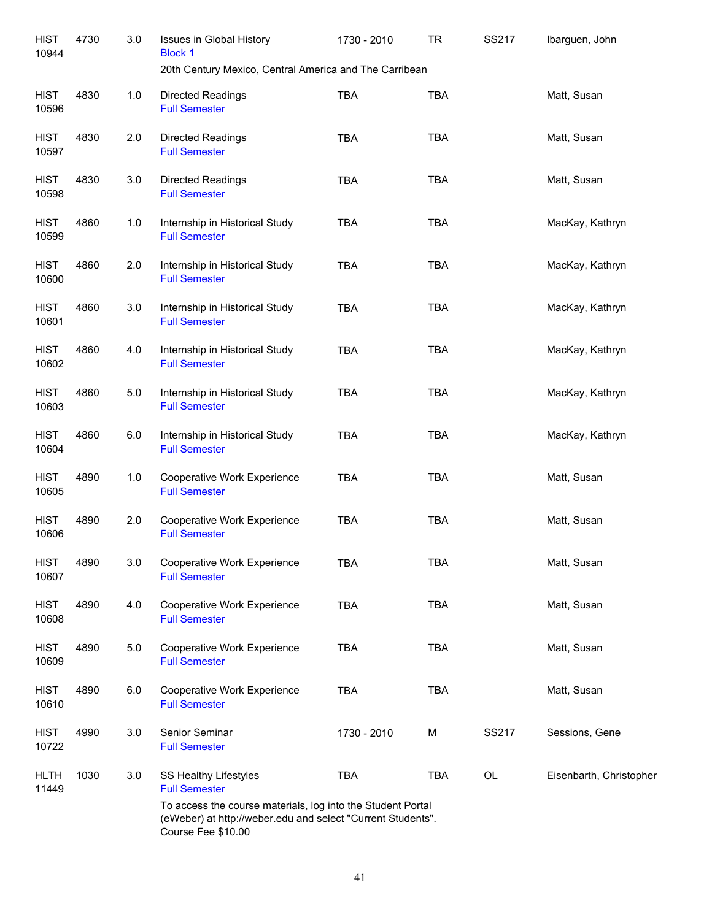| | | | | | | | |
|---|---|---|---|---|---|---|---|
| HIST 10944 | 4730 | 3.0 | Issues in Global History<br>Block 1<br>20th Century Mexico, Central America and The Carribean | 1730 - 2010 | TR | SS217 | Ibarguen, John |
| HIST 10596 | 4830 | 1.0 | Directed Readings<br>Full Semester | TBA | TBA | | Matt, Susan |
| HIST 10597 | 4830 | 2.0 | Directed Readings<br>Full Semester | TBA | TBA | | Matt, Susan |
| HIST 10598 | 4830 | 3.0 | Directed Readings<br>Full Semester | TBA | TBA | | Matt, Susan |
| HIST 10599 | 4860 | 1.0 | Internship in Historical Study<br>Full Semester | TBA | TBA | | MacKay, Kathryn |
| HIST 10600 | 4860 | 2.0 | Internship in Historical Study<br>Full Semester | TBA | TBA | | MacKay, Kathryn |
| HIST 10601 | 4860 | 3.0 | Internship in Historical Study<br>Full Semester | TBA | TBA | | MacKay, Kathryn |
| HIST 10602 | 4860 | 4.0 | Internship in Historical Study<br>Full Semester | TBA | TBA | | MacKay, Kathryn |
| HIST 10603 | 4860 | 5.0 | Internship in Historical Study<br>Full Semester | TBA | TBA | | MacKay, Kathryn |
| HIST 10604 | 4860 | 6.0 | Internship in Historical Study<br>Full Semester | TBA | TBA | | MacKay, Kathryn |
| HIST 10605 | 4890 | 1.0 | Cooperative Work Experience<br>Full Semester | TBA | TBA | | Matt, Susan |
| HIST 10606 | 4890 | 2.0 | Cooperative Work Experience<br>Full Semester | TBA | TBA | | Matt, Susan |
| HIST 10607 | 4890 | 3.0 | Cooperative Work Experience<br>Full Semester | TBA | TBA | | Matt, Susan |
| HIST 10608 | 4890 | 4.0 | Cooperative Work Experience<br>Full Semester | TBA | TBA | | Matt, Susan |
| HIST 10609 | 4890 | 5.0 | Cooperative Work Experience<br>Full Semester | TBA | TBA | | Matt, Susan |
| HIST 10610 | 4890 | 6.0 | Cooperative Work Experience<br>Full Semester | TBA | TBA | | Matt, Susan |
| HIST 10722 | 4990 | 3.0 | Senior Seminar<br>Full Semester | 1730 - 2010 | M | SS217 | Sessions, Gene |
| HLTH 11449 | 1030 | 3.0 | SS Healthy Lifestyles<br>Full Semester<br>To access the course materials, log into the Student Portal (eWeber) at http://weber.edu and select "Current Students". Course Fee $10.00 | TBA | TBA | OL | Eisenbarth, Christopher |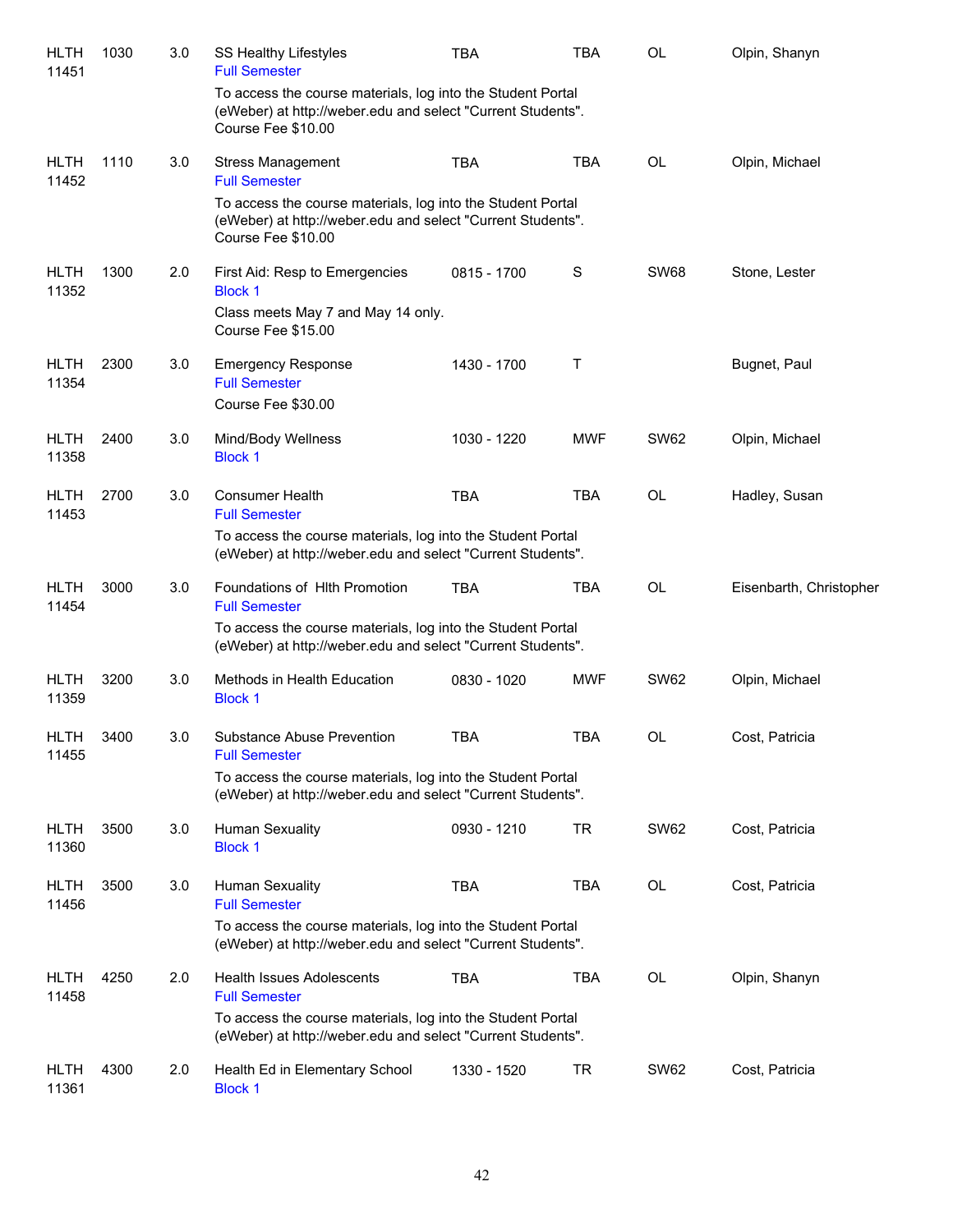| Subject/CRN | Course | Credits | Title | Time | Days | Room | Instructor |
|---|---|---|---|---|---|---|---|
| HLTH 11451 | 1030 | 3.0 | SS Healthy Lifestyles<br>Full Semester<br>To access the course materials, log into the Student Portal (eWeber) at http://weber.edu and select "Current Students".<br>Course Fee $10.00 | TBA | TBA | OL | Olpin, Shanyn |
| HLTH 11452 | 1110 | 3.0 | Stress Management<br>Full Semester<br>To access the course materials, log into the Student Portal (eWeber) at http://weber.edu and select "Current Students".<br>Course Fee $10.00 | TBA | TBA | OL | Olpin, Michael |
| HLTH 11352 | 1300 | 2.0 | First Aid: Resp to Emergencies<br>Block 1<br>Class meets May 7 and May 14 only.<br>Course Fee $15.00 | 0815 - 1700 | S | SW68 | Stone, Lester |
| HLTH 11354 | 2300 | 3.0 | Emergency Response<br>Full Semester<br>Course Fee $30.00 | 1430 - 1700 | T | | Bugnet, Paul |
| HLTH 11358 | 2400 | 3.0 | Mind/Body Wellness<br>Block 1 | 1030 - 1220 | MWF | SW62 | Olpin, Michael |
| HLTH 11453 | 2700 | 3.0 | Consumer Health<br>Full Semester<br>To access the course materials, log into the Student Portal (eWeber) at http://weber.edu and select "Current Students". | TBA | TBA | OL | Hadley, Susan |
| HLTH 11454 | 3000 | 3.0 | Foundations of Hlth Promotion<br>Full Semester<br>To access the course materials, log into the Student Portal (eWeber) at http://weber.edu and select "Current Students". | TBA | TBA | OL | Eisenbarth, Christopher |
| HLTH 11359 | 3200 | 3.0 | Methods in Health Education<br>Block 1 | 0830 - 1020 | MWF | SW62 | Olpin, Michael |
| HLTH 11455 | 3400 | 3.0 | Substance Abuse Prevention<br>Full Semester<br>To access the course materials, log into the Student Portal (eWeber) at http://weber.edu and select "Current Students". | TBA | TBA | OL | Cost, Patricia |
| HLTH 11360 | 3500 | 3.0 | Human Sexuality<br>Block 1 | 0930 - 1210 | TR | SW62 | Cost, Patricia |
| HLTH 11456 | 3500 | 3.0 | Human Sexuality<br>Full Semester<br>To access the course materials, log into the Student Portal (eWeber) at http://weber.edu and select "Current Students". | TBA | TBA | OL | Cost, Patricia |
| HLTH 11458 | 4250 | 2.0 | Health Issues Adolescents<br>Full Semester<br>To access the course materials, log into the Student Portal (eWeber) at http://weber.edu and select "Current Students". | TBA | TBA | OL | Olpin, Shanyn |
| HLTH 11361 | 4300 | 2.0 | Health Ed in Elementary School<br>Block 1 | 1330 - 1520 | TR | SW62 | Cost, Patricia |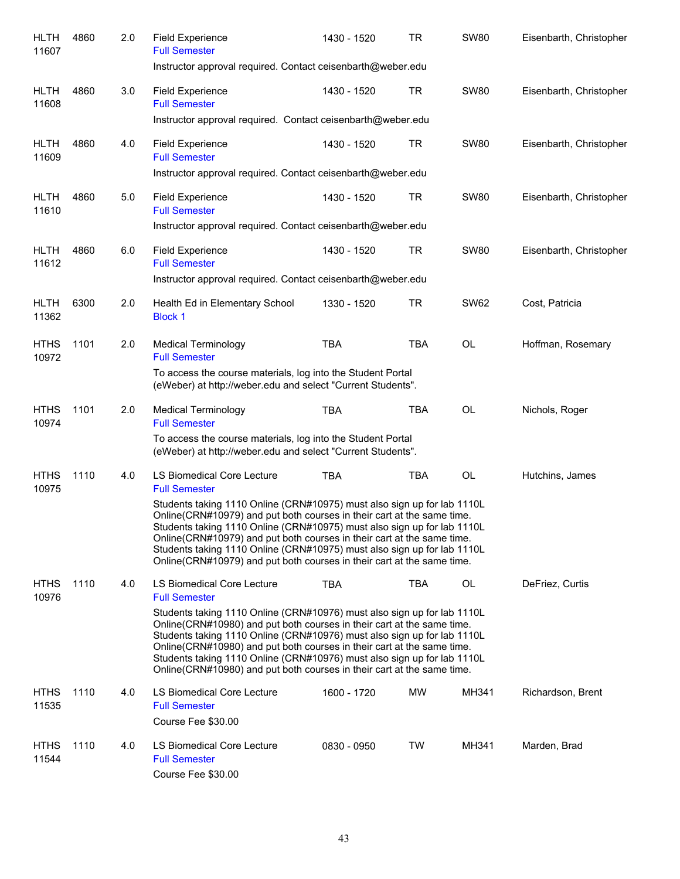| Subject / CRN | Course | Credits | Title / Notes | Time | Days | Room | Instructor |
|---|---|---|---|---|---|---|---|
| HLTH 11607 | 4860 | 2.0 | Field Experience<br>Full Semester<br>Instructor approval required. Contact ceisenbarth@weber.edu | 1430 - 1520 | TR | SW80 | Eisenbarth, Christopher |
| HLTH 11608 | 4860 | 3.0 | Field Experience<br>Full Semester<br>Instructor approval required. Contact ceisenbarth@weber.edu | 1430 - 1520 | TR | SW80 | Eisenbarth, Christopher |
| HLTH 11609 | 4860 | 4.0 | Field Experience<br>Full Semester<br>Instructor approval required. Contact ceisenbarth@weber.edu | 1430 - 1520 | TR | SW80 | Eisenbarth, Christopher |
| HLTH 11610 | 4860 | 5.0 | Field Experience<br>Full Semester<br>Instructor approval required. Contact ceisenbarth@weber.edu | 1430 - 1520 | TR | SW80 | Eisenbarth, Christopher |
| HLTH 11612 | 4860 | 6.0 | Field Experience<br>Full Semester<br>Instructor approval required. Contact ceisenbarth@weber.edu | 1430 - 1520 | TR | SW80 | Eisenbarth, Christopher |
| HLTH 11362 | 6300 | 2.0 | Health Ed in Elementary School<br>Block 1 | 1330 - 1520 | TR | SW62 | Cost, Patricia |
| HTHS 10972 | 1101 | 2.0 | Medical Terminology<br>Full Semester<br>To access the course materials, log into the Student Portal (eWeber) at http://weber.edu and select "Current Students". | TBA | TBA | OL | Hoffman, Rosemary |
| HTHS 10974 | 1101 | 2.0 | Medical Terminology<br>Full Semester<br>To access the course materials, log into the Student Portal (eWeber) at http://weber.edu and select "Current Students". | TBA | TBA | OL | Nichols, Roger |
| HTHS 10975 | 1110 | 4.0 | LS Biomedical Core Lecture<br>Full Semester<br>Students taking 1110 Online (CRN#10975) must also sign up for lab 1110L Online(CRN#10979) and put both courses in their cart at the same time. Students taking 1110 Online (CRN#10975) must also sign up for lab 1110L Online(CRN#10979) and put both courses in their cart at the same time. Students taking 1110 Online (CRN#10975) must also sign up for lab 1110L Online(CRN#10979) and put both courses in their cart at the same time. | TBA | TBA | OL | Hutchins, James |
| HTHS 10976 | 1110 | 4.0 | LS Biomedical Core Lecture<br>Full Semester<br>Students taking 1110 Online (CRN#10976) must also sign up for lab 1110L Online(CRN#10980) and put both courses in their cart at the same time. Students taking 1110 Online (CRN#10976) must also sign up for lab 1110L Online(CRN#10980) and put both courses in their cart at the same time. Students taking 1110 Online (CRN#10976) must also sign up for lab 1110L Online(CRN#10980) and put both courses in their cart at the same time. | TBA | TBA | OL | DeFriez, Curtis |
| HTHS 11535 | 1110 | 4.0 | LS Biomedical Core Lecture<br>Full Semester<br>Course Fee $30.00 | 1600 - 1720 | MW | MH341 | Richardson, Brent |
| HTHS 11544 | 1110 | 4.0 | LS Biomedical Core Lecture<br>Full Semester<br>Course Fee $30.00 | 0830 - 0950 | TW | MH341 | Marden, Brad |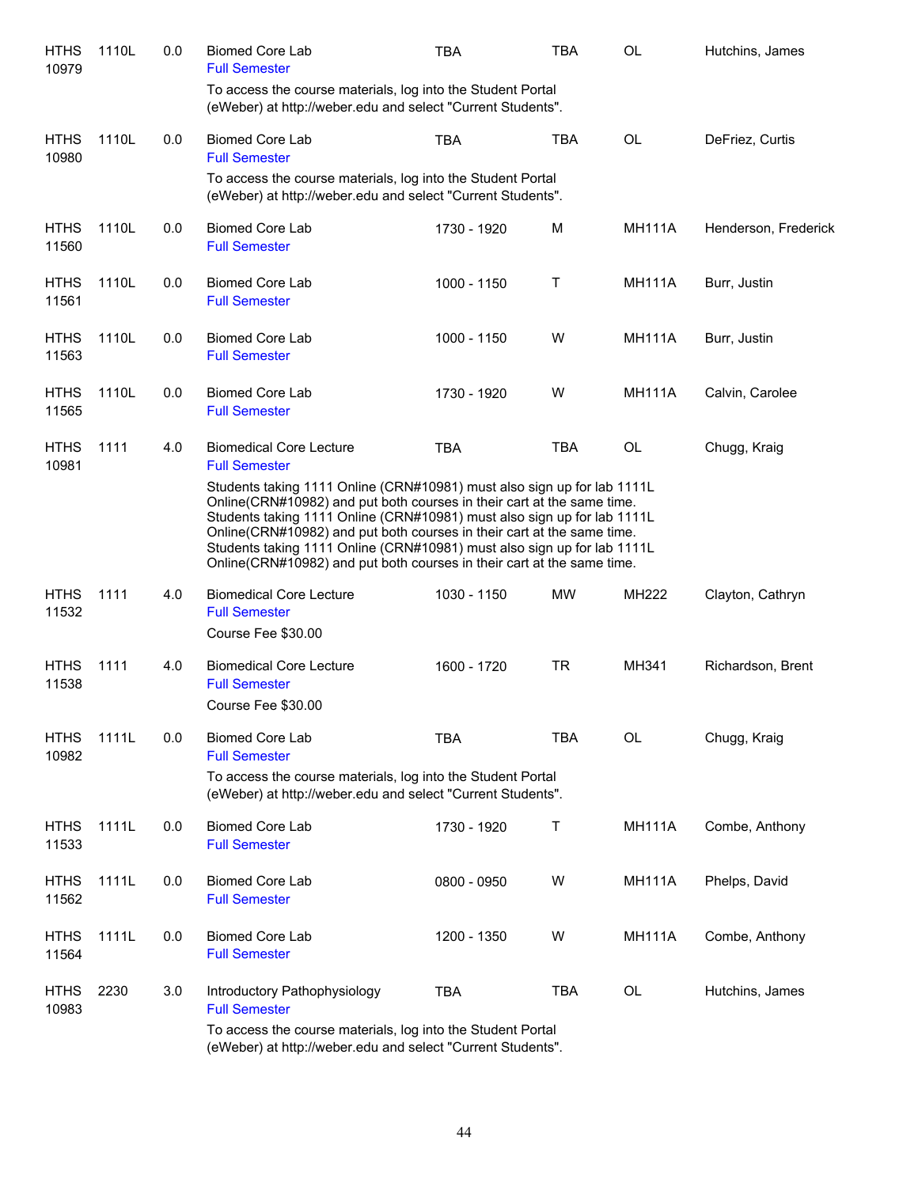| | | | | | | | |
|---|---|---|---|---|---|---|---|
| HTHS 10979 | 1110L | 0.0 | Biomed Core Lab<br>Full Semester<br>To access the course materials, log into the Student Portal (eWeber) at http://weber.edu and select "Current Students". | TBA | TBA | OL | Hutchins, James |
| HTHS 10980 | 1110L | 0.0 | Biomed Core Lab<br>Full Semester<br>To access the course materials, log into the Student Portal (eWeber) at http://weber.edu and select "Current Students". | TBA | TBA | OL | DeFriez, Curtis |
| HTHS 11560 | 1110L | 0.0 | Biomed Core Lab<br>Full Semester | 1730 - 1920 | M | MH111A | Henderson, Frederick |
| HTHS 11561 | 1110L | 0.0 | Biomed Core Lab<br>Full Semester | 1000 - 1150 | T | MH111A | Burr, Justin |
| HTHS 11563 | 1110L | 0.0 | Biomed Core Lab<br>Full Semester | 1000 - 1150 | W | MH111A | Burr, Justin |
| HTHS 11565 | 1110L | 0.0 | Biomed Core Lab<br>Full Semester | 1730 - 1920 | W | MH111A | Calvin, Carolee |
| HTHS 10981 | 1111 | 4.0 | Biomedical Core Lecture<br>Full Semester<br>Students taking 1111 Online (CRN#10981) must also sign up for lab 1111L Online(CRN#10982) and put both courses in their cart at the same time. Students taking 1111 Online (CRN#10981) must also sign up for lab 1111L Online(CRN#10982) and put both courses in their cart at the same time. Students taking 1111 Online (CRN#10981) must also sign up for lab 1111L Online(CRN#10982) and put both courses in their cart at the same time. | TBA | TBA | OL | Chugg, Kraig |
| HTHS 11532 | 1111 | 4.0 | Biomedical Core Lecture<br>Full Semester<br>Course Fee $30.00 | 1030 - 1150 | MW | MH222 | Clayton, Cathryn |
| HTHS 11538 | 1111 | 4.0 | Biomedical Core Lecture<br>Full Semester<br>Course Fee $30.00 | 1600 - 1720 | TR | MH341 | Richardson, Brent |
| HTHS 10982 | 1111L | 0.0 | Biomed Core Lab<br>Full Semester<br>To access the course materials, log into the Student Portal (eWeber) at http://weber.edu and select "Current Students". | TBA | TBA | OL | Chugg, Kraig |
| HTHS 11533 | 1111L | 0.0 | Biomed Core Lab<br>Full Semester | 1730 - 1920 | T | MH111A | Combe, Anthony |
| HTHS 11562 | 1111L | 0.0 | Biomed Core Lab<br>Full Semester | 0800 - 0950 | W | MH111A | Phelps, David |
| HTHS 11564 | 1111L | 0.0 | Biomed Core Lab<br>Full Semester | 1200 - 1350 | W | MH111A | Combe, Anthony |
| HTHS 10983 | 2230 | 3.0 | Introductory Pathophysiology<br>Full Semester<br>To access the course materials, log into the Student Portal (eWeber) at http://weber.edu and select "Current Students". | TBA | TBA | OL | Hutchins, James |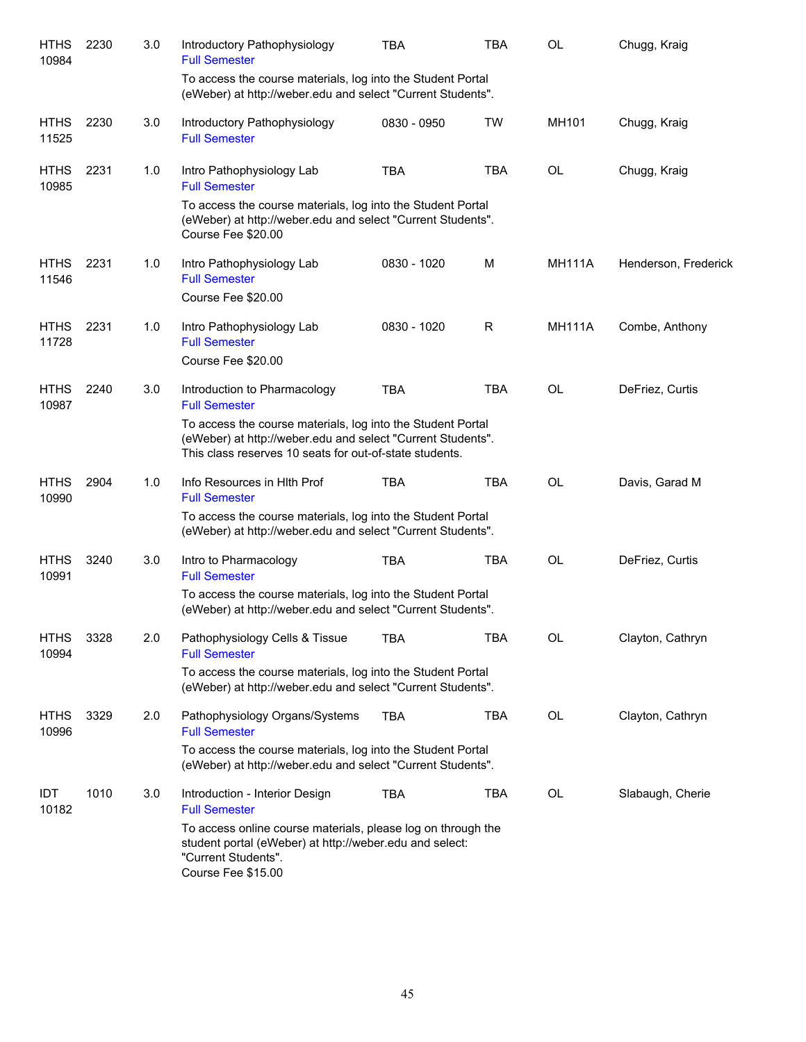| | | | | | | | |
|---|---|---|---|---|---|---|---|
| HTHS 10984 | 2230 | 3.0 | Introductory Pathophysiology<br>Full Semester<br>To access the course materials, log into the Student Portal (eWeber) at http://weber.edu and select "Current Students". | TBA | TBA | OL | Chugg, Kraig |
| HTHS 11525 | 2230 | 3.0 | Introductory Pathophysiology<br>Full Semester | 0830 - 0950 | TW | MH101 | Chugg, Kraig |
| HTHS 10985 | 2231 | 1.0 | Intro Pathophysiology Lab<br>Full Semester<br>To access the course materials, log into the Student Portal (eWeber) at http://weber.edu and select "Current Students".<br>Course Fee $20.00 | TBA | TBA | OL | Chugg, Kraig |
| HTHS 11546 | 2231 | 1.0 | Intro Pathophysiology Lab<br>Full Semester<br>Course Fee $20.00 | 0830 - 1020 | M | MH111A | Henderson, Frederick |
| HTHS 11728 | 2231 | 1.0 | Intro Pathophysiology Lab<br>Full Semester<br>Course Fee $20.00 | 0830 - 1020 | R | MH111A | Combe, Anthony |
| HTHS 10987 | 2240 | 3.0 | Introduction to Pharmacology<br>Full Semester<br>To access the course materials, log into the Student Portal (eWeber) at http://weber.edu and select "Current Students".<br>This class reserves 10 seats for out-of-state students. | TBA | TBA | OL | DeFriez, Curtis |
| HTHS 10990 | 2904 | 1.0 | Info Resources in Hlth Prof<br>Full Semester<br>To access the course materials, log into the Student Portal (eWeber) at http://weber.edu and select "Current Students". | TBA | TBA | OL | Davis, Garad M |
| HTHS 10991 | 3240 | 3.0 | Intro to Pharmacology<br>Full Semester<br>To access the course materials, log into the Student Portal (eWeber) at http://weber.edu and select "Current Students". | TBA | TBA | OL | DeFriez, Curtis |
| HTHS 10994 | 3328 | 2.0 | Pathophysiology Cells & Tissue<br>Full Semester<br>To access the course materials, log into the Student Portal (eWeber) at http://weber.edu and select "Current Students". | TBA | TBA | OL | Clayton, Cathryn |
| HTHS 10996 | 3329 | 2.0 | Pathophysiology Organs/Systems<br>Full Semester<br>To access the course materials, log into the Student Portal (eWeber) at http://weber.edu and select "Current Students". | TBA | TBA | OL | Clayton, Cathryn |
| IDT 10182 | 1010 | 3.0 | Introduction - Interior Design<br>Full Semester<br>To access online course materials, please log on through the student portal (eWeber) at http://weber.edu and select: "Current Students".<br>Course Fee $15.00 | TBA | TBA | OL | Slabaugh, Cherie |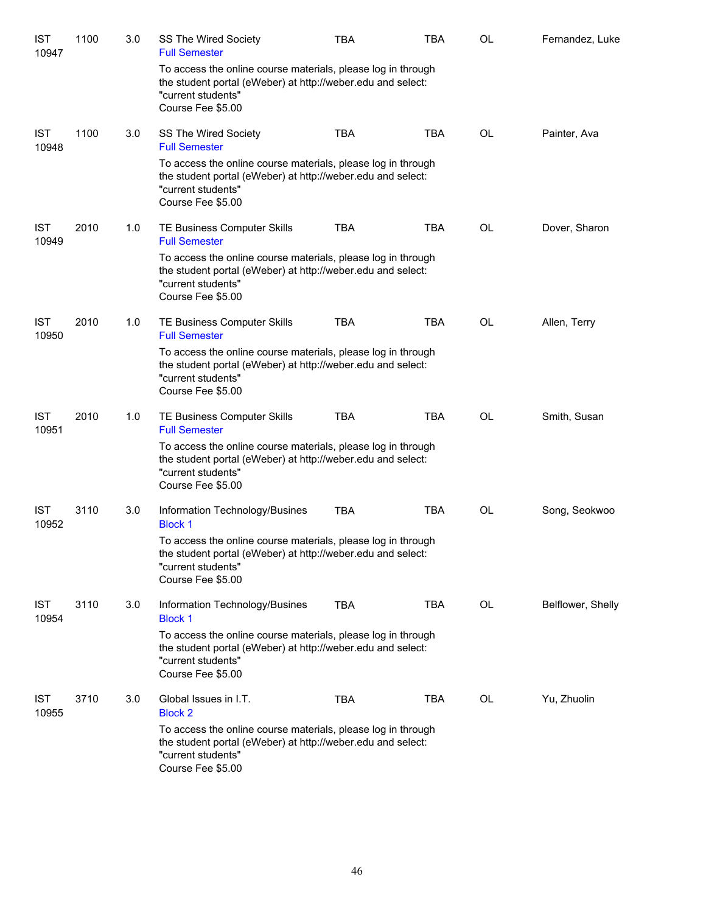| | | | | | | | |
|---|---|---|---|---|---|---|---|
| IST 10947 | 1100 | 3.0 | SS The Wired Society<br>Full Semester<br>To access the online course materials, please log in through the student portal (eWeber) at http://weber.edu and select: "current students"<br>Course Fee $5.00 | TBA | TBA | OL | Fernandez, Luke |
| IST 10948 | 1100 | 3.0 | SS The Wired Society<br>Full Semester<br>To access the online course materials, please log in through the student portal (eWeber) at http://weber.edu and select: "current students"<br>Course Fee $5.00 | TBA | TBA | OL | Painter, Ava |
| IST 10949 | 2010 | 1.0 | TE Business Computer Skills<br>Full Semester<br>To access the online course materials, please log in through the student portal (eWeber) at http://weber.edu and select: "current students"<br>Course Fee $5.00 | TBA | TBA | OL | Dover, Sharon |
| IST 10950 | 2010 | 1.0 | TE Business Computer Skills<br>Full Semester<br>To access the online course materials, please log in through the student portal (eWeber) at http://weber.edu and select: "current students"<br>Course Fee $5.00 | TBA | TBA | OL | Allen, Terry |
| IST 10951 | 2010 | 1.0 | TE Business Computer Skills<br>Full Semester<br>To access the online course materials, please log in through the student portal (eWeber) at http://weber.edu and select: "current students"<br>Course Fee $5.00 | TBA | TBA | OL | Smith, Susan |
| IST 10952 | 3110 | 3.0 | Information Technology/Busines<br>Block 1<br>To access the online course materials, please log in through the student portal (eWeber) at http://weber.edu and select: "current students"<br>Course Fee $5.00 | TBA | TBA | OL | Song, Seokwoo |
| IST 10954 | 3110 | 3.0 | Information Technology/Busines<br>Block 1<br>To access the online course materials, please log in through the student portal (eWeber) at http://weber.edu and select: "current students"<br>Course Fee $5.00 | TBA | TBA | OL | Belflower, Shelly |
| IST 10955 | 3710 | 3.0 | Global Issues in I.T.<br>Block 2<br>To access the online course materials, please log in through the student portal (eWeber) at http://weber.edu and select: "current students"<br>Course Fee $5.00 | TBA | TBA | OL | Yu, Zhuolin |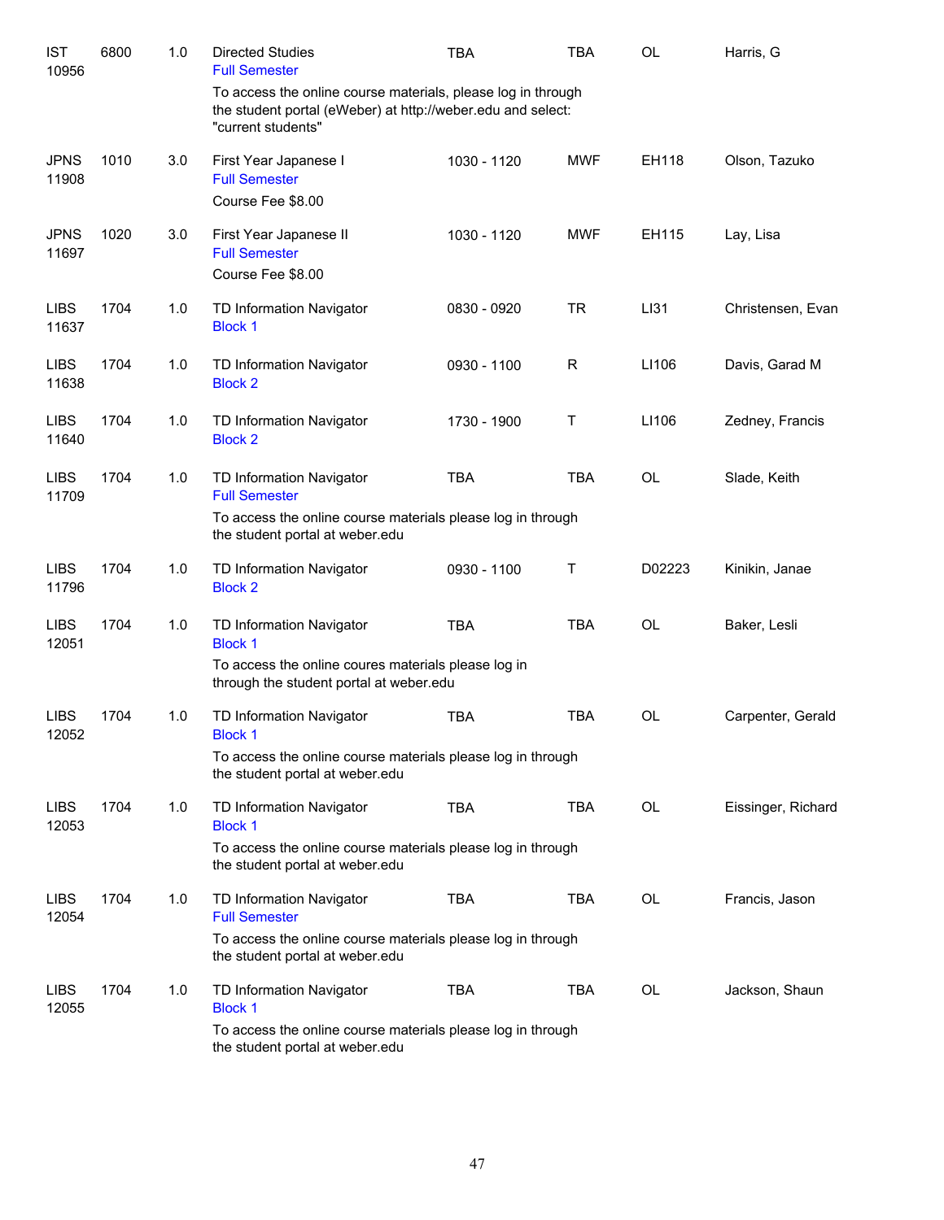| | | | | | | | |
|---|---|---|---|---|---|---|---|
| IST 10956 | 6800 | 1.0 | Directed Studies<br>Full Semester<br>To access the online course materials, please log in through the student portal (eWeber) at http://weber.edu and select: "current students" | TBA | TBA | OL | Harris, G |
| JPNS 11908 | 1010 | 3.0 | First Year Japanese I<br>Full Semester<br>Course Fee $8.00 | 1030 - 1120 | MWF | EH118 | Olson, Tazuko |
| JPNS 11697 | 1020 | 3.0 | First Year Japanese II<br>Full Semester<br>Course Fee $8.00 | 1030 - 1120 | MWF | EH115 | Lay, Lisa |
| LIBS 11637 | 1704 | 1.0 | TD Information Navigator<br>Block 1 | 0830 - 0920 | TR | LI31 | Christensen, Evan |
| LIBS 11638 | 1704 | 1.0 | TD Information Navigator<br>Block 2 | 0930 - 1100 | R | LI106 | Davis, Garad M |
| LIBS 11640 | 1704 | 1.0 | TD Information Navigator<br>Block 2 | 1730 - 1900 | T | LI106 | Zedney, Francis |
| LIBS 11709 | 1704 | 1.0 | TD Information Navigator<br>Full Semester<br>To access the online course materials please log in through the student portal at weber.edu | TBA | TBA | OL | Slade, Keith |
| LIBS 11796 | 1704 | 1.0 | TD Information Navigator<br>Block 2 | 0930 - 1100 | T | D02223 | Kinikin, Janae |
| LIBS 12051 | 1704 | 1.0 | TD Information Navigator<br>Block 1<br>To access the online coures materials please log in through the student portal at weber.edu | TBA | TBA | OL | Baker, Lesli |
| LIBS 12052 | 1704 | 1.0 | TD Information Navigator<br>Block 1<br>To access the online course materials please log in through the student portal at weber.edu | TBA | TBA | OL | Carpenter, Gerald |
| LIBS 12053 | 1704 | 1.0 | TD Information Navigator<br>Block 1<br>To access the online course materials please log in through the student portal at weber.edu | TBA | TBA | OL | Eissinger, Richard |
| LIBS 12054 | 1704 | 1.0 | TD Information Navigator<br>Full Semester<br>To access the online course materials please log in through the student portal at weber.edu | TBA | TBA | OL | Francis, Jason |
| LIBS 12055 | 1704 | 1.0 | TD Information Navigator<br>Block 1<br>To access the online course materials please log in through the student portal at weber.edu | TBA | TBA | OL | Jackson, Shaun |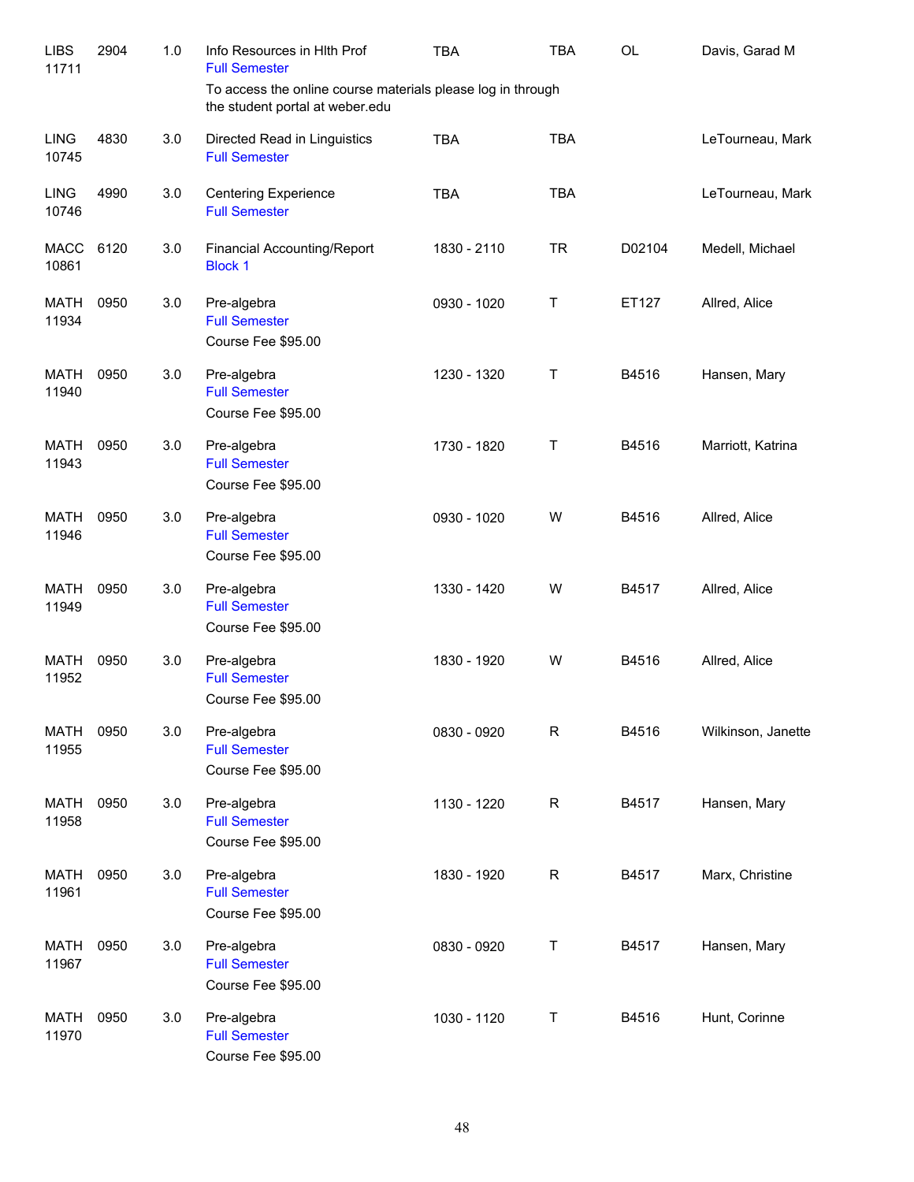| Subject / CRN | Course | Credits | Title | Time | Days | Room | Instructor |
|---|---|---|---|---|---|---|---|
| LIBS 11711 | 2904 | 1.0 | Info Resources in Hlth Prof<br>Full Semester<br>To access the online course materials please log in through the student portal at weber.edu | TBA | TBA | OL | Davis, Garad M |
| LING 10745 | 4830 | 3.0 | Directed Read in Linguistics<br>Full Semester | TBA | TBA | | LeTourneau, Mark |
| LING 10746 | 4990 | 3.0 | Centering Experience<br>Full Semester | TBA | TBA | | LeTourneau, Mark |
| MACC 10861 | 6120 | 3.0 | Financial Accounting/Report<br>Block 1 | 1830 - 2110 | TR | D02104 | Medell, Michael |
| MATH 11934 | 0950 | 3.0 | Pre-algebra<br>Full Semester<br>Course Fee $95.00 | 0930 - 1020 | T | ET127 | Allred, Alice |
| MATH 11940 | 0950 | 3.0 | Pre-algebra<br>Full Semester<br>Course Fee $95.00 | 1230 - 1320 | T | B4516 | Hansen, Mary |
| MATH 11943 | 0950 | 3.0 | Pre-algebra<br>Full Semester<br>Course Fee $95.00 | 1730 - 1820 | T | B4516 | Marriott, Katrina |
| MATH 11946 | 0950 | 3.0 | Pre-algebra<br>Full Semester<br>Course Fee $95.00 | 0930 - 1020 | W | B4516 | Allred, Alice |
| MATH 11949 | 0950 | 3.0 | Pre-algebra<br>Full Semester<br>Course Fee $95.00 | 1330 - 1420 | W | B4517 | Allred, Alice |
| MATH 11952 | 0950 | 3.0 | Pre-algebra<br>Full Semester<br>Course Fee $95.00 | 1830 - 1920 | W | B4516 | Allred, Alice |
| MATH 11955 | 0950 | 3.0 | Pre-algebra<br>Full Semester<br>Course Fee $95.00 | 0830 - 0920 | R | B4516 | Wilkinson, Janette |
| MATH 11958 | 0950 | 3.0 | Pre-algebra<br>Full Semester<br>Course Fee $95.00 | 1130 - 1220 | R | B4517 | Hansen, Mary |
| MATH 11961 | 0950 | 3.0 | Pre-algebra<br>Full Semester<br>Course Fee $95.00 | 1830 - 1920 | R | B4517 | Marx, Christine |
| MATH 11967 | 0950 | 3.0 | Pre-algebra<br>Full Semester<br>Course Fee $95.00 | 0830 - 0920 | T | B4517 | Hansen, Mary |
| MATH 11970 | 0950 | 3.0 | Pre-algebra<br>Full Semester<br>Course Fee $95.00 | 1030 - 1120 | T | B4516 | Hunt, Corinne |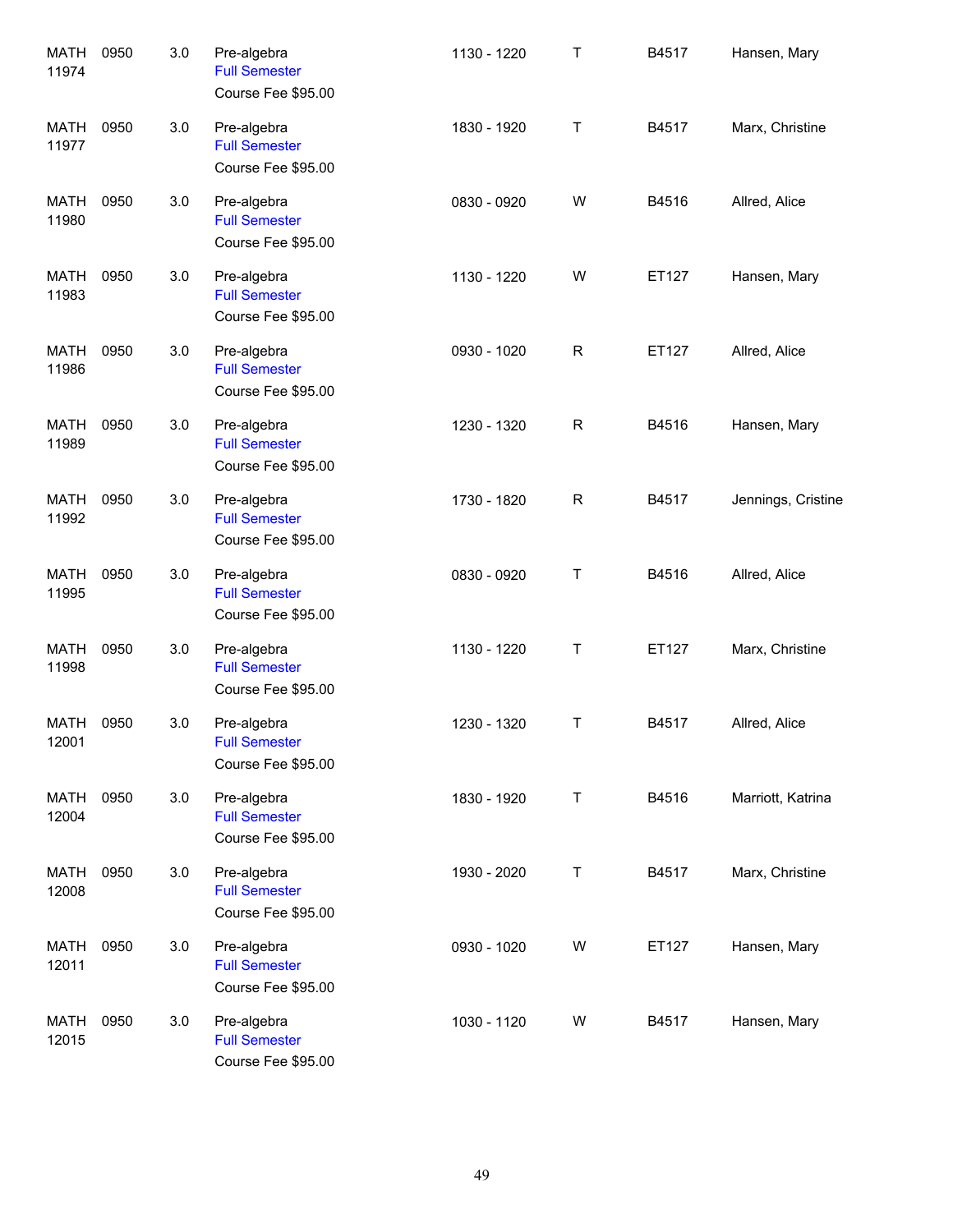| | | | | | | | |
|---|---|---|---|---|---|---|---|
| MATH 11974 | 0950 | 3.0 | Pre-algebra<br>Full Semester<br>Course Fee $95.00 | 1130 - 1220 | T | B4517 | Hansen, Mary |
| MATH 11977 | 0950 | 3.0 | Pre-algebra<br>Full Semester<br>Course Fee $95.00 | 1830 - 1920 | T | B4517 | Marx, Christine |
| MATH 11980 | 0950 | 3.0 | Pre-algebra<br>Full Semester<br>Course Fee $95.00 | 0830 - 0920 | W | B4516 | Allred, Alice |
| MATH 11983 | 0950 | 3.0 | Pre-algebra<br>Full Semester<br>Course Fee $95.00 | 1130 - 1220 | W | ET127 | Hansen, Mary |
| MATH 11986 | 0950 | 3.0 | Pre-algebra<br>Full Semester<br>Course Fee $95.00 | 0930 - 1020 | R | ET127 | Allred, Alice |
| MATH 11989 | 0950 | 3.0 | Pre-algebra<br>Full Semester<br>Course Fee $95.00 | 1230 - 1320 | R | B4516 | Hansen, Mary |
| MATH 11992 | 0950 | 3.0 | Pre-algebra<br>Full Semester<br>Course Fee $95.00 | 1730 - 1820 | R | B4517 | Jennings, Cristine |
| MATH 11995 | 0950 | 3.0 | Pre-algebra<br>Full Semester<br>Course Fee $95.00 | 0830 - 0920 | T | B4516 | Allred, Alice |
| MATH 11998 | 0950 | 3.0 | Pre-algebra<br>Full Semester<br>Course Fee $95.00 | 1130 - 1220 | T | ET127 | Marx, Christine |
| MATH 12001 | 0950 | 3.0 | Pre-algebra<br>Full Semester<br>Course Fee $95.00 | 1230 - 1320 | T | B4517 | Allred, Alice |
| MATH 12004 | 0950 | 3.0 | Pre-algebra<br>Full Semester<br>Course Fee $95.00 | 1830 - 1920 | T | B4516 | Marriott, Katrina |
| MATH 12008 | 0950 | 3.0 | Pre-algebra<br>Full Semester<br>Course Fee $95.00 | 1930 - 2020 | T | B4517 | Marx, Christine |
| MATH 12011 | 0950 | 3.0 | Pre-algebra<br>Full Semester<br>Course Fee $95.00 | 0930 - 1020 | W | ET127 | Hansen, Mary |
| MATH 12015 | 0950 | 3.0 | Pre-algebra<br>Full Semester<br>Course Fee $95.00 | 1030 - 1120 | W | B4517 | Hansen, Mary |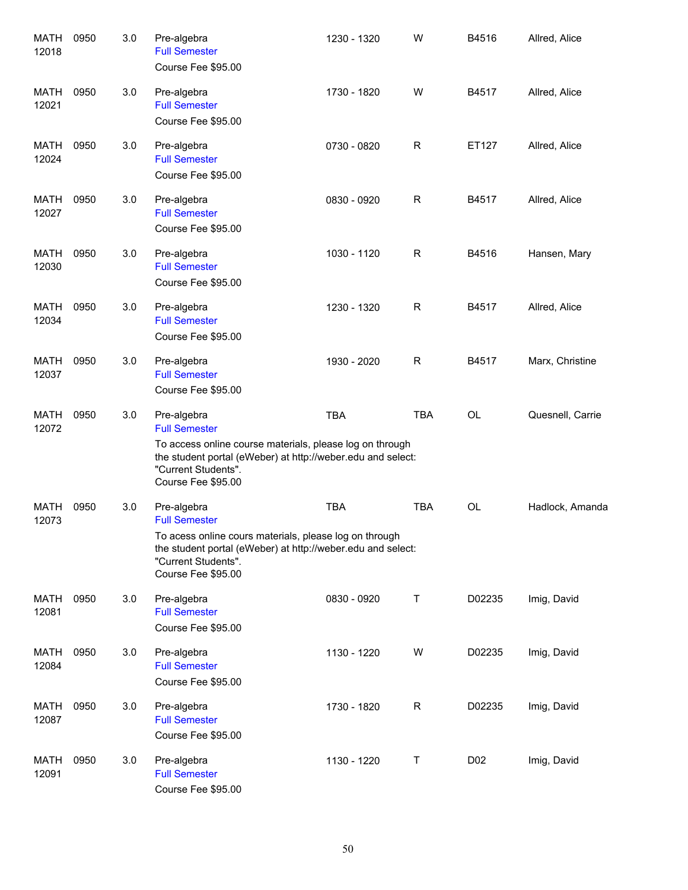| | | | | | | | |
|---|---|---|---|---|---|---|---|
| MATH 12018 | 0950 | 3.0 | Pre-algebra<br>Full Semester<br>Course Fee $95.00 | 1230 - 1320 | W | B4516 | Allred, Alice |
| MATH 12021 | 0950 | 3.0 | Pre-algebra<br>Full Semester<br>Course Fee $95.00 | 1730 - 1820 | W | B4517 | Allred, Alice |
| MATH 12024 | 0950 | 3.0 | Pre-algebra<br>Full Semester<br>Course Fee $95.00 | 0730 - 0820 | R | ET127 | Allred, Alice |
| MATH 12027 | 0950 | 3.0 | Pre-algebra<br>Full Semester<br>Course Fee $95.00 | 0830 - 0920 | R | B4517 | Allred, Alice |
| MATH 12030 | 0950 | 3.0 | Pre-algebra<br>Full Semester<br>Course Fee $95.00 | 1030 - 1120 | R | B4516 | Hansen, Mary |
| MATH 12034 | 0950 | 3.0 | Pre-algebra<br>Full Semester<br>Course Fee $95.00 | 1230 - 1320 | R | B4517 | Allred, Alice |
| MATH 12037 | 0950 | 3.0 | Pre-algebra<br>Full Semester<br>Course Fee $95.00 | 1930 - 2020 | R | B4517 | Marx, Christine |
| MATH 12072 | 0950 | 3.0 | Pre-algebra<br>Full Semester<br>To access online course materials, please log on through the student portal (eWeber) at http://weber.edu and select: "Current Students".<br>Course Fee $95.00 | TBA | TBA | OL | Quesnell, Carrie |
| MATH 12073 | 0950 | 3.0 | Pre-algebra<br>Full Semester<br>To acess online cours materials, please log on through the student portal (eWeber) at http://weber.edu and select: "Current Students".<br>Course Fee $95.00 | TBA | TBA | OL | Hadlock, Amanda |
| MATH 12081 | 0950 | 3.0 | Pre-algebra<br>Full Semester<br>Course Fee $95.00 | 0830 - 0920 | T | D02235 | Imig, David |
| MATH 12084 | 0950 | 3.0 | Pre-algebra<br>Full Semester<br>Course Fee $95.00 | 1130 - 1220 | W | D02235 | Imig, David |
| MATH 12087 | 0950 | 3.0 | Pre-algebra<br>Full Semester<br>Course Fee $95.00 | 1730 - 1820 | R | D02235 | Imig, David |
| MATH 12091 | 0950 | 3.0 | Pre-algebra<br>Full Semester<br>Course Fee $95.00 | 1130 - 1220 | T | D02 | Imig, David |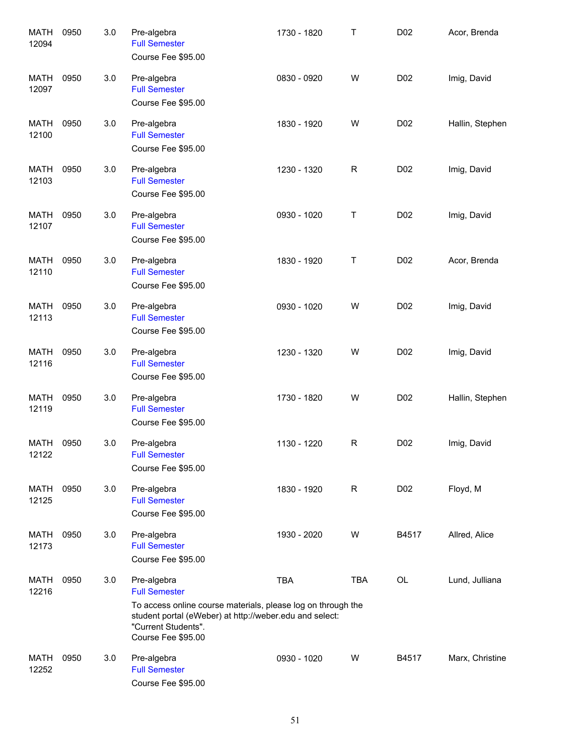| | | | | | | | |
|---|---|---|---|---|---|---|---|
| MATH 12094 | 0950 | 3.0 | Pre-algebra<br>Full Semester<br>Course Fee $95.00 | 1730 - 1820 | T | D02 | Acor, Brenda |
| MATH 12097 | 0950 | 3.0 | Pre-algebra<br>Full Semester<br>Course Fee $95.00 | 0830 - 0920 | W | D02 | Imig, David |
| MATH 12100 | 0950 | 3.0 | Pre-algebra<br>Full Semester<br>Course Fee $95.00 | 1830 - 1920 | W | D02 | Hallin, Stephen |
| MATH 12103 | 0950 | 3.0 | Pre-algebra<br>Full Semester<br>Course Fee $95.00 | 1230 - 1320 | R | D02 | Imig, David |
| MATH 12107 | 0950 | 3.0 | Pre-algebra<br>Full Semester<br>Course Fee $95.00 | 0930 - 1020 | T | D02 | Imig, David |
| MATH 12110 | 0950 | 3.0 | Pre-algebra<br>Full Semester<br>Course Fee $95.00 | 1830 - 1920 | T | D02 | Acor, Brenda |
| MATH 12113 | 0950 | 3.0 | Pre-algebra<br>Full Semester<br>Course Fee $95.00 | 0930 - 1020 | W | D02 | Imig, David |
| MATH 12116 | 0950 | 3.0 | Pre-algebra<br>Full Semester<br>Course Fee $95.00 | 1230 - 1320 | W | D02 | Imig, David |
| MATH 12119 | 0950 | 3.0 | Pre-algebra<br>Full Semester<br>Course Fee $95.00 | 1730 - 1820 | W | D02 | Hallin, Stephen |
| MATH 12122 | 0950 | 3.0 | Pre-algebra<br>Full Semester<br>Course Fee $95.00 | 1130 - 1220 | R | D02 | Imig, David |
| MATH 12125 | 0950 | 3.0 | Pre-algebra<br>Full Semester<br>Course Fee $95.00 | 1830 - 1920 | R | D02 | Floyd, M |
| MATH 12173 | 0950 | 3.0 | Pre-algebra<br>Full Semester<br>Course Fee $95.00 | 1930 - 2020 | W | B4517 | Allred, Alice |
| MATH 12216 | 0950 | 3.0 | Pre-algebra<br>Full Semester<br>To access online course materials, please log on through the student portal (eWeber) at http://weber.edu and select: "Current Students".<br>Course Fee $95.00 | TBA | TBA | OL | Lund, Julliana |
| MATH 12252 | 0950 | 3.0 | Pre-algebra<br>Full Semester<br>Course Fee $95.00 | 0930 - 1020 | W | B4517 | Marx, Christine |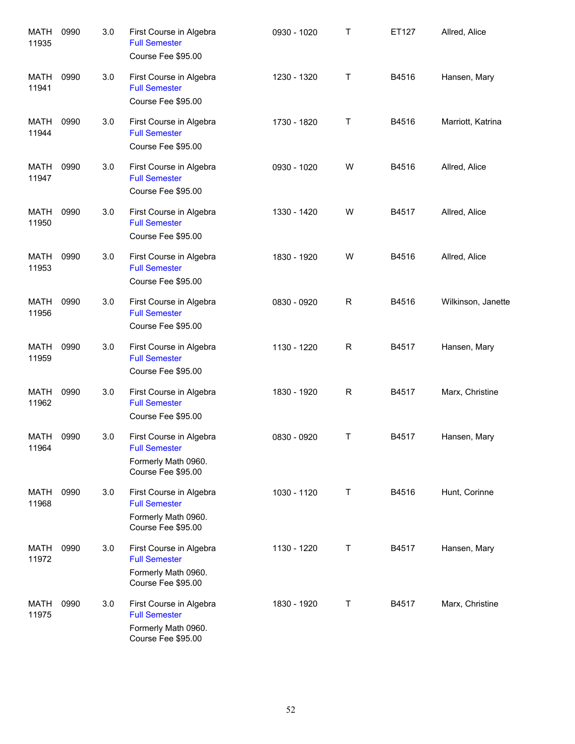| | | | | | | | |
|---|---|---|---|---|---|---|---|
| MATH 11935 | 0990 | 3.0 | First Course in Algebra<br>Full Semester<br>Course Fee $95.00 | 0930 - 1020 | T | ET127 | Allred, Alice |
| MATH 11941 | 0990 | 3.0 | First Course in Algebra<br>Full Semester<br>Course Fee $95.00 | 1230 - 1320 | T | B4516 | Hansen, Mary |
| MATH 11944 | 0990 | 3.0 | First Course in Algebra<br>Full Semester<br>Course Fee $95.00 | 1730 - 1820 | T | B4516 | Marriott, Katrina |
| MATH 11947 | 0990 | 3.0 | First Course in Algebra<br>Full Semester<br>Course Fee $95.00 | 0930 - 1020 | W | B4516 | Allred, Alice |
| MATH 11950 | 0990 | 3.0 | First Course in Algebra<br>Full Semester<br>Course Fee $95.00 | 1330 - 1420 | W | B4517 | Allred, Alice |
| MATH 11953 | 0990 | 3.0 | First Course in Algebra<br>Full Semester<br>Course Fee $95.00 | 1830 - 1920 | W | B4516 | Allred, Alice |
| MATH 11956 | 0990 | 3.0 | First Course in Algebra<br>Full Semester<br>Course Fee $95.00 | 0830 - 0920 | R | B4516 | Wilkinson, Janette |
| MATH 11959 | 0990 | 3.0 | First Course in Algebra<br>Full Semester<br>Course Fee $95.00 | 1130 - 1220 | R | B4517 | Hansen, Mary |
| MATH 11962 | 0990 | 3.0 | First Course in Algebra<br>Full Semester<br>Course Fee $95.00 | 1830 - 1920 | R | B4517 | Marx, Christine |
| MATH 11964 | 0990 | 3.0 | First Course in Algebra<br>Full Semester<br>Formerly Math 0960.<br>Course Fee $95.00 | 0830 - 0920 | T | B4517 | Hansen, Mary |
| MATH 11968 | 0990 | 3.0 | First Course in Algebra<br>Full Semester<br>Formerly Math 0960.<br>Course Fee $95.00 | 1030 - 1120 | T | B4516 | Hunt, Corinne |
| MATH 11972 | 0990 | 3.0 | First Course in Algebra<br>Full Semester<br>Formerly Math 0960.<br>Course Fee $95.00 | 1130 - 1220 | T | B4517 | Hansen, Mary |
| MATH 11975 | 0990 | 3.0 | First Course in Algebra<br>Full Semester<br>Formerly Math 0960.<br>Course Fee $95.00 | 1830 - 1920 | T | B4517 | Marx, Christine |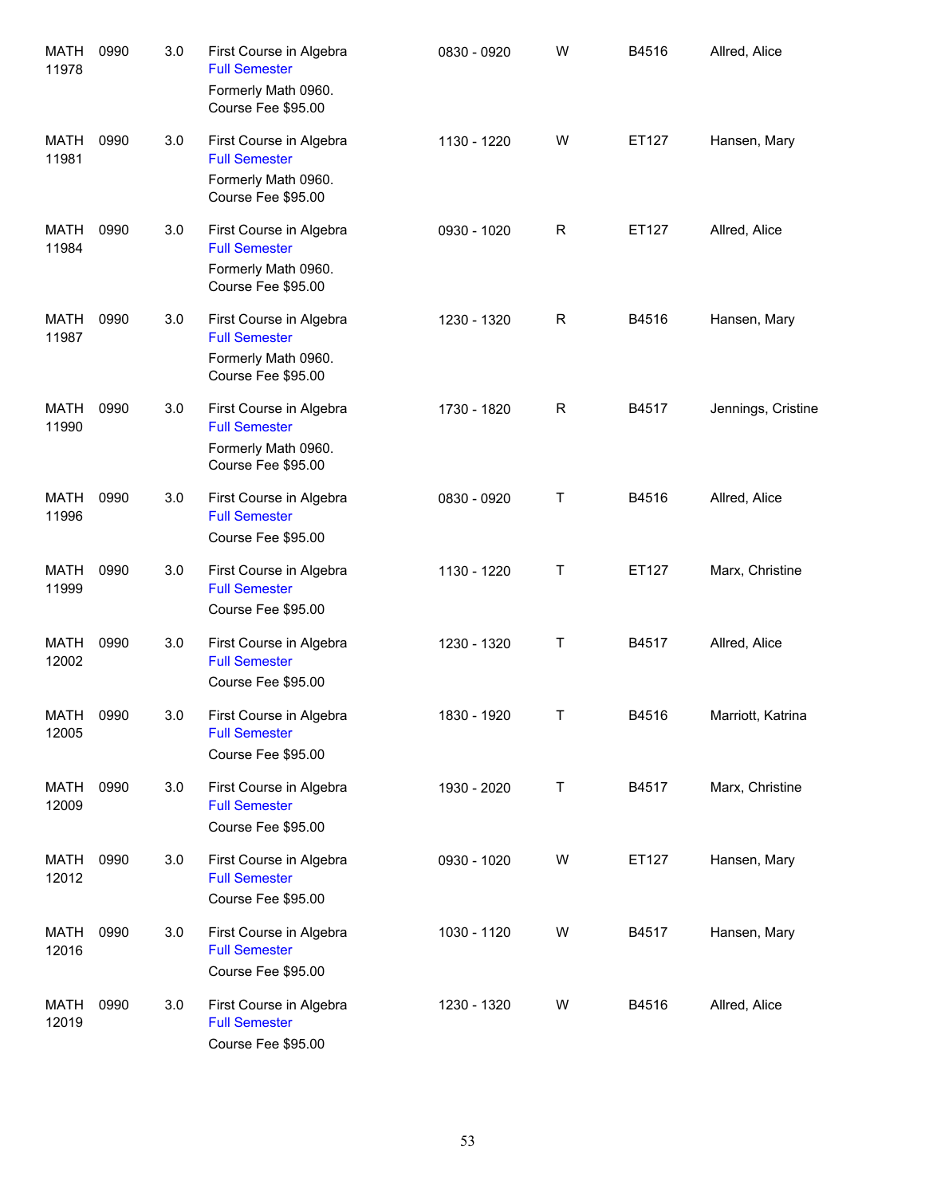| | | | | | | | |
|---|---|---|---|---|---|---|---|
| MATH 11978 | 0990 | 3.0 | First Course in Algebra<br>Full Semester<br>Formerly Math 0960.<br>Course Fee $95.00 | 0830 - 0920 | W | B4516 | Allred, Alice |
| MATH 11981 | 0990 | 3.0 | First Course in Algebra<br>Full Semester<br>Formerly Math 0960.<br>Course Fee $95.00 | 1130 - 1220 | W | ET127 | Hansen, Mary |
| MATH 11984 | 0990 | 3.0 | First Course in Algebra<br>Full Semester<br>Formerly Math 0960.<br>Course Fee $95.00 | 0930 - 1020 | R | ET127 | Allred, Alice |
| MATH 11987 | 0990 | 3.0 | First Course in Algebra<br>Full Semester<br>Formerly Math 0960.<br>Course Fee $95.00 | 1230 - 1320 | R | B4516 | Hansen, Mary |
| MATH 11990 | 0990 | 3.0 | First Course in Algebra<br>Full Semester<br>Formerly Math 0960.<br>Course Fee $95.00 | 1730 - 1820 | R | B4517 | Jennings, Cristine |
| MATH 11996 | 0990 | 3.0 | First Course in Algebra<br>Full Semester<br>Course Fee $95.00 | 0830 - 0920 | T | B4516 | Allred, Alice |
| MATH 11999 | 0990 | 3.0 | First Course in Algebra<br>Full Semester<br>Course Fee $95.00 | 1130 - 1220 | T | ET127 | Marx, Christine |
| MATH 12002 | 0990 | 3.0 | First Course in Algebra<br>Full Semester<br>Course Fee $95.00 | 1230 - 1320 | T | B4517 | Allred, Alice |
| MATH 12005 | 0990 | 3.0 | First Course in Algebra<br>Full Semester<br>Course Fee $95.00 | 1830 - 1920 | T | B4516 | Marriott, Katrina |
| MATH 12009 | 0990 | 3.0 | First Course in Algebra<br>Full Semester<br>Course Fee $95.00 | 1930 - 2020 | T | B4517 | Marx, Christine |
| MATH 12012 | 0990 | 3.0 | First Course in Algebra<br>Full Semester<br>Course Fee $95.00 | 0930 - 1020 | W | ET127 | Hansen, Mary |
| MATH 12016 | 0990 | 3.0 | First Course in Algebra<br>Full Semester<br>Course Fee $95.00 | 1030 - 1120 | W | B4517 | Hansen, Mary |
| MATH 12019 | 0990 | 3.0 | First Course in Algebra<br>Full Semester<br>Course Fee $95.00 | 1230 - 1320 | W | B4516 | Allred, Alice |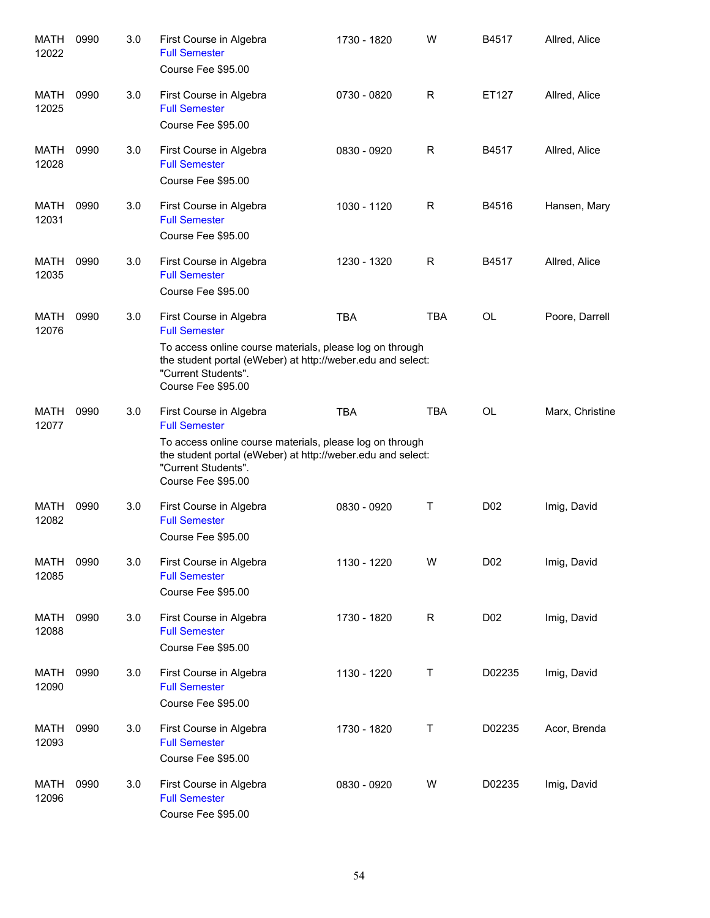| | | | | | | | |
|---|---|---|---|---|---|---|---|
| MATH 12022 | 0990 | 3.0 | First Course in Algebra<br>Full Semester<br>Course Fee $95.00 | 1730 - 1820 | W | B4517 | Allred, Alice |
| MATH 12025 | 0990 | 3.0 | First Course in Algebra<br>Full Semester<br>Course Fee $95.00 | 0730 - 0820 | R | ET127 | Allred, Alice |
| MATH 12028 | 0990 | 3.0 | First Course in Algebra<br>Full Semester<br>Course Fee $95.00 | 0830 - 0920 | R | B4517 | Allred, Alice |
| MATH 12031 | 0990 | 3.0 | First Course in Algebra<br>Full Semester<br>Course Fee $95.00 | 1030 - 1120 | R | B4516 | Hansen, Mary |
| MATH 12035 | 0990 | 3.0 | First Course in Algebra<br>Full Semester<br>Course Fee $95.00 | 1230 - 1320 | R | B4517 | Allred, Alice |
| MATH 12076 | 0990 | 3.0 | First Course in Algebra<br>Full Semester<br>To access online course materials, please log on through the student portal (eWeber) at http://weber.edu and select: "Current Students".<br>Course Fee $95.00 | TBA | TBA | OL | Poore, Darrell |
| MATH 12077 | 0990 | 3.0 | First Course in Algebra<br>Full Semester<br>To access online course materials, please log on through the student portal (eWeber) at http://weber.edu and select: "Current Students".<br>Course Fee $95.00 | TBA | TBA | OL | Marx, Christine |
| MATH 12082 | 0990 | 3.0 | First Course in Algebra<br>Full Semester<br>Course Fee $95.00 | 0830 - 0920 | T | D02 | Imig, David |
| MATH 12085 | 0990 | 3.0 | First Course in Algebra<br>Full Semester<br>Course Fee $95.00 | 1130 - 1220 | W | D02 | Imig, David |
| MATH 12088 | 0990 | 3.0 | First Course in Algebra<br>Full Semester<br>Course Fee $95.00 | 1730 - 1820 | R | D02 | Imig, David |
| MATH 12090 | 0990 | 3.0 | First Course in Algebra<br>Full Semester<br>Course Fee $95.00 | 1130 - 1220 | T | D02235 | Imig, David |
| MATH 12093 | 0990 | 3.0 | First Course in Algebra<br>Full Semester<br>Course Fee $95.00 | 1730 - 1820 | T | D02235 | Acor, Brenda |
| MATH 12096 | 0990 | 3.0 | First Course in Algebra<br>Full Semester<br>Course Fee $95.00 | 0830 - 0920 | W | D02235 | Imig, David |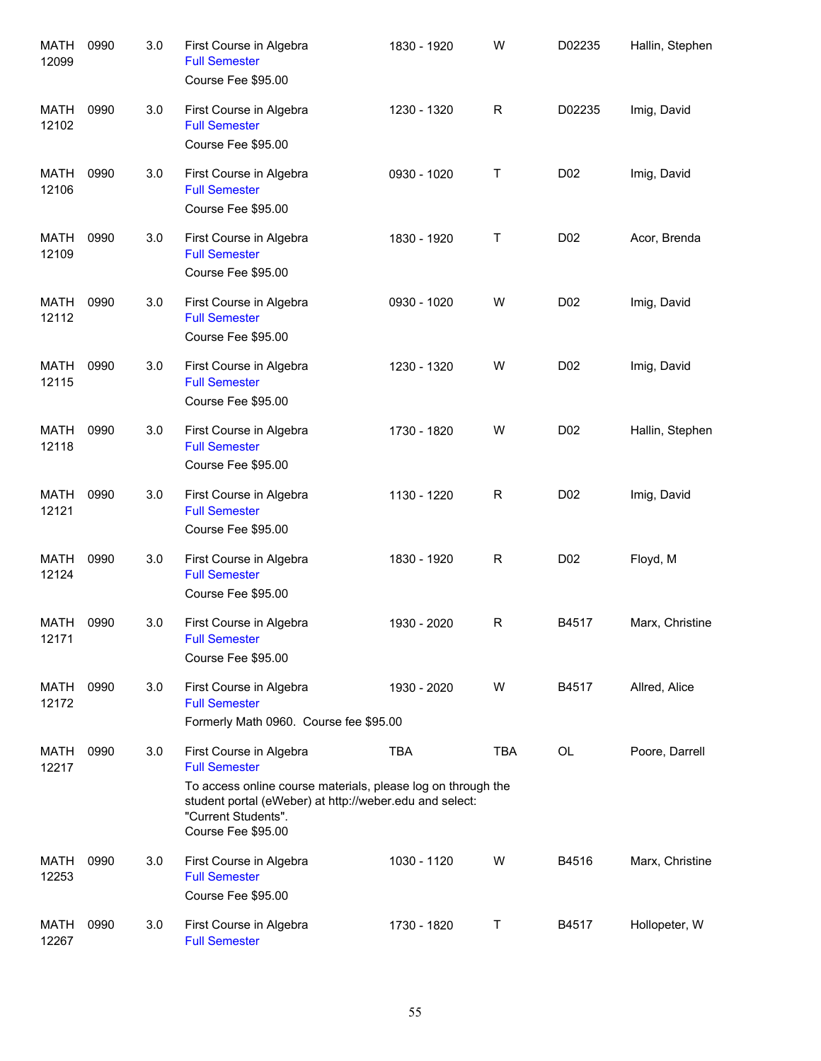| | | | | | | | |
|---|---|---|---|---|---|---|---|
| MATH 12099 | 0990 | 3.0 | First Course in Algebra<br>Full Semester<br>Course Fee $95.00 | 1830 - 1920 | W | D02235 | Hallin, Stephen |
| MATH 12102 | 0990 | 3.0 | First Course in Algebra<br>Full Semester<br>Course Fee $95.00 | 1230 - 1320 | R | D02235 | Imig, David |
| MATH 12106 | 0990 | 3.0 | First Course in Algebra<br>Full Semester<br>Course Fee $95.00 | 0930 - 1020 | T | D02 | Imig, David |
| MATH 12109 | 0990 | 3.0 | First Course in Algebra<br>Full Semester<br>Course Fee $95.00 | 1830 - 1920 | T | D02 | Acor, Brenda |
| MATH 12112 | 0990 | 3.0 | First Course in Algebra<br>Full Semester<br>Course Fee $95.00 | 0930 - 1020 | W | D02 | Imig, David |
| MATH 12115 | 0990 | 3.0 | First Course in Algebra<br>Full Semester<br>Course Fee $95.00 | 1230 - 1320 | W | D02 | Imig, David |
| MATH 12118 | 0990 | 3.0 | First Course in Algebra<br>Full Semester<br>Course Fee $95.00 | 1730 - 1820 | W | D02 | Hallin, Stephen |
| MATH 12121 | 0990 | 3.0 | First Course in Algebra<br>Full Semester<br>Course Fee $95.00 | 1130 - 1220 | R | D02 | Imig, David |
| MATH 12124 | 0990 | 3.0 | First Course in Algebra<br>Full Semester<br>Course Fee $95.00 | 1830 - 1920 | R | D02 | Floyd, M |
| MATH 12171 | 0990 | 3.0 | First Course in Algebra<br>Full Semester<br>Course Fee $95.00 | 1930 - 2020 | R | B4517 | Marx, Christine |
| MATH 12172 | 0990 | 3.0 | First Course in Algebra<br>Full Semester<br>Formerly Math 0960. Course fee $95.00 | 1930 - 2020 | W | B4517 | Allred, Alice |
| MATH 12217 | 0990 | 3.0 | First Course in Algebra<br>Full Semester<br>To access online course materials, please log on through the student portal (eWeber) at http://weber.edu and select: "Current Students".<br>Course Fee $95.00 | TBA | TBA | OL | Poore, Darrell |
| MATH 12253 | 0990 | 3.0 | First Course in Algebra<br>Full Semester<br>Course Fee $95.00 | 1030 - 1120 | W | B4516 | Marx, Christine |
| MATH 12267 | 0990 | 3.0 | First Course in Algebra<br>Full Semester | 1730 - 1820 | T | B4517 | Hollopeter, W |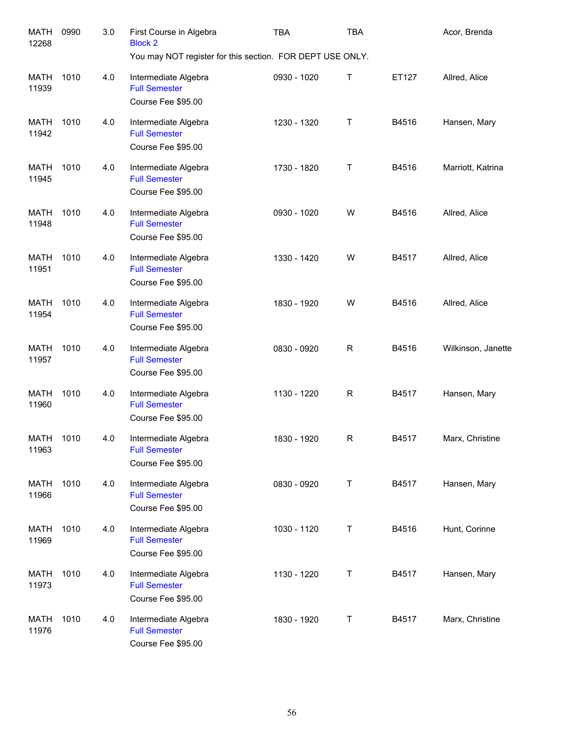| Subject/CRN | Course | Credits | Title | Time | Days | Room | Instructor |
|---|---|---|---|---|---|---|---|
| MATH 12268 | 0990 | 3.0 | First Course in Algebra<br>Block 2<br>You may NOT register for this section. FOR DEPT USE ONLY. | TBA | TBA | | Acor, Brenda |
| MATH 11939 | 1010 | 4.0 | Intermediate Algebra<br>Full Semester<br>Course Fee $95.00 | 0930 - 1020 | T | ET127 | Allred, Alice |
| MATH 11942 | 1010 | 4.0 | Intermediate Algebra<br>Full Semester<br>Course Fee $95.00 | 1230 - 1320 | T | B4516 | Hansen, Mary |
| MATH 11945 | 1010 | 4.0 | Intermediate Algebra<br>Full Semester<br>Course Fee $95.00 | 1730 - 1820 | T | B4516 | Marriott, Katrina |
| MATH 11948 | 1010 | 4.0 | Intermediate Algebra<br>Full Semester<br>Course Fee $95.00 | 0930 - 1020 | W | B4516 | Allred, Alice |
| MATH 11951 | 1010 | 4.0 | Intermediate Algebra<br>Full Semester<br>Course Fee $95.00 | 1330 - 1420 | W | B4517 | Allred, Alice |
| MATH 11954 | 1010 | 4.0 | Intermediate Algebra<br>Full Semester<br>Course Fee $95.00 | 1830 - 1920 | W | B4516 | Allred, Alice |
| MATH 11957 | 1010 | 4.0 | Intermediate Algebra<br>Full Semester<br>Course Fee $95.00 | 0830 - 0920 | R | B4516 | Wilkinson, Janette |
| MATH 11960 | 1010 | 4.0 | Intermediate Algebra<br>Full Semester<br>Course Fee $95.00 | 1130 - 1220 | R | B4517 | Hansen, Mary |
| MATH 11963 | 1010 | 4.0 | Intermediate Algebra<br>Full Semester<br>Course Fee $95.00 | 1830 - 1920 | R | B4517 | Marx, Christine |
| MATH 11966 | 1010 | 4.0 | Intermediate Algebra<br>Full Semester<br>Course Fee $95.00 | 0830 - 0920 | T | B4517 | Hansen, Mary |
| MATH 11969 | 1010 | 4.0 | Intermediate Algebra<br>Full Semester<br>Course Fee $95.00 | 1030 - 1120 | T | B4516 | Hunt, Corinne |
| MATH 11973 | 1010 | 4.0 | Intermediate Algebra<br>Full Semester<br>Course Fee $95.00 | 1130 - 1220 | T | B4517 | Hansen, Mary |
| MATH 11976 | 1010 | 4.0 | Intermediate Algebra<br>Full Semester<br>Course Fee $95.00 | 1830 - 1920 | T | B4517 | Marx, Christine |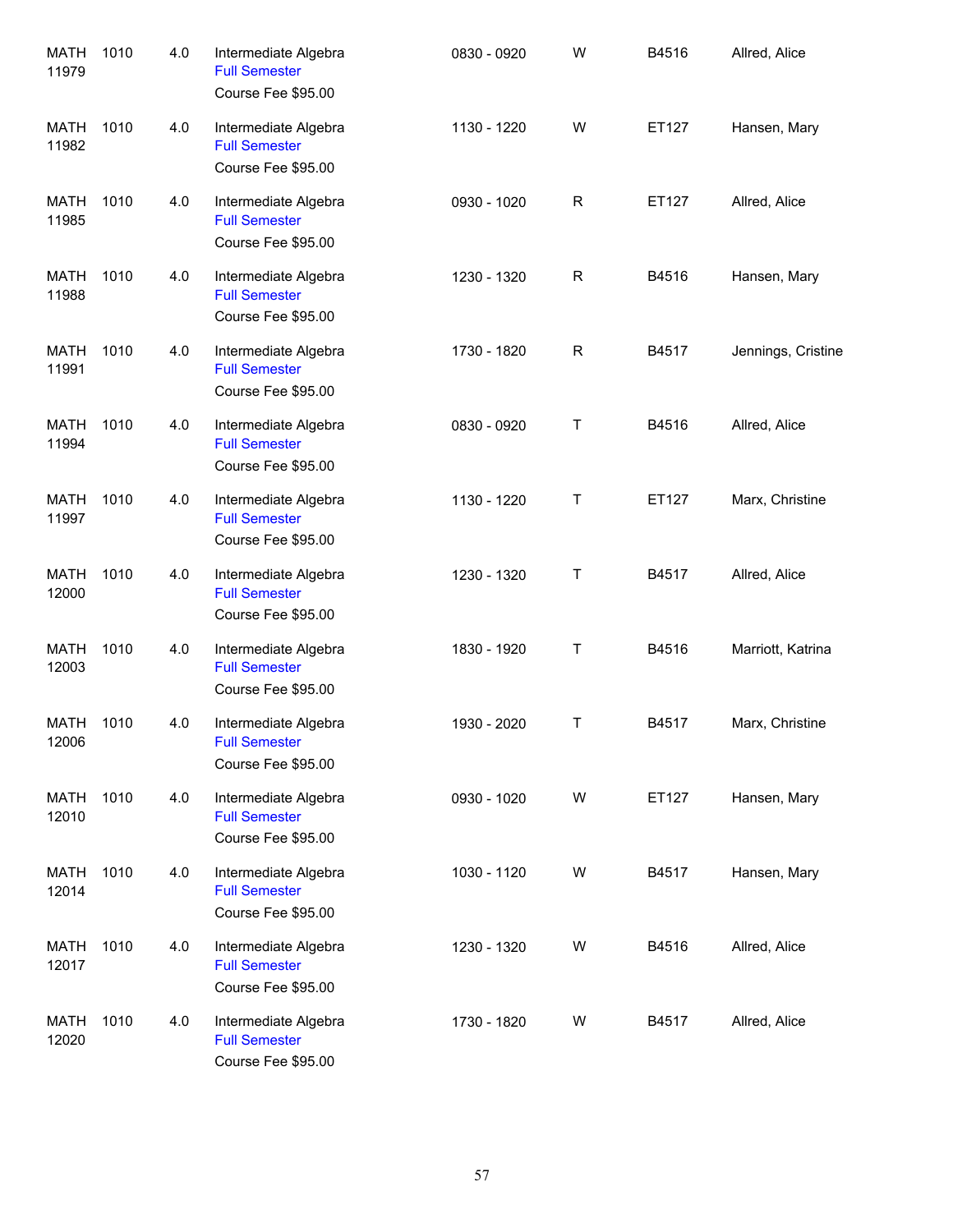| | | | | | | | |
|---|---|---|---|---|---|---|---|
| MATH 11979 | 1010 | 4.0 | Intermediate Algebra<br>Full Semester<br>Course Fee $95.00 | 0830 - 0920 | W | B4516 | Allred, Alice |
| MATH 11982 | 1010 | 4.0 | Intermediate Algebra<br>Full Semester<br>Course Fee $95.00 | 1130 - 1220 | W | ET127 | Hansen, Mary |
| MATH 11985 | 1010 | 4.0 | Intermediate Algebra<br>Full Semester<br>Course Fee $95.00 | 0930 - 1020 | R | ET127 | Allred, Alice |
| MATH 11988 | 1010 | 4.0 | Intermediate Algebra<br>Full Semester<br>Course Fee $95.00 | 1230 - 1320 | R | B4516 | Hansen, Mary |
| MATH 11991 | 1010 | 4.0 | Intermediate Algebra<br>Full Semester<br>Course Fee $95.00 | 1730 - 1820 | R | B4517 | Jennings, Cristine |
| MATH 11994 | 1010 | 4.0 | Intermediate Algebra<br>Full Semester<br>Course Fee $95.00 | 0830 - 0920 | T | B4516 | Allred, Alice |
| MATH 11997 | 1010 | 4.0 | Intermediate Algebra<br>Full Semester<br>Course Fee $95.00 | 1130 - 1220 | T | ET127 | Marx, Christine |
| MATH 12000 | 1010 | 4.0 | Intermediate Algebra<br>Full Semester<br>Course Fee $95.00 | 1230 - 1320 | T | B4517 | Allred, Alice |
| MATH 12003 | 1010 | 4.0 | Intermediate Algebra<br>Full Semester<br>Course Fee $95.00 | 1830 - 1920 | T | B4516 | Marriott, Katrina |
| MATH 12006 | 1010 | 4.0 | Intermediate Algebra<br>Full Semester<br>Course Fee $95.00 | 1930 - 2020 | T | B4517 | Marx, Christine |
| MATH 12010 | 1010 | 4.0 | Intermediate Algebra<br>Full Semester<br>Course Fee $95.00 | 0930 - 1020 | W | ET127 | Hansen, Mary |
| MATH 12014 | 1010 | 4.0 | Intermediate Algebra<br>Full Semester<br>Course Fee $95.00 | 1030 - 1120 | W | B4517 | Hansen, Mary |
| MATH 12017 | 1010 | 4.0 | Intermediate Algebra<br>Full Semester<br>Course Fee $95.00 | 1230 - 1320 | W | B4516 | Allred, Alice |
| MATH 12020 | 1010 | 4.0 | Intermediate Algebra<br>Full Semester<br>Course Fee $95.00 | 1730 - 1820 | W | B4517 | Allred, Alice |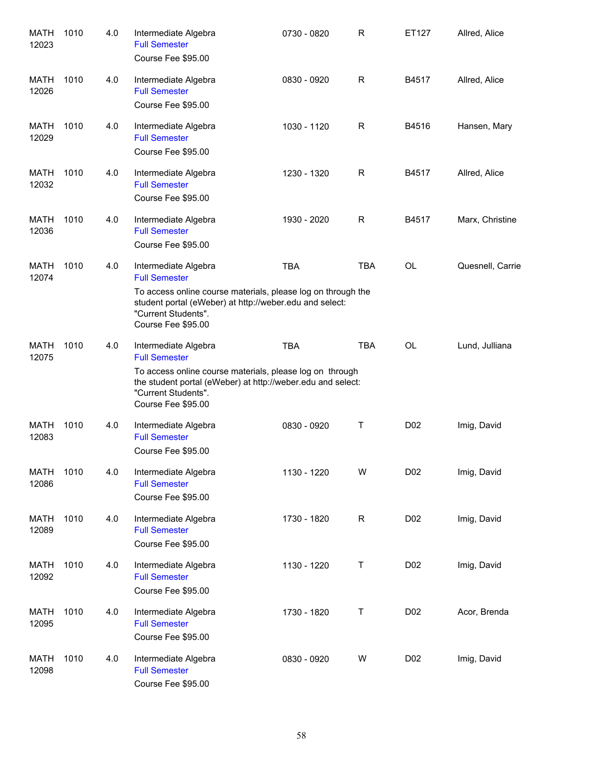| | | | | | | | |
|---|---|---|---|---|---|---|---|
| MATH 12023 | 1010 | 4.0 | Intermediate Algebra<br>Full Semester<br>Course Fee $95.00 | 0730 - 0820 | R | ET127 | Allred, Alice |
| MATH 12026 | 1010 | 4.0 | Intermediate Algebra<br>Full Semester<br>Course Fee $95.00 | 0830 - 0920 | R | B4517 | Allred, Alice |
| MATH 12029 | 1010 | 4.0 | Intermediate Algebra<br>Full Semester<br>Course Fee $95.00 | 1030 - 1120 | R | B4516 | Hansen, Mary |
| MATH 12032 | 1010 | 4.0 | Intermediate Algebra<br>Full Semester<br>Course Fee $95.00 | 1230 - 1320 | R | B4517 | Allred, Alice |
| MATH 12036 | 1010 | 4.0 | Intermediate Algebra<br>Full Semester<br>Course Fee $95.00 | 1930 - 2020 | R | B4517 | Marx, Christine |
| MATH 12074 | 1010 | 4.0 | Intermediate Algebra<br>Full Semester<br>To access online course materials, please log on through the student portal (eWeber) at http://weber.edu and select: "Current Students".<br>Course Fee $95.00 | TBA | TBA | OL | Quesnell, Carrie |
| MATH 12075 | 1010 | 4.0 | Intermediate Algebra<br>Full Semester<br>To access online course materials, please log on through the student portal (eWeber) at http://weber.edu and select: "Current Students".<br>Course Fee $95.00 | TBA | TBA | OL | Lund, Julliana |
| MATH 12083 | 1010 | 4.0 | Intermediate Algebra<br>Full Semester<br>Course Fee $95.00 | 0830 - 0920 | T | D02 | Imig, David |
| MATH 12086 | 1010 | 4.0 | Intermediate Algebra<br>Full Semester<br>Course Fee $95.00 | 1130 - 1220 | W | D02 | Imig, David |
| MATH 12089 | 1010 | 4.0 | Intermediate Algebra<br>Full Semester<br>Course Fee $95.00 | 1730 - 1820 | R | D02 | Imig, David |
| MATH 12092 | 1010 | 4.0 | Intermediate Algebra<br>Full Semester<br>Course Fee $95.00 | 1130 - 1220 | T | D02 | Imig, David |
| MATH 12095 | 1010 | 4.0 | Intermediate Algebra<br>Full Semester<br>Course Fee $95.00 | 1730 - 1820 | T | D02 | Acor, Brenda |
| MATH 12098 | 1010 | 4.0 | Intermediate Algebra<br>Full Semester<br>Course Fee $95.00 | 0830 - 0920 | W | D02 | Imig, David |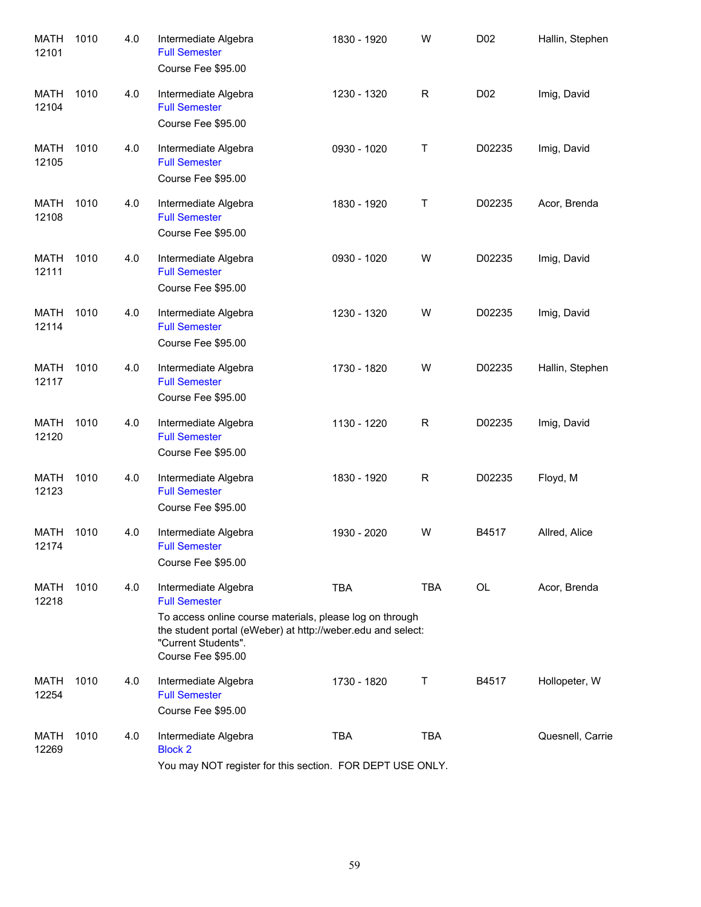| | | | | | | | |
|---|---|---|---|---|---|---|---|
| MATH 12101 | 1010 | 4.0 | Intermediate Algebra<br>Full Semester<br>Course Fee $95.00 | 1830 - 1920 | W | D02 | Hallin, Stephen |
| MATH 12104 | 1010 | 4.0 | Intermediate Algebra<br>Full Semester<br>Course Fee $95.00 | 1230 - 1320 | R | D02 | Imig, David |
| MATH 12105 | 1010 | 4.0 | Intermediate Algebra<br>Full Semester<br>Course Fee $95.00 | 0930 - 1020 | T | D02235 | Imig, David |
| MATH 12108 | 1010 | 4.0 | Intermediate Algebra<br>Full Semester<br>Course Fee $95.00 | 1830 - 1920 | T | D02235 | Acor, Brenda |
| MATH 12111 | 1010 | 4.0 | Intermediate Algebra<br>Full Semester<br>Course Fee $95.00 | 0930 - 1020 | W | D02235 | Imig, David |
| MATH 12114 | 1010 | 4.0 | Intermediate Algebra<br>Full Semester<br>Course Fee $95.00 | 1230 - 1320 | W | D02235 | Imig, David |
| MATH 12117 | 1010 | 4.0 | Intermediate Algebra<br>Full Semester<br>Course Fee $95.00 | 1730 - 1820 | W | D02235 | Hallin, Stephen |
| MATH 12120 | 1010 | 4.0 | Intermediate Algebra<br>Full Semester<br>Course Fee $95.00 | 1130 - 1220 | R | D02235 | Imig, David |
| MATH 12123 | 1010 | 4.0 | Intermediate Algebra<br>Full Semester<br>Course Fee $95.00 | 1830 - 1920 | R | D02235 | Floyd, M |
| MATH 12174 | 1010 | 4.0 | Intermediate Algebra<br>Full Semester<br>Course Fee $95.00 | 1930 - 2020 | W | B4517 | Allred, Alice |
| MATH 12218 | 1010 | 4.0 | Intermediate Algebra<br>Full Semester<br>To access online course materials, please log on through the student portal (eWeber) at http://weber.edu and select: "Current Students".<br>Course Fee $95.00 | TBA | TBA | OL | Acor, Brenda |
| MATH 12254 | 1010 | 4.0 | Intermediate Algebra<br>Full Semester<br>Course Fee $95.00 | 1730 - 1820 | T | B4517 | Hollopeter, W |
| MATH 12269 | 1010 | 4.0 | Intermediate Algebra<br>Block 2<br>You may NOT register for this section. FOR DEPT USE ONLY. | TBA | TBA | | Quesnell, Carrie |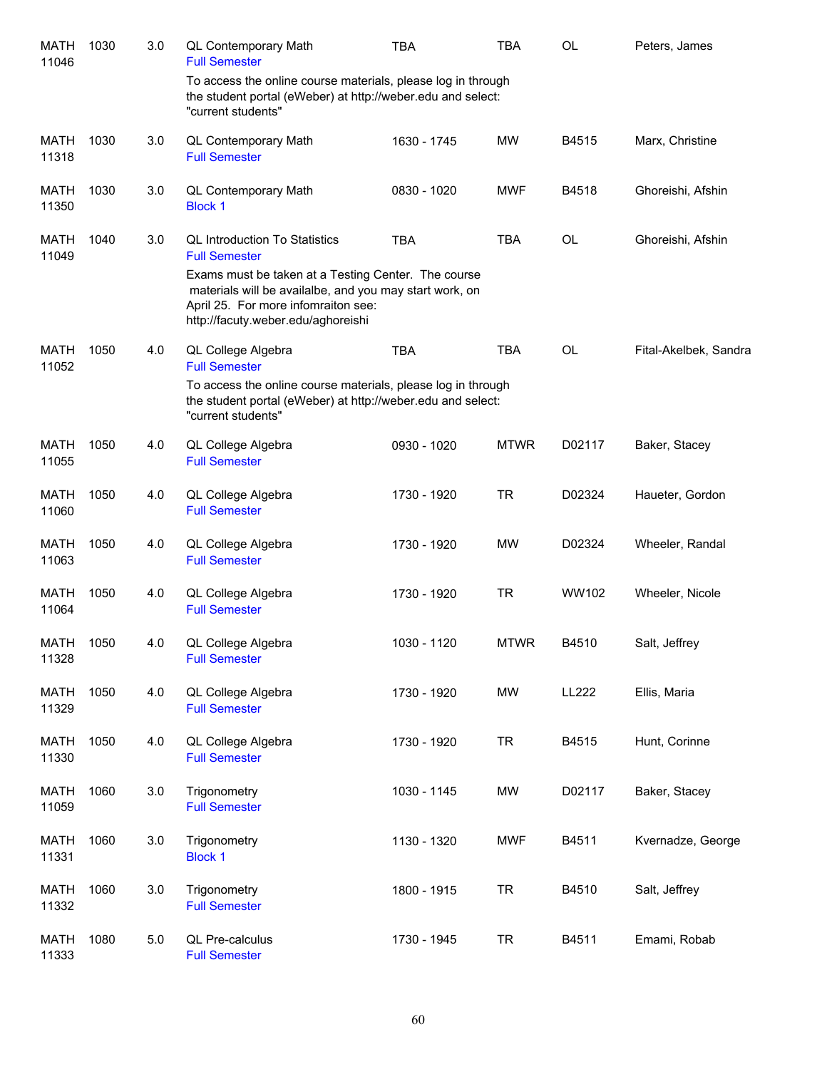| | | | | | | | |
|---|---|---|---|---|---|---|---|
| MATH 11046 | 1030 | 3.0 | QL Contemporary Math<br>Full Semester<br>To access the online course materials, please log in through the student portal (eWeber) at http://weber.edu and select: "current students" | TBA | TBA | OL | Peters, James |
| MATH 11318 | 1030 | 3.0 | QL Contemporary Math<br>Full Semester | 1630 - 1745 | MW | B4515 | Marx, Christine |
| MATH 11350 | 1030 | 3.0 | QL Contemporary Math<br>Block 1 | 0830 - 1020 | MWF | B4518 | Ghoreishi, Afshin |
| MATH 11049 | 1040 | 3.0 | QL Introduction To Statistics<br>Full Semester<br>Exams must be taken at a Testing Center. The course materials will be availalbe, and you may start work, on April 25. For more infomraiton see: http://facuty.weber.edu/aghoreishi | TBA | TBA | OL | Ghoreishi, Afshin |
| MATH 11052 | 1050 | 4.0 | QL College Algebra<br>Full Semester<br>To access the online course materials, please log in through the student portal (eWeber) at http://weber.edu and select: "current students" | TBA | TBA | OL | Fital-Akelbek, Sandra |
| MATH 11055 | 1050 | 4.0 | QL College Algebra<br>Full Semester | 0930 - 1020 | MTWR | D02117 | Baker, Stacey |
| MATH 11060 | 1050 | 4.0 | QL College Algebra<br>Full Semester | 1730 - 1920 | TR | D02324 | Haueter, Gordon |
| MATH 11063 | 1050 | 4.0 | QL College Algebra<br>Full Semester | 1730 - 1920 | MW | D02324 | Wheeler, Randal |
| MATH 11064 | 1050 | 4.0 | QL College Algebra<br>Full Semester | 1730 - 1920 | TR | WW102 | Wheeler, Nicole |
| MATH 11328 | 1050 | 4.0 | QL College Algebra<br>Full Semester | 1030 - 1120 | MTWR | B4510 | Salt, Jeffrey |
| MATH 11329 | 1050 | 4.0 | QL College Algebra<br>Full Semester | 1730 - 1920 | MW | LL222 | Ellis, Maria |
| MATH 11330 | 1050 | 4.0 | QL College Algebra<br>Full Semester | 1730 - 1920 | TR | B4515 | Hunt, Corinne |
| MATH 11059 | 1060 | 3.0 | Trigonometry<br>Full Semester | 1030 - 1145 | MW | D02117 | Baker, Stacey |
| MATH 11331 | 1060 | 3.0 | Trigonometry<br>Block 1 | 1130 - 1320 | MWF | B4511 | Kvernadze, George |
| MATH 11332 | 1060 | 3.0 | Trigonometry<br>Full Semester | 1800 - 1915 | TR | B4510 | Salt, Jeffrey |
| MATH 11333 | 1080 | 5.0 | QL Pre-calculus<br>Full Semester | 1730 - 1945 | TR | B4511 | Emami, Robab |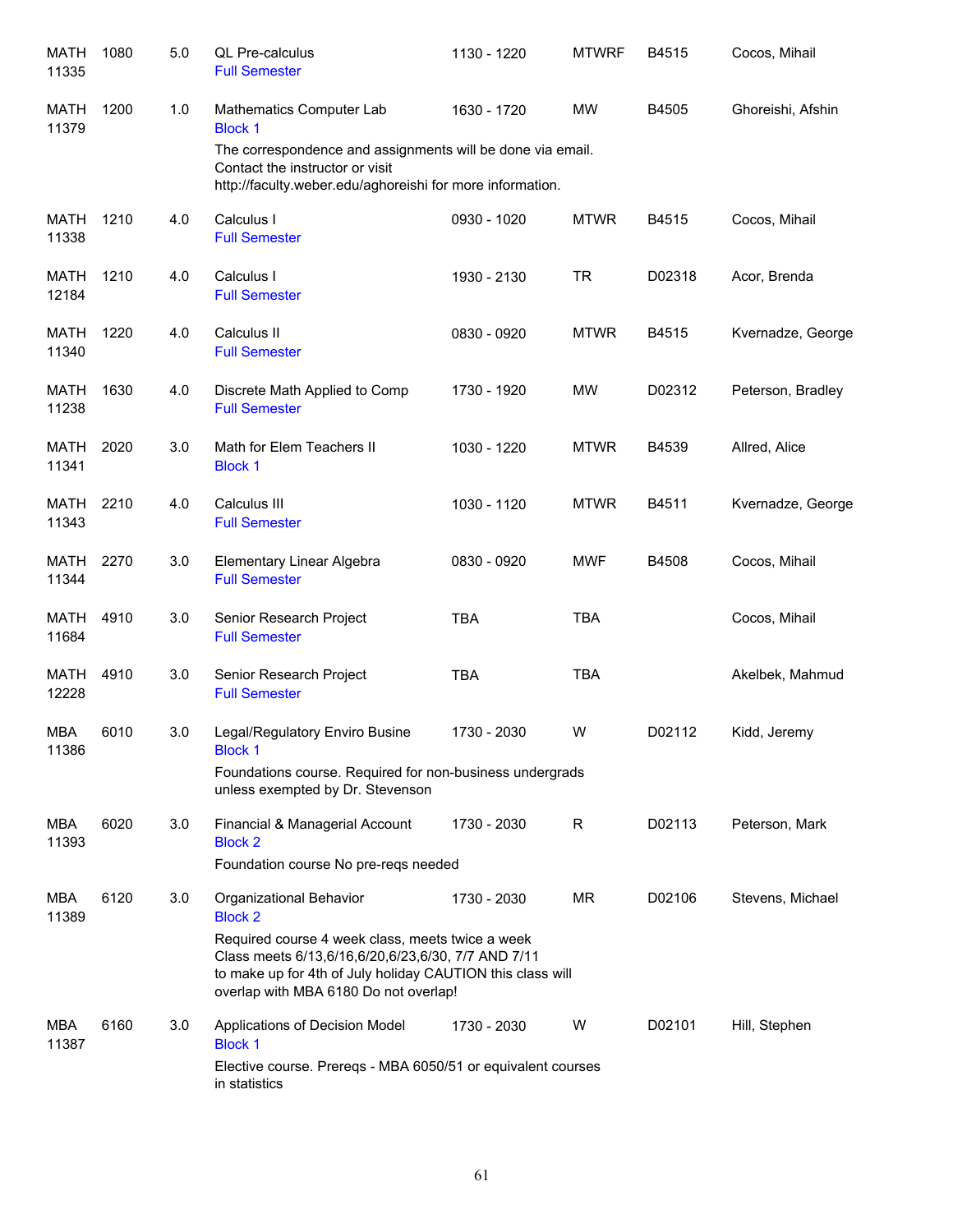| | | | | | | | |
|---|---|---|---|---|---|---|---|
| MATH 11335 | 1080 | 5.0 | QL Pre-calculus<br>Full Semester | 1130 - 1220 | MTWRF | B4515 | Cocos, Mihail |
| MATH 11379 | 1200 | 1.0 | Mathematics Computer Lab<br>Block 1<br>The correspondence and assignments will be done via email. Contact the instructor or visit http://faculty.weber.edu/aghoreishi for more information. | 1630 - 1720 | MW | B4505 | Ghoreishi, Afshin |
| MATH 11338 | 1210 | 4.0 | Calculus I<br>Full Semester | 0930 - 1020 | MTWR | B4515 | Cocos, Mihail |
| MATH 12184 | 1210 | 4.0 | Calculus I<br>Full Semester | 1930 - 2130 | TR | D02318 | Acor, Brenda |
| MATH 11340 | 1220 | 4.0 | Calculus II<br>Full Semester | 0830 - 0920 | MTWR | B4515 | Kvernadze, George |
| MATH 11238 | 1630 | 4.0 | Discrete Math Applied to Comp<br>Full Semester | 1730 - 1920 | MW | D02312 | Peterson, Bradley |
| MATH 11341 | 2020 | 3.0 | Math for Elem Teachers II<br>Block 1 | 1030 - 1220 | MTWR | B4539 | Allred, Alice |
| MATH 11343 | 2210 | 4.0 | Calculus III<br>Full Semester | 1030 - 1120 | MTWR | B4511 | Kvernadze, George |
| MATH 11344 | 2270 | 3.0 | Elementary Linear Algebra<br>Full Semester | 0830 - 0920 | MWF | B4508 | Cocos, Mihail |
| MATH 11684 | 4910 | 3.0 | Senior Research Project<br>Full Semester | TBA | TBA | | Cocos, Mihail |
| MATH 12228 | 4910 | 3.0 | Senior Research Project<br>Full Semester | TBA | TBA | | Akelbek, Mahmud |
| MBA 11386 | 6010 | 3.0 | Legal/Regulatory Enviro Busine<br>Block 1<br>Foundations course. Required for non-business undergrads unless exempted by Dr. Stevenson | 1730 - 2030 | W | D02112 | Kidd, Jeremy |
| MBA 11393 | 6020 | 3.0 | Financial & Managerial Account<br>Block 2<br>Foundation course No pre-reqs needed | 1730 - 2030 | R | D02113 | Peterson, Mark |
| MBA 11389 | 6120 | 3.0 | Organizational Behavior<br>Block 2<br>Required course 4 week class, meets twice a week Class meets 6/13,6/16,6/20,6/23,6/30, 7/7 AND 7/11 to make up for 4th of July holiday CAUTION this class will overlap with MBA 6180 Do not overlap! | 1730 - 2030 | MR | D02106 | Stevens, Michael |
| MBA 11387 | 6160 | 3.0 | Applications of Decision Model<br>Block 1<br>Elective course. Prereqs - MBA 6050/51 or equivalent courses in statistics | 1730 - 2030 | W | D02101 | Hill, Stephen |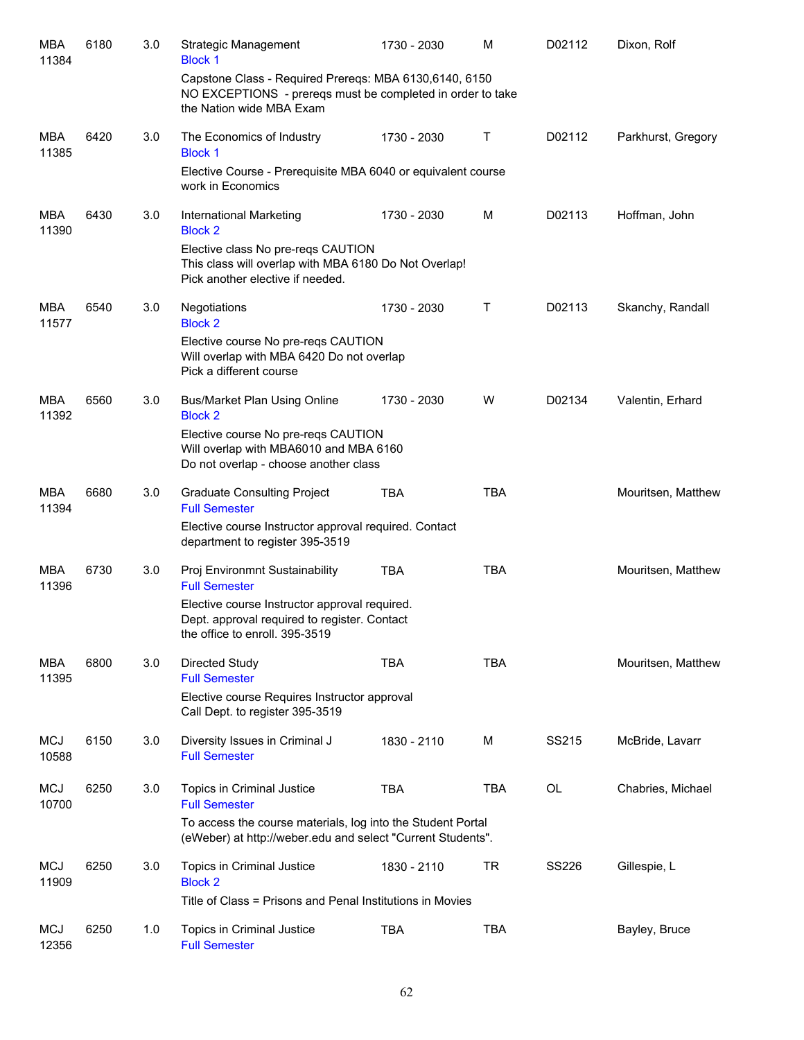| Subject / CRN | Course | Credits | Title / Block / Notes | Time | Days | Room | Instructor |
|---|---|---|---|---|---|---|---|
| MBA 11384 | 6180 | 3.0 | Strategic Management<br>Block 1<br>Capstone Class - Required Prereqs: MBA 6130,6140, 6150 NO EXCEPTIONS - prereqs must be completed in order to take the Nation wide MBA Exam | 1730 - 2030 | M | D02112 | Dixon, Rolf |
| MBA 11385 | 6420 | 3.0 | The Economics of Industry<br>Block 1<br>Elective Course - Prerequisite MBA 6040 or equivalent course work in Economics | 1730 - 2030 | T | D02112 | Parkhurst, Gregory |
| MBA 11390 | 6430 | 3.0 | International Marketing<br>Block 2<br>Elective class No pre-reqs CAUTION This class will overlap with MBA 6180 Do Not Overlap! Pick another elective if needed. | 1730 - 2030 | M | D02113 | Hoffman, John |
| MBA 11577 | 6540 | 3.0 | Negotiations<br>Block 2<br>Elective course No pre-reqs CAUTION Will overlap with MBA 6420 Do not overlap Pick a different course | 1730 - 2030 | T | D02113 | Skanchy, Randall |
| MBA 11392 | 6560 | 3.0 | Bus/Market Plan Using Online<br>Block 2<br>Elective course No pre-reqs CAUTION Will overlap with MBA6010 and MBA 6160 Do not overlap - choose another class | 1730 - 2030 | W | D02134 | Valentin, Erhard |
| MBA 11394 | 6680 | 3.0 | Graduate Consulting Project<br>Full Semester<br>Elective course Instructor approval required. Contact department to register 395-3519 | TBA | TBA | | Mouritsen, Matthew |
| MBA 11396 | 6730 | 3.0 | Proj Environmnt Sustainability<br>Full Semester<br>Elective course Instructor approval required. Dept. approval required to register. Contact the office to enroll. 395-3519 | TBA | TBA | | Mouritsen, Matthew |
| MBA 11395 | 6800 | 3.0 | Directed Study<br>Full Semester<br>Elective course Requires Instructor approval Call Dept. to register 395-3519 | TBA | TBA | | Mouritsen, Matthew |
| MCJ 10588 | 6150 | 3.0 | Diversity Issues in Criminal J<br>Full Semester | 1830 - 2110 | M | SS215 | McBride, Lavarr |
| MCJ 10700 | 6250 | 3.0 | Topics in Criminal Justice<br>Full Semester<br>To access the course materials, log into the Student Portal (eWeber) at http://weber.edu and select "Current Students". | TBA | TBA | OL | Chabries, Michael |
| MCJ 11909 | 6250 | 3.0 | Topics in Criminal Justice<br>Block 2<br>Title of Class = Prisons and Penal Institutions in Movies | 1830 - 2110 | TR | SS226 | Gillespie, L |
| MCJ 12356 | 6250 | 1.0 | Topics in Criminal Justice<br>Full Semester | TBA | TBA | | Bayley, Bruce |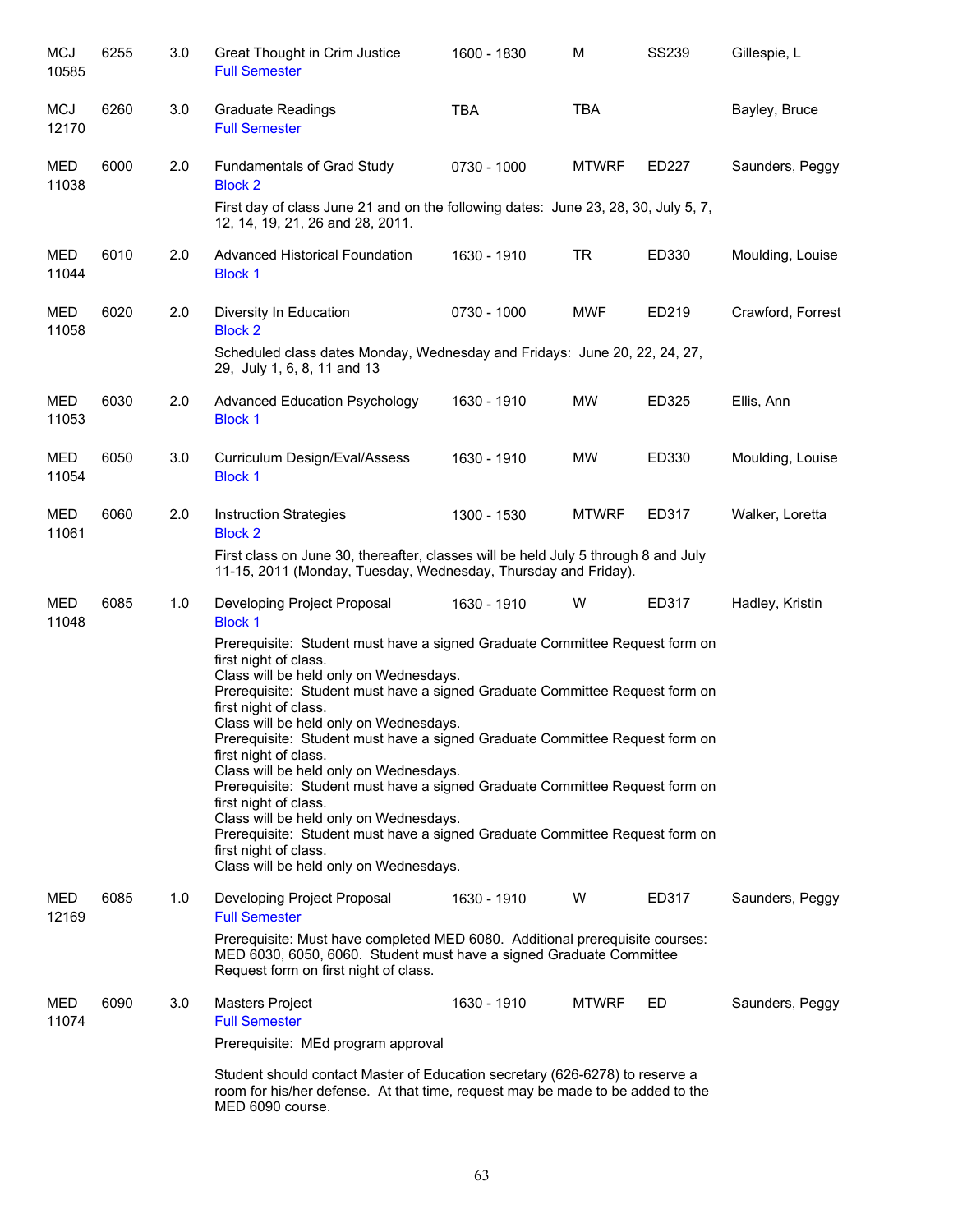| | | | | | | | |
|---|---|---|---|---|---|---|---|
| MCJ 10585 | 6255 | 3.0 | Great Thought in Crim Justice<br>Full Semester | 1600 - 1830 | M | SS239 | Gillespie, L |
| MCJ 12170 | 6260 | 3.0 | Graduate Readings<br>Full Semester | TBA | TBA | | Bayley, Bruce |
| MED 11038 | 6000 | 2.0 | Fundamentals of Grad Study<br>Block 2<br>First day of class June 21 and on the following dates: June 23, 28, 30, July 5, 7, 12, 14, 19, 21, 26 and 28, 2011. | 0730 - 1000 | MTWRF | ED227 | Saunders, Peggy |
| MED 11044 | 6010 | 2.0 | Advanced Historical Foundation<br>Block 1 | 1630 - 1910 | TR | ED330 | Moulding, Louise |
| MED 11058 | 6020 | 2.0 | Diversity In Education<br>Block 2<br>Scheduled class dates Monday, Wednesday and Fridays: June 20, 22, 24, 27, 29, July 1, 6, 8, 11 and 13 | 0730 - 1000 | MWF | ED219 | Crawford, Forrest |
| MED 11053 | 6030 | 2.0 | Advanced Education Psychology<br>Block 1 | 1630 - 1910 | MW | ED325 | Ellis, Ann |
| MED 11054 | 6050 | 3.0 | Curriculum Design/Eval/Assess<br>Block 1 | 1630 - 1910 | MW | ED330 | Moulding, Louise |
| MED 11061 | 6060 | 2.0 | Instruction Strategies<br>Block 2<br>First class on June 30, thereafter, classes will be held July 5 through 8 and July 11-15, 2011 (Monday, Tuesday, Wednesday, Thursday and Friday). | 1300 - 1530 | MTWRF | ED317 | Walker, Loretta |
| MED 11048 | 6085 | 1.0 | Developing Project Proposal<br>Block 1<br>Prerequisite: Student must have a signed Graduate Committee Request form on first night of class.<br>Class will be held only on Wednesdays.<br>Prerequisite: Student must have a signed Graduate Committee Request form on first night of class.<br>Class will be held only on Wednesdays.<br>Prerequisite: Student must have a signed Graduate Committee Request form on first night of class.<br>Class will be held only on Wednesdays.<br>Prerequisite: Student must have a signed Graduate Committee Request form on first night of class.<br>Class will be held only on Wednesdays.<br>Prerequisite: Student must have a signed Graduate Committee Request form on first night of class.<br>Class will be held only on Wednesdays. | 1630 - 1910 | W | ED317 | Hadley, Kristin |
| MED 12169 | 6085 | 1.0 | Developing Project Proposal<br>Full Semester<br>Prerequisite: Must have completed MED 6080. Additional prerequisite courses: MED 6030, 6050, 6060. Student must have a signed Graduate Committee Request form on first night of class. | 1630 - 1910 | W | ED317 | Saunders, Peggy |
| MED 11074 | 6090 | 3.0 | Masters Project<br>Full Semester<br>Prerequisite: MEd program approval<br>Student should contact Master of Education secretary (626-6278) to reserve a room for his/her defense. At that time, request may be made to be added to the MED 6090 course. | 1630 - 1910 | MTWRF | ED | Saunders, Peggy |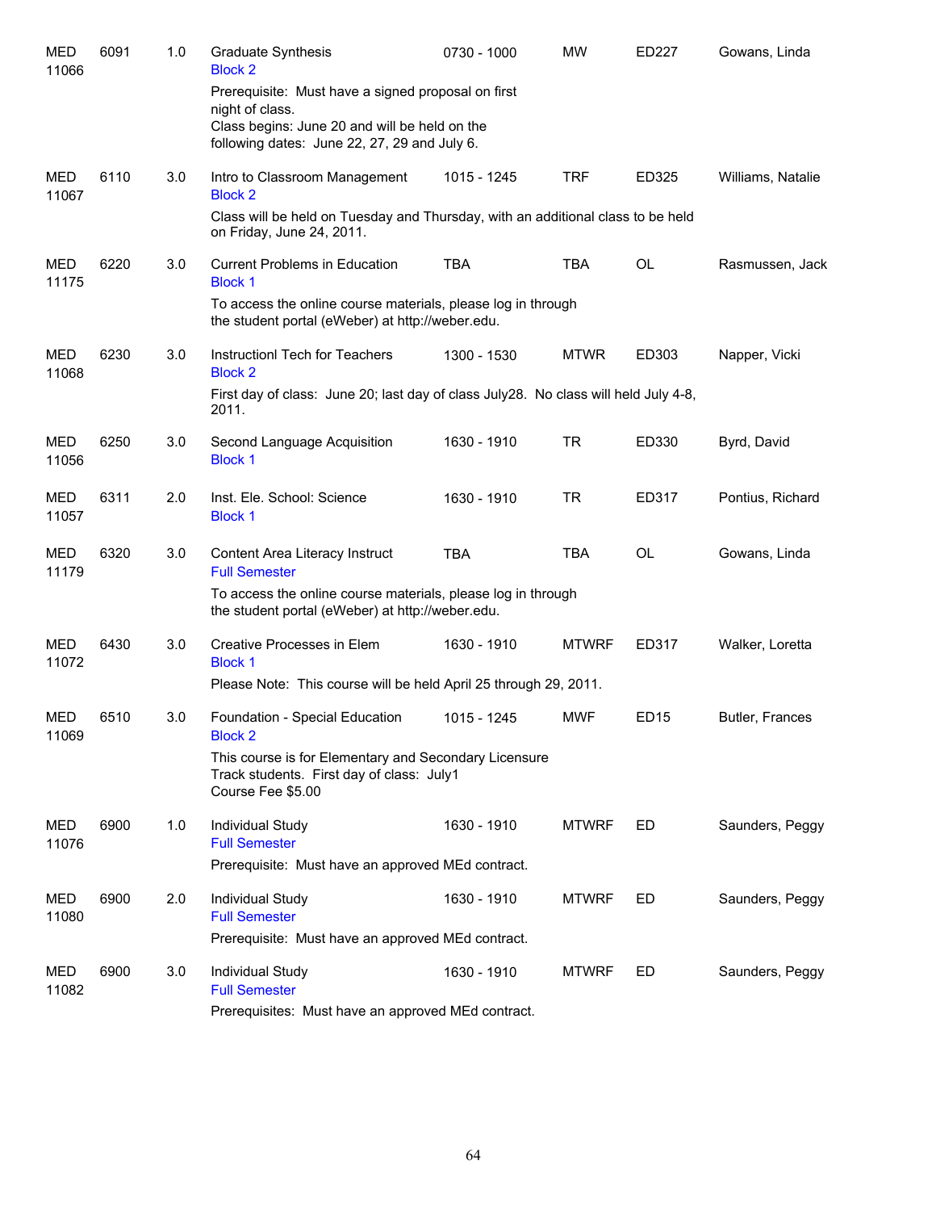| | | | | | | | |
|---|---|---|---|---|---|---|---|
| MED 11066 | 6091 | 1.0 | Graduate Synthesis<br>Block 2<br>Prerequisite: Must have a signed proposal on first night of class.<br>Class begins: June 20 and will be held on the following dates: June 22, 27, 29 and July 6. | 0730 - 1000 | MW | ED227 | Gowans, Linda |
| MED 11067 | 6110 | 3.0 | Intro to Classroom Management<br>Block 2<br>Class will be held on Tuesday and Thursday, with an additional class to be held on Friday, June 24, 2011. | 1015 - 1245 | TRF | ED325 | Williams, Natalie |
| MED 11175 | 6220 | 3.0 | Current Problems in Education<br>Block 1<br>To access the online course materials, please log in through the student portal (eWeber) at http://weber.edu. | TBA | TBA | OL | Rasmussen, Jack |
| MED 11068 | 6230 | 3.0 | Instructionl Tech for Teachers<br>Block 2<br>First day of class: June 20; last day of class July28. No class will held July 4-8, 2011. | 1300 - 1530 | MTWR | ED303 | Napper, Vicki |
| MED 11056 | 6250 | 3.0 | Second Language Acquisition<br>Block 1 | 1630 - 1910 | TR | ED330 | Byrd, David |
| MED 11057 | 6311 | 2.0 | Inst. Ele. School: Science<br>Block 1 | 1630 - 1910 | TR | ED317 | Pontius, Richard |
| MED 11179 | 6320 | 3.0 | Content Area Literacy Instruct<br>Full Semester<br>To access the online course materials, please log in through the student portal (eWeber) at http://weber.edu. | TBA | TBA | OL | Gowans, Linda |
| MED 11072 | 6430 | 3.0 | Creative Processes in Elem<br>Block 1<br>Please Note: This course will be held April 25 through 29, 2011. | 1630 - 1910 | MTWRF | ED317 | Walker, Loretta |
| MED 11069 | 6510 | 3.0 | Foundation - Special Education<br>Block 2<br>This course is for Elementary and Secondary Licensure Track students. First day of class: July1<br>Course Fee $5.00 | 1015 - 1245 | MWF | ED15 | Butler, Frances |
| MED 11076 | 6900 | 1.0 | Individual Study<br>Full Semester<br>Prerequisite: Must have an approved MEd contract. | 1630 - 1910 | MTWRF | ED | Saunders, Peggy |
| MED 11080 | 6900 | 2.0 | Individual Study<br>Full Semester<br>Prerequisite: Must have an approved MEd contract. | 1630 - 1910 | MTWRF | ED | Saunders, Peggy |
| MED 11082 | 6900 | 3.0 | Individual Study<br>Full Semester<br>Prerequisites: Must have an approved MEd contract. | 1630 - 1910 | MTWRF | ED | Saunders, Peggy |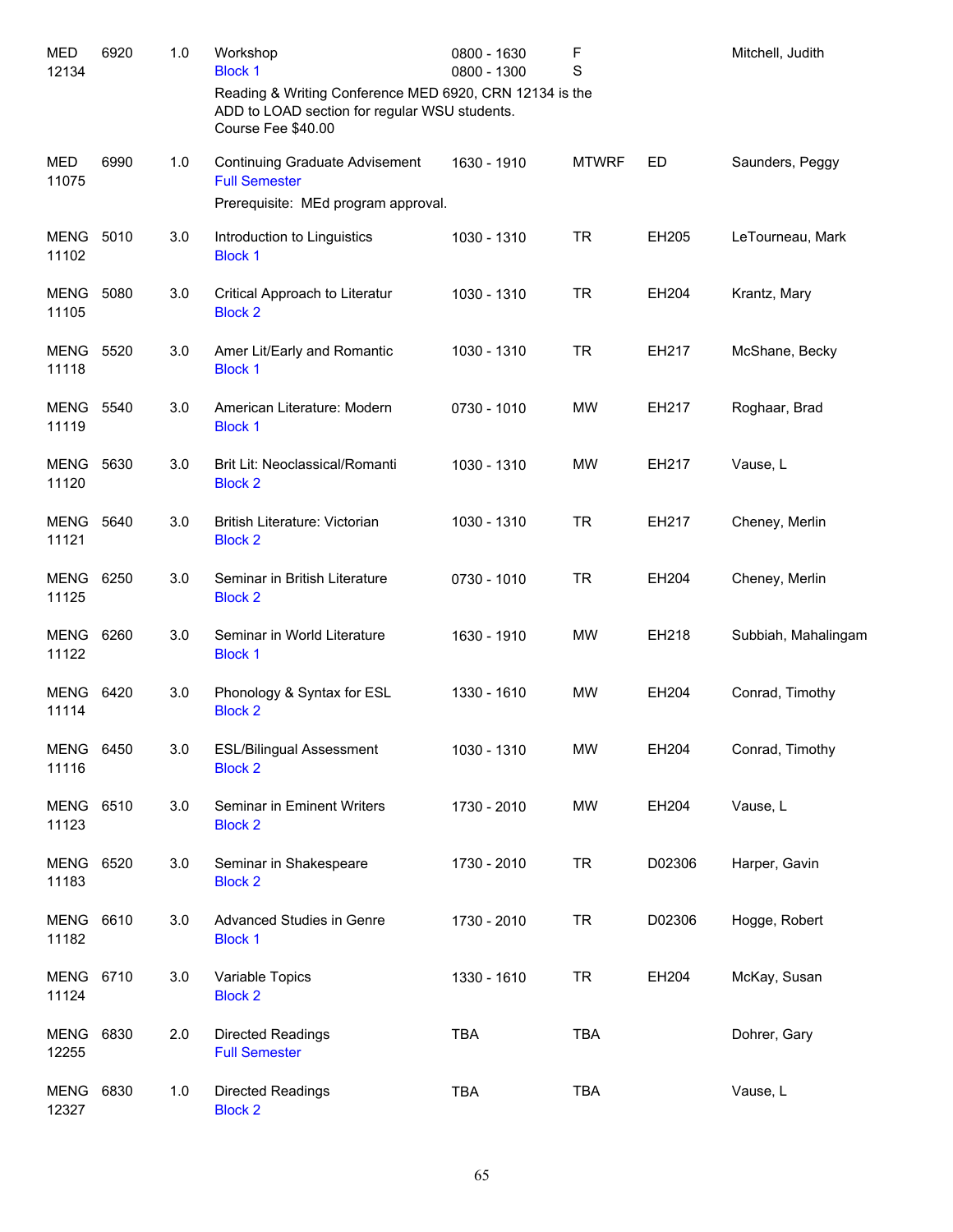| Subject / CRN | Course | Credits | Title / Session | Time | Days | Room | Instructor |
|---|---|---|---|---|---|---|---|
| MED 12134 | 6920 | 1.0 | Workshop<br>Block 1<br>Reading & Writing Conference MED 6920, CRN 12134 is the ADD to LOAD section for regular WSU students.<br>Course Fee $40.00 | 0800 - 1630<br>0800 - 1300 | F<br>S | | Mitchell, Judith |
| MED 11075 | 6990 | 1.0 | Continuing Graduate Advisement<br>Full Semester<br>Prerequisite: MEd program approval. | 1630 - 1910 | MTWRF | ED | Saunders, Peggy |
| MENG 11102 | 5010 | 3.0 | Introduction to Linguistics<br>Block 1 | 1030 - 1310 | TR | EH205 | LeTourneau, Mark |
| MENG 11105 | 5080 | 3.0 | Critical Approach to Literatur<br>Block 2 | 1030 - 1310 | TR | EH204 | Krantz, Mary |
| MENG 11118 | 5520 | 3.0 | Amer Lit/Early and Romantic<br>Block 1 | 1030 - 1310 | TR | EH217 | McShane, Becky |
| MENG 11119 | 5540 | 3.0 | American Literature: Modern<br>Block 1 | 0730 - 1010 | MW | EH217 | Roghaar, Brad |
| MENG 11120 | 5630 | 3.0 | Brit Lit: Neoclassical/Romanti<br>Block 2 | 1030 - 1310 | MW | EH217 | Vause, L |
| MENG 11121 | 5640 | 3.0 | British Literature: Victorian<br>Block 2 | 1030 - 1310 | TR | EH217 | Cheney, Merlin |
| MENG 11125 | 6250 | 3.0 | Seminar in British Literature<br>Block 2 | 0730 - 1010 | TR | EH204 | Cheney, Merlin |
| MENG 11122 | 6260 | 3.0 | Seminar in World Literature<br>Block 1 | 1630 - 1910 | MW | EH218 | Subbiah, Mahalingam |
| MENG 11114 | 6420 | 3.0 | Phonology & Syntax for ESL<br>Block 2 | 1330 - 1610 | MW | EH204 | Conrad, Timothy |
| MENG 11116 | 6450 | 3.0 | ESL/Bilingual Assessment<br>Block 2 | 1030 - 1310 | MW | EH204 | Conrad, Timothy |
| MENG 11123 | 6510 | 3.0 | Seminar in Eminent Writers<br>Block 2 | 1730 - 2010 | MW | EH204 | Vause, L |
| MENG 11183 | 6520 | 3.0 | Seminar in Shakespeare<br>Block 2 | 1730 - 2010 | TR | D02306 | Harper, Gavin |
| MENG 11182 | 6610 | 3.0 | Advanced Studies in Genre<br>Block 1 | 1730 - 2010 | TR | D02306 | Hogge, Robert |
| MENG 11124 | 6710 | 3.0 | Variable Topics<br>Block 2 | 1330 - 1610 | TR | EH204 | McKay, Susan |
| MENG 12255 | 6830 | 2.0 | Directed Readings<br>Full Semester | TBA | TBA | | Dohrer, Gary |
| MENG 12327 | 6830 | 1.0 | Directed Readings<br>Block 2 | TBA | TBA | | Vause, L |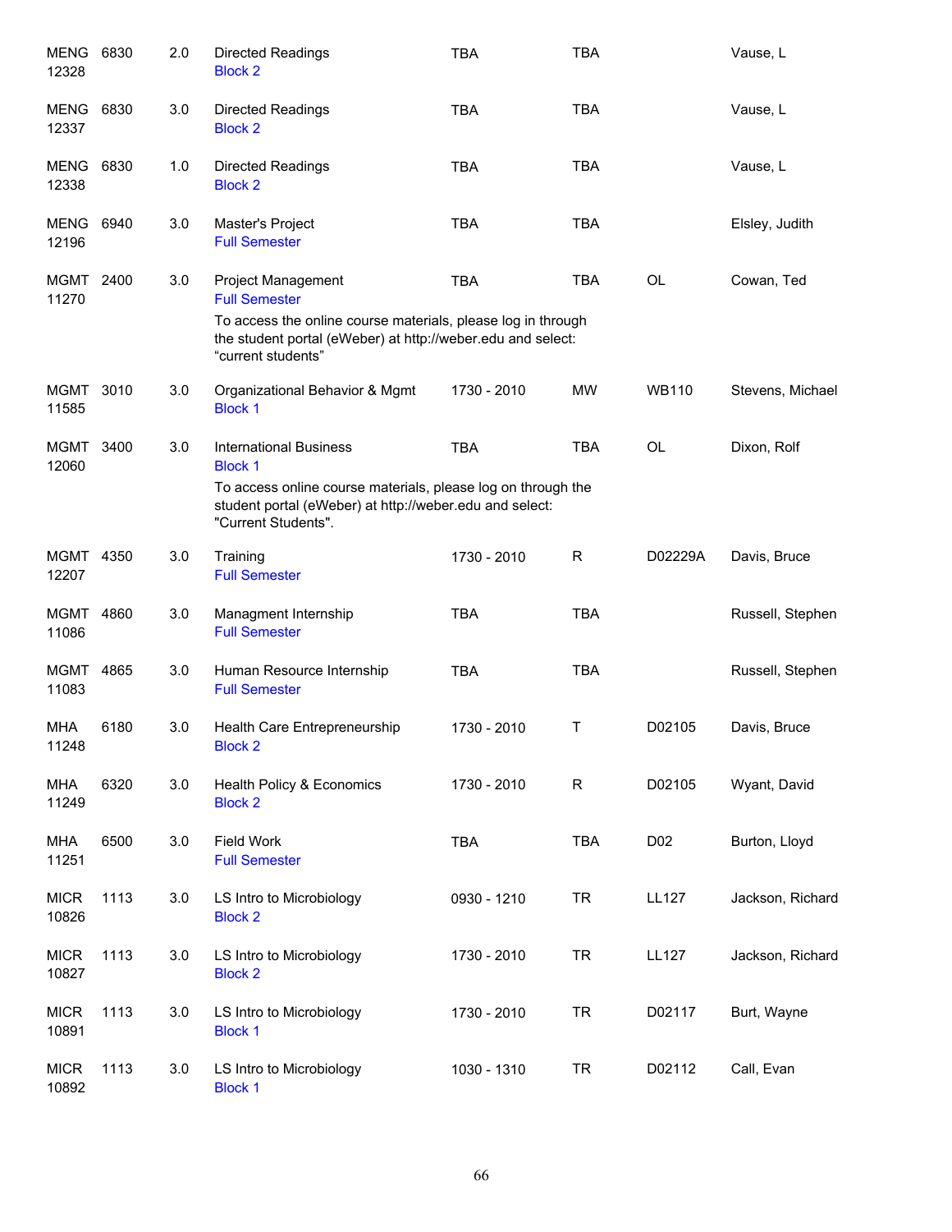| | | | | | | | |
|---|---|---|---|---|---|---|---|
| MENG 12328 | 6830 | 2.0 | Directed Readings<br>Block 2 | TBA | TBA | | Vause, L |
| MENG 12337 | 6830 | 3.0 | Directed Readings<br>Block 2 | TBA | TBA | | Vause, L |
| MENG 12338 | 6830 | 1.0 | Directed Readings<br>Block 2 | TBA | TBA | | Vause, L |
| MENG 12196 | 6940 | 3.0 | Master's Project<br>Full Semester | TBA | TBA | | Elsley, Judith |
| MGMT 11270 | 2400 | 3.0 | Project Management<br>Full Semester<br>To access the online course materials, please log in through the student portal (eWeber) at http://weber.edu and select: "current students" | TBA | TBA | OL | Cowan, Ted |
| MGMT 11585 | 3010 | 3.0 | Organizational Behavior & Mgmt<br>Block 1 | 1730 - 2010 | MW | WB110 | Stevens, Michael |
| MGMT 12060 | 3400 | 3.0 | International Business<br>Block 1<br>To access online course materials, please log on through the student portal (eWeber) at http://weber.edu and select: "Current Students". | TBA | TBA | OL | Dixon, Rolf |
| MGMT 12207 | 4350 | 3.0 | Training<br>Full Semester | 1730 - 2010 | R | D02229A | Davis, Bruce |
| MGMT 11086 | 4860 | 3.0 | Managment Internship<br>Full Semester | TBA | TBA | | Russell, Stephen |
| MGMT 11083 | 4865 | 3.0 | Human Resource Internship<br>Full Semester | TBA | TBA | | Russell, Stephen |
| MHA 11248 | 6180 | 3.0 | Health Care Entrepreneurship<br>Block 2 | 1730 - 2010 | T | D02105 | Davis, Bruce |
| MHA 11249 | 6320 | 3.0 | Health Policy & Economics<br>Block 2 | 1730 - 2010 | R | D02105 | Wyant, David |
| MHA 11251 | 6500 | 3.0 | Field Work<br>Full Semester | TBA | TBA | D02 | Burton, Lloyd |
| MICR 10826 | 1113 | 3.0 | LS Intro to Microbiology<br>Block 2 | 0930 - 1210 | TR | LL127 | Jackson, Richard |
| MICR 10827 | 1113 | 3.0 | LS Intro to Microbiology<br>Block 2 | 1730 - 2010 | TR | LL127 | Jackson, Richard |
| MICR 10891 | 1113 | 3.0 | LS Intro to Microbiology<br>Block 1 | 1730 - 2010 | TR | D02117 | Burt, Wayne |
| MICR 10892 | 1113 | 3.0 | LS Intro to Microbiology<br>Block 1 | 1030 - 1310 | TR | D02112 | Call, Evan |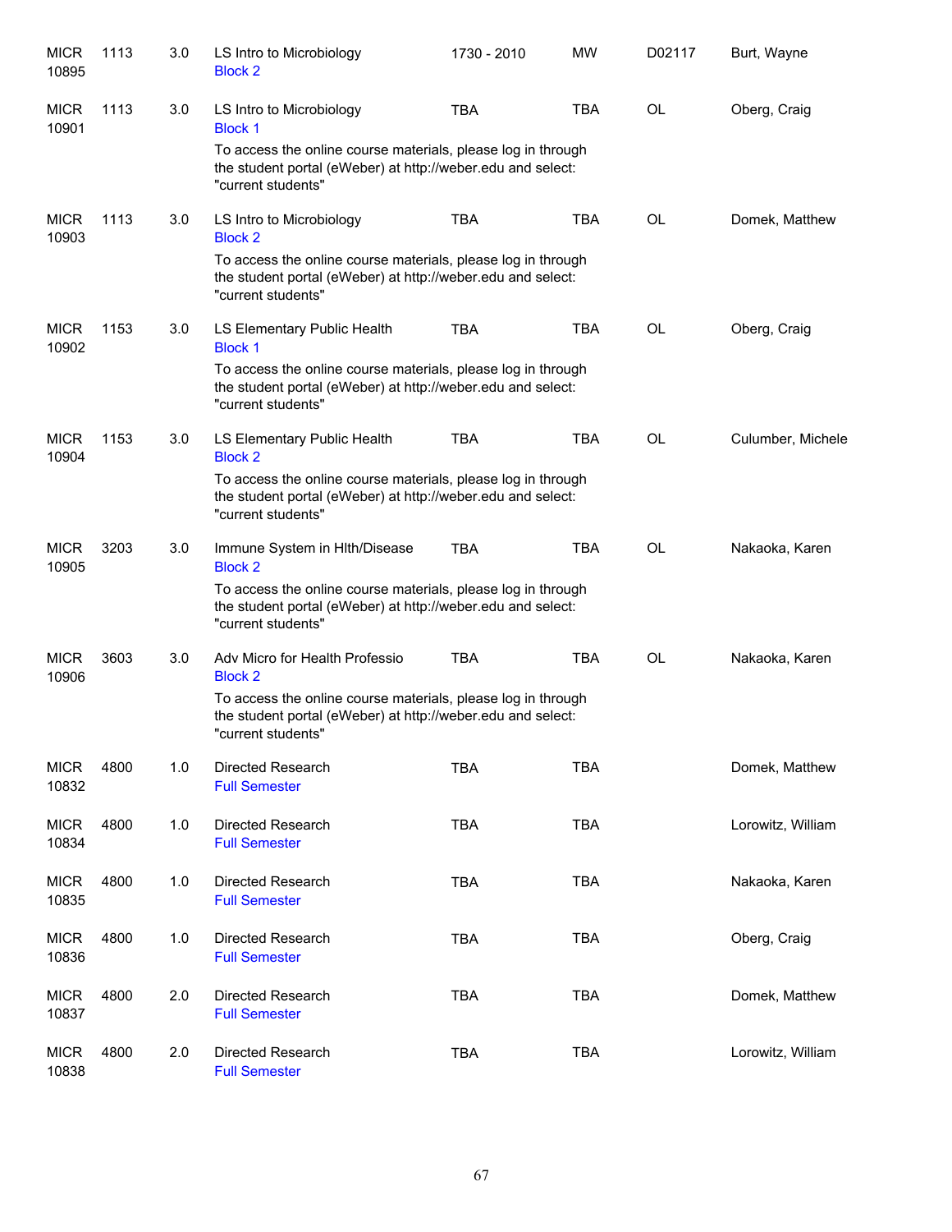| Course | Number | Credits | Title | Time | Days | Room | Instructor |
|---|---|---|---|---|---|---|---|
| MICR 10895 | 1113 | 3.0 | LS Intro to Microbiology<br>Block 2 | 1730 - 2010 | MW | D02117 | Burt, Wayne |
| MICR 10901 | 1113 | 3.0 | LS Intro to Microbiology<br>Block 1<br>To access the online course materials, please log in through the student portal (eWeber) at http://weber.edu and select: "current students" | TBA | TBA | OL | Oberg, Craig |
| MICR 10903 | 1113 | 3.0 | LS Intro to Microbiology<br>Block 2<br>To access the online course materials, please log in through the student portal (eWeber) at http://weber.edu and select: "current students" | TBA | TBA | OL | Domek, Matthew |
| MICR 10902 | 1153 | 3.0 | LS Elementary Public Health<br>Block 1<br>To access the online course materials, please log in through the student portal (eWeber) at http://weber.edu and select: "current students" | TBA | TBA | OL | Oberg, Craig |
| MICR 10904 | 1153 | 3.0 | LS Elementary Public Health<br>Block 2<br>To access the online course materials, please log in through the student portal (eWeber) at http://weber.edu and select: "current students" | TBA | TBA | OL | Culumber, Michele |
| MICR 10905 | 3203 | 3.0 | Immune System in Hlth/Disease<br>Block 2<br>To access the online course materials, please log in through the student portal (eWeber) at http://weber.edu and select: "current students" | TBA | TBA | OL | Nakaoka, Karen |
| MICR 10906 | 3603 | 3.0 | Adv Micro for Health Professio<br>Block 2<br>To access the online course materials, please log in through the student portal (eWeber) at http://weber.edu and select: "current students" | TBA | TBA | OL | Nakaoka, Karen |
| MICR 10832 | 4800 | 1.0 | Directed Research<br>Full Semester | TBA | TBA | | Domek, Matthew |
| MICR 10834 | 4800 | 1.0 | Directed Research<br>Full Semester | TBA | TBA | | Lorowitz, William |
| MICR 10835 | 4800 | 1.0 | Directed Research<br>Full Semester | TBA | TBA | | Nakaoka, Karen |
| MICR 10836 | 4800 | 1.0 | Directed Research<br>Full Semester | TBA | TBA | | Oberg, Craig |
| MICR 10837 | 4800 | 2.0 | Directed Research<br>Full Semester | TBA | TBA | | Domek, Matthew |
| MICR 10838 | 4800 | 2.0 | Directed Research<br>Full Semester | TBA | TBA | | Lorowitz, William |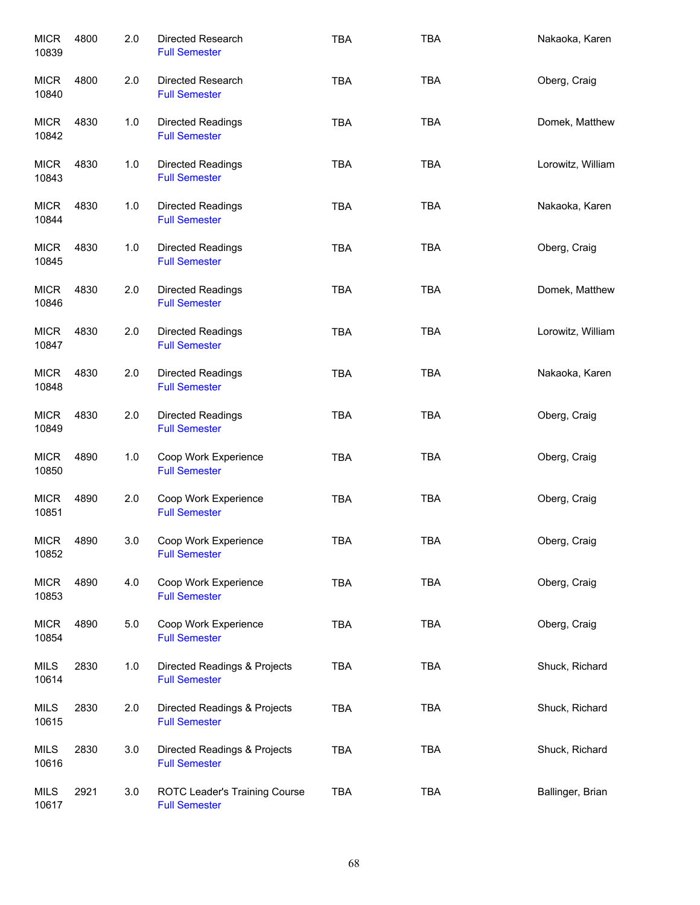| | | | | | | |
|---|---|---|---|---|---|---|
| MICR 10839 | 4800 | 2.0 | Directed Research Full Semester | TBA | TBA | Nakaoka, Karen |
| MICR 10840 | 4800 | 2.0 | Directed Research Full Semester | TBA | TBA | Oberg, Craig |
| MICR 10842 | 4830 | 1.0 | Directed Readings Full Semester | TBA | TBA | Domek, Matthew |
| MICR 10843 | 4830 | 1.0 | Directed Readings Full Semester | TBA | TBA | Lorowitz, William |
| MICR 10844 | 4830 | 1.0 | Directed Readings Full Semester | TBA | TBA | Nakaoka, Karen |
| MICR 10845 | 4830 | 1.0 | Directed Readings Full Semester | TBA | TBA | Oberg, Craig |
| MICR 10846 | 4830 | 2.0 | Directed Readings Full Semester | TBA | TBA | Domek, Matthew |
| MICR 10847 | 4830 | 2.0 | Directed Readings Full Semester | TBA | TBA | Lorowitz, William |
| MICR 10848 | 4830 | 2.0 | Directed Readings Full Semester | TBA | TBA | Nakaoka, Karen |
| MICR 10849 | 4830 | 2.0 | Directed Readings Full Semester | TBA | TBA | Oberg, Craig |
| MICR 10850 | 4890 | 1.0 | Coop Work Experience Full Semester | TBA | TBA | Oberg, Craig |
| MICR 10851 | 4890 | 2.0 | Coop Work Experience Full Semester | TBA | TBA | Oberg, Craig |
| MICR 10852 | 4890 | 3.0 | Coop Work Experience Full Semester | TBA | TBA | Oberg, Craig |
| MICR 10853 | 4890 | 4.0 | Coop Work Experience Full Semester | TBA | TBA | Oberg, Craig |
| MICR 10854 | 4890 | 5.0 | Coop Work Experience Full Semester | TBA | TBA | Oberg, Craig |
| MILS 10614 | 2830 | 1.0 | Directed Readings & Projects Full Semester | TBA | TBA | Shuck, Richard |
| MILS 10615 | 2830 | 2.0 | Directed Readings & Projects Full Semester | TBA | TBA | Shuck, Richard |
| MILS 10616 | 2830 | 3.0 | Directed Readings & Projects Full Semester | TBA | TBA | Shuck, Richard |
| MILS 10617 | 2921 | 3.0 | ROTC Leader's Training Course Full Semester | TBA | TBA | Ballinger, Brian |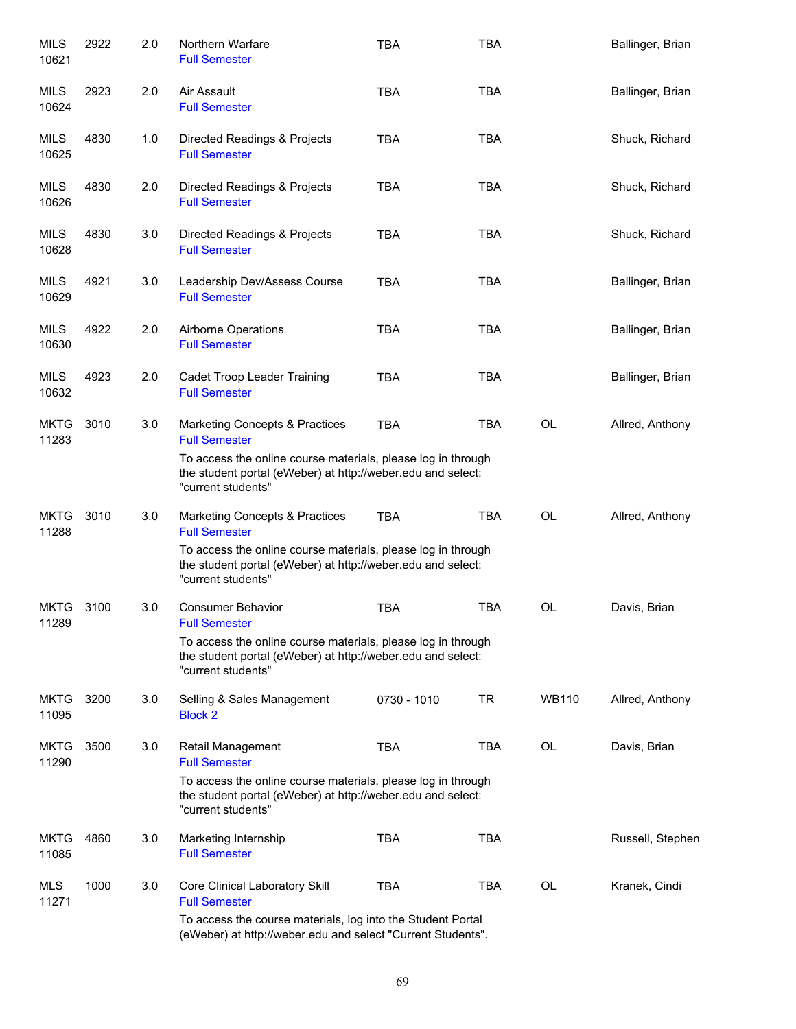| | | | | | | | |
|---|---|---|---|---|---|---|---|
| MILS 10621 | 2922 | 2.0 | Northern Warfare<br>Full Semester | TBA | TBA | | Ballinger, Brian |
| MILS 10624 | 2923 | 2.0 | Air Assault<br>Full Semester | TBA | TBA | | Ballinger, Brian |
| MILS 10625 | 4830 | 1.0 | Directed Readings & Projects<br>Full Semester | TBA | TBA | | Shuck, Richard |
| MILS 10626 | 4830 | 2.0 | Directed Readings & Projects<br>Full Semester | TBA | TBA | | Shuck, Richard |
| MILS 10628 | 4830 | 3.0 | Directed Readings & Projects<br>Full Semester | TBA | TBA | | Shuck, Richard |
| MILS 10629 | 4921 | 3.0 | Leadership Dev/Assess Course<br>Full Semester | TBA | TBA | | Ballinger, Brian |
| MILS 10630 | 4922 | 2.0 | Airborne Operations<br>Full Semester | TBA | TBA | | Ballinger, Brian |
| MILS 10632 | 4923 | 2.0 | Cadet Troop Leader Training<br>Full Semester | TBA | TBA | | Ballinger, Brian |
| MKTG 11283 | 3010 | 3.0 | Marketing Concepts & Practices<br>Full Semester<br>To access the online course materials, please log in through the student portal (eWeber) at http://weber.edu and select: "current students" | TBA | TBA | OL | Allred, Anthony |
| MKTG 11288 | 3010 | 3.0 | Marketing Concepts & Practices<br>Full Semester<br>To access the online course materials, please log in through the student portal (eWeber) at http://weber.edu and select: "current students" | TBA | TBA | OL | Allred, Anthony |
| MKTG 11289 | 3100 | 3.0 | Consumer Behavior<br>Full Semester<br>To access the online course materials, please log in through the student portal (eWeber) at http://weber.edu and select: "current students" | TBA | TBA | OL | Davis, Brian |
| MKTG 11095 | 3200 | 3.0 | Selling & Sales Management<br>Block 2 | 0730 - 1010 | TR | WB110 | Allred, Anthony |
| MKTG 11290 | 3500 | 3.0 | Retail Management<br>Full Semester<br>To access the online course materials, please log in through the student portal (eWeber) at http://weber.edu and select: "current students" | TBA | TBA | OL | Davis, Brian |
| MKTG 11085 | 4860 | 3.0 | Marketing Internship<br>Full Semester | TBA | TBA | | Russell, Stephen |
| MLS 11271 | 1000 | 3.0 | Core Clinical Laboratory Skill<br>Full Semester<br>To access the course materials, log into the Student Portal (eWeber) at http://weber.edu and select "Current Students". | TBA | TBA | OL | Kranek, Cindi |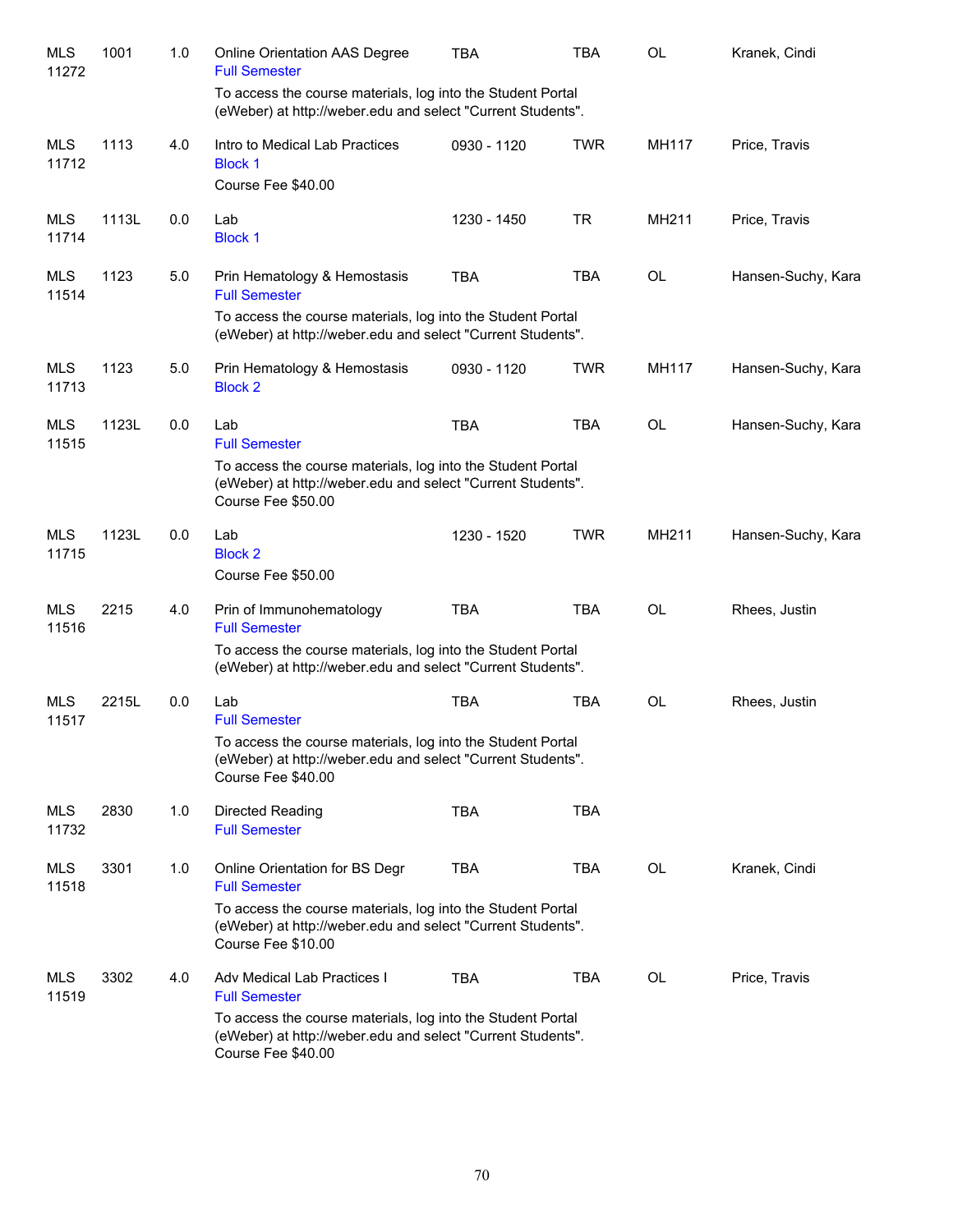| | | | | | | | |
|---|---|---|---|---|---|---|---|
| MLS 11272 | 1001 | 1.0 | Online Orientation AAS Degree<br>Full Semester<br>To access the course materials, log into the Student Portal (eWeber) at http://weber.edu and select "Current Students". | TBA | TBA | OL | Kranek, Cindi |
| MLS 11712 | 1113 | 4.0 | Intro to Medical Lab Practices<br>Block 1<br>Course Fee $40.00 | 0930 - 1120 | TWR | MH117 | Price, Travis |
| MLS 11714 | 1113L | 0.0 | Lab<br>Block 1 | 1230 - 1450 | TR | MH211 | Price, Travis |
| MLS 11514 | 1123 | 5.0 | Prin Hematology & Hemostasis<br>Full Semester<br>To access the course materials, log into the Student Portal (eWeber) at http://weber.edu and select "Current Students". | TBA | TBA | OL | Hansen-Suchy, Kara |
| MLS 11713 | 1123 | 5.0 | Prin Hematology & Hemostasis<br>Block 2 | 0930 - 1120 | TWR | MH117 | Hansen-Suchy, Kara |
| MLS 11515 | 1123L | 0.0 | Lab<br>Full Semester<br>To access the course materials, log into the Student Portal (eWeber) at http://weber.edu and select "Current Students".<br>Course Fee $50.00 | TBA | TBA | OL | Hansen-Suchy, Kara |
| MLS 11715 | 1123L | 0.0 | Lab<br>Block 2<br>Course Fee $50.00 | 1230 - 1520 | TWR | MH211 | Hansen-Suchy, Kara |
| MLS 11516 | 2215 | 4.0 | Prin of Immunohematology<br>Full Semester<br>To access the course materials, log into the Student Portal (eWeber) at http://weber.edu and select "Current Students". | TBA | TBA | OL | Rhees, Justin |
| MLS 11517 | 2215L | 0.0 | Lab<br>Full Semester<br>To access the course materials, log into the Student Portal (eWeber) at http://weber.edu and select "Current Students".<br>Course Fee $40.00 | TBA | TBA | OL | Rhees, Justin |
| MLS 11732 | 2830 | 1.0 | Directed Reading<br>Full Semester | TBA | TBA | | |
| MLS 11518 | 3301 | 1.0 | Online Orientation for BS Degr<br>Full Semester<br>To access the course materials, log into the Student Portal (eWeber) at http://weber.edu and select "Current Students".<br>Course Fee $10.00 | TBA | TBA | OL | Kranek, Cindi |
| MLS 11519 | 3302 | 4.0 | Adv Medical Lab Practices I<br>Full Semester<br>To access the course materials, log into the Student Portal (eWeber) at http://weber.edu and select "Current Students".<br>Course Fee $40.00 | TBA | TBA | OL | Price, Travis |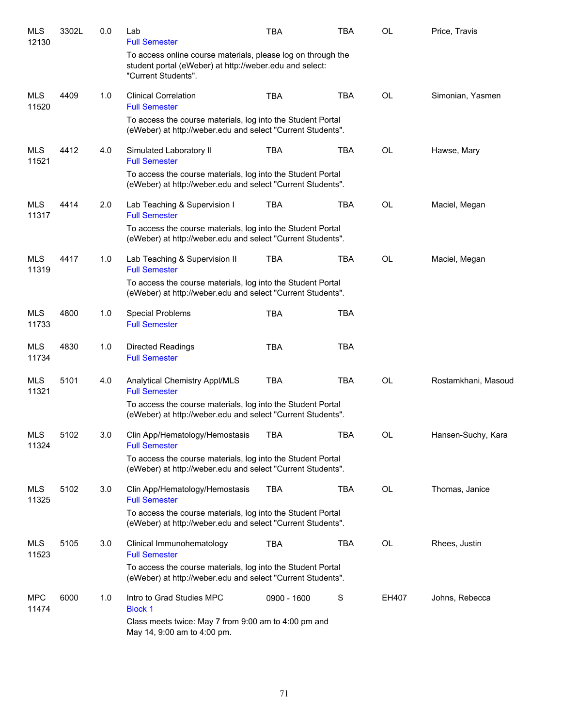| Subject/CRN | Course | Credits | Title | Time | Days | Room | Instructor |
|---|---|---|---|---|---|---|---|
| MLS 12130 | 3302L | 0.0 | Lab<br>Full Semester<br>To access online course materials, please log on through the student portal (eWeber) at http://weber.edu and select: "Current Students". | TBA | TBA | OL | Price, Travis |
| MLS 11520 | 4409 | 1.0 | Clinical Correlation<br>Full Semester<br>To access the course materials, log into the Student Portal (eWeber) at http://weber.edu and select "Current Students". | TBA | TBA | OL | Simonian, Yasmen |
| MLS 11521 | 4412 | 4.0 | Simulated Laboratory II<br>Full Semester<br>To access the course materials, log into the Student Portal (eWeber) at http://weber.edu and select "Current Students". | TBA | TBA | OL | Hawse, Mary |
| MLS 11317 | 4414 | 2.0 | Lab Teaching & Supervision I<br>Full Semester<br>To access the course materials, log into the Student Portal (eWeber) at http://weber.edu and select "Current Students". | TBA | TBA | OL | Maciel, Megan |
| MLS 11319 | 4417 | 1.0 | Lab Teaching & Supervision II<br>Full Semester<br>To access the course materials, log into the Student Portal (eWeber) at http://weber.edu and select "Current Students". | TBA | TBA | OL | Maciel, Megan |
| MLS 11733 | 4800 | 1.0 | Special Problems<br>Full Semester | TBA | TBA | | |
| MLS 11734 | 4830 | 1.0 | Directed Readings<br>Full Semester | TBA | TBA | | |
| MLS 11321 | 5101 | 4.0 | Analytical Chemistry Appl/MLS<br>Full Semester<br>To access the course materials, log into the Student Portal (eWeber) at http://weber.edu and select "Current Students". | TBA | TBA | OL | Rostamkhani, Masoud |
| MLS 11324 | 5102 | 3.0 | Clin App/Hematology/Hemostasis<br>Full Semester<br>To access the course materials, log into the Student Portal (eWeber) at http://weber.edu and select "Current Students". | TBA | TBA | OL | Hansen-Suchy, Kara |
| MLS 11325 | 5102 | 3.0 | Clin App/Hematology/Hemostasis<br>Full Semester<br>To access the course materials, log into the Student Portal (eWeber) at http://weber.edu and select "Current Students". | TBA | TBA | OL | Thomas, Janice |
| MLS 11523 | 5105 | 3.0 | Clinical Immunohematology<br>Full Semester<br>To access the course materials, log into the Student Portal (eWeber) at http://weber.edu and select "Current Students". | TBA | TBA | OL | Rhees, Justin |
| MPC 11474 | 6000 | 1.0 | Intro to Grad Studies MPC<br>Block 1<br>Class meets twice: May 7 from 9:00 am to 4:00 pm and May 14, 9:00 am to 4:00 pm. | 0900 - 1600 | S | EH407 | Johns, Rebecca |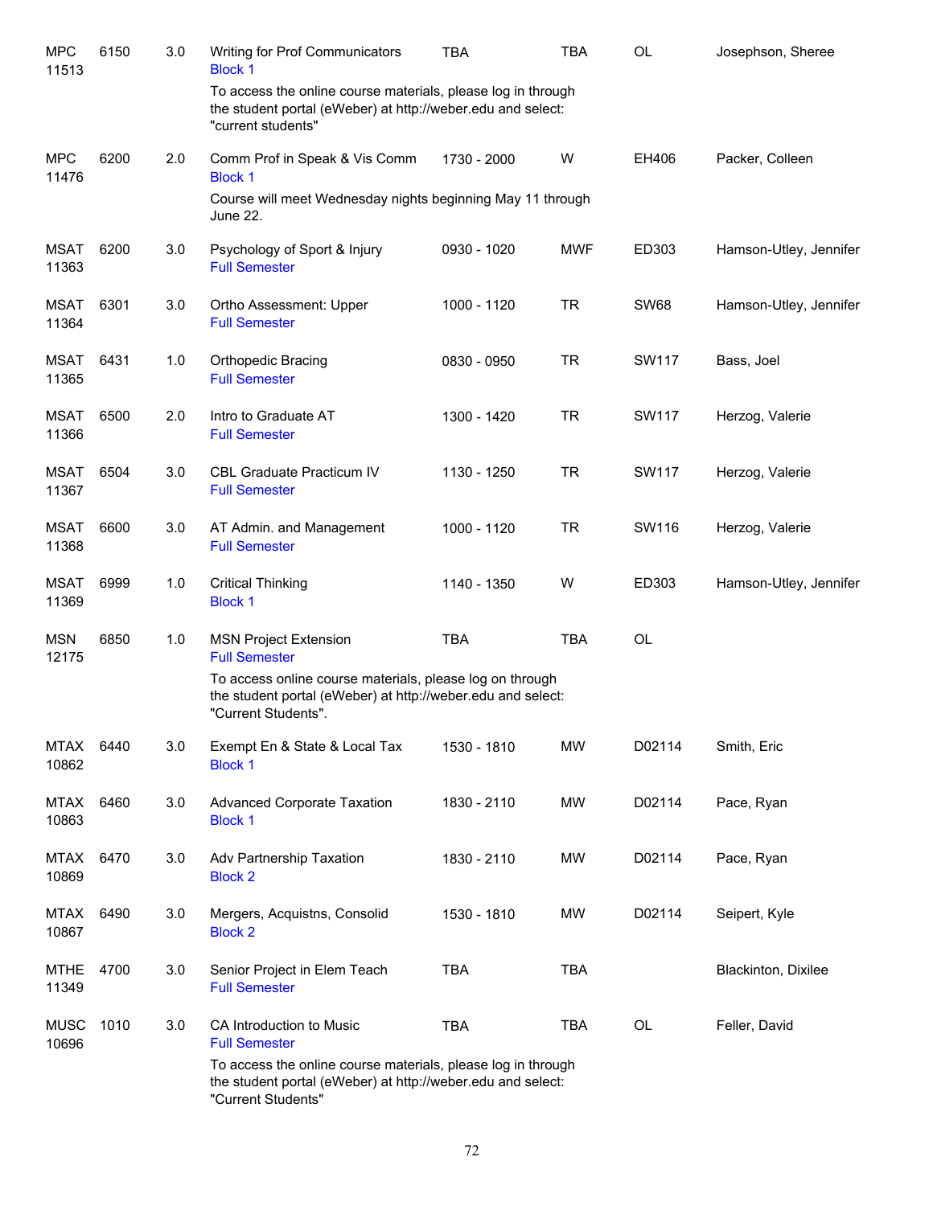| Subject | Course | Credits | Title | Time | Days | Room | Instructor |
|---|---|---|---|---|---|---|---|
| MPC 11513 | 6150 | 3.0 | Writing for Prof Communicators<br>Block 1<br>To access the online course materials, please log in through the student portal (eWeber) at http://weber.edu and select: "current students" | TBA | TBA | OL | Josephson, Sheree |
| MPC 11476 | 6200 | 2.0 | Comm Prof in Speak & Vis Comm<br>Block 1<br>Course will meet Wednesday nights beginning May 11 through June 22. | 1730 - 2000 | W | EH406 | Packer, Colleen |
| MSAT 11363 | 6200 | 3.0 | Psychology of Sport & Injury<br>Full Semester | 0930 - 1020 | MWF | ED303 | Hamson-Utley, Jennifer |
| MSAT 11364 | 6301 | 3.0 | Ortho Assessment: Upper<br>Full Semester | 1000 - 1120 | TR | SW68 | Hamson-Utley, Jennifer |
| MSAT 11365 | 6431 | 1.0 | Orthopedic Bracing<br>Full Semester | 0830 - 0950 | TR | SW117 | Bass, Joel |
| MSAT 11366 | 6500 | 2.0 | Intro to Graduate AT<br>Full Semester | 1300 - 1420 | TR | SW117 | Herzog, Valerie |
| MSAT 11367 | 6504 | 3.0 | CBL Graduate Practicum IV<br>Full Semester | 1130 - 1250 | TR | SW117 | Herzog, Valerie |
| MSAT 11368 | 6600 | 3.0 | AT Admin. and Management<br>Full Semester | 1000 - 1120 | TR | SW116 | Herzog, Valerie |
| MSAT 11369 | 6999 | 1.0 | Critical Thinking<br>Block 1 | 1140 - 1350 | W | ED303 | Hamson-Utley, Jennifer |
| MSN 12175 | 6850 | 1.0 | MSN Project Extension<br>Full Semester<br>To access online course materials, please log on through the student portal (eWeber) at http://weber.edu and select: "Current Students". | TBA | TBA | OL | |
| MTAX 10862 | 6440 | 3.0 | Exempt En & State & Local Tax<br>Block 1 | 1530 - 1810 | MW | D02114 | Smith, Eric |
| MTAX 10863 | 6460 | 3.0 | Advanced Corporate Taxation<br>Block 1 | 1830 - 2110 | MW | D02114 | Pace, Ryan |
| MTAX 10869 | 6470 | 3.0 | Adv Partnership Taxation<br>Block 2 | 1830 - 2110 | MW | D02114 | Pace, Ryan |
| MTAX 10867 | 6490 | 3.0 | Mergers, Acquistns, Consolid<br>Block 2 | 1530 - 1810 | MW | D02114 | Seipert, Kyle |
| MTHE 11349 | 4700 | 3.0 | Senior Project in Elem Teach<br>Full Semester | TBA | TBA | | Blackinton, Dixilee |
| MUSC 10696 | 1010 | 3.0 | CA Introduction to Music<br>Full Semester<br>To access the online course materials, please log in through the student portal (eWeber) at http://weber.edu and select: "Current Students" | TBA | TBA | OL | Feller, David |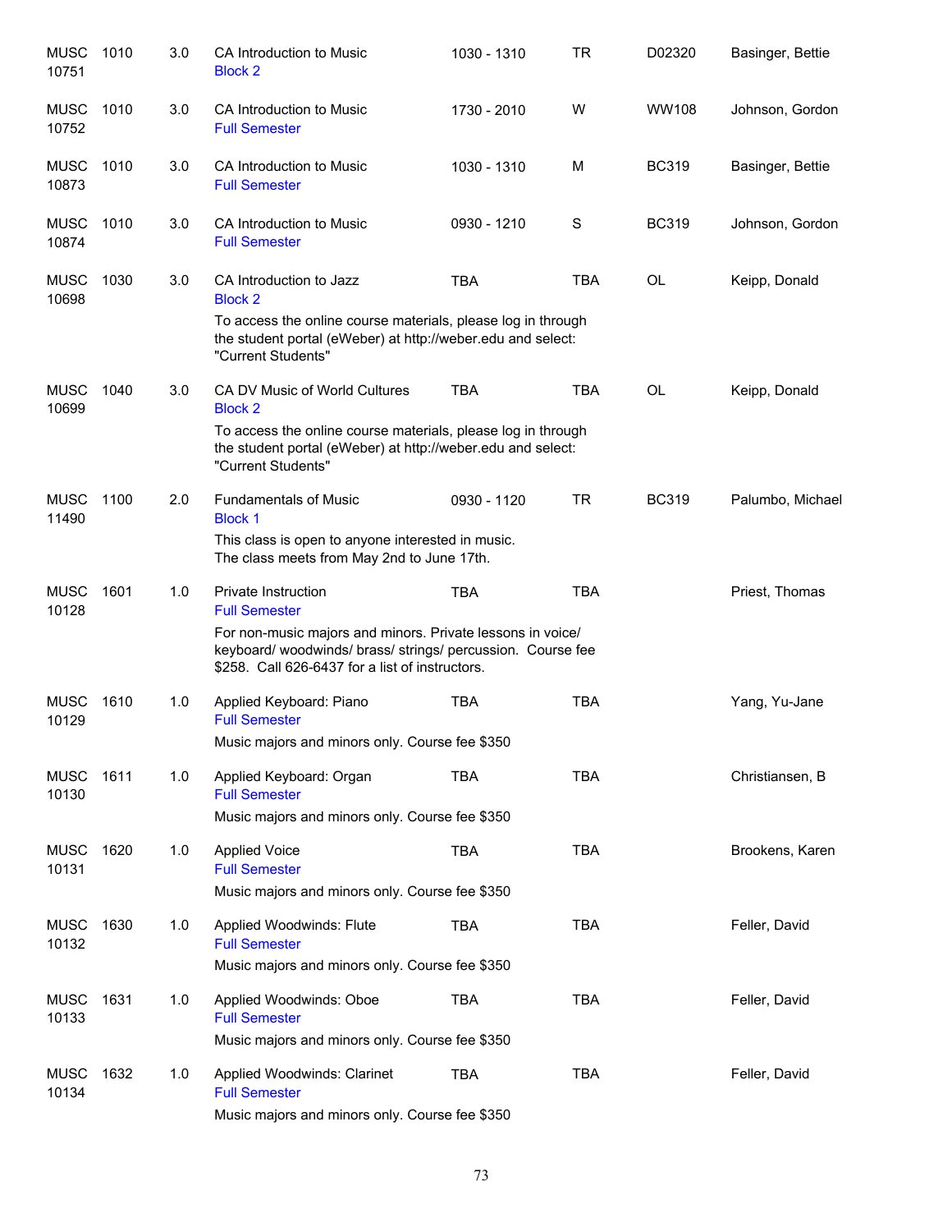| Course | | Credits | Title | Time | Days | Room | Instructor |
|---|---|---|---|---|---|---|---|
| MUSC 10751 | 1010 | 3.0 | CA Introduction to Music<br>Block 2 | 1030 - 1310 | TR | D02320 | Basinger, Bettie |
| MUSC 10752 | 1010 | 3.0 | CA Introduction to Music<br>Full Semester | 1730 - 2010 | W | WW108 | Johnson, Gordon |
| MUSC 10873 | 1010 | 3.0 | CA Introduction to Music<br>Full Semester | 1030 - 1310 | M | BC319 | Basinger, Bettie |
| MUSC 10874 | 1010 | 3.0 | CA Introduction to Music<br>Full Semester | 0930 - 1210 | S | BC319 | Johnson, Gordon |
| MUSC 10698 | 1030 | 3.0 | CA Introduction to Jazz<br>Block 2<br>To access the online course materials, please log in through the student portal (eWeber) at http://weber.edu and select: "Current Students" | TBA | TBA | OL | Keipp, Donald |
| MUSC 10699 | 1040 | 3.0 | CA DV Music of World Cultures<br>Block 2<br>To access the online course materials, please log in through the student portal (eWeber) at http://weber.edu and select: "Current Students" | TBA | TBA | OL | Keipp, Donald |
| MUSC 11490 | 1100 | 2.0 | Fundamentals of Music<br>Block 1<br>This class is open to anyone interested in music. The class meets from May 2nd to June 17th. | 0930 - 1120 | TR | BC319 | Palumbo, Michael |
| MUSC 10128 | 1601 | 1.0 | Private Instruction<br>Full Semester<br>For non-music majors and minors. Private lessons in voice/ keyboard/ woodwinds/ brass/ strings/ percussion. Course fee $258. Call 626-6437 for a list of instructors. | TBA | TBA | | Priest, Thomas |
| MUSC 10129 | 1610 | 1.0 | Applied Keyboard: Piano<br>Full Semester<br>Music majors and minors only. Course fee $350 | TBA | TBA | | Yang, Yu-Jane |
| MUSC 10130 | 1611 | 1.0 | Applied Keyboard: Organ<br>Full Semester<br>Music majors and minors only. Course fee $350 | TBA | TBA | | Christiansen, B |
| MUSC 10131 | 1620 | 1.0 | Applied Voice<br>Full Semester<br>Music majors and minors only. Course fee $350 | TBA | TBA | | Brookens, Karen |
| MUSC 10132 | 1630 | 1.0 | Applied Woodwinds: Flute<br>Full Semester<br>Music majors and minors only. Course fee $350 | TBA | TBA | | Feller, David |
| MUSC 10133 | 1631 | 1.0 | Applied Woodwinds: Oboe<br>Full Semester<br>Music majors and minors only. Course fee $350 | TBA | TBA | | Feller, David |
| MUSC 10134 | 1632 | 1.0 | Applied Woodwinds: Clarinet<br>Full Semester<br>Music majors and minors only. Course fee $350 | TBA | TBA | | Feller, David |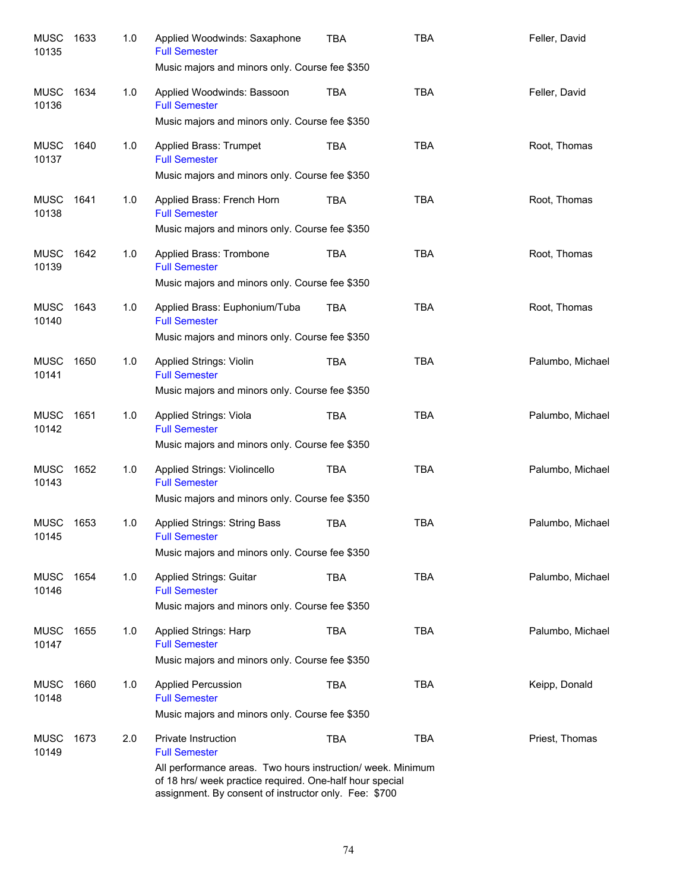| Subject / CRN | Course | Credits | Title | Days | Time | Instructor |
|---|---|---|---|---|---|---|
| MUSC 10135 | 1633 | 1.0 | Applied Woodwinds: Saxophone<br>Full Semester<br>Music majors and minors only. Course fee $350 | TBA | TBA | Feller, David |
| MUSC 10136 | 1634 | 1.0 | Applied Woodwinds: Bassoon<br>Full Semester<br>Music majors and minors only. Course fee $350 | TBA | TBA | Feller, David |
| MUSC 10137 | 1640 | 1.0 | Applied Brass: Trumpet<br>Full Semester<br>Music majors and minors only. Course fee $350 | TBA | TBA | Root, Thomas |
| MUSC 10138 | 1641 | 1.0 | Applied Brass: French Horn<br>Full Semester<br>Music majors and minors only. Course fee $350 | TBA | TBA | Root, Thomas |
| MUSC 10139 | 1642 | 1.0 | Applied Brass: Trombone<br>Full Semester<br>Music majors and minors only. Course fee $350 | TBA | TBA | Root, Thomas |
| MUSC 10140 | 1643 | 1.0 | Applied Brass: Euphonium/Tuba<br>Full Semester<br>Music majors and minors only. Course fee $350 | TBA | TBA | Root, Thomas |
| MUSC 10141 | 1650 | 1.0 | Applied Strings: Violin<br>Full Semester<br>Music majors and minors only. Course fee $350 | TBA | TBA | Palumbo, Michael |
| MUSC 10142 | 1651 | 1.0 | Applied Strings: Viola<br>Full Semester<br>Music majors and minors only. Course fee $350 | TBA | TBA | Palumbo, Michael |
| MUSC 10143 | 1652 | 1.0 | Applied Strings: Violincello<br>Full Semester<br>Music majors and minors only. Course fee $350 | TBA | TBA | Palumbo, Michael |
| MUSC 10145 | 1653 | 1.0 | Applied Strings: String Bass<br>Full Semester<br>Music majors and minors only. Course fee $350 | TBA | TBA | Palumbo, Michael |
| MUSC 10146 | 1654 | 1.0 | Applied Strings: Guitar<br>Full Semester<br>Music majors and minors only. Course fee $350 | TBA | TBA | Palumbo, Michael |
| MUSC 10147 | 1655 | 1.0 | Applied Strings: Harp<br>Full Semester<br>Music majors and minors only. Course fee $350 | TBA | TBA | Palumbo, Michael |
| MUSC 10148 | 1660 | 1.0 | Applied Percussion<br>Full Semester<br>Music majors and minors only. Course fee $350 | TBA | TBA | Keipp, Donald |
| MUSC 10149 | 1673 | 2.0 | Private Instruction<br>Full Semester<br>All performance areas. Two hours instruction/ week. Minimum of 18 hrs/ week practice required. One-half hour special assignment. By consent of instructor only. Fee: $700 | TBA | TBA | Priest, Thomas |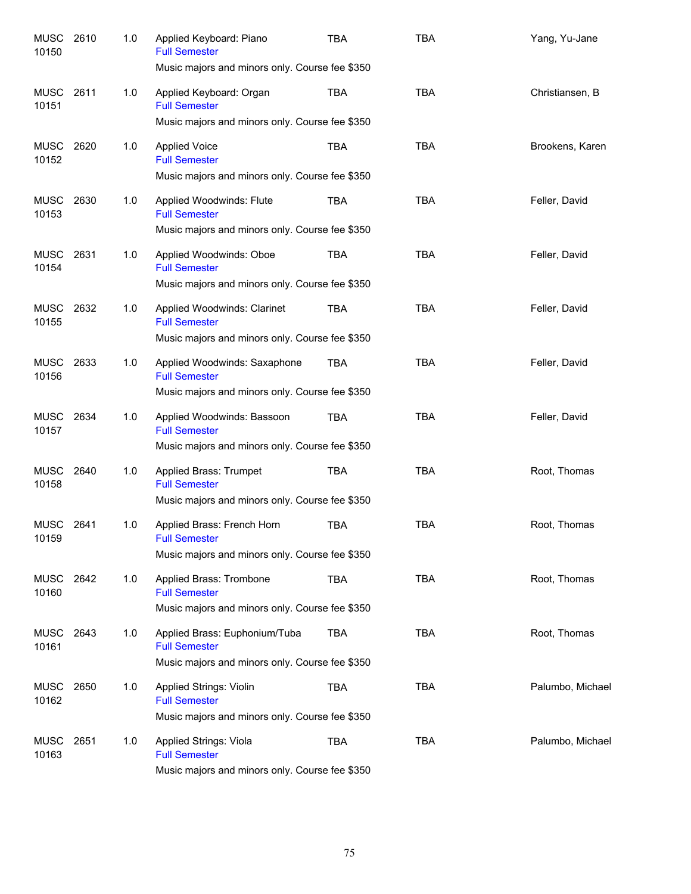| | | | | | | |
|---|---|---|---|---|---|---|
| MUSC 10150 | 2610 | 1.0 | Applied Keyboard: Piano<br>Full Semester<br>Music majors and minors only. Course fee $350 | TBA | TBA | Yang, Yu-Jane |
| MUSC 10151 | 2611 | 1.0 | Applied Keyboard: Organ<br>Full Semester<br>Music majors and minors only. Course fee $350 | TBA | TBA | Christiansen, B |
| MUSC 10152 | 2620 | 1.0 | Applied Voice<br>Full Semester<br>Music majors and minors only. Course fee $350 | TBA | TBA | Brookens, Karen |
| MUSC 10153 | 2630 | 1.0 | Applied Woodwinds: Flute<br>Full Semester<br>Music majors and minors only. Course fee $350 | TBA | TBA | Feller, David |
| MUSC 10154 | 2631 | 1.0 | Applied Woodwinds: Oboe<br>Full Semester<br>Music majors and minors only. Course fee $350 | TBA | TBA | Feller, David |
| MUSC 10155 | 2632 | 1.0 | Applied Woodwinds: Clarinet<br>Full Semester<br>Music majors and minors only. Course fee $350 | TBA | TBA | Feller, David |
| MUSC 10156 | 2633 | 1.0 | Applied Woodwinds: Saxaphone<br>Full Semester<br>Music majors and minors only. Course fee $350 | TBA | TBA | Feller, David |
| MUSC 10157 | 2634 | 1.0 | Applied Woodwinds: Bassoon<br>Full Semester<br>Music majors and minors only. Course fee $350 | TBA | TBA | Feller, David |
| MUSC 10158 | 2640 | 1.0 | Applied Brass: Trumpet<br>Full Semester<br>Music majors and minors only. Course fee $350 | TBA | TBA | Root, Thomas |
| MUSC 10159 | 2641 | 1.0 | Applied Brass: French Horn<br>Full Semester<br>Music majors and minors only. Course fee $350 | TBA | TBA | Root, Thomas |
| MUSC 10160 | 2642 | 1.0 | Applied Brass: Trombone<br>Full Semester<br>Music majors and minors only. Course fee $350 | TBA | TBA | Root, Thomas |
| MUSC 10161 | 2643 | 1.0 | Applied Brass: Euphonium/Tuba<br>Full Semester<br>Music majors and minors only. Course fee $350 | TBA | TBA | Root, Thomas |
| MUSC 10162 | 2650 | 1.0 | Applied Strings: Violin<br>Full Semester<br>Music majors and minors only. Course fee $350 | TBA | TBA | Palumbo, Michael |
| MUSC 10163 | 2651 | 1.0 | Applied Strings: Viola<br>Full Semester<br>Music majors and minors only. Course fee $350 | TBA | TBA | Palumbo, Michael |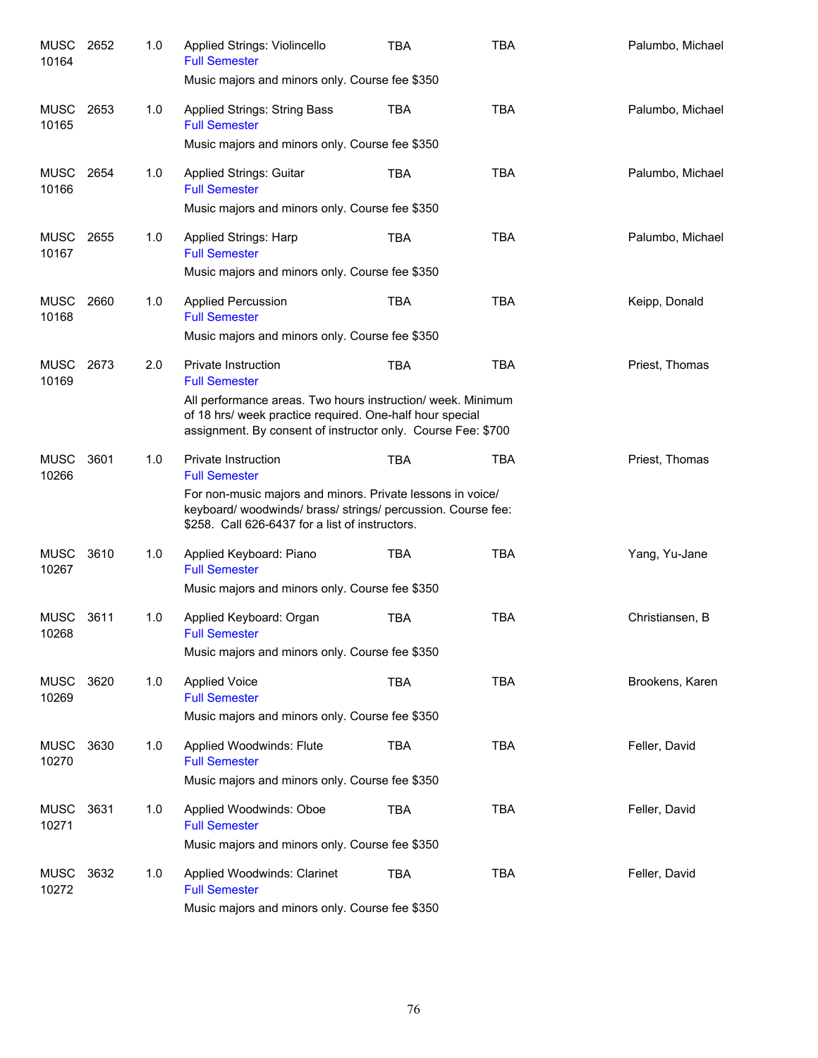| Subject / CRN | Course | Credits | Title / Notes | Days | Time | Instructor |
|---|---|---|---|---|---|---|
| MUSC 10164 | 2652 | 1.0 | Applied Strings: Violincello<br>Full Semester<br>Music majors and minors only. Course fee $350 | TBA | TBA | Palumbo, Michael |
| MUSC 10165 | 2653 | 1.0 | Applied Strings: String Bass<br>Full Semester<br>Music majors and minors only. Course fee $350 | TBA | TBA | Palumbo, Michael |
| MUSC 10166 | 2654 | 1.0 | Applied Strings: Guitar<br>Full Semester<br>Music majors and minors only. Course fee $350 | TBA | TBA | Palumbo, Michael |
| MUSC 10167 | 2655 | 1.0 | Applied Strings: Harp<br>Full Semester<br>Music majors and minors only. Course fee $350 | TBA | TBA | Palumbo, Michael |
| MUSC 10168 | 2660 | 1.0 | Applied Percussion<br>Full Semester<br>Music majors and minors only. Course fee $350 | TBA | TBA | Keipp, Donald |
| MUSC 10169 | 2673 | 2.0 | Private Instruction<br>Full Semester<br>All performance areas. Two hours instruction/ week. Minimum of 18 hrs/ week practice required. One-half hour special assignment. By consent of instructor only. Course Fee: $700 | TBA | TBA | Priest, Thomas |
| MUSC 10266 | 3601 | 1.0 | Private Instruction<br>Full Semester<br>For non-music majors and minors. Private lessons in voice/ keyboard/ woodwinds/ brass/ strings/ percussion. Course fee: $258. Call 626-6437 for a list of instructors. | TBA | TBA | Priest, Thomas |
| MUSC 10267 | 3610 | 1.0 | Applied Keyboard: Piano<br>Full Semester<br>Music majors and minors only. Course fee $350 | TBA | TBA | Yang, Yu-Jane |
| MUSC 10268 | 3611 | 1.0 | Applied Keyboard: Organ<br>Full Semester<br>Music majors and minors only. Course fee $350 | TBA | TBA | Christiansen, B |
| MUSC 10269 | 3620 | 1.0 | Applied Voice<br>Full Semester<br>Music majors and minors only. Course fee $350 | TBA | TBA | Brookens, Karen |
| MUSC 10270 | 3630 | 1.0 | Applied Woodwinds: Flute<br>Full Semester<br>Music majors and minors only. Course fee $350 | TBA | TBA | Feller, David |
| MUSC 10271 | 3631 | 1.0 | Applied Woodwinds: Oboe<br>Full Semester<br>Music majors and minors only. Course fee $350 | TBA | TBA | Feller, David |
| MUSC 10272 | 3632 | 1.0 | Applied Woodwinds: Clarinet<br>Full Semester<br>Music majors and minors only. Course fee $350 | TBA | TBA | Feller, David |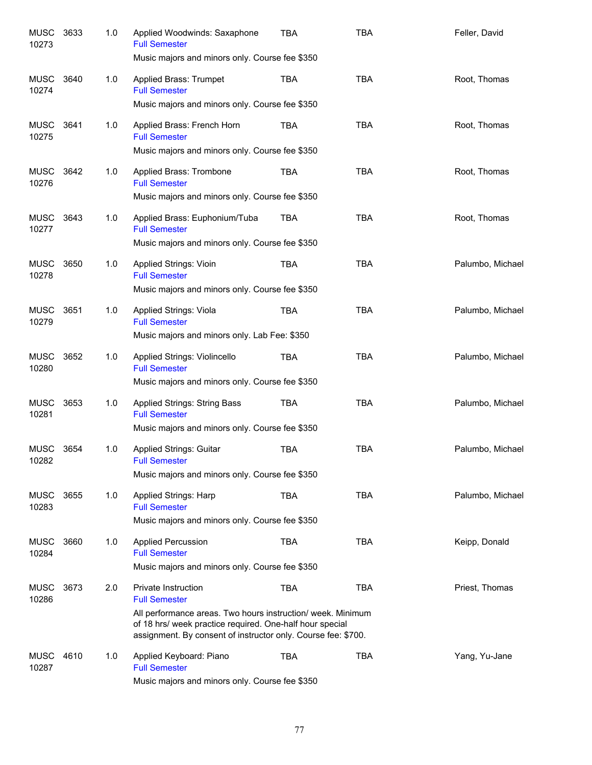| | | | | | | |
|---|---|---|---|---|---|---|
| MUSC 10273 | 3633 | 1.0 | Applied Woodwinds: Saxophone<br>Full Semester<br>Music majors and minors only. Course fee $350 | TBA | TBA | Feller, David |
| MUSC 10274 | 3640 | 1.0 | Applied Brass: Trumpet<br>Full Semester<br>Music majors and minors only. Course fee $350 | TBA | TBA | Root, Thomas |
| MUSC 10275 | 3641 | 1.0 | Applied Brass: French Horn<br>Full Semester<br>Music majors and minors only. Course fee $350 | TBA | TBA | Root, Thomas |
| MUSC 10276 | 3642 | 1.0 | Applied Brass: Trombone<br>Full Semester<br>Music majors and minors only. Course fee $350 | TBA | TBA | Root, Thomas |
| MUSC 10277 | 3643 | 1.0 | Applied Brass: Euphonium/Tuba<br>Full Semester<br>Music majors and minors only. Course fee $350 | TBA | TBA | Root, Thomas |
| MUSC 10278 | 3650 | 1.0 | Applied Strings: Vioin<br>Full Semester<br>Music majors and minors only. Course fee $350 | TBA | TBA | Palumbo, Michael |
| MUSC 10279 | 3651 | 1.0 | Applied Strings: Viola<br>Full Semester<br>Music majors and minors only. Lab Fee: $350 | TBA | TBA | Palumbo, Michael |
| MUSC 10280 | 3652 | 1.0 | Applied Strings: Violincello<br>Full Semester<br>Music majors and minors only. Course fee $350 | TBA | TBA | Palumbo, Michael |
| MUSC 10281 | 3653 | 1.0 | Applied Strings: String Bass<br>Full Semester<br>Music majors and minors only. Course fee $350 | TBA | TBA | Palumbo, Michael |
| MUSC 10282 | 3654 | 1.0 | Applied Strings: Guitar<br>Full Semester<br>Music majors and minors only. Course fee $350 | TBA | TBA | Palumbo, Michael |
| MUSC 10283 | 3655 | 1.0 | Applied Strings: Harp<br>Full Semester<br>Music majors and minors only. Course fee $350 | TBA | TBA | Palumbo, Michael |
| MUSC 10284 | 3660 | 1.0 | Applied Percussion<br>Full Semester<br>Music majors and minors only. Course fee $350 | TBA | TBA | Keipp, Donald |
| MUSC 10286 | 3673 | 2.0 | Private Instruction<br>Full Semester<br>All performance areas. Two hours instruction/ week. Minimum of 18 hrs/ week practice required. One-half hour special assignment. By consent of instructor only. Course fee: $700. | TBA | TBA | Priest, Thomas |
| MUSC 10287 | 4610 | 1.0 | Applied Keyboard: Piano<br>Full Semester<br>Music majors and minors only. Course fee $350 | TBA | TBA | Yang, Yu-Jane |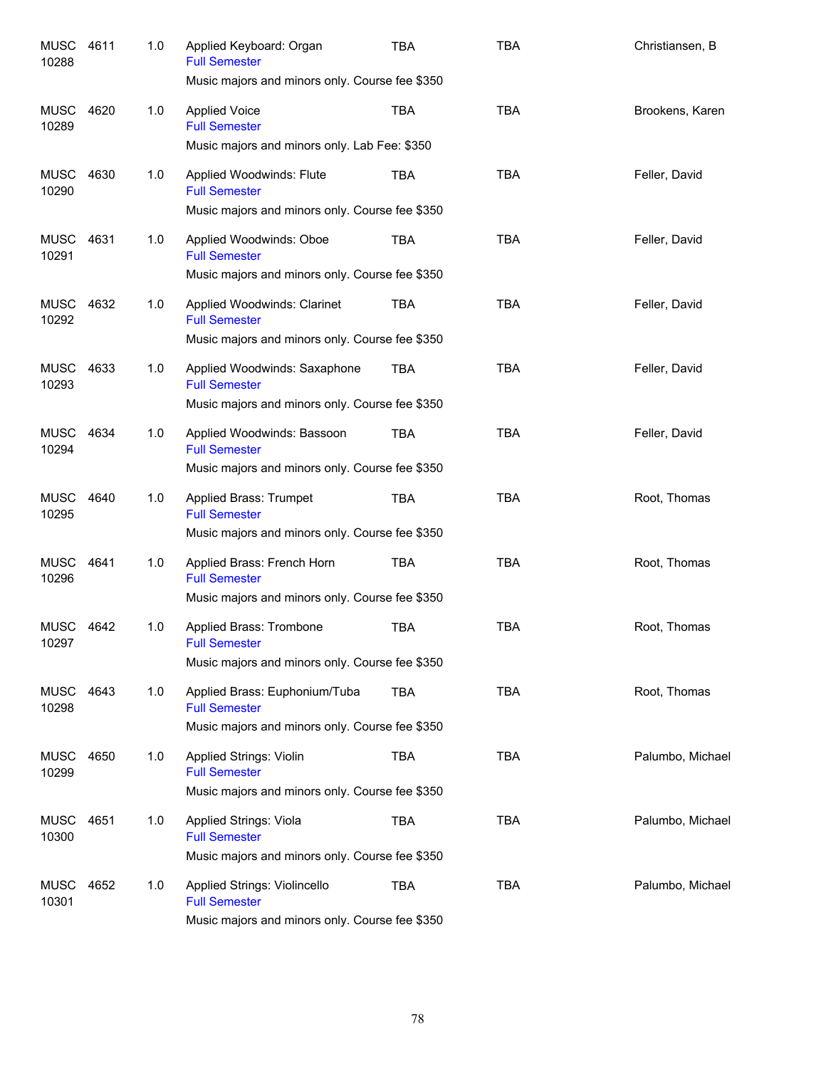| | | | | | | |
|---|---|---|---|---|---|---|
| MUSC 10288 | 4611 | 1.0 | Applied Keyboard: Organ<br>Full Semester<br>Music majors and minors only. Course fee $350 | TBA | TBA | Christiansen, B |
| MUSC 10289 | 4620 | 1.0 | Applied Voice<br>Full Semester<br>Music majors and minors only. Lab Fee: $350 | TBA | TBA | Brookens, Karen |
| MUSC 10290 | 4630 | 1.0 | Applied Woodwinds: Flute<br>Full Semester<br>Music majors and minors only. Course fee $350 | TBA | TBA | Feller, David |
| MUSC 10291 | 4631 | 1.0 | Applied Woodwinds: Oboe<br>Full Semester<br>Music majors and minors only. Course fee $350 | TBA | TBA | Feller, David |
| MUSC 10292 | 4632 | 1.0 | Applied Woodwinds: Clarinet<br>Full Semester<br>Music majors and minors only. Course fee $350 | TBA | TBA | Feller, David |
| MUSC 10293 | 4633 | 1.0 | Applied Woodwinds: Saxaphone<br>Full Semester<br>Music majors and minors only. Course fee $350 | TBA | TBA | Feller, David |
| MUSC 10294 | 4634 | 1.0 | Applied Woodwinds: Bassoon<br>Full Semester<br>Music majors and minors only. Course fee $350 | TBA | TBA | Feller, David |
| MUSC 10295 | 4640 | 1.0 | Applied Brass: Trumpet<br>Full Semester<br>Music majors and minors only. Course fee $350 | TBA | TBA | Root, Thomas |
| MUSC 10296 | 4641 | 1.0 | Applied Brass: French Horn<br>Full Semester<br>Music majors and minors only. Course fee $350 | TBA | TBA | Root, Thomas |
| MUSC 10297 | 4642 | 1.0 | Applied Brass: Trombone<br>Full Semester<br>Music majors and minors only. Course fee $350 | TBA | TBA | Root, Thomas |
| MUSC 10298 | 4643 | 1.0 | Applied Brass: Euphonium/Tuba<br>Full Semester<br>Music majors and minors only. Course fee $350 | TBA | TBA | Root, Thomas |
| MUSC 10299 | 4650 | 1.0 | Applied Strings: Violin<br>Full Semester<br>Music majors and minors only. Course fee $350 | TBA | TBA | Palumbo, Michael |
| MUSC 10300 | 4651 | 1.0 | Applied Strings: Viola<br>Full Semester<br>Music majors and minors only. Course fee $350 | TBA | TBA | Palumbo, Michael |
| MUSC 10301 | 4652 | 1.0 | Applied Strings: Violincello<br>Full Semester<br>Music majors and minors only. Course fee $350 | TBA | TBA | Palumbo, Michael |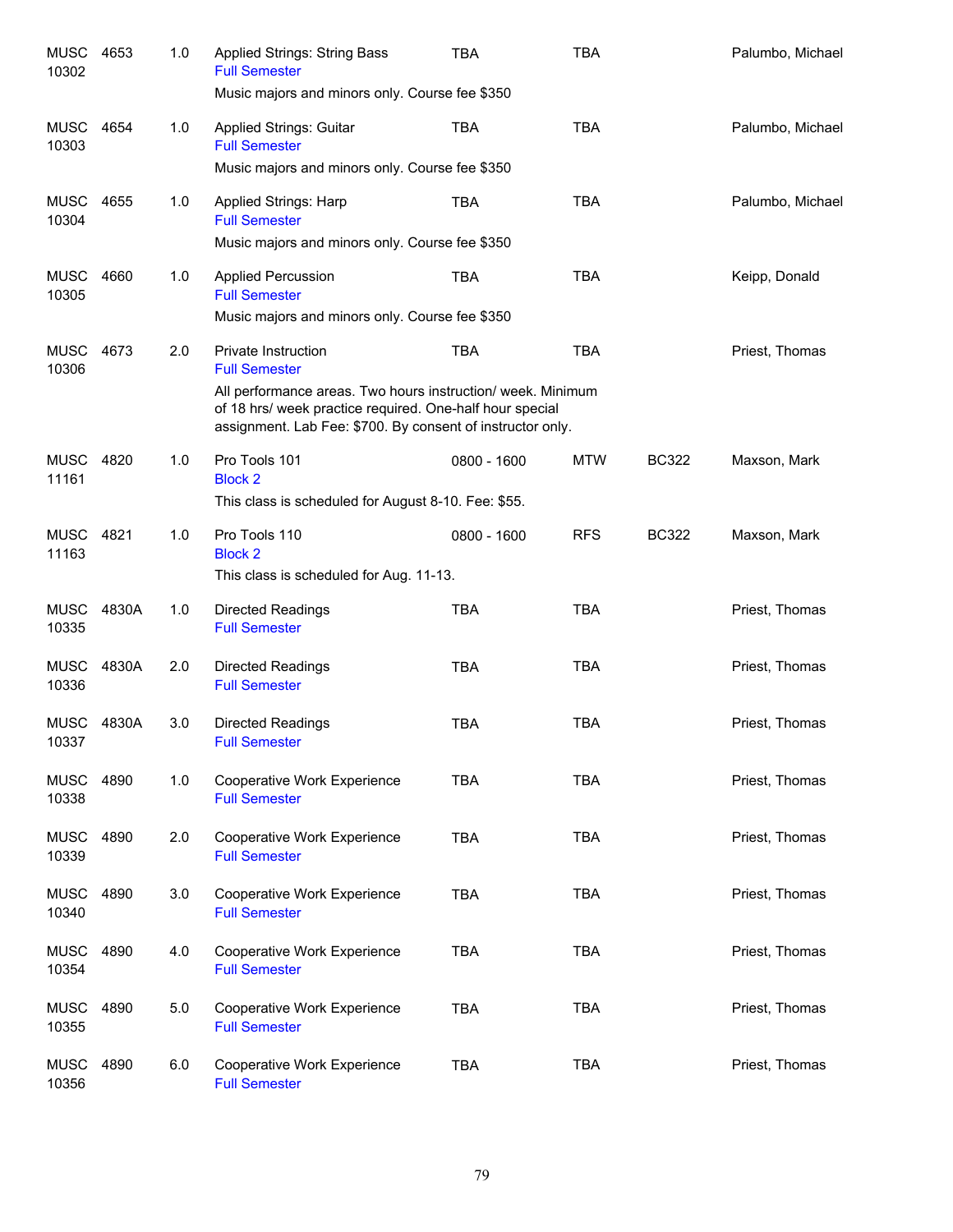| | | | | | | | |
|---|---|---|---|---|---|---|---|
| MUSC 10302 | 4653 | 1.0 | Applied Strings: String Bass<br>Full Semester<br>Music majors and minors only. Course fee $350 | TBA | TBA | | Palumbo, Michael |
| MUSC 10303 | 4654 | 1.0 | Applied Strings: Guitar<br>Full Semester<br>Music majors and minors only. Course fee $350 | TBA | TBA | | Palumbo, Michael |
| MUSC 10304 | 4655 | 1.0 | Applied Strings: Harp<br>Full Semester<br>Music majors and minors only. Course fee $350 | TBA | TBA | | Palumbo, Michael |
| MUSC 10305 | 4660 | 1.0 | Applied Percussion<br>Full Semester<br>Music majors and minors only. Course fee $350 | TBA | TBA | | Keipp, Donald |
| MUSC 10306 | 4673 | 2.0 | Private Instruction<br>Full Semester<br>All performance areas. Two hours instruction/ week. Minimum of 18 hrs/ week practice required. One-half hour special assignment. Lab Fee: $700. By consent of instructor only. | TBA | TBA | | Priest, Thomas |
| MUSC 11161 | 4820 | 1.0 | Pro Tools 101<br>Block 2<br>This class is scheduled for August 8-10. Fee: $55. | 0800 - 1600 | MTW | BC322 | Maxson, Mark |
| MUSC 11163 | 4821 | 1.0 | Pro Tools 110<br>Block 2<br>This class is scheduled for Aug. 11-13. | 0800 - 1600 | RFS | BC322 | Maxson, Mark |
| MUSC 10335 | 4830A | 1.0 | Directed Readings<br>Full Semester | TBA | TBA | | Priest, Thomas |
| MUSC 10336 | 4830A | 2.0 | Directed Readings<br>Full Semester | TBA | TBA | | Priest, Thomas |
| MUSC 10337 | 4830A | 3.0 | Directed Readings<br>Full Semester | TBA | TBA | | Priest, Thomas |
| MUSC 10338 | 4890 | 1.0 | Cooperative Work Experience<br>Full Semester | TBA | TBA | | Priest, Thomas |
| MUSC 10339 | 4890 | 2.0 | Cooperative Work Experience<br>Full Semester | TBA | TBA | | Priest, Thomas |
| MUSC 10340 | 4890 | 3.0 | Cooperative Work Experience<br>Full Semester | TBA | TBA | | Priest, Thomas |
| MUSC 10354 | 4890 | 4.0 | Cooperative Work Experience<br>Full Semester | TBA | TBA | | Priest, Thomas |
| MUSC 10355 | 4890 | 5.0 | Cooperative Work Experience<br>Full Semester | TBA | TBA | | Priest, Thomas |
| MUSC 10356 | 4890 | 6.0 | Cooperative Work Experience<br>Full Semester | TBA | TBA | | Priest, Thomas |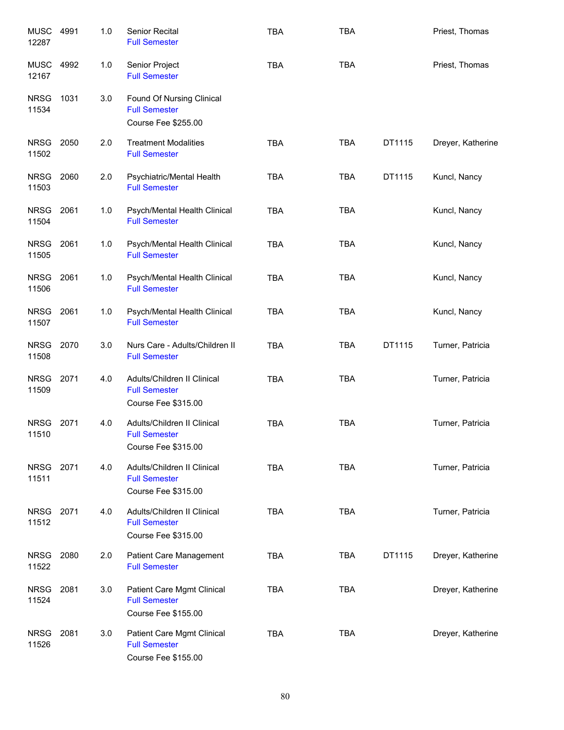| Subject / CRN | Course | Credits | Title | Days | Time | Room | Instructor |
|---|---|---|---|---|---|---|---|
| MUSC 12287 | 4991 | 1.0 | Senior Recital<br>Full Semester | TBA | TBA | | Priest, Thomas |
| MUSC 12167 | 4992 | 1.0 | Senior Project<br>Full Semester | TBA | TBA | | Priest, Thomas |
| NRSG 11534 | 1031 | 3.0 | Found Of Nursing Clinical<br>Full Semester<br>Course Fee $255.00 | | | | |
| NRSG 11502 | 2050 | 2.0 | Treatment Modalities<br>Full Semester | TBA | TBA | DT1115 | Dreyer, Katherine |
| NRSG 11503 | 2060 | 2.0 | Psychiatric/Mental Health<br>Full Semester | TBA | TBA | DT1115 | Kuncl, Nancy |
| NRSG 11504 | 2061 | 1.0 | Psych/Mental Health Clinical<br>Full Semester | TBA | TBA | | Kuncl, Nancy |
| NRSG 11505 | 2061 | 1.0 | Psych/Mental Health Clinical<br>Full Semester | TBA | TBA | | Kuncl, Nancy |
| NRSG 11506 | 2061 | 1.0 | Psych/Mental Health Clinical<br>Full Semester | TBA | TBA | | Kuncl, Nancy |
| NRSG 11507 | 2061 | 1.0 | Psych/Mental Health Clinical<br>Full Semester | TBA | TBA | | Kuncl, Nancy |
| NRSG 11508 | 2070 | 3.0 | Nurs Care - Adults/Children II<br>Full Semester | TBA | TBA | DT1115 | Turner, Patricia |
| NRSG 11509 | 2071 | 4.0 | Adults/Children II Clinical<br>Full Semester<br>Course Fee $315.00 | TBA | TBA | | Turner, Patricia |
| NRSG 11510 | 2071 | 4.0 | Adults/Children II Clinical<br>Full Semester<br>Course Fee $315.00 | TBA | TBA | | Turner, Patricia |
| NRSG 11511 | 2071 | 4.0 | Adults/Children II Clinical<br>Full Semester<br>Course Fee $315.00 | TBA | TBA | | Turner, Patricia |
| NRSG 11512 | 2071 | 4.0 | Adults/Children II Clinical<br>Full Semester<br>Course Fee $315.00 | TBA | TBA | | Turner, Patricia |
| NRSG 11522 | 2080 | 2.0 | Patient Care Management<br>Full Semester | TBA | TBA | DT1115 | Dreyer, Katherine |
| NRSG 11524 | 2081 | 3.0 | Patient Care Mgmt Clinical<br>Full Semester<br>Course Fee $155.00 | TBA | TBA | | Dreyer, Katherine |
| NRSG 11526 | 2081 | 3.0 | Patient Care Mgmt Clinical<br>Full Semester<br>Course Fee $155.00 | TBA | TBA | | Dreyer, Katherine |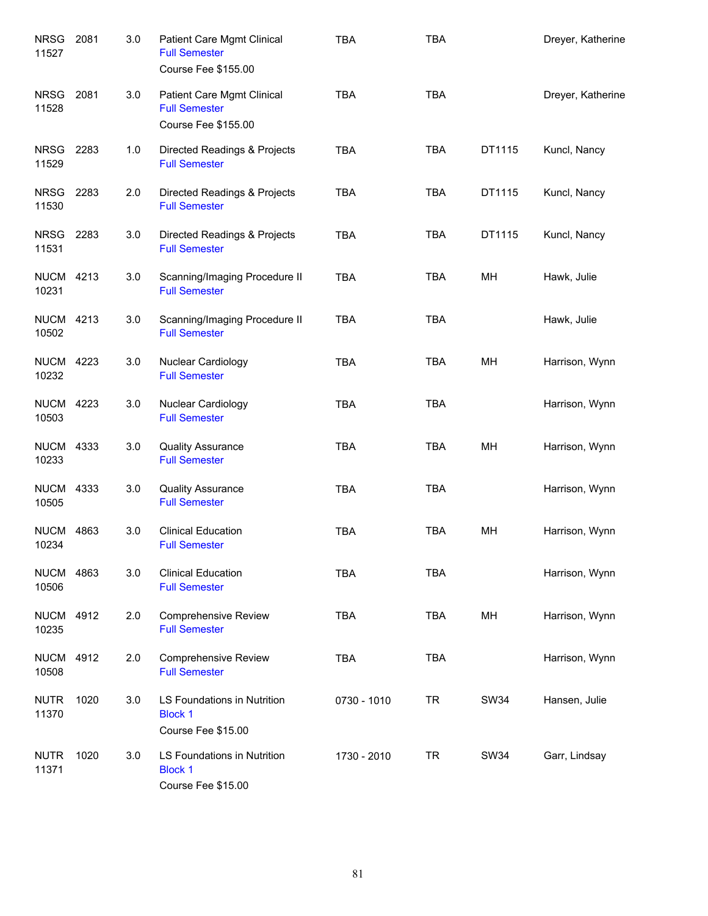| | | | | | | | |
|---|---|---|---|---|---|---|---|
| NRSG 11527 | 2081 | 3.0 | Patient Care Mgmt Clinical<br>Full Semester<br>Course Fee $155.00 | TBA | TBA | | Dreyer, Katherine |
| NRSG 11528 | 2081 | 3.0 | Patient Care Mgmt Clinical<br>Full Semester<br>Course Fee $155.00 | TBA | TBA | | Dreyer, Katherine |
| NRSG 11529 | 2283 | 1.0 | Directed Readings & Projects<br>Full Semester | TBA | TBA | DT1115 | Kuncl, Nancy |
| NRSG 11530 | 2283 | 2.0 | Directed Readings & Projects<br>Full Semester | TBA | TBA | DT1115 | Kuncl, Nancy |
| NRSG 11531 | 2283 | 3.0 | Directed Readings & Projects<br>Full Semester | TBA | TBA | DT1115 | Kuncl, Nancy |
| NUCM 10231 | 4213 | 3.0 | Scanning/Imaging Procedure II<br>Full Semester | TBA | TBA | MH | Hawk, Julie |
| NUCM 10502 | 4213 | 3.0 | Scanning/Imaging Procedure II<br>Full Semester | TBA | TBA | | Hawk, Julie |
| NUCM 10232 | 4223 | 3.0 | Nuclear Cardiology<br>Full Semester | TBA | TBA | MH | Harrison, Wynn |
| NUCM 10503 | 4223 | 3.0 | Nuclear Cardiology<br>Full Semester | TBA | TBA | | Harrison, Wynn |
| NUCM 10233 | 4333 | 3.0 | Quality Assurance<br>Full Semester | TBA | TBA | MH | Harrison, Wynn |
| NUCM 10505 | 4333 | 3.0 | Quality Assurance<br>Full Semester | TBA | TBA | | Harrison, Wynn |
| NUCM 10234 | 4863 | 3.0 | Clinical Education<br>Full Semester | TBA | TBA | MH | Harrison, Wynn |
| NUCM 10506 | 4863 | 3.0 | Clinical Education<br>Full Semester | TBA | TBA | | Harrison, Wynn |
| NUCM 10235 | 4912 | 2.0 | Comprehensive Review<br>Full Semester | TBA | TBA | MH | Harrison, Wynn |
| NUCM 10508 | 4912 | 2.0 | Comprehensive Review<br>Full Semester | TBA | TBA | | Harrison, Wynn |
| NUTR 11370 | 1020 | 3.0 | LS Foundations in Nutrition<br>Block 1<br>Course Fee $15.00 | 0730 - 1010 | TR | SW34 | Hansen, Julie |
| NUTR 11371 | 1020 | 3.0 | LS Foundations in Nutrition<br>Block 1<br>Course Fee $15.00 | 1730 - 2010 | TR | SW34 | Garr, Lindsay |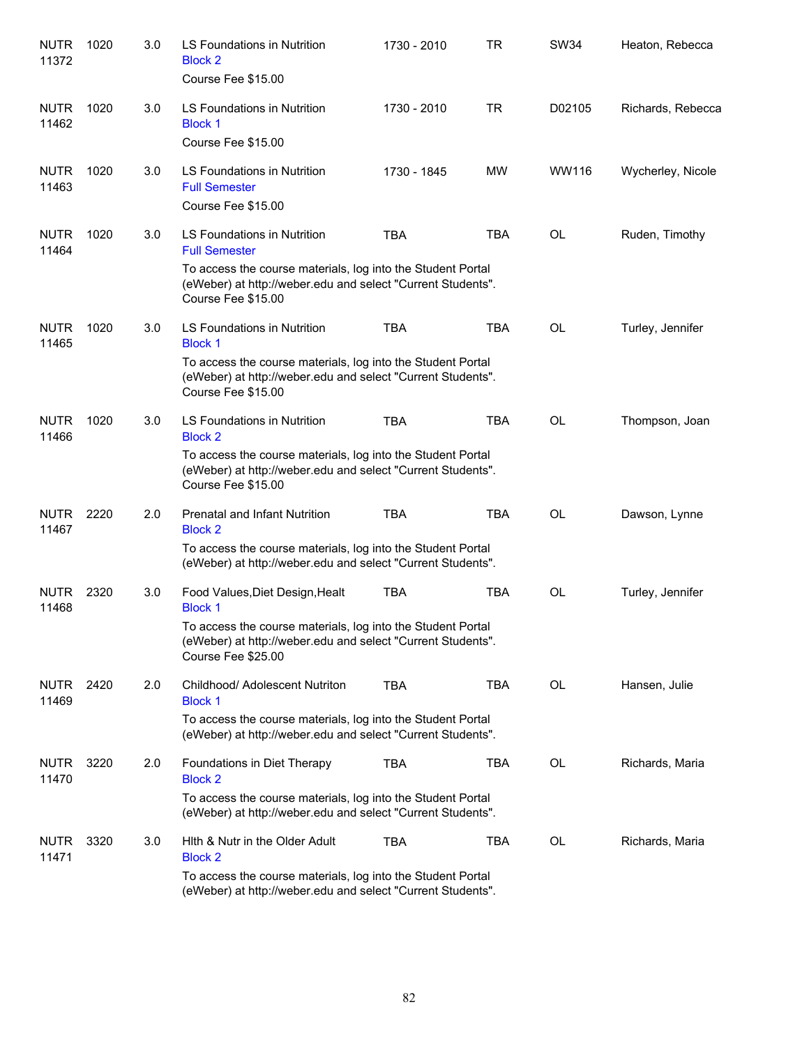| | | | | | | | |
|---|---|---|---|---|---|---|---|
| NUTR 11372 | 1020 | 3.0 | LS Foundations in Nutrition<br>Block 2<br>Course Fee $15.00 | 1730 - 2010 | TR | SW34 | Heaton, Rebecca |
| NUTR 11462 | 1020 | 3.0 | LS Foundations in Nutrition<br>Block 1<br>Course Fee $15.00 | 1730 - 2010 | TR | D02105 | Richards, Rebecca |
| NUTR 11463 | 1020 | 3.0 | LS Foundations in Nutrition<br>Full Semester<br>Course Fee $15.00 | 1730 - 1845 | MW | WW116 | Wycherley, Nicole |
| NUTR 11464 | 1020 | 3.0 | LS Foundations in Nutrition<br>Full Semester<br>To access the course materials, log into the Student Portal (eWeber) at http://weber.edu and select "Current Students".<br>Course Fee $15.00 | TBA | TBA | OL | Ruden, Timothy |
| NUTR 11465 | 1020 | 3.0 | LS Foundations in Nutrition<br>Block 1<br>To access the course materials, log into the Student Portal (eWeber) at http://weber.edu and select "Current Students".<br>Course Fee $15.00 | TBA | TBA | OL | Turley, Jennifer |
| NUTR 11466 | 1020 | 3.0 | LS Foundations in Nutrition<br>Block 2<br>To access the course materials, log into the Student Portal (eWeber) at http://weber.edu and select "Current Students".<br>Course Fee $15.00 | TBA | TBA | OL | Thompson, Joan |
| NUTR 11467 | 2220 | 2.0 | Prenatal and Infant Nutrition<br>Block 2<br>To access the course materials, log into the Student Portal (eWeber) at http://weber.edu and select "Current Students". | TBA | TBA | OL | Dawson, Lynne |
| NUTR 11468 | 2320 | 3.0 | Food Values,Diet Design,Healt<br>Block 1<br>To access the course materials, log into the Student Portal (eWeber) at http://weber.edu and select "Current Students".<br>Course Fee $25.00 | TBA | TBA | OL | Turley, Jennifer |
| NUTR 11469 | 2420 | 2.0 | Childhood/ Adolescent Nutriton<br>Block 1<br>To access the course materials, log into the Student Portal (eWeber) at http://weber.edu and select "Current Students". | TBA | TBA | OL | Hansen, Julie |
| NUTR 11470 | 3220 | 2.0 | Foundations in Diet Therapy<br>Block 2<br>To access the course materials, log into the Student Portal (eWeber) at http://weber.edu and select "Current Students". | TBA | TBA | OL | Richards, Maria |
| NUTR 11471 | 3320 | 3.0 | Hlth & Nutr in the Older Adult<br>Block 2<br>To access the course materials, log into the Student Portal (eWeber) at http://weber.edu and select "Current Students". | TBA | TBA | OL | Richards, Maria |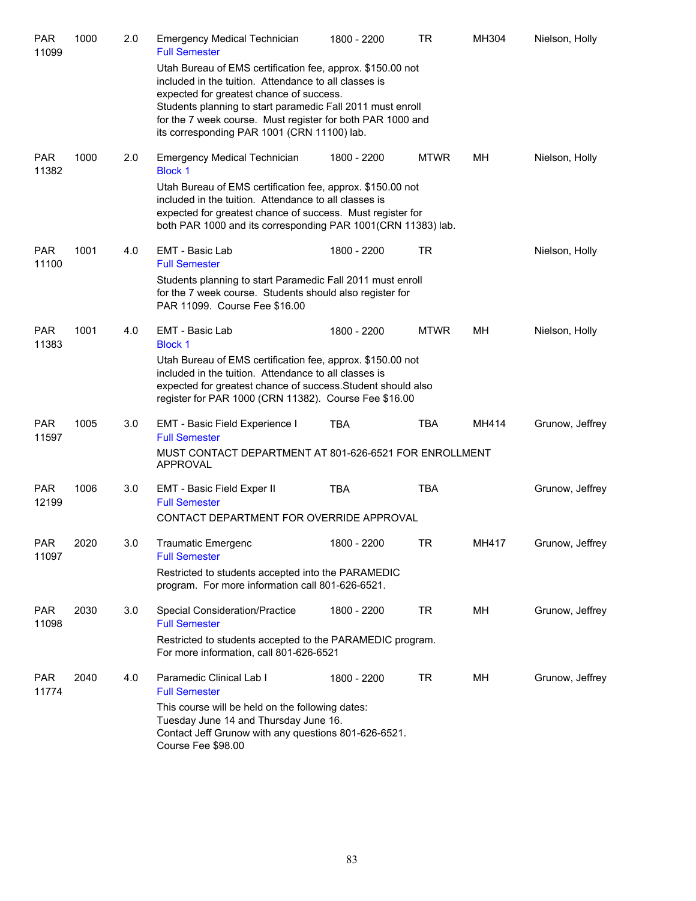| Course | | Credits | Title / Notes | Time | Days | Room | Instructor |
|---|---|---|---|---|---|---|---|
| PAR 11099 | 1000 | 2.0 | Emergency Medical Technician<br>Full Semester<br>Utah Bureau of EMS certification fee, approx. $150.00 not included in the tuition. Attendance to all classes is expected for greatest chance of success. Students planning to start paramedic Fall 2011 must enroll for the 7 week course. Must register for both PAR 1000 and its corresponding PAR 1001 (CRN 11100) lab. | 1800 - 2200 | TR | MH304 | Nielson, Holly |
| PAR 11382 | 1000 | 2.0 | Emergency Medical Technician<br>Block 1<br>Utah Bureau of EMS certification fee, approx. $150.00 not included in the tuition. Attendance to all classes is expected for greatest chance of success. Must register for both PAR 1000 and its corresponding PAR 1001(CRN 11383) lab. | 1800 - 2200 | MTWR | MH | Nielson, Holly |
| PAR 11100 | 1001 | 4.0 | EMT - Basic Lab<br>Full Semester<br>Students planning to start Paramedic Fall 2011 must enroll for the 7 week course. Students should also register for PAR 11099. Course Fee $16.00 | 1800 - 2200 | TR | | Nielson, Holly |
| PAR 11383 | 1001 | 4.0 | EMT - Basic Lab<br>Block 1<br>Utah Bureau of EMS certification fee, approx. $150.00 not included in the tuition. Attendance to all classes is expected for greatest chance of success.Student should also register for PAR 1000 (CRN 11382). Course Fee $16.00 | 1800 - 2200 | MTWR | MH | Nielson, Holly |
| PAR 11597 | 1005 | 3.0 | EMT - Basic Field Experience I<br>Full Semester<br>MUST CONTACT DEPARTMENT AT 801-626-6521 FOR ENROLLMENT APPROVAL | TBA | TBA | MH414 | Grunow, Jeffrey |
| PAR 12199 | 1006 | 3.0 | EMT - Basic Field Exper II<br>Full Semester<br>CONTACT DEPARTMENT FOR OVERRIDE APPROVAL | TBA | TBA | | Grunow, Jeffrey |
| PAR 11097 | 2020 | 3.0 | Traumatic Emergenc<br>Full Semester<br>Restricted to students accepted into the PARAMEDIC program. For more information call 801-626-6521. | 1800 - 2200 | TR | MH417 | Grunow, Jeffrey |
| PAR 11098 | 2030 | 3.0 | Special Consideration/Practice<br>Full Semester<br>Restricted to students accepted to the PARAMEDIC program. For more information, call 801-626-6521 | 1800 - 2200 | TR | MH | Grunow, Jeffrey |
| PAR 11774 | 2040 | 4.0 | Paramedic Clinical Lab I<br>Full Semester<br>This course will be held on the following dates: Tuesday June 14 and Thursday June 16. Contact Jeff Grunow with any questions 801-626-6521. Course Fee $98.00 | 1800 - 2200 | TR | MH | Grunow, Jeffrey |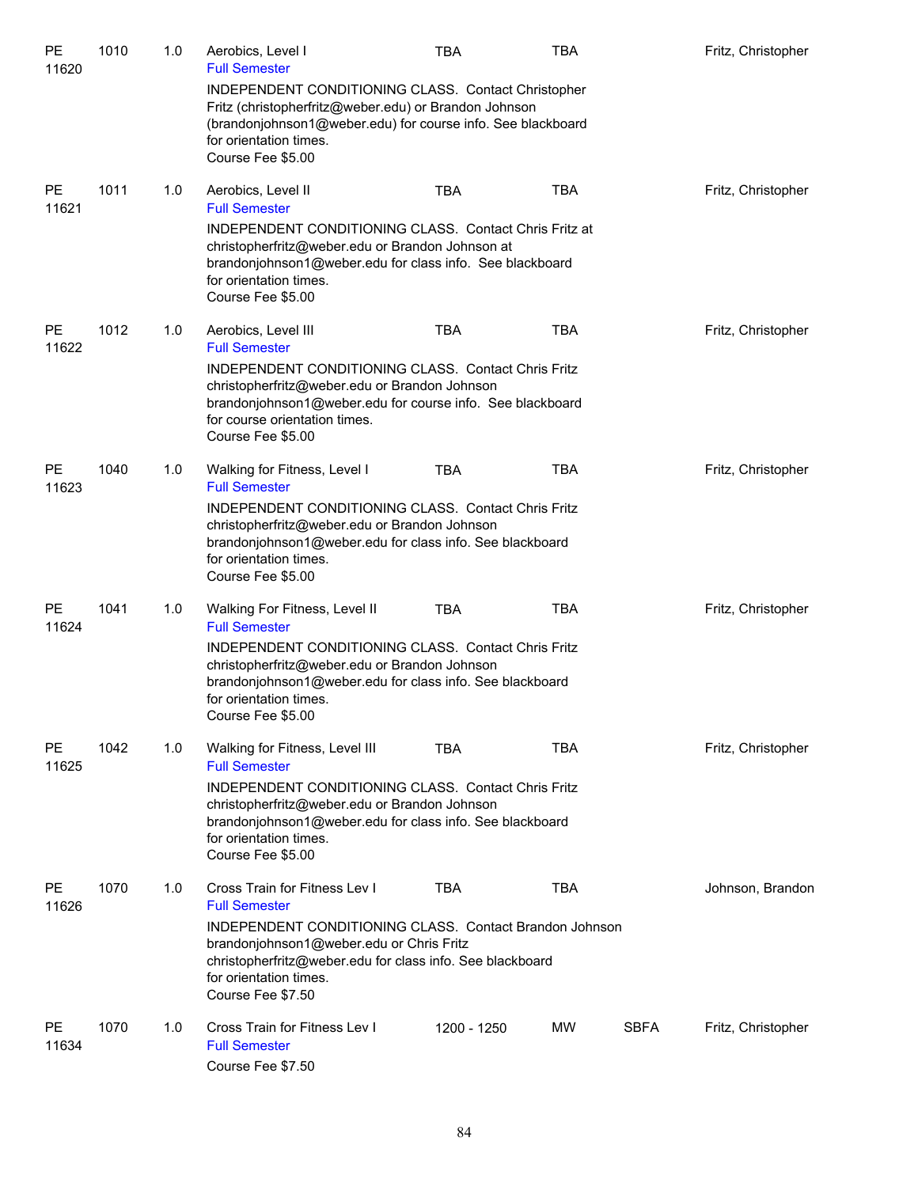| Subject / CRN | Course | Credits | Title | Time | Days | Room | Instructor |
|---|---|---|---|---|---|---|---|
| PE 11620 | 1010 | 1.0 | Aerobics, Level I<br>Full Semester<br>INDEPENDENT CONDITIONING CLASS. Contact Christopher Fritz (christopherfritz@weber.edu) or Brandon Johnson (brandonjohnson1@weber.edu) for course info. See blackboard for orientation times.<br>Course Fee $5.00 | TBA | TBA | | Fritz, Christopher |
| PE 11621 | 1011 | 1.0 | Aerobics, Level II<br>Full Semester<br>INDEPENDENT CONDITIONING CLASS. Contact Chris Fritz at christopherfritz@weber.edu or Brandon Johnson at brandonjohnson1@weber.edu for class info. See blackboard for orientation times.<br>Course Fee $5.00 | TBA | TBA | | Fritz, Christopher |
| PE 11622 | 1012 | 1.0 | Aerobics, Level III<br>Full Semester<br>INDEPENDENT CONDITIONING CLASS. Contact Chris Fritz christopherfritz@weber.edu or Brandon Johnson brandonjohnson1@weber.edu for course info. See blackboard for course orientation times.<br>Course Fee $5.00 | TBA | TBA | | Fritz, Christopher |
| PE 11623 | 1040 | 1.0 | Walking for Fitness, Level I<br>Full Semester<br>INDEPENDENT CONDITIONING CLASS. Contact Chris Fritz christopherfritz@weber.edu or Brandon Johnson brandonjohnson1@weber.edu for class info. See blackboard for orientation times.<br>Course Fee $5.00 | TBA | TBA | | Fritz, Christopher |
| PE 11624 | 1041 | 1.0 | Walking For Fitness, Level II<br>Full Semester<br>INDEPENDENT CONDITIONING CLASS. Contact Chris Fritz christopherfritz@weber.edu or Brandon Johnson brandonjohnson1@weber.edu for class info. See blackboard for orientation times.<br>Course Fee $5.00 | TBA | TBA | | Fritz, Christopher |
| PE 11625 | 1042 | 1.0 | Walking for Fitness, Level III<br>Full Semester<br>INDEPENDENT CONDITIONING CLASS. Contact Chris Fritz christopherfritz@weber.edu or Brandon Johnson brandonjohnson1@weber.edu for class info. See blackboard for orientation times.<br>Course Fee $5.00 | TBA | TBA | | Fritz, Christopher |
| PE 11626 | 1070 | 1.0 | Cross Train for Fitness Lev I<br>Full Semester<br>INDEPENDENT CONDITIONING CLASS. Contact Brandon Johnson brandonjohnson1@weber.edu or Chris Fritz christopherfritz@weber.edu for class info. See blackboard for orientation times.<br>Course Fee $7.50 | TBA | TBA | | Johnson, Brandon |
| PE 11634 | 1070 | 1.0 | Cross Train for Fitness Lev I<br>Full Semester<br>Course Fee $7.50 | 1200 - 1250 | MW | SBFA | Fritz, Christopher |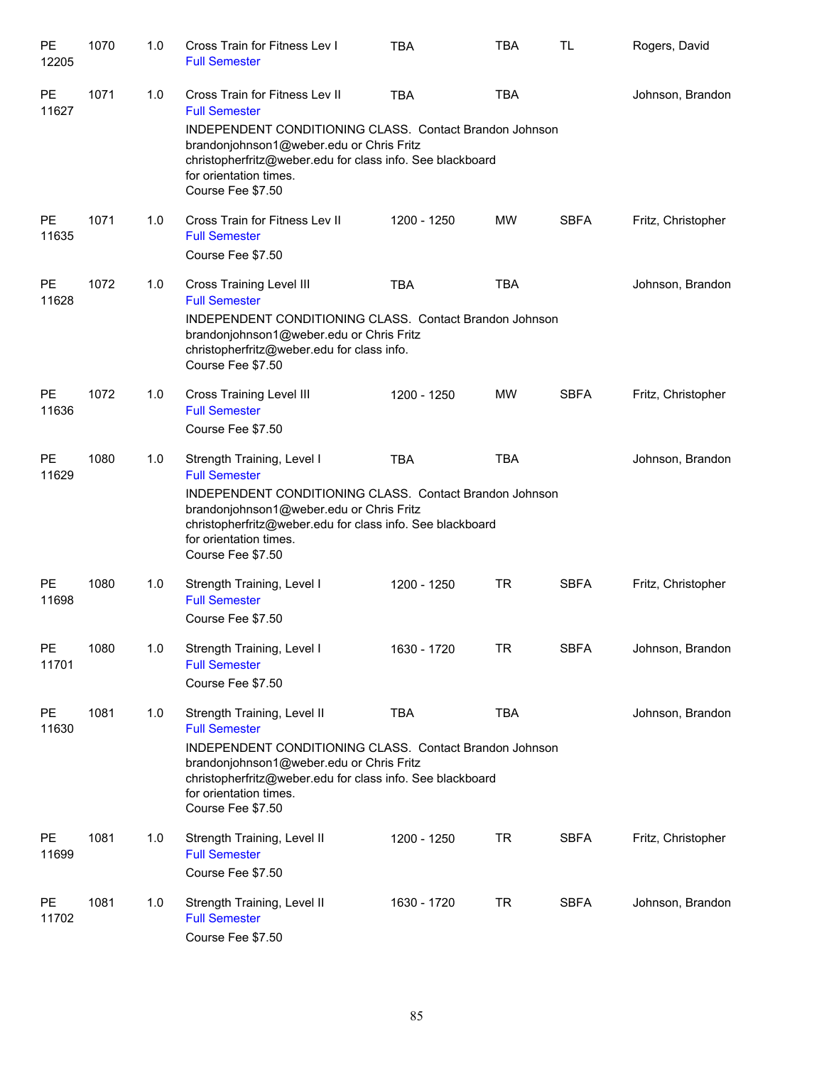| Subject / CRN | Course | Credits | Title | Time | Days | Room | Instructor |
|---|---|---|---|---|---|---|---|
| PE 12205 | 1070 | 1.0 | Cross Train for Fitness Lev I<br>Full Semester | TBA | TBA | TL | Rogers, David |
| PE 11627 | 1071 | 1.0 | Cross Train for Fitness Lev II<br>Full Semester<br>INDEPENDENT CONDITIONING CLASS. Contact Brandon Johnson brandonjohnson1@weber.edu or Chris Fritz christopherfritz@weber.edu for class info. See blackboard for orientation times.<br>Course Fee $7.50 | TBA | TBA | | Johnson, Brandon |
| PE 11635 | 1071 | 1.0 | Cross Train for Fitness Lev II<br>Full Semester<br>Course Fee $7.50 | 1200 - 1250 | MW | SBFA | Fritz, Christopher |
| PE 11628 | 1072 | 1.0 | Cross Training Level III<br>Full Semester<br>INDEPENDENT CONDITIONING CLASS. Contact Brandon Johnson brandonjohnson1@weber.edu or Chris Fritz christopherfritz@weber.edu for class info.<br>Course Fee $7.50 | TBA | TBA | | Johnson, Brandon |
| PE 11636 | 1072 | 1.0 | Cross Training Level III<br>Full Semester<br>Course Fee $7.50 | 1200 - 1250 | MW | SBFA | Fritz, Christopher |
| PE 11629 | 1080 | 1.0 | Strength Training, Level I<br>Full Semester<br>INDEPENDENT CONDITIONING CLASS. Contact Brandon Johnson brandonjohnson1@weber.edu or Chris Fritz christopherfritz@weber.edu for class info. See blackboard for orientation times.<br>Course Fee $7.50 | TBA | TBA | | Johnson, Brandon |
| PE 11698 | 1080 | 1.0 | Strength Training, Level I<br>Full Semester<br>Course Fee $7.50 | 1200 - 1250 | TR | SBFA | Fritz, Christopher |
| PE 11701 | 1080 | 1.0 | Strength Training, Level I<br>Full Semester<br>Course Fee $7.50 | 1630 - 1720 | TR | SBFA | Johnson, Brandon |
| PE 11630 | 1081 | 1.0 | Strength Training, Level II<br>Full Semester<br>INDEPENDENT CONDITIONING CLASS. Contact Brandon Johnson brandonjohnson1@weber.edu or Chris Fritz christopherfritz@weber.edu for class info. See blackboard for orientation times.<br>Course Fee $7.50 | TBA | TBA | | Johnson, Brandon |
| PE 11699 | 1081 | 1.0 | Strength Training, Level II<br>Full Semester<br>Course Fee $7.50 | 1200 - 1250 | TR | SBFA | Fritz, Christopher |
| PE 11702 | 1081 | 1.0 | Strength Training, Level II<br>Full Semester<br>Course Fee $7.50 | 1630 - 1720 | TR | SBFA | Johnson, Brandon |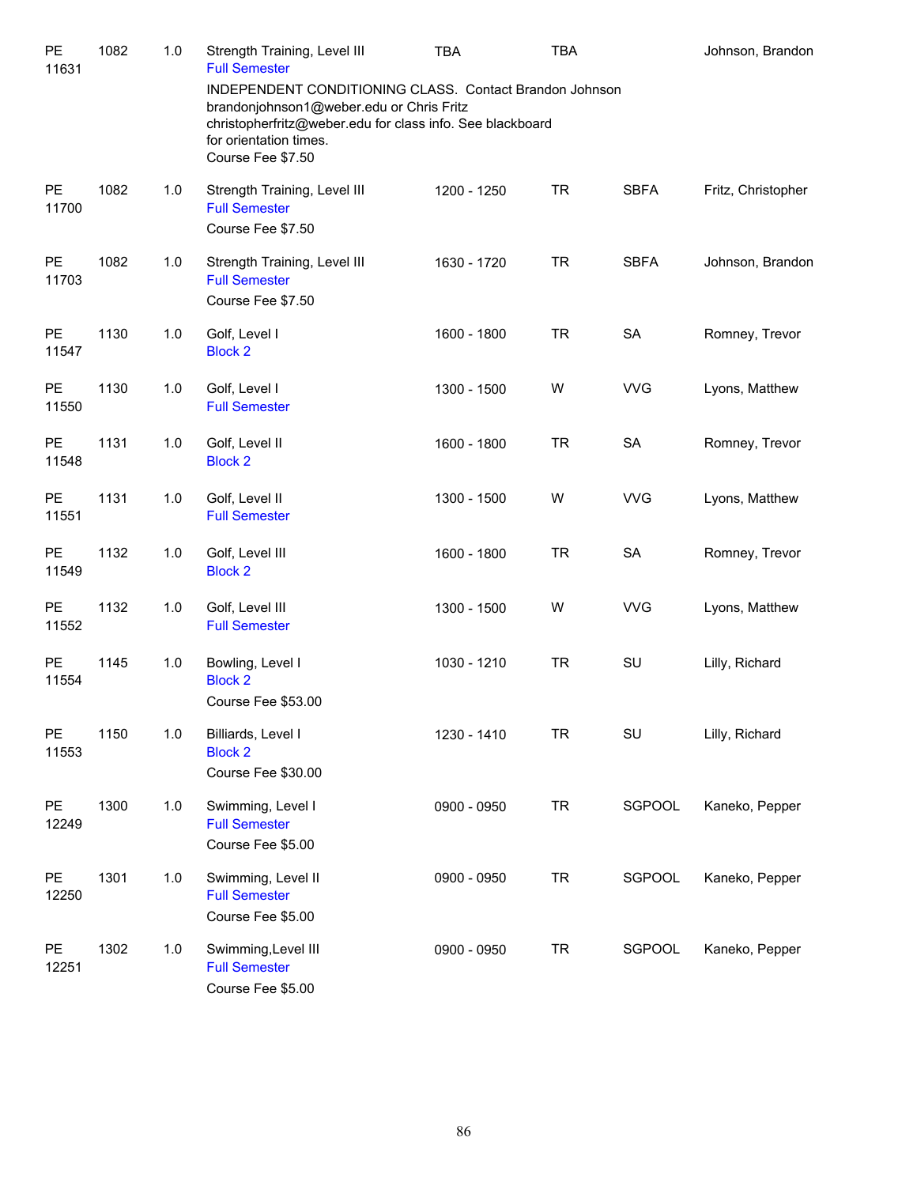| | | | | | | | |
|---|---|---|---|---|---|---|---|
| PE 11631 | 1082 | 1.0 | Strength Training, Level III<br>Full Semester<br>INDEPENDENT CONDITIONING CLASS. Contact Brandon Johnson brandonjohnson1@weber.edu or Chris Fritz christopherfritz@weber.edu for class info. See blackboard for orientation times.<br>Course Fee $7.50 | TBA | TBA | | Johnson, Brandon |
| PE 11700 | 1082 | 1.0 | Strength Training, Level III<br>Full Semester<br>Course Fee $7.50 | 1200 - 1250 | TR | SBFA | Fritz, Christopher |
| PE 11703 | 1082 | 1.0 | Strength Training, Level III<br>Full Semester<br>Course Fee $7.50 | 1630 - 1720 | TR | SBFA | Johnson, Brandon |
| PE 11547 | 1130 | 1.0 | Golf, Level I<br>Block 2 | 1600 - 1800 | TR | SA | Romney, Trevor |
| PE 11550 | 1130 | 1.0 | Golf, Level I<br>Full Semester | 1300 - 1500 | W | VVG | Lyons, Matthew |
| PE 11548 | 1131 | 1.0 | Golf, Level II<br>Block 2 | 1600 - 1800 | TR | SA | Romney, Trevor |
| PE 11551 | 1131 | 1.0 | Golf, Level II<br>Full Semester | 1300 - 1500 | W | VVG | Lyons, Matthew |
| PE 11549 | 1132 | 1.0 | Golf, Level III<br>Block 2 | 1600 - 1800 | TR | SA | Romney, Trevor |
| PE 11552 | 1132 | 1.0 | Golf, Level III<br>Full Semester | 1300 - 1500 | W | VVG | Lyons, Matthew |
| PE 11554 | 1145 | 1.0 | Bowling, Level I<br>Block 2<br>Course Fee $53.00 | 1030 - 1210 | TR | SU | Lilly, Richard |
| PE 11553 | 1150 | 1.0 | Billiards, Level I<br>Block 2<br>Course Fee $30.00 | 1230 - 1410 | TR | SU | Lilly, Richard |
| PE 12249 | 1300 | 1.0 | Swimming, Level I<br>Full Semester<br>Course Fee $5.00 | 0900 - 0950 | TR | SGPOOL | Kaneko, Pepper |
| PE 12250 | 1301 | 1.0 | Swimming, Level II<br>Full Semester<br>Course Fee $5.00 | 0900 - 0950 | TR | SGPOOL | Kaneko, Pepper |
| PE 12251 | 1302 | 1.0 | Swimming,Level III<br>Full Semester<br>Course Fee $5.00 | 0900 - 0950 | TR | SGPOOL | Kaneko, Pepper |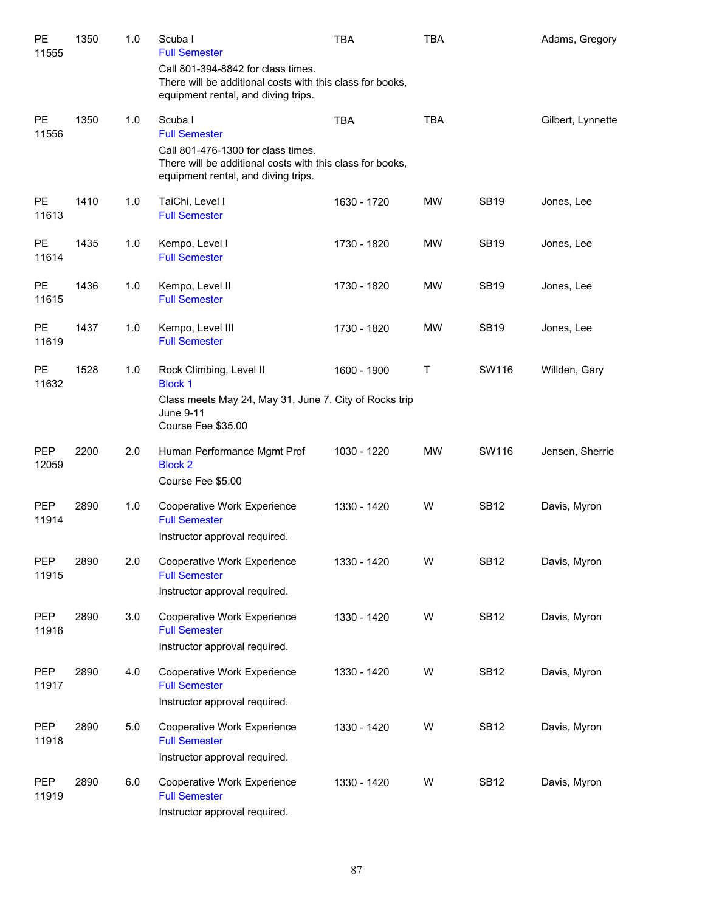| | | | | | | | |
|---|---|---|---|---|---|---|---|
| PE 11555 | 1350 | 1.0 | Scuba I<br>Full Semester<br>Call 801-394-8842 for class times.<br>There will be additional costs with this class for books, equipment rental, and diving trips. | TBA | TBA | | Adams, Gregory |
| PE 11556 | 1350 | 1.0 | Scuba I<br>Full Semester<br>Call 801-476-1300 for class times.<br>There will be additional costs with this class for books, equipment rental, and diving trips. | TBA | TBA | | Gilbert, Lynnette |
| PE 11613 | 1410 | 1.0 | TaiChi, Level I<br>Full Semester | 1630 - 1720 | MW | SB19 | Jones, Lee |
| PE 11614 | 1435 | 1.0 | Kempo, Level I<br>Full Semester | 1730 - 1820 | MW | SB19 | Jones, Lee |
| PE 11615 | 1436 | 1.0 | Kempo, Level II<br>Full Semester | 1730 - 1820 | MW | SB19 | Jones, Lee |
| PE 11619 | 1437 | 1.0 | Kempo, Level III<br>Full Semester | 1730 - 1820 | MW | SB19 | Jones, Lee |
| PE 11632 | 1528 | 1.0 | Rock Climbing, Level II<br>Block 1<br>Class meets May 24, May 31, June 7. City of Rocks trip June 9-11<br>Course Fee $35.00 | 1600 - 1900 | T | SW116 | Willden, Gary |
| PEP 12059 | 2200 | 2.0 | Human Performance Mgmt Prof<br>Block 2<br>Course Fee $5.00 | 1030 - 1220 | MW | SW116 | Jensen, Sherrie |
| PEP 11914 | 2890 | 1.0 | Cooperative Work Experience<br>Full Semester<br>Instructor approval required. | 1330 - 1420 | W | SB12 | Davis, Myron |
| PEP 11915 | 2890 | 2.0 | Cooperative Work Experience<br>Full Semester<br>Instructor approval required. | 1330 - 1420 | W | SB12 | Davis, Myron |
| PEP 11916 | 2890 | 3.0 | Cooperative Work Experience<br>Full Semester<br>Instructor approval required. | 1330 - 1420 | W | SB12 | Davis, Myron |
| PEP 11917 | 2890 | 4.0 | Cooperative Work Experience<br>Full Semester<br>Instructor approval required. | 1330 - 1420 | W | SB12 | Davis, Myron |
| PEP 11918 | 2890 | 5.0 | Cooperative Work Experience<br>Full Semester<br>Instructor approval required. | 1330 - 1420 | W | SB12 | Davis, Myron |
| PEP 11919 | 2890 | 6.0 | Cooperative Work Experience<br>Full Semester<br>Instructor approval required. | 1330 - 1420 | W | SB12 | Davis, Myron |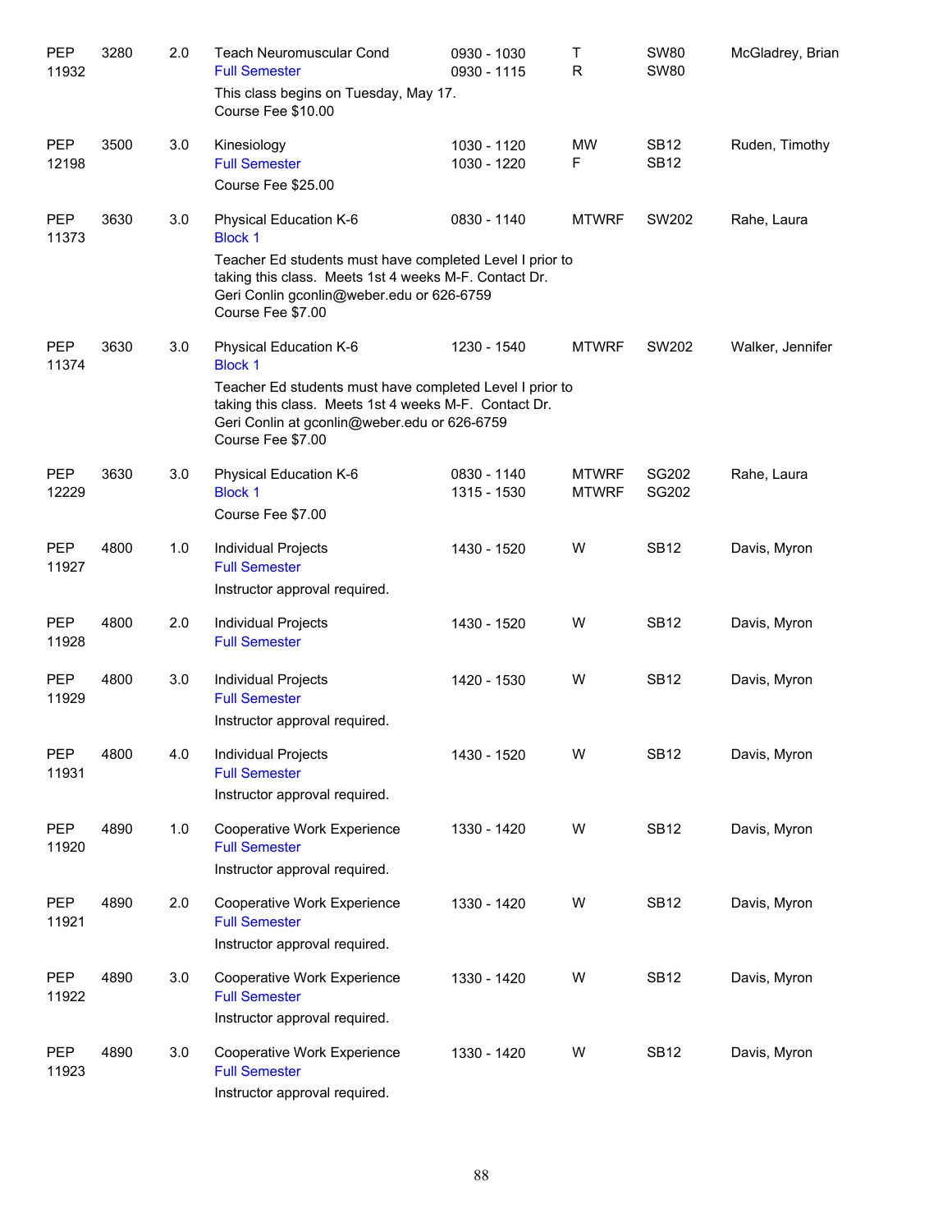| Subject | Course | Credits | Title | Time | Days | Room | Instructor |
|---|---|---|---|---|---|---|---|
| PEP 11932 | 3280 | 2.0 | Teach Neuromuscular Cond<br>Full Semester<br>This class begins on Tuesday, May 17.<br>Course Fee $10.00 | 0930 - 1030<br>0930 - 1115 | T<br>R | SW80<br>SW80 | McGladrey, Brian |
| PEP 12198 | 3500 | 3.0 | Kinesiology<br>Full Semester<br>Course Fee $25.00 | 1030 - 1120<br>1030 - 1220 | MW<br>F | SB12<br>SB12 | Ruden, Timothy |
| PEP 11373 | 3630 | 3.0 | Physical Education K-6<br>Block 1<br>Teacher Ed students must have completed Level I prior to taking this class. Meets 1st 4 weeks M-F. Contact Dr. Geri Conlin gconlin@weber.edu or 626-6759<br>Course Fee $7.00 | 0830 - 1140 | MTWRF | SW202 | Rahe, Laura |
| PEP 11374 | 3630 | 3.0 | Physical Education K-6<br>Block 1<br>Teacher Ed students must have completed Level I prior to taking this class. Meets 1st 4 weeks M-F. Contact Dr. Geri Conlin at gconlin@weber.edu or 626-6759<br>Course Fee $7.00 | 1230 - 1540 | MTWRF | SW202 | Walker, Jennifer |
| PEP 12229 | 3630 | 3.0 | Physical Education K-6<br>Block 1<br>Course Fee $7.00 | 0830 - 1140<br>1315 - 1530 | MTWRF<br>MTWRF | SG202<br>SG202 | Rahe, Laura |
| PEP 11927 | 4800 | 1.0 | Individual Projects<br>Full Semester<br>Instructor approval required. | 1430 - 1520 | W | SB12 | Davis, Myron |
| PEP 11928 | 4800 | 2.0 | Individual Projects<br>Full Semester | 1430 - 1520 | W | SB12 | Davis, Myron |
| PEP 11929 | 4800 | 3.0 | Individual Projects<br>Full Semester<br>Instructor approval required. | 1420 - 1530 | W | SB12 | Davis, Myron |
| PEP 11931 | 4800 | 4.0 | Individual Projects<br>Full Semester<br>Instructor approval required. | 1430 - 1520 | W | SB12 | Davis, Myron |
| PEP 11920 | 4890 | 1.0 | Cooperative Work Experience<br>Full Semester<br>Instructor approval required. | 1330 - 1420 | W | SB12 | Davis, Myron |
| PEP 11921 | 4890 | 2.0 | Cooperative Work Experience<br>Full Semester<br>Instructor approval required. | 1330 - 1420 | W | SB12 | Davis, Myron |
| PEP 11922 | 4890 | 3.0 | Cooperative Work Experience<br>Full Semester<br>Instructor approval required. | 1330 - 1420 | W | SB12 | Davis, Myron |
| PEP 11923 | 4890 | 3.0 | Cooperative Work Experience<br>Full Semester<br>Instructor approval required. | 1330 - 1420 | W | SB12 | Davis, Myron |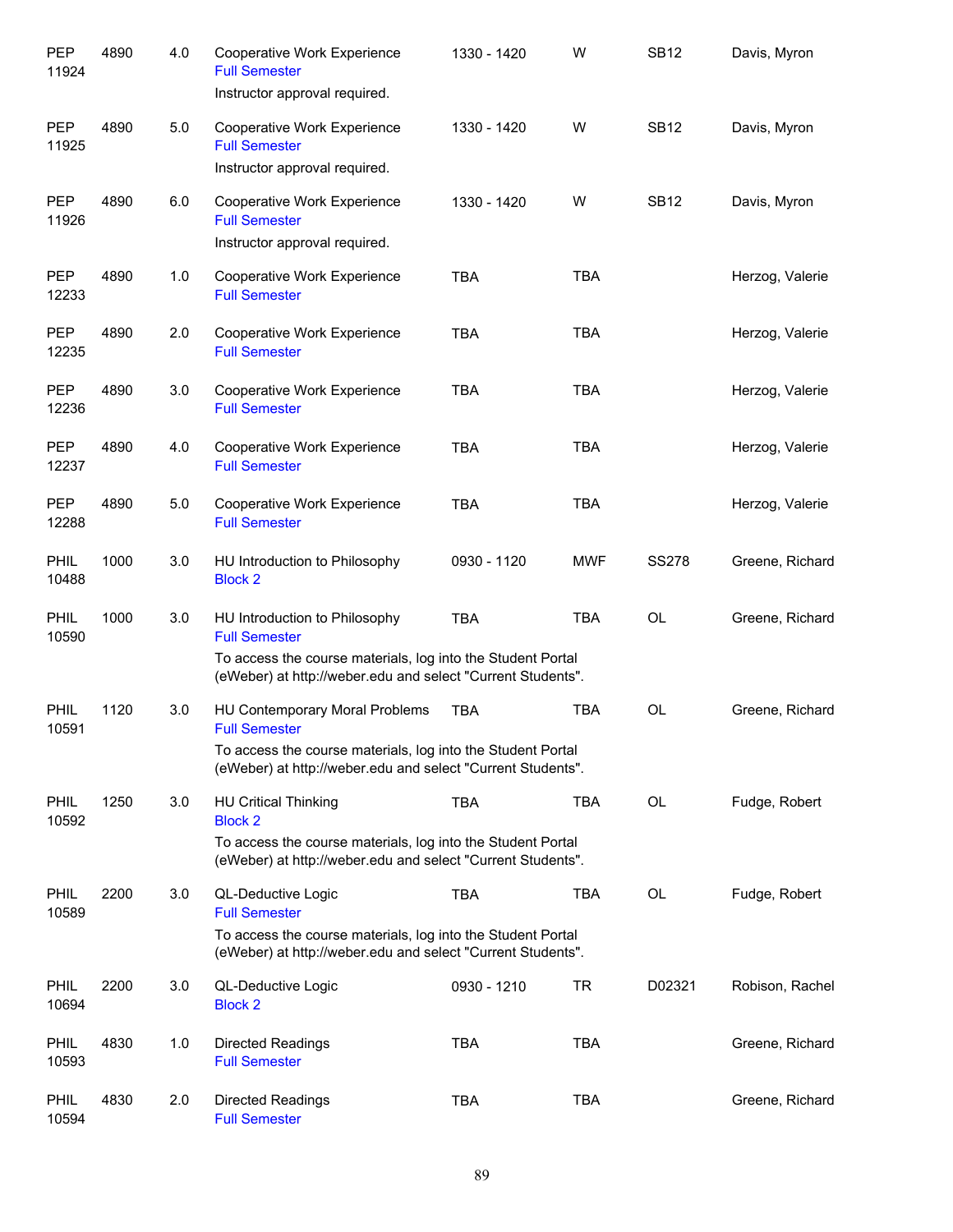| | | | | | | | |
|---|---|---|---|---|---|---|---|
| PEP 11924 | 4890 | 4.0 | Cooperative Work Experience<br>Full Semester<br>Instructor approval required. | 1330 - 1420 | W | SB12 | Davis, Myron |
| PEP 11925 | 4890 | 5.0 | Cooperative Work Experience<br>Full Semester<br>Instructor approval required. | 1330 - 1420 | W | SB12 | Davis, Myron |
| PEP 11926 | 4890 | 6.0 | Cooperative Work Experience<br>Full Semester<br>Instructor approval required. | 1330 - 1420 | W | SB12 | Davis, Myron |
| PEP 12233 | 4890 | 1.0 | Cooperative Work Experience<br>Full Semester | TBA | TBA | | Herzog, Valerie |
| PEP 12235 | 4890 | 2.0 | Cooperative Work Experience<br>Full Semester | TBA | TBA | | Herzog, Valerie |
| PEP 12236 | 4890 | 3.0 | Cooperative Work Experience<br>Full Semester | TBA | TBA | | Herzog, Valerie |
| PEP 12237 | 4890 | 4.0 | Cooperative Work Experience<br>Full Semester | TBA | TBA | | Herzog, Valerie |
| PEP 12288 | 4890 | 5.0 | Cooperative Work Experience<br>Full Semester | TBA | TBA | | Herzog, Valerie |
| PHIL 10488 | 1000 | 3.0 | HU Introduction to Philosophy<br>Block 2 | 0930 - 1120 | MWF | SS278 | Greene, Richard |
| PHIL 10590 | 1000 | 3.0 | HU Introduction to Philosophy<br>Full Semester<br>To access the course materials, log into the Student Portal (eWeber) at http://weber.edu and select "Current Students". | TBA | TBA | OL | Greene, Richard |
| PHIL 10591 | 1120 | 3.0 | HU Contemporary Moral Problems<br>Full Semester<br>To access the course materials, log into the Student Portal (eWeber) at http://weber.edu and select "Current Students". | TBA | TBA | OL | Greene, Richard |
| PHIL 10592 | 1250 | 3.0 | HU Critical Thinking<br>Block 2<br>To access the course materials, log into the Student Portal (eWeber) at http://weber.edu and select "Current Students". | TBA | TBA | OL | Fudge, Robert |
| PHIL 10589 | 2200 | 3.0 | QL-Deductive Logic<br>Full Semester<br>To access the course materials, log into the Student Portal (eWeber) at http://weber.edu and select "Current Students". | TBA | TBA | OL | Fudge, Robert |
| PHIL 10694 | 2200 | 3.0 | QL-Deductive Logic<br>Block 2 | 0930 - 1210 | TR | D02321 | Robison, Rachel |
| PHIL 10593 | 4830 | 1.0 | Directed Readings<br>Full Semester | TBA | TBA | | Greene, Richard |
| PHIL 10594 | 4830 | 2.0 | Directed Readings<br>Full Semester | TBA | TBA | | Greene, Richard |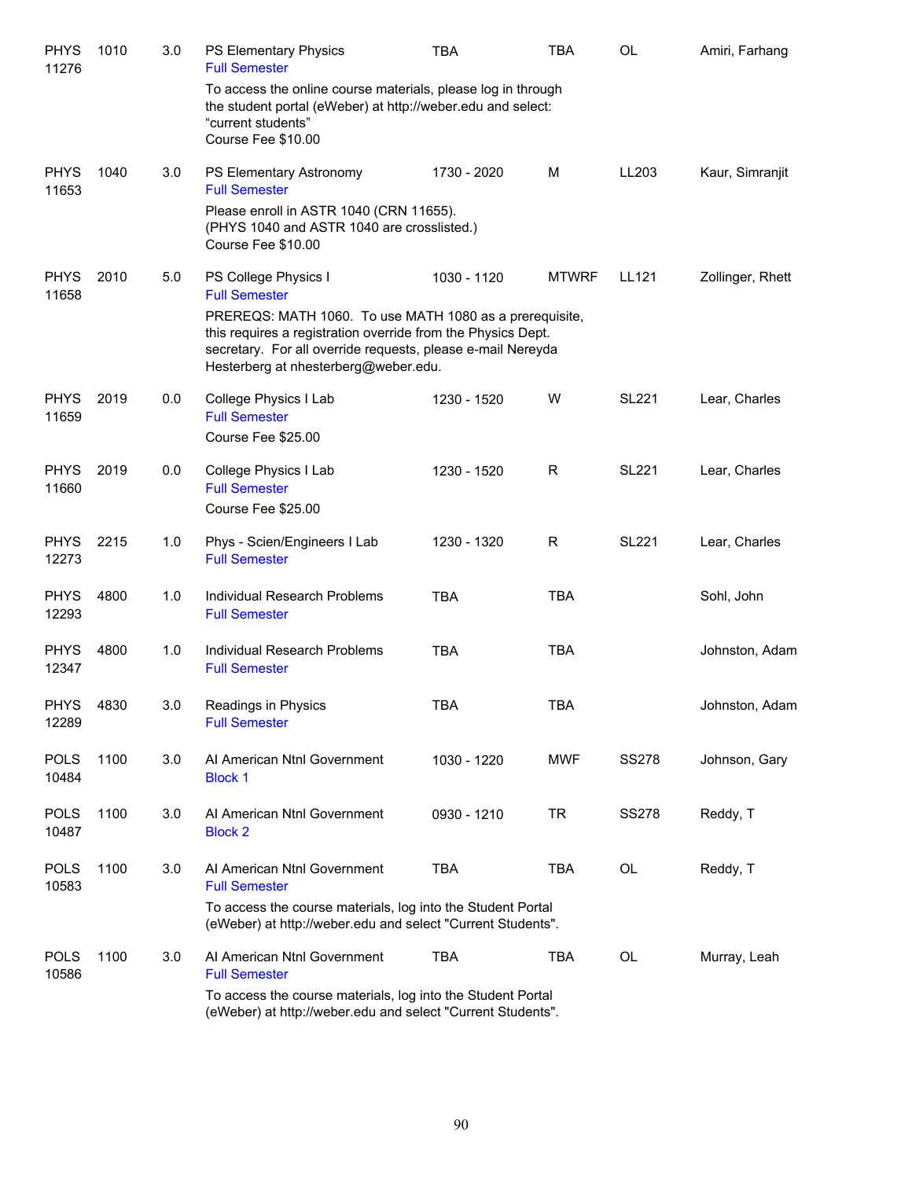| Subject / CRN | Course | Credits | Title | Time | Days | Room | Instructor |
|---|---|---|---|---|---|---|---|
| PHYS 11276 | 1010 | 3.0 | PS Elementary Physics<br>Full Semester<br>To access the online course materials, please log in through the student portal (eWeber) at http://weber.edu and select: "current students"<br>Course Fee $10.00 | TBA | TBA | OL | Amiri, Farhang |
| PHYS 11653 | 1040 | 3.0 | PS Elementary Astronomy<br>Full Semester<br>Please enroll in ASTR 1040 (CRN 11655). (PHYS 1040 and ASTR 1040 are crosslisted.)<br>Course Fee $10.00 | 1730 - 2020 | M | LL203 | Kaur, Simranjit |
| PHYS 11658 | 2010 | 5.0 | PS College Physics I<br>Full Semester<br>PREREQS: MATH 1060. To use MATH 1080 as a prerequisite, this requires a registration override from the Physics Dept. secretary. For all override requests, please e-mail Nereyda Hesterberg at nhesterberg@weber.edu. | 1030 - 1120 | MTWRF | LL121 | Zollinger, Rhett |
| PHYS 11659 | 2019 | 0.0 | College Physics I Lab<br>Full Semester<br>Course Fee $25.00 | 1230 - 1520 | W | SL221 | Lear, Charles |
| PHYS 11660 | 2019 | 0.0 | College Physics I Lab<br>Full Semester<br>Course Fee $25.00 | 1230 - 1520 | R | SL221 | Lear, Charles |
| PHYS 12273 | 2215 | 1.0 | Phys - Scien/Engineers I Lab<br>Full Semester | 1230 - 1320 | R | SL221 | Lear, Charles |
| PHYS 12293 | 4800 | 1.0 | Individual Research Problems<br>Full Semester | TBA | TBA | | Sohl, John |
| PHYS 12347 | 4800 | 1.0 | Individual Research Problems<br>Full Semester | TBA | TBA | | Johnston, Adam |
| PHYS 12289 | 4830 | 3.0 | Readings in Physics<br>Full Semester | TBA | TBA | | Johnston, Adam |
| POLS 10484 | 1100 | 3.0 | AI American Ntnl Government<br>Block 1 | 1030 - 1220 | MWF | SS278 | Johnson, Gary |
| POLS 10487 | 1100 | 3.0 | AI American Ntnl Government<br>Block 2 | 0930 - 1210 | TR | SS278 | Reddy, T |
| POLS 10583 | 1100 | 3.0 | AI American Ntnl Government<br>Full Semester<br>To access the course materials, log into the Student Portal (eWeber) at http://weber.edu and select "Current Students". | TBA | TBA | OL | Reddy, T |
| POLS 10586 | 1100 | 3.0 | AI American Ntnl Government<br>Full Semester<br>To access the course materials, log into the Student Portal (eWeber) at http://weber.edu and select "Current Students". | TBA | TBA | OL | Murray, Leah |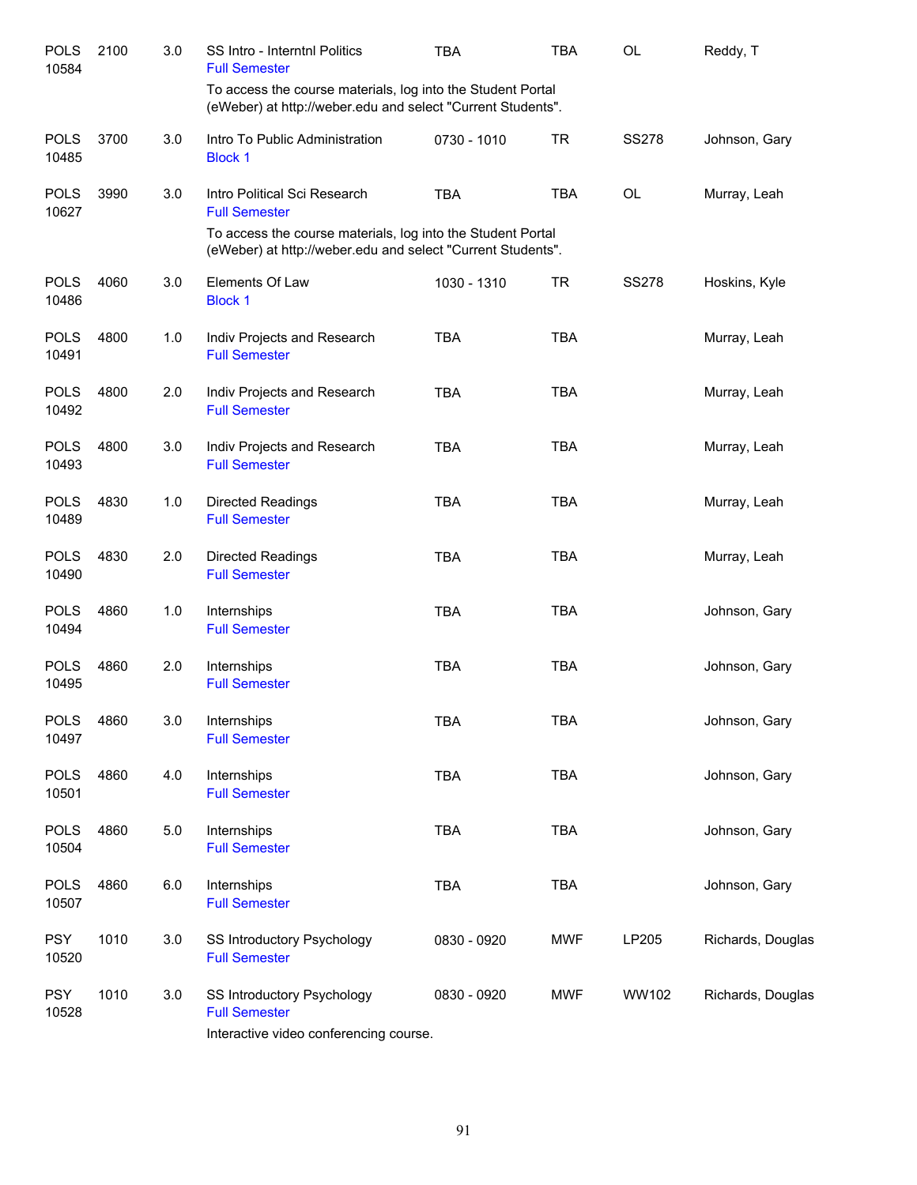| | | | | | | | |
|---|---|---|---|---|---|---|---|
| POLS 10584 | 2100 | 3.0 | SS Intro - Interntnl Politics<br>Full Semester<br>To access the course materials, log into the Student Portal (eWeber) at http://weber.edu and select "Current Students". | TBA | TBA | OL | Reddy, T |
| POLS 10485 | 3700 | 3.0 | Intro To Public Administration<br>Block 1 | 0730 - 1010 | TR | SS278 | Johnson, Gary |
| POLS 10627 | 3990 | 3.0 | Intro Political Sci Research<br>Full Semester<br>To access the course materials, log into the Student Portal (eWeber) at http://weber.edu and select "Current Students". | TBA | TBA | OL | Murray, Leah |
| POLS 10486 | 4060 | 3.0 | Elements Of Law<br>Block 1 | 1030 - 1310 | TR | SS278 | Hoskins, Kyle |
| POLS 10491 | 4800 | 1.0 | Indiv Projects and Research<br>Full Semester | TBA | TBA | | Murray, Leah |
| POLS 10492 | 4800 | 2.0 | Indiv Projects and Research<br>Full Semester | TBA | TBA | | Murray, Leah |
| POLS 10493 | 4800 | 3.0 | Indiv Projects and Research<br>Full Semester | TBA | TBA | | Murray, Leah |
| POLS 10489 | 4830 | 1.0 | Directed Readings<br>Full Semester | TBA | TBA | | Murray, Leah |
| POLS 10490 | 4830 | 2.0 | Directed Readings<br>Full Semester | TBA | TBA | | Murray, Leah |
| POLS 10494 | 4860 | 1.0 | Internships<br>Full Semester | TBA | TBA | | Johnson, Gary |
| POLS 10495 | 4860 | 2.0 | Internships<br>Full Semester | TBA | TBA | | Johnson, Gary |
| POLS 10497 | 4860 | 3.0 | Internships<br>Full Semester | TBA | TBA | | Johnson, Gary |
| POLS 10501 | 4860 | 4.0 | Internships<br>Full Semester | TBA | TBA | | Johnson, Gary |
| POLS 10504 | 4860 | 5.0 | Internships<br>Full Semester | TBA | TBA | | Johnson, Gary |
| POLS 10507 | 4860 | 6.0 | Internships<br>Full Semester | TBA | TBA | | Johnson, Gary |
| PSY 10520 | 1010 | 3.0 | SS Introductory Psychology<br>Full Semester | 0830 - 0920 | MWF | LP205 | Richards, Douglas |
| PSY 10528 | 1010 | 3.0 | SS Introductory Psychology<br>Full Semester<br>Interactive video conferencing course. | 0830 - 0920 | MWF | WW102 | Richards, Douglas |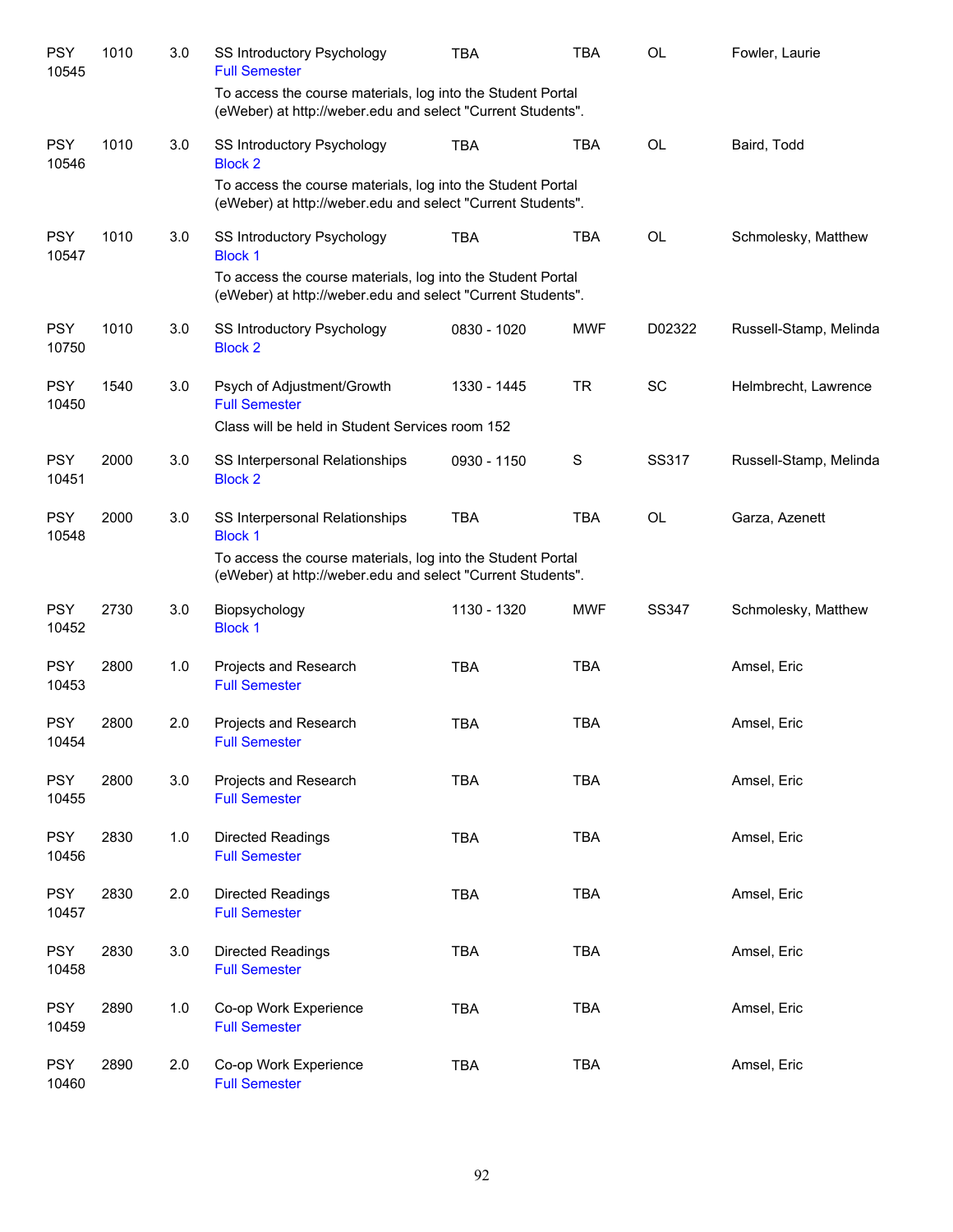| | | | | | | | |
|---|---|---|---|---|---|---|---|
| PSY 10545 | 1010 | 3.0 | SS Introductory Psychology<br>Full Semester<br>To access the course materials, log into the Student Portal (eWeber) at http://weber.edu and select "Current Students". | TBA | TBA | OL | Fowler, Laurie |
| PSY 10546 | 1010 | 3.0 | SS Introductory Psychology<br>Block 2<br>To access the course materials, log into the Student Portal (eWeber) at http://weber.edu and select "Current Students". | TBA | TBA | OL | Baird, Todd |
| PSY 10547 | 1010 | 3.0 | SS Introductory Psychology<br>Block 1<br>To access the course materials, log into the Student Portal (eWeber) at http://weber.edu and select "Current Students". | TBA | TBA | OL | Schmolesky, Matthew |
| PSY 10750 | 1010 | 3.0 | SS Introductory Psychology<br>Block 2 | 0830 - 1020 | MWF | D02322 | Russell-Stamp, Melinda |
| PSY 10450 | 1540 | 3.0 | Psych of Adjustment/Growth<br>Full Semester<br>Class will be held in Student Services room 152 | 1330 - 1445 | TR | SC | Helmbrecht, Lawrence |
| PSY 10451 | 2000 | 3.0 | SS Interpersonal Relationships<br>Block 2 | 0930 - 1150 | S | SS317 | Russell-Stamp, Melinda |
| PSY 10548 | 2000 | 3.0 | SS Interpersonal Relationships<br>Block 1<br>To access the course materials, log into the Student Portal (eWeber) at http://weber.edu and select "Current Students". | TBA | TBA | OL | Garza, Azenett |
| PSY 10452 | 2730 | 3.0 | Biopsychology<br>Block 1 | 1130 - 1320 | MWF | SS347 | Schmolesky, Matthew |
| PSY 10453 | 2800 | 1.0 | Projects and Research<br>Full Semester | TBA | TBA | | Amsel, Eric |
| PSY 10454 | 2800 | 2.0 | Projects and Research<br>Full Semester | TBA | TBA | | Amsel, Eric |
| PSY 10455 | 2800 | 3.0 | Projects and Research<br>Full Semester | TBA | TBA | | Amsel, Eric |
| PSY 10456 | 2830 | 1.0 | Directed Readings<br>Full Semester | TBA | TBA | | Amsel, Eric |
| PSY 10457 | 2830 | 2.0 | Directed Readings<br>Full Semester | TBA | TBA | | Amsel, Eric |
| PSY 10458 | 2830 | 3.0 | Directed Readings<br>Full Semester | TBA | TBA | | Amsel, Eric |
| PSY 10459 | 2890 | 1.0 | Co-op Work Experience<br>Full Semester | TBA | TBA | | Amsel, Eric |
| PSY 10460 | 2890 | 2.0 | Co-op Work Experience<br>Full Semester | TBA | TBA | | Amsel, Eric |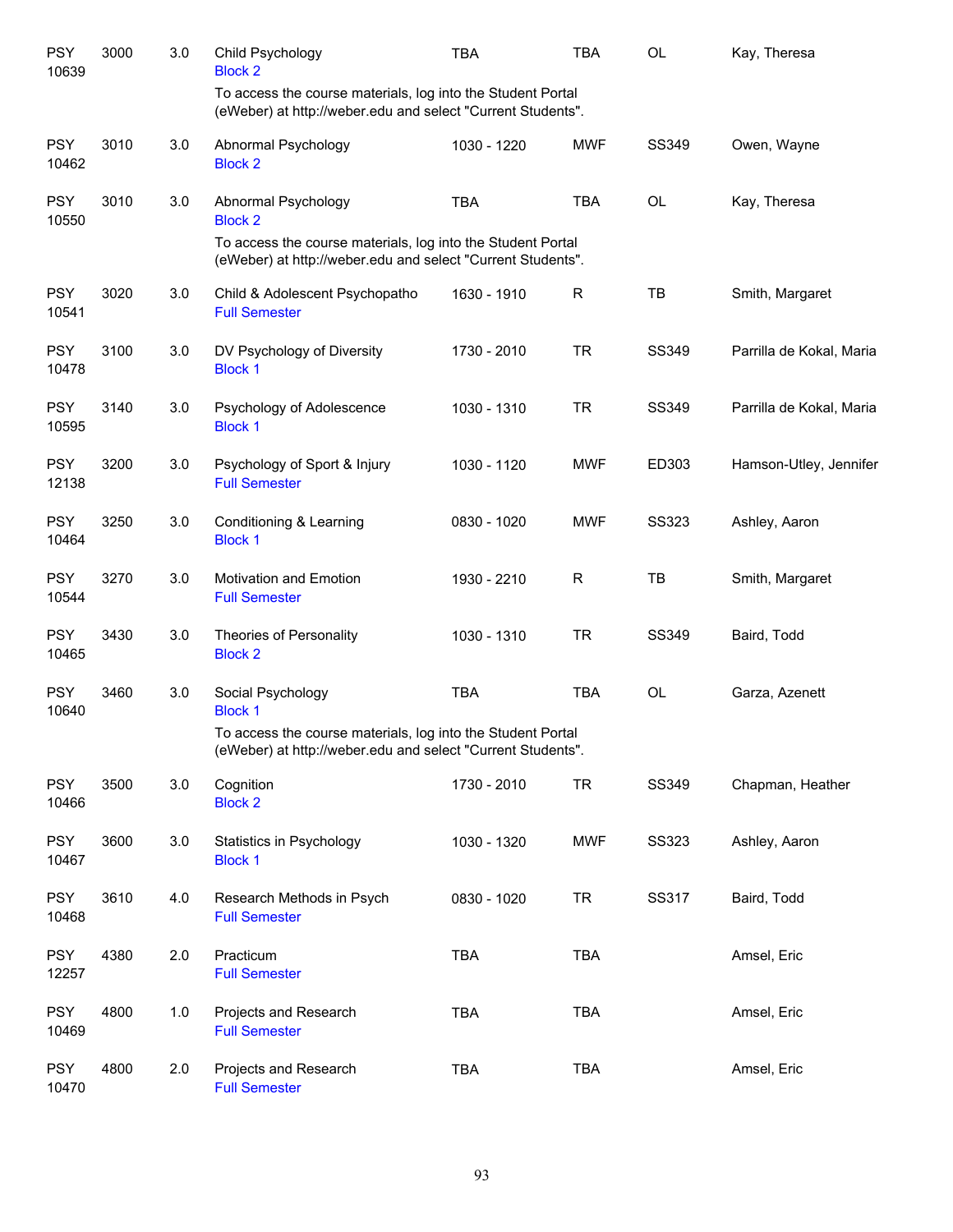| | | | | | | | |
|---|---|---|---|---|---|---|---|
| PSY 10639 | 3000 | 3.0 | Child Psychology<br>Block 2<br>To access the course materials, log into the Student Portal (eWeber) at http://weber.edu and select "Current Students". | TBA | TBA | OL | Kay, Theresa |
| PSY 10462 | 3010 | 3.0 | Abnormal Psychology<br>Block 2 | 1030 - 1220 | MWF | SS349 | Owen, Wayne |
| PSY 10550 | 3010 | 3.0 | Abnormal Psychology<br>Block 2<br>To access the course materials, log into the Student Portal (eWeber) at http://weber.edu and select "Current Students". | TBA | TBA | OL | Kay, Theresa |
| PSY 10541 | 3020 | 3.0 | Child & Adolescent Psychopatho<br>Full Semester | 1630 - 1910 | R | TB | Smith, Margaret |
| PSY 10478 | 3100 | 3.0 | DV Psychology of Diversity<br>Block 1 | 1730 - 2010 | TR | SS349 | Parrilla de Kokal, Maria |
| PSY 10595 | 3140 | 3.0 | Psychology of Adolescence<br>Block 1 | 1030 - 1310 | TR | SS349 | Parrilla de Kokal, Maria |
| PSY 12138 | 3200 | 3.0 | Psychology of Sport & Injury<br>Full Semester | 1030 - 1120 | MWF | ED303 | Hamson-Utley, Jennifer |
| PSY 10464 | 3250 | 3.0 | Conditioning & Learning<br>Block 1 | 0830 - 1020 | MWF | SS323 | Ashley, Aaron |
| PSY 10544 | 3270 | 3.0 | Motivation and Emotion<br>Full Semester | 1930 - 2210 | R | TB | Smith, Margaret |
| PSY 10465 | 3430 | 3.0 | Theories of Personality<br>Block 2 | 1030 - 1310 | TR | SS349 | Baird, Todd |
| PSY 10640 | 3460 | 3.0 | Social Psychology<br>Block 1<br>To access the course materials, log into the Student Portal (eWeber) at http://weber.edu and select "Current Students". | TBA | TBA | OL | Garza, Azenett |
| PSY 10466 | 3500 | 3.0 | Cognition<br>Block 2 | 1730 - 2010 | TR | SS349 | Chapman, Heather |
| PSY 10467 | 3600 | 3.0 | Statistics in Psychology<br>Block 1 | 1030 - 1320 | MWF | SS323 | Ashley, Aaron |
| PSY 10468 | 3610 | 4.0 | Research Methods in Psych<br>Full Semester | 0830 - 1020 | TR | SS317 | Baird, Todd |
| PSY 12257 | 4380 | 2.0 | Practicum<br>Full Semester | TBA | TBA | | Amsel, Eric |
| PSY 10469 | 4800 | 1.0 | Projects and Research<br>Full Semester | TBA | TBA | | Amsel, Eric |
| PSY 10470 | 4800 | 2.0 | Projects and Research<br>Full Semester | TBA | TBA | | Amsel, Eric |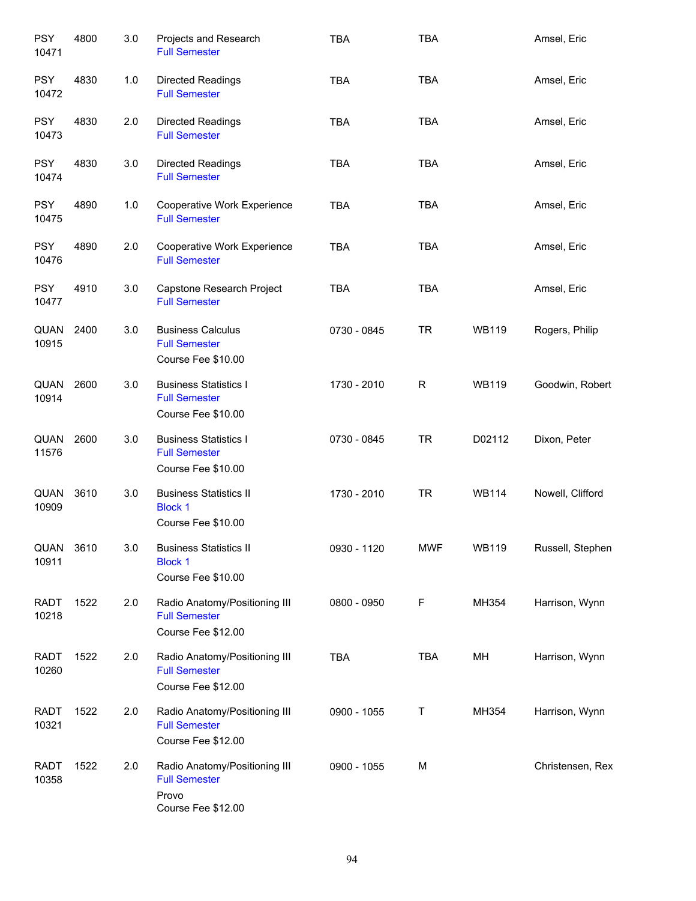| | | | | | | | |
|---|---|---|---|---|---|---|---|
| PSY 10471 | 4800 | 3.0 | Projects and Research<br>Full Semester | TBA | TBA | | Amsel, Eric |
| PSY 10472 | 4830 | 1.0 | Directed Readings<br>Full Semester | TBA | TBA | | Amsel, Eric |
| PSY 10473 | 4830 | 2.0 | Directed Readings<br>Full Semester | TBA | TBA | | Amsel, Eric |
| PSY 10474 | 4830 | 3.0 | Directed Readings<br>Full Semester | TBA | TBA | | Amsel, Eric |
| PSY 10475 | 4890 | 1.0 | Cooperative Work Experience<br>Full Semester | TBA | TBA | | Amsel, Eric |
| PSY 10476 | 4890 | 2.0 | Cooperative Work Experience<br>Full Semester | TBA | TBA | | Amsel, Eric |
| PSY 10477 | 4910 | 3.0 | Capstone Research Project<br>Full Semester | TBA | TBA | | Amsel, Eric |
| QUAN 10915 | 2400 | 3.0 | Business Calculus<br>Full Semester<br>Course Fee $10.00 | 0730 - 0845 | TR | WB119 | Rogers, Philip |
| QUAN 10914 | 2600 | 3.0 | Business Statistics I<br>Full Semester<br>Course Fee $10.00 | 1730 - 2010 | R | WB119 | Goodwin, Robert |
| QUAN 11576 | 2600 | 3.0 | Business Statistics I<br>Full Semester<br>Course Fee $10.00 | 0730 - 0845 | TR | D02112 | Dixon, Peter |
| QUAN 10909 | 3610 | 3.0 | Business Statistics II<br>Block 1<br>Course Fee $10.00 | 1730 - 2010 | TR | WB114 | Nowell, Clifford |
| QUAN 10911 | 3610 | 3.0 | Business Statistics II<br>Block 1<br>Course Fee $10.00 | 0930 - 1120 | MWF | WB119 | Russell, Stephen |
| RADT 10218 | 1522 | 2.0 | Radio Anatomy/Positioning III<br>Full Semester<br>Course Fee $12.00 | 0800 - 0950 | F | MH354 | Harrison, Wynn |
| RADT 10260 | 1522 | 2.0 | Radio Anatomy/Positioning III<br>Full Semester<br>Course Fee $12.00 | TBA | TBA | MH | Harrison, Wynn |
| RADT 10321 | 1522 | 2.0 | Radio Anatomy/Positioning III<br>Full Semester<br>Course Fee $12.00 | 0900 - 1055 | T | MH354 | Harrison, Wynn |
| RADT 10358 | 1522 | 2.0 | Radio Anatomy/Positioning III<br>Full Semester<br>Provo<br>Course Fee $12.00 | 0900 - 1055 | M | | Christensen, Rex |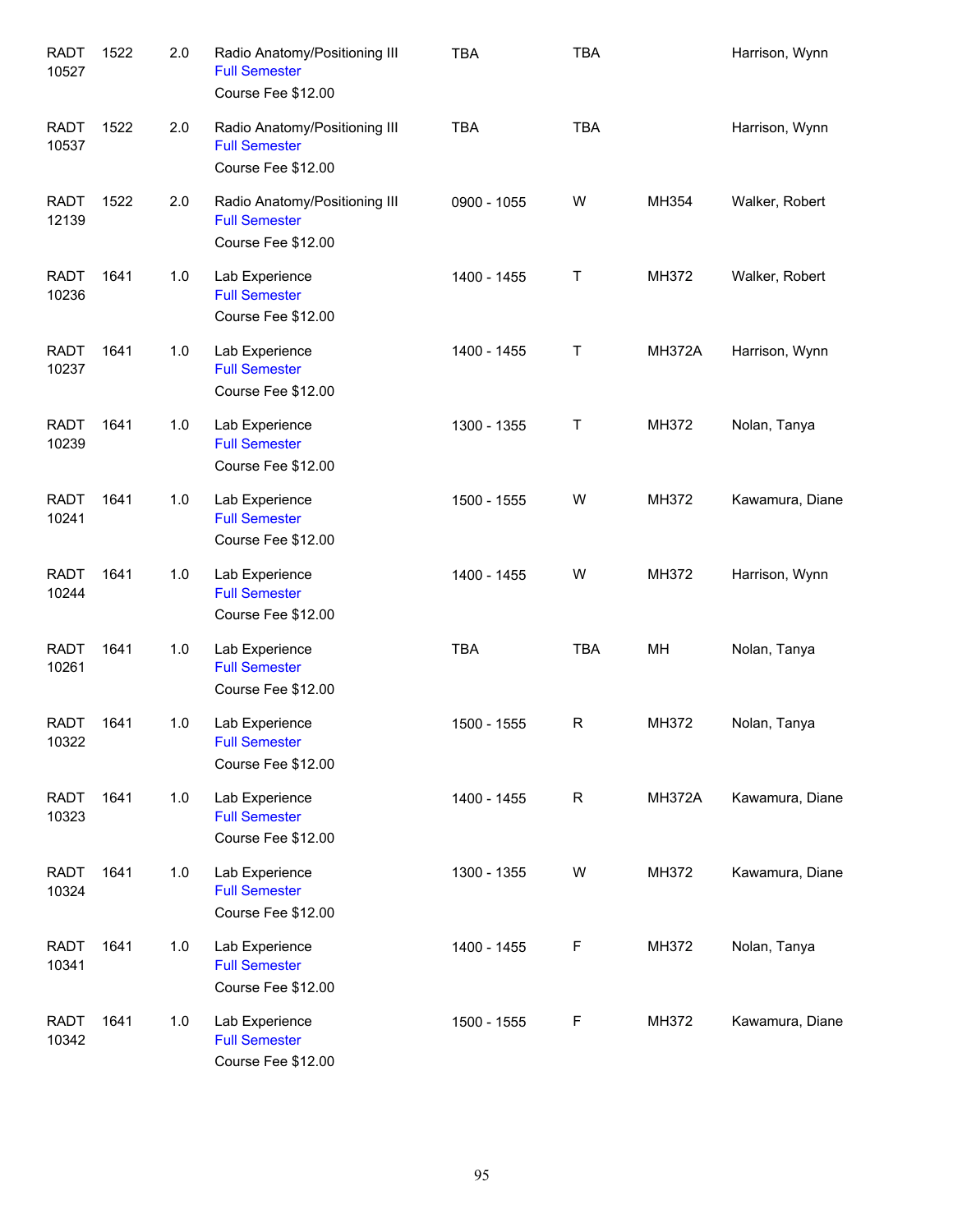| | | | | | | | |
|---|---|---|---|---|---|---|---|
| RADT 10527 | 1522 | 2.0 | Radio Anatomy/Positioning III<br>Full Semester<br>Course Fee $12.00 | TBA | TBA | | Harrison, Wynn |
| RADT 10537 | 1522 | 2.0 | Radio Anatomy/Positioning III<br>Full Semester<br>Course Fee $12.00 | TBA | TBA | | Harrison, Wynn |
| RADT 12139 | 1522 | 2.0 | Radio Anatomy/Positioning III<br>Full Semester<br>Course Fee $12.00 | 0900 - 1055 | W | MH354 | Walker, Robert |
| RADT 10236 | 1641 | 1.0 | Lab Experience<br>Full Semester<br>Course Fee $12.00 | 1400 - 1455 | T | MH372 | Walker, Robert |
| RADT 10237 | 1641 | 1.0 | Lab Experience<br>Full Semester<br>Course Fee $12.00 | 1400 - 1455 | T | MH372A | Harrison, Wynn |
| RADT 10239 | 1641 | 1.0 | Lab Experience<br>Full Semester<br>Course Fee $12.00 | 1300 - 1355 | T | MH372 | Nolan, Tanya |
| RADT 10241 | 1641 | 1.0 | Lab Experience<br>Full Semester<br>Course Fee $12.00 | 1500 - 1555 | W | MH372 | Kawamura, Diane |
| RADT 10244 | 1641 | 1.0 | Lab Experience<br>Full Semester<br>Course Fee $12.00 | 1400 - 1455 | W | MH372 | Harrison, Wynn |
| RADT 10261 | 1641 | 1.0 | Lab Experience<br>Full Semester<br>Course Fee $12.00 | TBA | TBA | MH | Nolan, Tanya |
| RADT 10322 | 1641 | 1.0 | Lab Experience<br>Full Semester<br>Course Fee $12.00 | 1500 - 1555 | R | MH372 | Nolan, Tanya |
| RADT 10323 | 1641 | 1.0 | Lab Experience<br>Full Semester<br>Course Fee $12.00 | 1400 - 1455 | R | MH372A | Kawamura, Diane |
| RADT 10324 | 1641 | 1.0 | Lab Experience<br>Full Semester<br>Course Fee $12.00 | 1300 - 1355 | W | MH372 | Kawamura, Diane |
| RADT 10341 | 1641 | 1.0 | Lab Experience<br>Full Semester<br>Course Fee $12.00 | 1400 - 1455 | F | MH372 | Nolan, Tanya |
| RADT 10342 | 1641 | 1.0 | Lab Experience<br>Full Semester<br>Course Fee $12.00 | 1500 - 1555 | F | MH372 | Kawamura, Diane |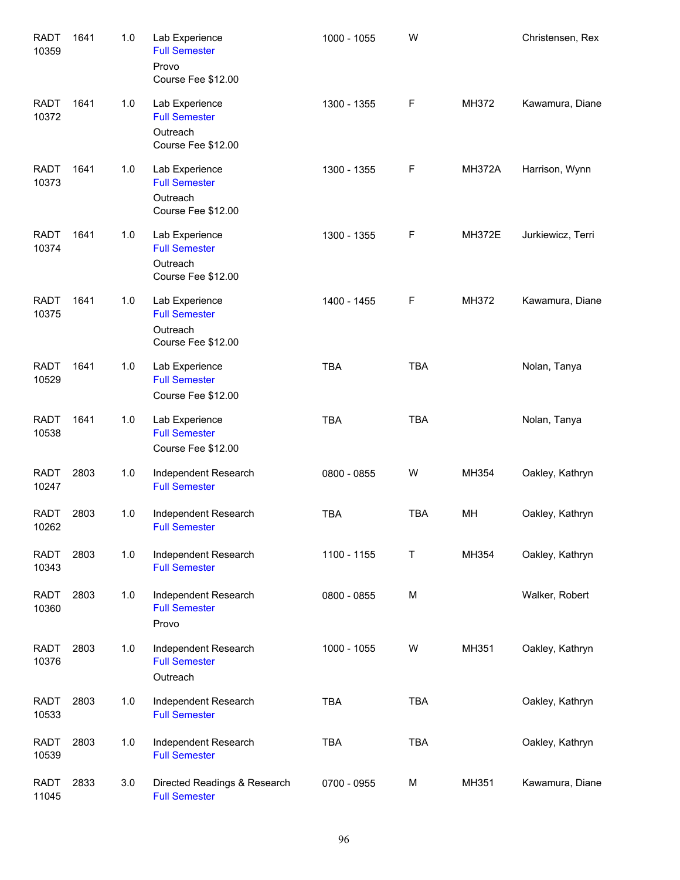| Course | Number | Credits | Title | Time | Days | Room | Instructor |
|---|---|---|---|---|---|---|---|
| RADT 10359 | 1641 | 1.0 | Lab Experience<br>Full Semester<br>Provo<br>Course Fee $12.00 | 1000 - 1055 | W | | Christensen, Rex |
| RADT 10372 | 1641 | 1.0 | Lab Experience<br>Full Semester<br>Outreach<br>Course Fee $12.00 | 1300 - 1355 | F | MH372 | Kawamura, Diane |
| RADT 10373 | 1641 | 1.0 | Lab Experience<br>Full Semester<br>Outreach<br>Course Fee $12.00 | 1300 - 1355 | F | MH372A | Harrison, Wynn |
| RADT 10374 | 1641 | 1.0 | Lab Experience<br>Full Semester<br>Outreach<br>Course Fee $12.00 | 1300 - 1355 | F | MH372E | Jurkiewicz, Terri |
| RADT 10375 | 1641 | 1.0 | Lab Experience<br>Full Semester<br>Outreach<br>Course Fee $12.00 | 1400 - 1455 | F | MH372 | Kawamura, Diane |
| RADT 10529 | 1641 | 1.0 | Lab Experience<br>Full Semester<br>Course Fee $12.00 | TBA | TBA | | Nolan, Tanya |
| RADT 10538 | 1641 | 1.0 | Lab Experience<br>Full Semester<br>Course Fee $12.00 | TBA | TBA | | Nolan, Tanya |
| RADT 10247 | 2803 | 1.0 | Independent Research<br>Full Semester | 0800 - 0855 | W | MH354 | Oakley, Kathryn |
| RADT 10262 | 2803 | 1.0 | Independent Research<br>Full Semester | TBA | TBA | MH | Oakley, Kathryn |
| RADT 10343 | 2803 | 1.0 | Independent Research<br>Full Semester | 1100 - 1155 | T | MH354 | Oakley, Kathryn |
| RADT 10360 | 2803 | 1.0 | Independent Research<br>Full Semester<br>Provo | 0800 - 0855 | M | | Walker, Robert |
| RADT 10376 | 2803 | 1.0 | Independent Research<br>Full Semester<br>Outreach | 1000 - 1055 | W | MH351 | Oakley, Kathryn |
| RADT 10533 | 2803 | 1.0 | Independent Research<br>Full Semester | TBA | TBA | | Oakley, Kathryn |
| RADT 10539 | 2803 | 1.0 | Independent Research<br>Full Semester | TBA | TBA | | Oakley, Kathryn |
| RADT 11045 | 2833 | 3.0 | Directed Readings & Research<br>Full Semester | 0700 - 0955 | M | MH351 | Kawamura, Diane |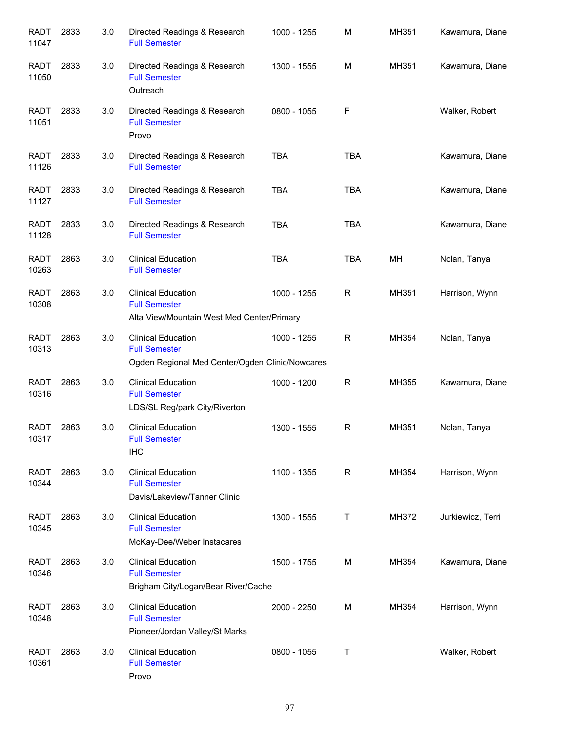| | | | | | | | |
|---|---|---|---|---|---|---|---|
| RADT 11047 | 2833 | 3.0 | Directed Readings & Research<br>Full Semester | 1000 - 1255 | M | MH351 | Kawamura, Diane |
| RADT 11050 | 2833 | 3.0 | Directed Readings & Research<br>Full Semester<br>Outreach | 1300 - 1555 | M | MH351 | Kawamura, Diane |
| RADT 11051 | 2833 | 3.0 | Directed Readings & Research<br>Full Semester<br>Provo | 0800 - 1055 | F | | Walker, Robert |
| RADT 11126 | 2833 | 3.0 | Directed Readings & Research<br>Full Semester | TBA | TBA | | Kawamura, Diane |
| RADT 11127 | 2833 | 3.0 | Directed Readings & Research<br>Full Semester | TBA | TBA | | Kawamura, Diane |
| RADT 11128 | 2833 | 3.0 | Directed Readings & Research<br>Full Semester | TBA | TBA | | Kawamura, Diane |
| RADT 10263 | 2863 | 3.0 | Clinical Education<br>Full Semester | TBA | TBA | MH | Nolan, Tanya |
| RADT 10308 | 2863 | 3.0 | Clinical Education<br>Full Semester<br>Alta View/Mountain West Med Center/Primary | 1000 - 1255 | R | MH351 | Harrison, Wynn |
| RADT 10313 | 2863 | 3.0 | Clinical Education<br>Full Semester<br>Ogden Regional Med Center/Ogden Clinic/Nowcares | 1000 - 1255 | R | MH354 | Nolan, Tanya |
| RADT 10316 | 2863 | 3.0 | Clinical Education<br>Full Semester<br>LDS/SL Reg/park City/Riverton | 1000 - 1200 | R | MH355 | Kawamura, Diane |
| RADT 10317 | 2863 | 3.0 | Clinical Education<br>Full Semester<br>IHC | 1300 - 1555 | R | MH351 | Nolan, Tanya |
| RADT 10344 | 2863 | 3.0 | Clinical Education<br>Full Semester<br>Davis/Lakeview/Tanner Clinic | 1100 - 1355 | R | MH354 | Harrison, Wynn |
| RADT 10345 | 2863 | 3.0 | Clinical Education<br>Full Semester<br>McKay-Dee/Weber Instacares | 1300 - 1555 | T | MH372 | Jurkiewicz, Terri |
| RADT 10346 | 2863 | 3.0 | Clinical Education<br>Full Semester<br>Brigham City/Logan/Bear River/Cache | 1500 - 1755 | M | MH354 | Kawamura, Diane |
| RADT 10348 | 2863 | 3.0 | Clinical Education<br>Full Semester<br>Pioneer/Jordan Valley/St Marks | 2000 - 2250 | M | MH354 | Harrison, Wynn |
| RADT 10361 | 2863 | 3.0 | Clinical Education<br>Full Semester<br>Provo | 0800 - 1055 | T | | Walker, Robert |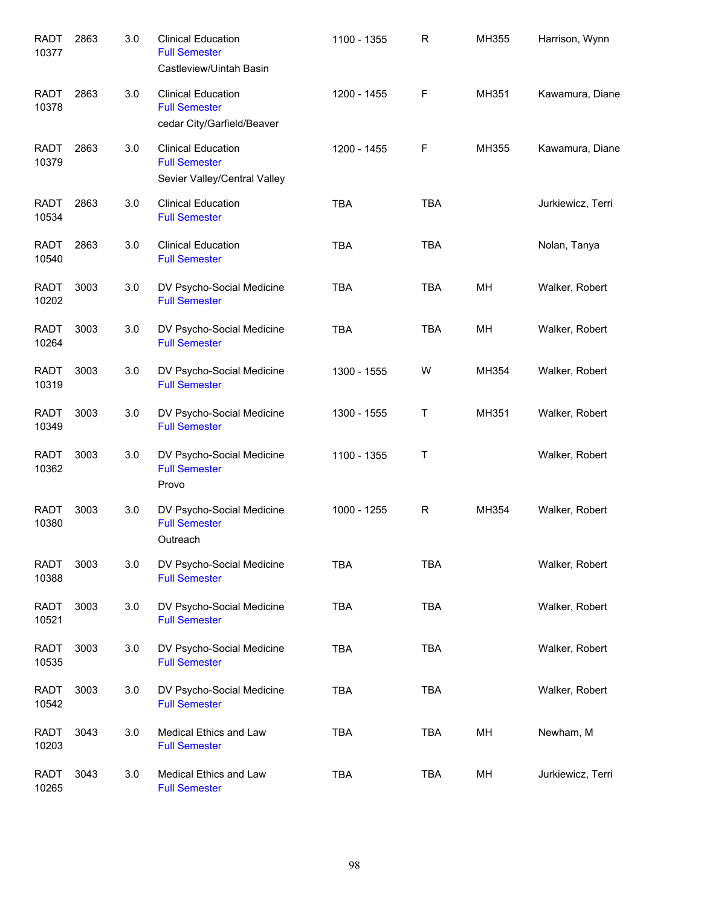| | | | | | | | |
|---|---|---|---|---|---|---|---|
| RADT 10377 | 2863 | 3.0 | Clinical Education<br>Full Semester<br>Castleview/Uintah Basin | 1100 - 1355 | R | MH355 | Harrison, Wynn |
| RADT 10378 | 2863 | 3.0 | Clinical Education<br>Full Semester<br>cedar City/Garfield/Beaver | 1200 - 1455 | F | MH351 | Kawamura, Diane |
| RADT 10379 | 2863 | 3.0 | Clinical Education<br>Full Semester<br>Sevier Valley/Central Valley | 1200 - 1455 | F | MH355 | Kawamura, Diane |
| RADT 10534 | 2863 | 3.0 | Clinical Education<br>Full Semester | TBA | TBA | | Jurkiewicz, Terri |
| RADT 10540 | 2863 | 3.0 | Clinical Education<br>Full Semester | TBA | TBA | | Nolan, Tanya |
| RADT 10202 | 3003 | 3.0 | DV Psycho-Social Medicine<br>Full Semester | TBA | TBA | MH | Walker, Robert |
| RADT 10264 | 3003 | 3.0 | DV Psycho-Social Medicine<br>Full Semester | TBA | TBA | MH | Walker, Robert |
| RADT 10319 | 3003 | 3.0 | DV Psycho-Social Medicine<br>Full Semester | 1300 - 1555 | W | MH354 | Walker, Robert |
| RADT 10349 | 3003 | 3.0 | DV Psycho-Social Medicine<br>Full Semester | 1300 - 1555 | T | MH351 | Walker, Robert |
| RADT 10362 | 3003 | 3.0 | DV Psycho-Social Medicine<br>Full Semester<br>Provo | 1100 - 1355 | T | | Walker, Robert |
| RADT 10380 | 3003 | 3.0 | DV Psycho-Social Medicine<br>Full Semester<br>Outreach | 1000 - 1255 | R | MH354 | Walker, Robert |
| RADT 10388 | 3003 | 3.0 | DV Psycho-Social Medicine<br>Full Semester | TBA | TBA | | Walker, Robert |
| RADT 10521 | 3003 | 3.0 | DV Psycho-Social Medicine<br>Full Semester | TBA | TBA | | Walker, Robert |
| RADT 10535 | 3003 | 3.0 | DV Psycho-Social Medicine<br>Full Semester | TBA | TBA | | Walker, Robert |
| RADT 10542 | 3003 | 3.0 | DV Psycho-Social Medicine<br>Full Semester | TBA | TBA | | Walker, Robert |
| RADT 10203 | 3043 | 3.0 | Medical Ethics and Law<br>Full Semester | TBA | TBA | MH | Newham, M |
| RADT 10265 | 3043 | 3.0 | Medical Ethics and Law<br>Full Semester | TBA | TBA | MH | Jurkiewicz, Terri |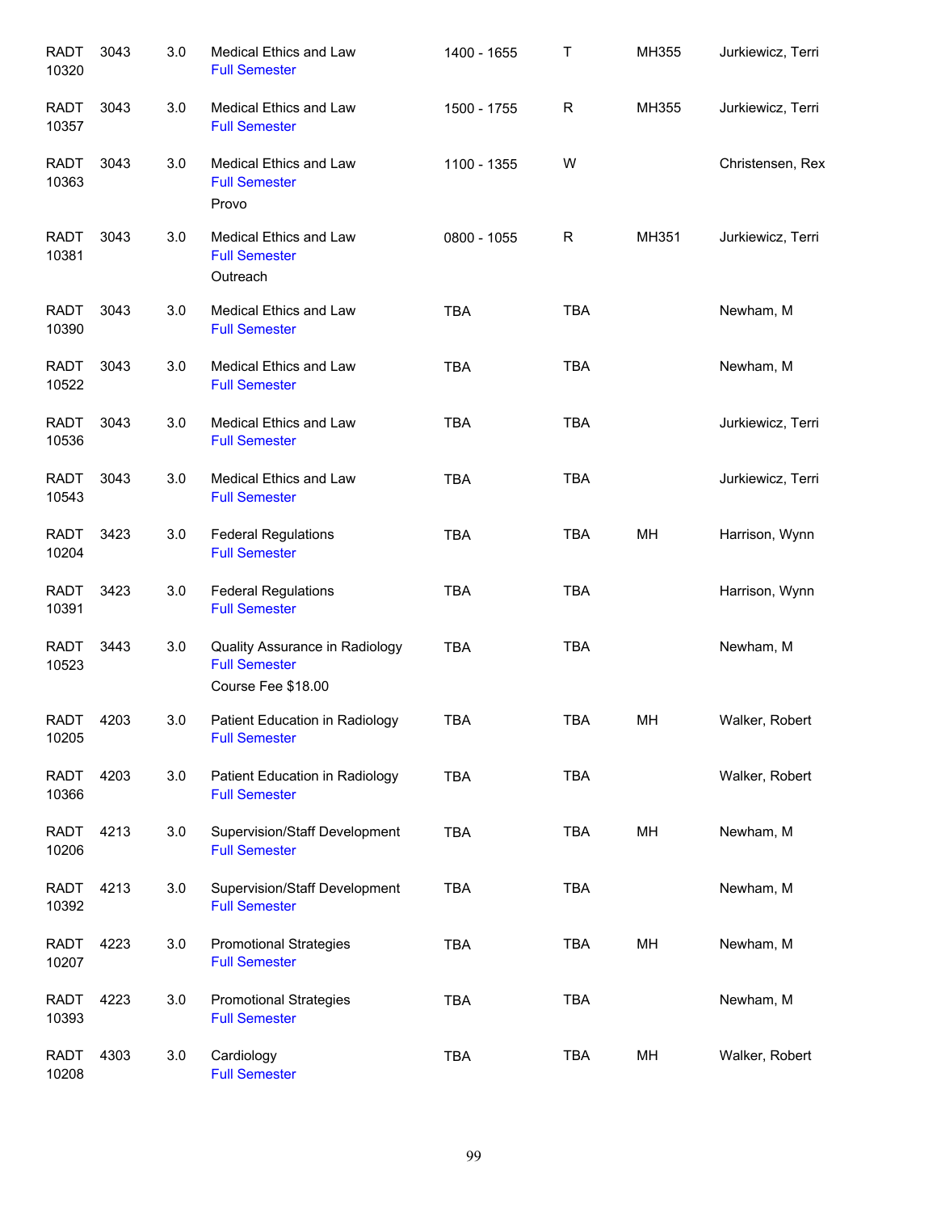| | | | | | | | |
|---|---|---|---|---|---|---|---|
| RADT 10320 | 3043 | 3.0 | Medical Ethics and Law<br>Full Semester | 1400 - 1655 | T | MH355 | Jurkiewicz, Terri |
| RADT 10357 | 3043 | 3.0 | Medical Ethics and Law<br>Full Semester | 1500 - 1755 | R | MH355 | Jurkiewicz, Terri |
| RADT 10363 | 3043 | 3.0 | Medical Ethics and Law<br>Full Semester<br>Provo | 1100 - 1355 | W | | Christensen, Rex |
| RADT 10381 | 3043 | 3.0 | Medical Ethics and Law<br>Full Semester<br>Outreach | 0800 - 1055 | R | MH351 | Jurkiewicz, Terri |
| RADT 10390 | 3043 | 3.0 | Medical Ethics and Law<br>Full Semester | TBA | TBA | | Newham, M |
| RADT 10522 | 3043 | 3.0 | Medical Ethics and Law<br>Full Semester | TBA | TBA | | Newham, M |
| RADT 10536 | 3043 | 3.0 | Medical Ethics and Law<br>Full Semester | TBA | TBA | | Jurkiewicz, Terri |
| RADT 10543 | 3043 | 3.0 | Medical Ethics and Law<br>Full Semester | TBA | TBA | | Jurkiewicz, Terri |
| RADT 10204 | 3423 | 3.0 | Federal Regulations<br>Full Semester | TBA | TBA | MH | Harrison, Wynn |
| RADT 10391 | 3423 | 3.0 | Federal Regulations<br>Full Semester | TBA | TBA | | Harrison, Wynn |
| RADT 10523 | 3443 | 3.0 | Quality Assurance in Radiology<br>Full Semester<br>Course Fee $18.00 | TBA | TBA | | Newham, M |
| RADT 10205 | 4203 | 3.0 | Patient Education in Radiology<br>Full Semester | TBA | TBA | MH | Walker, Robert |
| RADT 10366 | 4203 | 3.0 | Patient Education in Radiology<br>Full Semester | TBA | TBA | | Walker, Robert |
| RADT 10206 | 4213 | 3.0 | Supervision/Staff Development<br>Full Semester | TBA | TBA | MH | Newham, M |
| RADT 10392 | 4213 | 3.0 | Supervision/Staff Development<br>Full Semester | TBA | TBA | | Newham, M |
| RADT 10207 | 4223 | 3.0 | Promotional Strategies<br>Full Semester | TBA | TBA | MH | Newham, M |
| RADT 10393 | 4223 | 3.0 | Promotional Strategies<br>Full Semester | TBA | TBA | | Newham, M |
| RADT 10208 | 4303 | 3.0 | Cardiology<br>Full Semester | TBA | TBA | MH | Walker, Robert |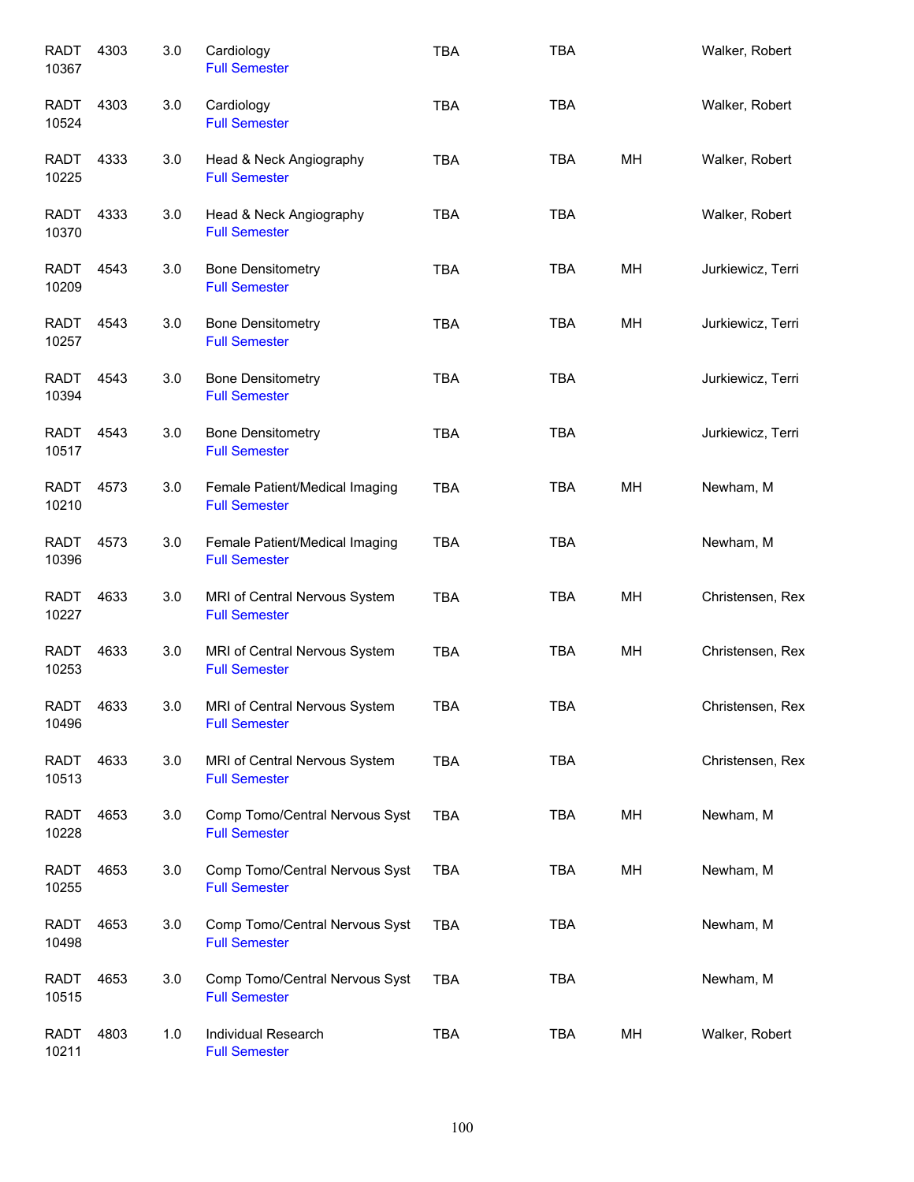| | | | | | | | |
|---|---|---|---|---|---|---|---|
| RADT 10367 | 4303 | 3.0 | Cardiology<br>Full Semester | TBA | TBA | | Walker, Robert |
| RADT 10524 | 4303 | 3.0 | Cardiology<br>Full Semester | TBA | TBA | | Walker, Robert |
| RADT 10225 | 4333 | 3.0 | Head & Neck Angiography<br>Full Semester | TBA | TBA | MH | Walker, Robert |
| RADT 10370 | 4333 | 3.0 | Head & Neck Angiography<br>Full Semester | TBA | TBA | | Walker, Robert |
| RADT 10209 | 4543 | 3.0 | Bone Densitometry<br>Full Semester | TBA | TBA | MH | Jurkiewicz, Terri |
| RADT 10257 | 4543 | 3.0 | Bone Densitometry<br>Full Semester | TBA | TBA | MH | Jurkiewicz, Terri |
| RADT 10394 | 4543 | 3.0 | Bone Densitometry<br>Full Semester | TBA | TBA | | Jurkiewicz, Terri |
| RADT 10517 | 4543 | 3.0 | Bone Densitometry<br>Full Semester | TBA | TBA | | Jurkiewicz, Terri |
| RADT 10210 | 4573 | 3.0 | Female Patient/Medical Imaging<br>Full Semester | TBA | TBA | MH | Newham, M |
| RADT 10396 | 4573 | 3.0 | Female Patient/Medical Imaging<br>Full Semester | TBA | TBA | | Newham, M |
| RADT 10227 | 4633 | 3.0 | MRI of Central Nervous System<br>Full Semester | TBA | TBA | MH | Christensen, Rex |
| RADT 10253 | 4633 | 3.0 | MRI of Central Nervous System<br>Full Semester | TBA | TBA | MH | Christensen, Rex |
| RADT 10496 | 4633 | 3.0 | MRI of Central Nervous System<br>Full Semester | TBA | TBA | | Christensen, Rex |
| RADT 10513 | 4633 | 3.0 | MRI of Central Nervous System<br>Full Semester | TBA | TBA | | Christensen, Rex |
| RADT 10228 | 4653 | 3.0 | Comp Tomo/Central Nervous Syst<br>Full Semester | TBA | TBA | MH | Newham, M |
| RADT 10255 | 4653 | 3.0 | Comp Tomo/Central Nervous Syst<br>Full Semester | TBA | TBA | MH | Newham, M |
| RADT 10498 | 4653 | 3.0 | Comp Tomo/Central Nervous Syst<br>Full Semester | TBA | TBA | | Newham, M |
| RADT 10515 | 4653 | 3.0 | Comp Tomo/Central Nervous Syst<br>Full Semester | TBA | TBA | | Newham, M |
| RADT 10211 | 4803 | 1.0 | Individual Research<br>Full Semester | TBA | TBA | MH | Walker, Robert |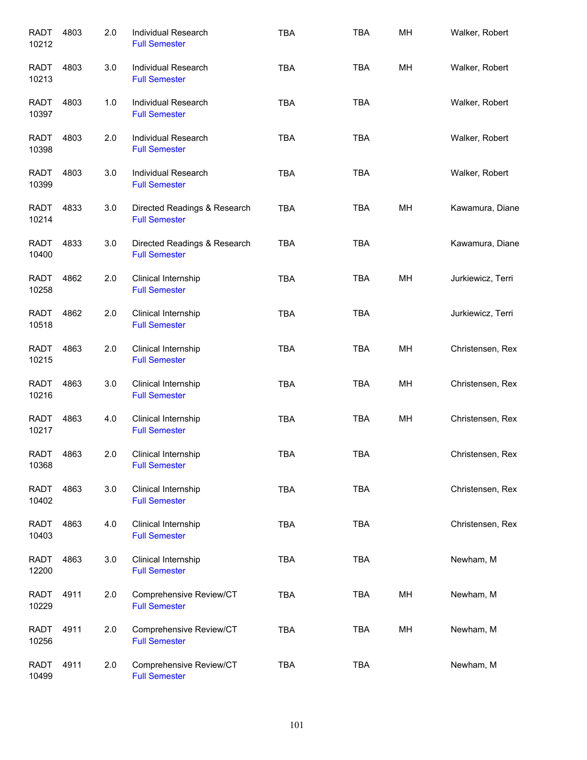| | | | | | | | |
|---|---|---|---|---|---|---|---|
| RADT 10212 | 4803 | 2.0 | Individual Research<br>Full Semester | TBA | TBA | MH | Walker, Robert |
| RADT 10213 | 4803 | 3.0 | Individual Research<br>Full Semester | TBA | TBA | MH | Walker, Robert |
| RADT 10397 | 4803 | 1.0 | Individual Research<br>Full Semester | TBA | TBA | | Walker, Robert |
| RADT 10398 | 4803 | 2.0 | Individual Research<br>Full Semester | TBA | TBA | | Walker, Robert |
| RADT 10399 | 4803 | 3.0 | Individual Research<br>Full Semester | TBA | TBA | | Walker, Robert |
| RADT 10214 | 4833 | 3.0 | Directed Readings & Research<br>Full Semester | TBA | TBA | MH | Kawamura, Diane |
| RADT 10400 | 4833 | 3.0 | Directed Readings & Research<br>Full Semester | TBA | TBA | | Kawamura, Diane |
| RADT 10258 | 4862 | 2.0 | Clinical Internship<br>Full Semester | TBA | TBA | MH | Jurkiewicz, Terri |
| RADT 10518 | 4862 | 2.0 | Clinical Internship<br>Full Semester | TBA | TBA | | Jurkiewicz, Terri |
| RADT 10215 | 4863 | 2.0 | Clinical Internship<br>Full Semester | TBA | TBA | MH | Christensen, Rex |
| RADT 10216 | 4863 | 3.0 | Clinical Internship<br>Full Semester | TBA | TBA | MH | Christensen, Rex |
| RADT 10217 | 4863 | 4.0 | Clinical Internship<br>Full Semester | TBA | TBA | MH | Christensen, Rex |
| RADT 10368 | 4863 | 2.0 | Clinical Internship<br>Full Semester | TBA | TBA | | Christensen, Rex |
| RADT 10402 | 4863 | 3.0 | Clinical Internship<br>Full Semester | TBA | TBA | | Christensen, Rex |
| RADT 10403 | 4863 | 4.0 | Clinical Internship<br>Full Semester | TBA | TBA | | Christensen, Rex |
| RADT 12200 | 4863 | 3.0 | Clinical Internship<br>Full Semester | TBA | TBA | | Newham, M |
| RADT 10229 | 4911 | 2.0 | Comprehensive Review/CT<br>Full Semester | TBA | TBA | MH | Newham, M |
| RADT 10256 | 4911 | 2.0 | Comprehensive Review/CT<br>Full Semester | TBA | TBA | MH | Newham, M |
| RADT 10499 | 4911 | 2.0 | Comprehensive Review/CT<br>Full Semester | TBA | TBA | | Newham, M |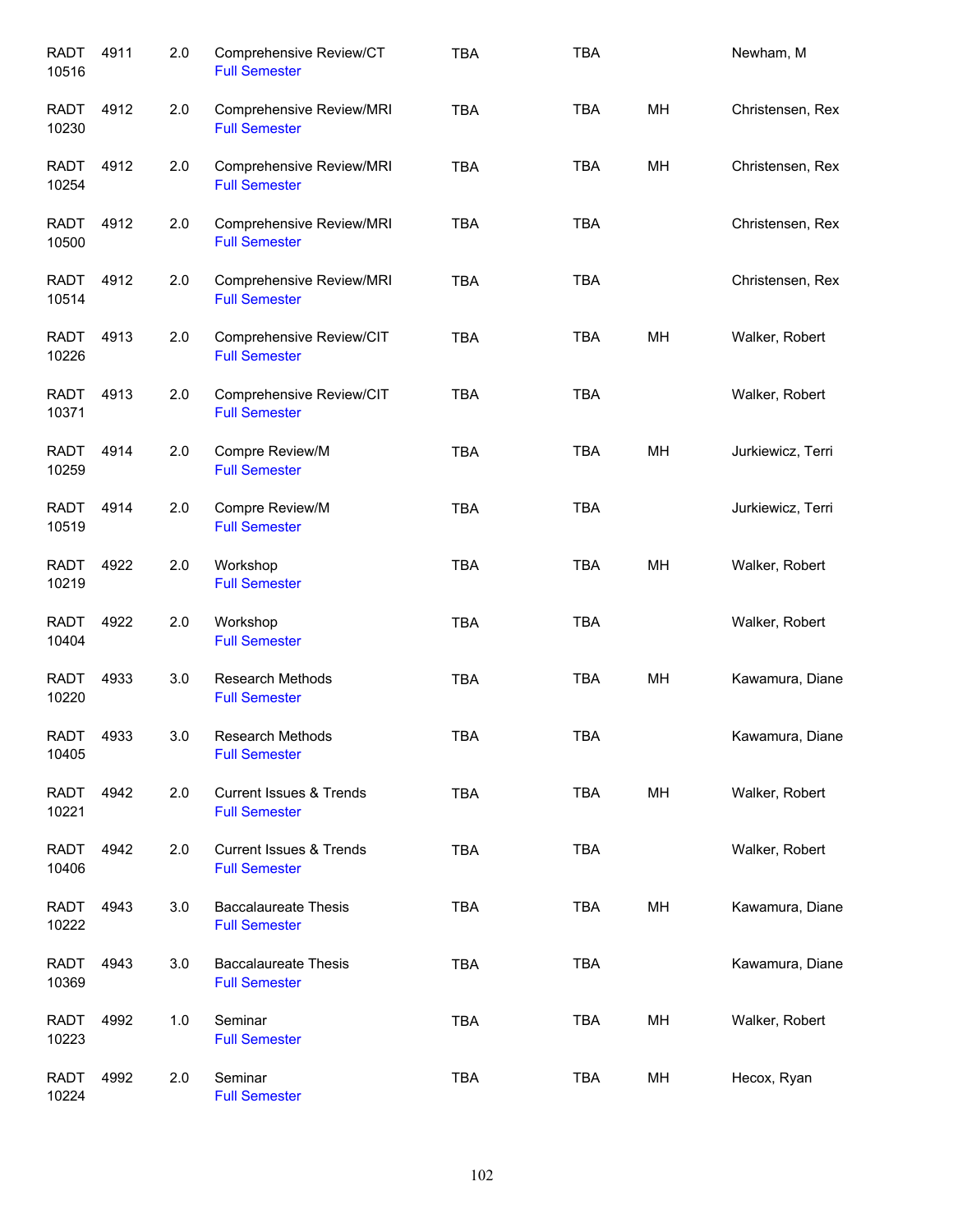| | | | | | | | |
|---|---|---|---|---|---|---|---|
| RADT 10516 | 4911 | 2.0 | Comprehensive Review/CT Full Semester | TBA | TBA | | Newham, M |
| RADT 10230 | 4912 | 2.0 | Comprehensive Review/MRI Full Semester | TBA | TBA | MH | Christensen, Rex |
| RADT 10254 | 4912 | 2.0 | Comprehensive Review/MRI Full Semester | TBA | TBA | MH | Christensen, Rex |
| RADT 10500 | 4912 | 2.0 | Comprehensive Review/MRI Full Semester | TBA | TBA | | Christensen, Rex |
| RADT 10514 | 4912 | 2.0 | Comprehensive Review/MRI Full Semester | TBA | TBA | | Christensen, Rex |
| RADT 10226 | 4913 | 2.0 | Comprehensive Review/CIT Full Semester | TBA | TBA | MH | Walker, Robert |
| RADT 10371 | 4913 | 2.0 | Comprehensive Review/CIT Full Semester | TBA | TBA | | Walker, Robert |
| RADT 10259 | 4914 | 2.0 | Compre Review/M Full Semester | TBA | TBA | MH | Jurkiewicz, Terri |
| RADT 10519 | 4914 | 2.0 | Compre Review/M Full Semester | TBA | TBA | | Jurkiewicz, Terri |
| RADT 10219 | 4922 | 2.0 | Workshop Full Semester | TBA | TBA | MH | Walker, Robert |
| RADT 10404 | 4922 | 2.0 | Workshop Full Semester | TBA | TBA | | Walker, Robert |
| RADT 10220 | 4933 | 3.0 | Research Methods Full Semester | TBA | TBA | MH | Kawamura, Diane |
| RADT 10405 | 4933 | 3.0 | Research Methods Full Semester | TBA | TBA | | Kawamura, Diane |
| RADT 10221 | 4942 | 2.0 | Current Issues & Trends Full Semester | TBA | TBA | MH | Walker, Robert |
| RADT 10406 | 4942 | 2.0 | Current Issues & Trends Full Semester | TBA | TBA | | Walker, Robert |
| RADT 10222 | 4943 | 3.0 | Baccalaureate Thesis Full Semester | TBA | TBA | MH | Kawamura, Diane |
| RADT 10369 | 4943 | 3.0 | Baccalaureate Thesis Full Semester | TBA | TBA | | Kawamura, Diane |
| RADT 10223 | 4992 | 1.0 | Seminar Full Semester | TBA | TBA | MH | Walker, Robert |
| RADT 10224 | 4992 | 2.0 | Seminar Full Semester | TBA | TBA | MH | Hecox, Ryan |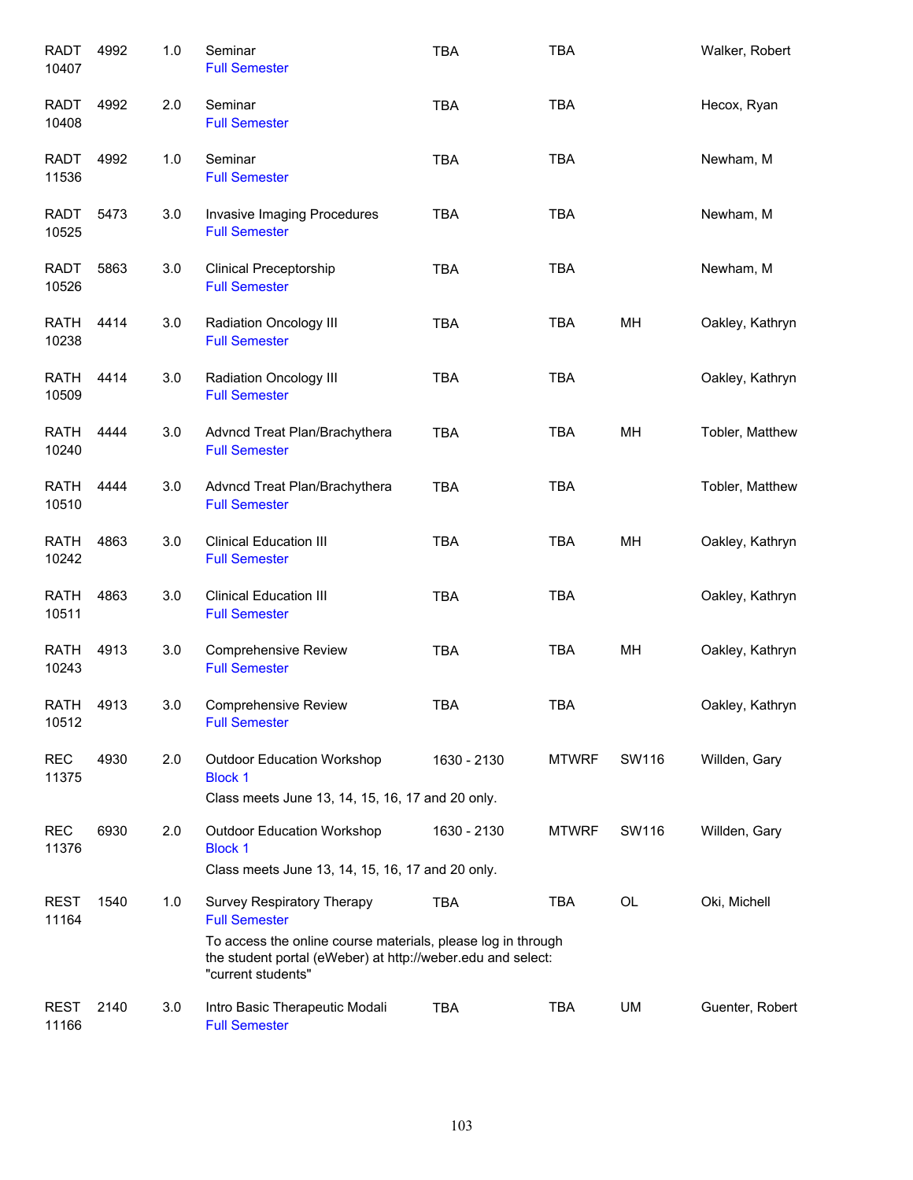| Subject / CRN | Course | Credits | Title | Time | Days | Room | Instructor |
|---|---|---|---|---|---|---|---|
| RADT 10407 | 4992 | 1.0 | Seminar<br>Full Semester | TBA | TBA | | Walker, Robert |
| RADT 10408 | 4992 | 2.0 | Seminar<br>Full Semester | TBA | TBA | | Hecox, Ryan |
| RADT 11536 | 4992 | 1.0 | Seminar<br>Full Semester | TBA | TBA | | Newham, M |
| RADT 10525 | 5473 | 3.0 | Invasive Imaging Procedures<br>Full Semester | TBA | TBA | | Newham, M |
| RADT 10526 | 5863 | 3.0 | Clinical Preceptorship<br>Full Semester | TBA | TBA | | Newham, M |
| RATH 10238 | 4414 | 3.0 | Radiation Oncology III<br>Full Semester | TBA | TBA | MH | Oakley, Kathryn |
| RATH 10509 | 4414 | 3.0 | Radiation Oncology III<br>Full Semester | TBA | TBA | | Oakley, Kathryn |
| RATH 10240 | 4444 | 3.0 | Advncd Treat Plan/Brachythera<br>Full Semester | TBA | TBA | MH | Tobler, Matthew |
| RATH 10510 | 4444 | 3.0 | Advncd Treat Plan/Brachythera<br>Full Semester | TBA | TBA | | Tobler, Matthew |
| RATH 10242 | 4863 | 3.0 | Clinical Education III<br>Full Semester | TBA | TBA | MH | Oakley, Kathryn |
| RATH 10511 | 4863 | 3.0 | Clinical Education III<br>Full Semester | TBA | TBA | | Oakley, Kathryn |
| RATH 10243 | 4913 | 3.0 | Comprehensive Review<br>Full Semester | TBA | TBA | MH | Oakley, Kathryn |
| RATH 10512 | 4913 | 3.0 | Comprehensive Review<br>Full Semester | TBA | TBA | | Oakley, Kathryn |
| REC 11375 | 4930 | 2.0 | Outdoor Education Workshop<br>Block 1<br>Class meets June 13, 14, 15, 16, 17 and 20 only. | 1630 - 2130 | MTWRF | SW116 | Willden, Gary |
| REC 11376 | 6930 | 2.0 | Outdoor Education Workshop<br>Block 1<br>Class meets June 13, 14, 15, 16, 17 and 20 only. | 1630 - 2130 | MTWRF | SW116 | Willden, Gary |
| REST 11164 | 1540 | 1.0 | Survey Respiratory Therapy<br>Full Semester<br>To access the online course materials, please log in through the student portal (eWeber) at http://weber.edu and select: "current students" | TBA | TBA | OL | Oki, Michell |
| REST 11166 | 2140 | 3.0 | Intro Basic Therapeutic Modali<br>Full Semester | TBA | TBA | UM | Guenter, Robert |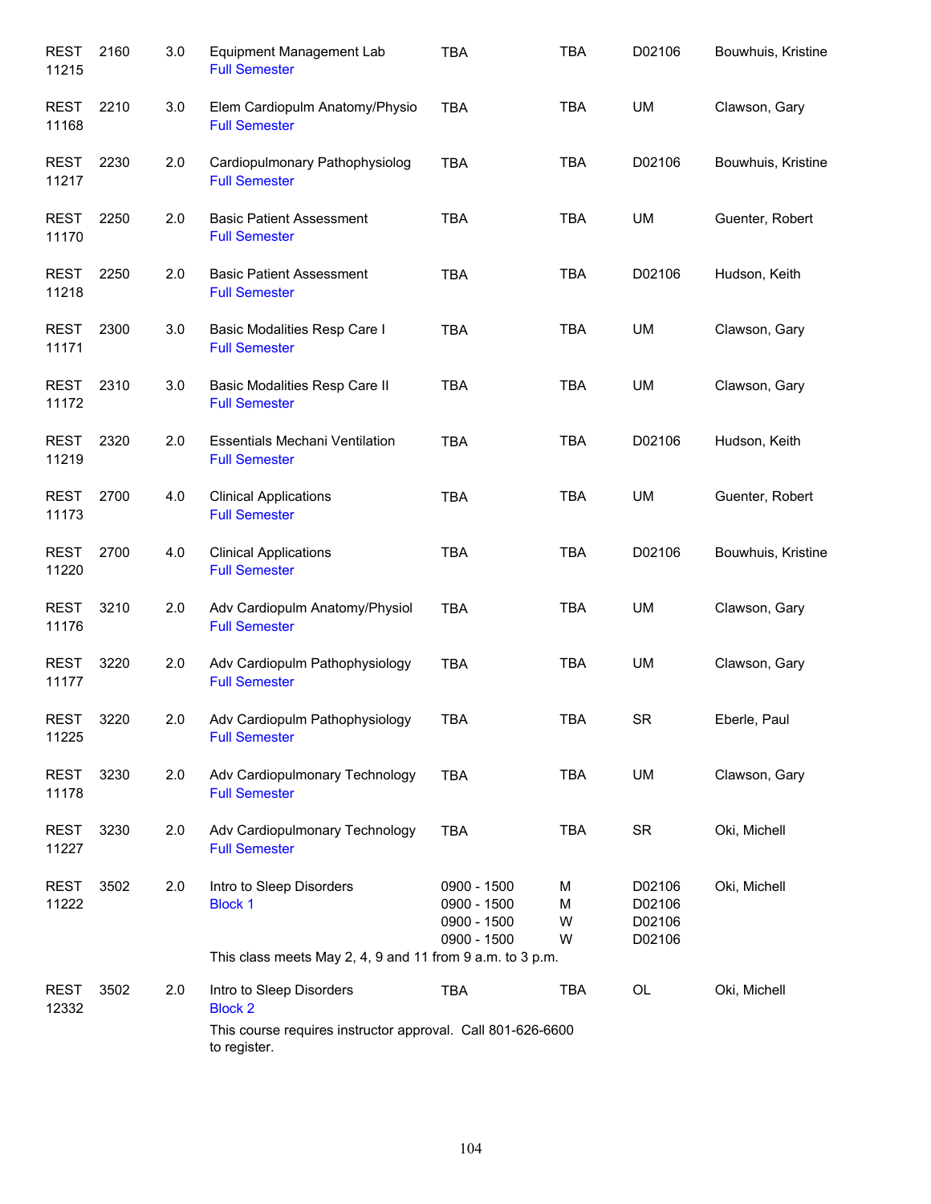| Subject / CRN | Course | Credits | Title | Time | Days | Location | Instructor |
|---|---|---|---|---|---|---|---|
| REST 11215 | 2160 | 3.0 | Equipment Management Lab<br>Full Semester | TBA | TBA | D02106 | Bouwhuis, Kristine |
| REST 11168 | 2210 | 3.0 | Elem Cardiopulm Anatomy/Physio<br>Full Semester | TBA | TBA | UM | Clawson, Gary |
| REST 11217 | 2230 | 2.0 | Cardiopulmonary Pathophysiolog<br>Full Semester | TBA | TBA | D02106 | Bouwhuis, Kristine |
| REST 11170 | 2250 | 2.0 | Basic Patient Assessment<br>Full Semester | TBA | TBA | UM | Guenter, Robert |
| REST 11218 | 2250 | 2.0 | Basic Patient Assessment<br>Full Semester | TBA | TBA | D02106 | Hudson, Keith |
| REST 11171 | 2300 | 3.0 | Basic Modalities Resp Care I<br>Full Semester | TBA | TBA | UM | Clawson, Gary |
| REST 11172 | 2310 | 3.0 | Basic Modalities Resp Care II<br>Full Semester | TBA | TBA | UM | Clawson, Gary |
| REST 11219 | 2320 | 2.0 | Essentials Mechani Ventilation<br>Full Semester | TBA | TBA | D02106 | Hudson, Keith |
| REST 11173 | 2700 | 4.0 | Clinical Applications<br>Full Semester | TBA | TBA | UM | Guenter, Robert |
| REST 11220 | 2700 | 4.0 | Clinical Applications<br>Full Semester | TBA | TBA | D02106 | Bouwhuis, Kristine |
| REST 11176 | 3210 | 2.0 | Adv Cardiopulm Anatomy/Physiol<br>Full Semester | TBA | TBA | UM | Clawson, Gary |
| REST 11177 | 3220 | 2.0 | Adv Cardiopulm Pathophysiology<br>Full Semester | TBA | TBA | UM | Clawson, Gary |
| REST 11225 | 3220 | 2.0 | Adv Cardiopulm Pathophysiology<br>Full Semester | TBA | TBA | SR | Eberle, Paul |
| REST 11178 | 3230 | 2.0 | Adv Cardiopulmonary Technology<br>Full Semester | TBA | TBA | UM | Clawson, Gary |
| REST 11227 | 3230 | 2.0 | Adv Cardiopulmonary Technology<br>Full Semester | TBA | TBA | SR | Oki, Michell |
| REST 11222 | 3502 | 2.0 | Intro to Sleep Disorders<br>Block 1 | 0900 - 1500<br>0900 - 1500<br>0900 - 1500<br>0900 - 1500 | M<br>M<br>W<br>W | D02106<br>D02106<br>D02106<br>D02106 | Oki, Michell |
| | | | This class meets May 2, 4, 9 and 11 from 9 a.m. to 3 p.m. | | | | |
| REST 12332 | 3502 | 2.0 | Intro to Sleep Disorders<br>Block 2 | TBA | TBA | OL | Oki, Michell |
| | | | This course requires instructor approval. Call 801-626-6600 to register. | | | | |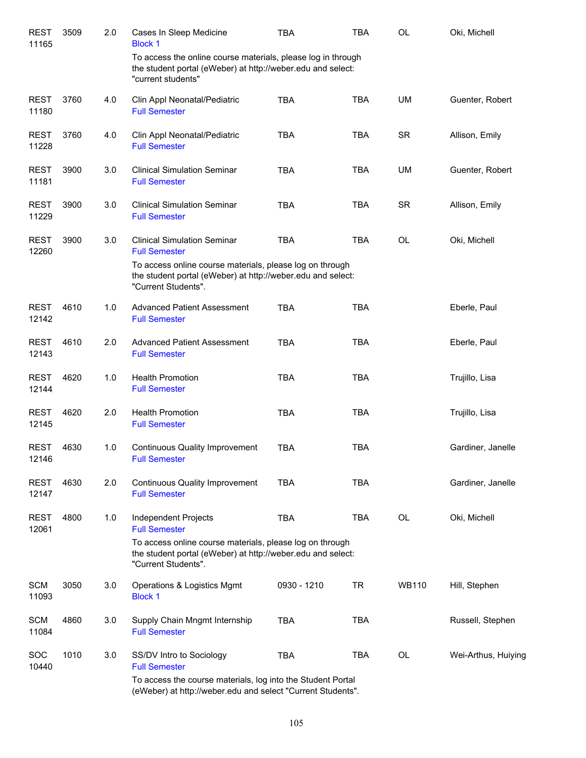| Subject / CRN | Course | Credits | Title | Time | Days | Room | Instructor |
|---|---|---|---|---|---|---|---|
| REST 11165 | 3509 | 2.0 | Cases In Sleep Medicine<br>Block 1<br>To access the online course materials, please log in through the student portal (eWeber) at http://weber.edu and select: "current students" | TBA | TBA | OL | Oki, Michell |
| REST 11180 | 3760 | 4.0 | Clin Appl Neonatal/Pediatric<br>Full Semester | TBA | TBA | UM | Guenter, Robert |
| REST 11228 | 3760 | 4.0 | Clin Appl Neonatal/Pediatric<br>Full Semester | TBA | TBA | SR | Allison, Emily |
| REST 11181 | 3900 | 3.0 | Clinical Simulation Seminar<br>Full Semester | TBA | TBA | UM | Guenter, Robert |
| REST 11229 | 3900 | 3.0 | Clinical Simulation Seminar<br>Full Semester | TBA | TBA | SR | Allison, Emily |
| REST 12260 | 3900 | 3.0 | Clinical Simulation Seminar<br>Full Semester<br>To access online course materials, please log on through the student portal (eWeber) at http://weber.edu and select: "Current Students". | TBA | TBA | OL | Oki, Michell |
| REST 12142 | 4610 | 1.0 | Advanced Patient Assessment<br>Full Semester | TBA | TBA | | Eberle, Paul |
| REST 12143 | 4610 | 2.0 | Advanced Patient Assessment<br>Full Semester | TBA | TBA | | Eberle, Paul |
| REST 12144 | 4620 | 1.0 | Health Promotion<br>Full Semester | TBA | TBA | | Trujillo, Lisa |
| REST 12145 | 4620 | 2.0 | Health Promotion<br>Full Semester | TBA | TBA | | Trujillo, Lisa |
| REST 12146 | 4630 | 1.0 | Continuous Quality Improvement<br>Full Semester | TBA | TBA | | Gardiner, Janelle |
| REST 12147 | 4630 | 2.0 | Continuous Quality Improvement<br>Full Semester | TBA | TBA | | Gardiner, Janelle |
| REST 12061 | 4800 | 1.0 | Independent Projects<br>Full Semester<br>To access online course materials, please log on through the student portal (eWeber) at http://weber.edu and select: "Current Students". | TBA | TBA | OL | Oki, Michell |
| SCM 11093 | 3050 | 3.0 | Operations & Logistics Mgmt<br>Block 1 | 0930 - 1210 | TR | WB110 | Hill, Stephen |
| SCM 11084 | 4860 | 3.0 | Supply Chain Mngmt Internship<br>Full Semester | TBA | TBA | | Russell, Stephen |
| SOC 10440 | 1010 | 3.0 | SS/DV Intro to Sociology<br>Full Semester<br>To access the course materials, log into the Student Portal (eWeber) at http://weber.edu and select "Current Students". | TBA | TBA | OL | Wei-Arthus, Huiying |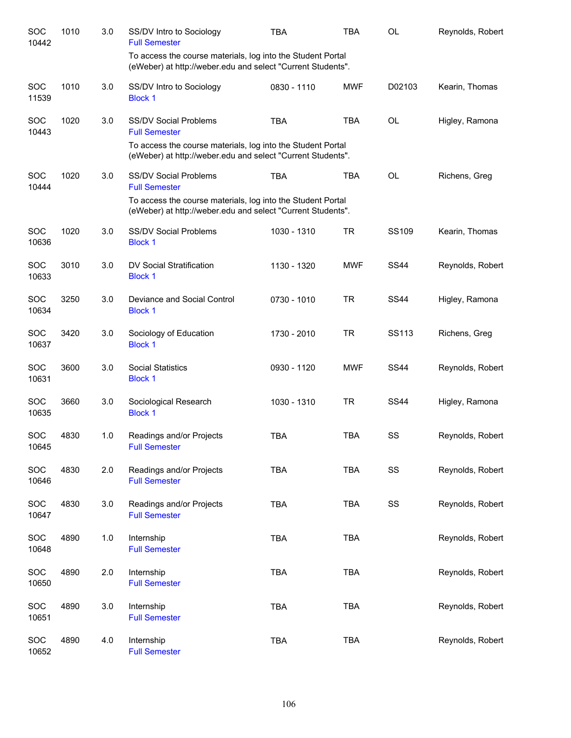| Subject / CRN | Course | Credits | Title | Time | Days | Room | Instructor |
|---|---|---|---|---|---|---|---|
| SOC 10442 | 1010 | 3.0 | SS/DV Intro to Sociology<br>Full Semester<br>To access the course materials, log into the Student Portal (eWeber) at http://weber.edu and select "Current Students". | TBA | TBA | OL | Reynolds, Robert |
| SOC 11539 | 1010 | 3.0 | SS/DV Intro to Sociology<br>Block 1 | 0830 - 1110 | MWF | D02103 | Kearin, Thomas |
| SOC 10443 | 1020 | 3.0 | SS/DV Social Problems<br>Full Semester<br>To access the course materials, log into the Student Portal (eWeber) at http://weber.edu and select "Current Students". | TBA | TBA | OL | Higley, Ramona |
| SOC 10444 | 1020 | 3.0 | SS/DV Social Problems<br>Full Semester<br>To access the course materials, log into the Student Portal (eWeber) at http://weber.edu and select "Current Students". | TBA | TBA | OL | Richens, Greg |
| SOC 10636 | 1020 | 3.0 | SS/DV Social Problems<br>Block 1 | 1030 - 1310 | TR | SS109 | Kearin, Thomas |
| SOC 10633 | 3010 | 3.0 | DV Social Stratification<br>Block 1 | 1130 - 1320 | MWF | SS44 | Reynolds, Robert |
| SOC 10634 | 3250 | 3.0 | Deviance and Social Control<br>Block 1 | 0730 - 1010 | TR | SS44 | Higley, Ramona |
| SOC 10637 | 3420 | 3.0 | Sociology of Education<br>Block 1 | 1730 - 2010 | TR | SS113 | Richens, Greg |
| SOC 10631 | 3600 | 3.0 | Social Statistics<br>Block 1 | 0930 - 1120 | MWF | SS44 | Reynolds, Robert |
| SOC 10635 | 3660 | 3.0 | Sociological Research<br>Block 1 | 1030 - 1310 | TR | SS44 | Higley, Ramona |
| SOC 10645 | 4830 | 1.0 | Readings and/or Projects<br>Full Semester | TBA | TBA | SS | Reynolds, Robert |
| SOC 10646 | 4830 | 2.0 | Readings and/or Projects<br>Full Semester | TBA | TBA | SS | Reynolds, Robert |
| SOC 10647 | 4830 | 3.0 | Readings and/or Projects<br>Full Semester | TBA | TBA | SS | Reynolds, Robert |
| SOC 10648 | 4890 | 1.0 | Internship<br>Full Semester | TBA | TBA | | Reynolds, Robert |
| SOC 10650 | 4890 | 2.0 | Internship<br>Full Semester | TBA | TBA | | Reynolds, Robert |
| SOC 10651 | 4890 | 3.0 | Internship<br>Full Semester | TBA | TBA | | Reynolds, Robert |
| SOC 10652 | 4890 | 4.0 | Internship<br>Full Semester | TBA | TBA | | Reynolds, Robert |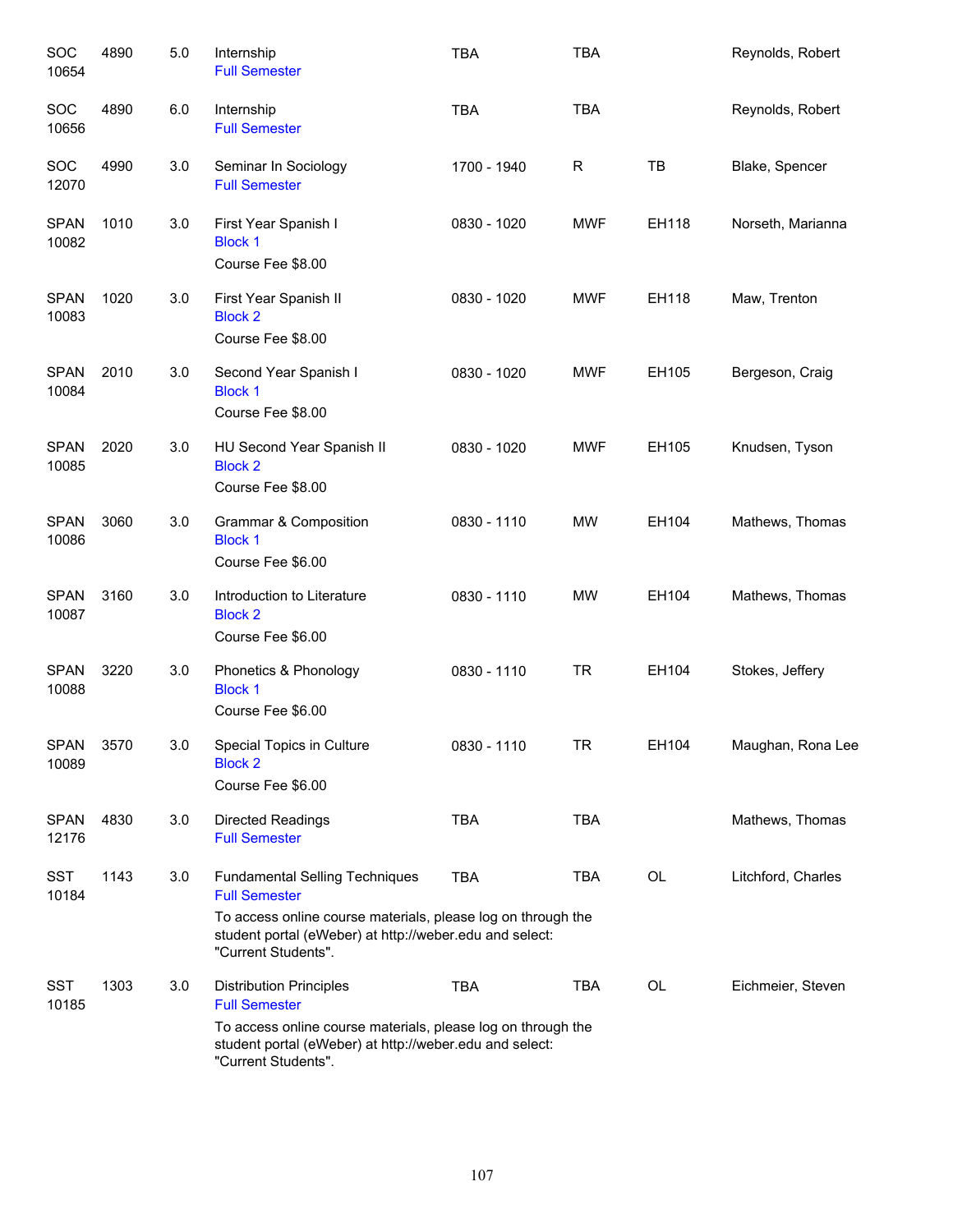| | | | | | | | |
|---|---|---|---|---|---|---|---|
| SOC 10654 | 4890 | 5.0 | Internship<br>Full Semester | TBA | TBA | | Reynolds, Robert |
| SOC 10656 | 4890 | 6.0 | Internship<br>Full Semester | TBA | TBA | | Reynolds, Robert |
| SOC 12070 | 4990 | 3.0 | Seminar In Sociology<br>Full Semester | 1700 - 1940 | R | TB | Blake, Spencer |
| SPAN 10082 | 1010 | 3.0 | First Year Spanish I<br>Block 1<br>Course Fee $8.00 | 0830 - 1020 | MWF | EH118 | Norseth, Marianna |
| SPAN 10083 | 1020 | 3.0 | First Year Spanish II<br>Block 2<br>Course Fee $8.00 | 0830 - 1020 | MWF | EH118 | Maw, Trenton |
| SPAN 10084 | 2010 | 3.0 | Second Year Spanish I<br>Block 1<br>Course Fee $8.00 | 0830 - 1020 | MWF | EH105 | Bergeson, Craig |
| SPAN 10085 | 2020 | 3.0 | HU Second Year Spanish II<br>Block 2<br>Course Fee $8.00 | 0830 - 1020 | MWF | EH105 | Knudsen, Tyson |
| SPAN 10086 | 3060 | 3.0 | Grammar & Composition<br>Block 1<br>Course Fee $6.00 | 0830 - 1110 | MW | EH104 | Mathews, Thomas |
| SPAN 10087 | 3160 | 3.0 | Introduction to Literature<br>Block 2<br>Course Fee $6.00 | 0830 - 1110 | MW | EH104 | Mathews, Thomas |
| SPAN 10088 | 3220 | 3.0 | Phonetics & Phonology<br>Block 1<br>Course Fee $6.00 | 0830 - 1110 | TR | EH104 | Stokes, Jeffery |
| SPAN 10089 | 3570 | 3.0 | Special Topics in Culture<br>Block 2<br>Course Fee $6.00 | 0830 - 1110 | TR | EH104 | Maughan, Rona Lee |
| SPAN 12176 | 4830 | 3.0 | Directed Readings<br>Full Semester | TBA | TBA | | Mathews, Thomas |
| SST 10184 | 1143 | 3.0 | Fundamental Selling Techniques<br>Full Semester<br>To access online course materials, please log on through the student portal (eWeber) at http://weber.edu and select: "Current Students". | TBA | TBA | OL | Litchford, Charles |
| SST 10185 | 1303 | 3.0 | Distribution Principles<br>Full Semester<br>To access online course materials, please log on through the student portal (eWeber) at http://weber.edu and select: "Current Students". | TBA | TBA | OL | Eichmeier, Steven |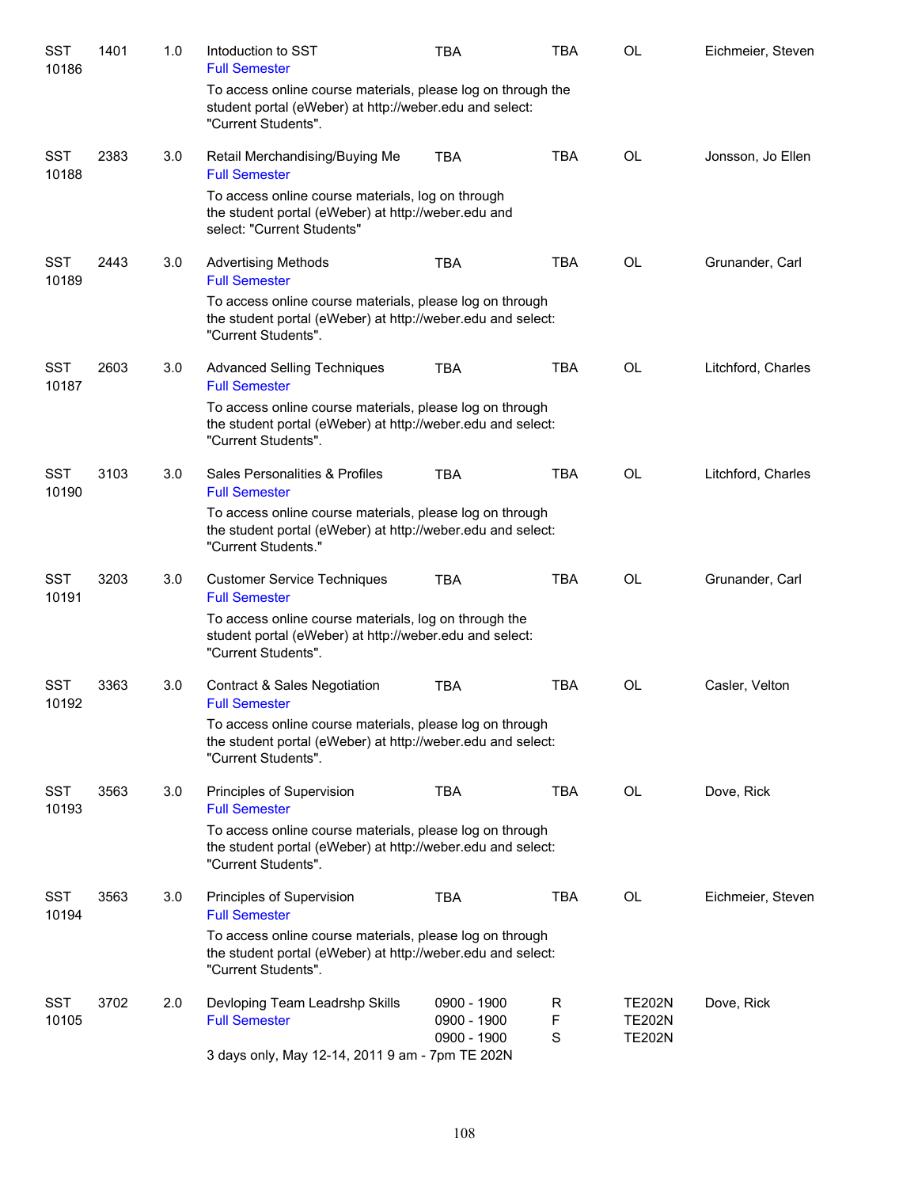| | | | | | | | |
|---|---|---|---|---|---|---|---|
| SST 10186 | 1401 | 1.0 | Intoduction to SST<br>Full Semester | TBA | TBA | OL | Eichmeier, Steven |
| | | | To access online course materials, please log on through the student portal (eWeber) at http://weber.edu and select: "Current Students". | | | | |
| SST 10188 | 2383 | 3.0 | Retail Merchandising/Buying Me<br>Full Semester | TBA | TBA | OL | Jonsson, Jo Ellen |
| | | | To access online course materials, log on through the student portal (eWeber) at http://weber.edu and select: "Current Students" | | | | |
| SST 10189 | 2443 | 3.0 | Advertising Methods<br>Full Semester | TBA | TBA | OL | Grunander, Carl |
| | | | To access online course materials, please log on through the student portal (eWeber) at http://weber.edu and select: "Current Students". | | | | |
| SST 10187 | 2603 | 3.0 | Advanced Selling Techniques<br>Full Semester | TBA | TBA | OL | Litchford, Charles |
| | | | To access online course materials, please log on through the student portal (eWeber) at http://weber.edu and select: "Current Students". | | | | |
| SST 10190 | 3103 | 3.0 | Sales Personalities & Profiles<br>Full Semester | TBA | TBA | OL | Litchford, Charles |
| | | | To access online course materials, please log on through the student portal (eWeber) at http://weber.edu and select: "Current Students." | | | | |
| SST 10191 | 3203 | 3.0 | Customer Service Techniques<br>Full Semester | TBA | TBA | OL | Grunander, Carl |
| | | | To access online course materials, log on through the student portal (eWeber) at http://weber.edu and select: "Current Students". | | | | |
| SST 10192 | 3363 | 3.0 | Contract & Sales Negotiation<br>Full Semester | TBA | TBA | OL | Casler, Velton |
| | | | To access online course materials, please log on through the student portal (eWeber) at http://weber.edu and select: "Current Students". | | | | |
| SST 10193 | 3563 | 3.0 | Principles of Supervision<br>Full Semester | TBA | TBA | OL | Dove, Rick |
| | | | To access online course materials, please log on through the student portal (eWeber) at http://weber.edu and select: "Current Students". | | | | |
| SST 10194 | 3563 | 3.0 | Principles of Supervision<br>Full Semester | TBA | TBA | OL | Eichmeier, Steven |
| | | | To access online course materials, please log on through the student portal (eWeber) at http://weber.edu and select: "Current Students". | | | | |
| SST 10105 | 3702 | 2.0 | Devloping Team Leadrshp Skills<br>Full Semester | 0900 - 1900<br>0900 - 1900<br>0900 - 1900 | R<br>F<br>S | TE202N<br>TE202N<br>TE202N | Dove, Rick |
| | | | 3 days only, May 12-14, 2011 9 am - 7pm TE 202N | | | | |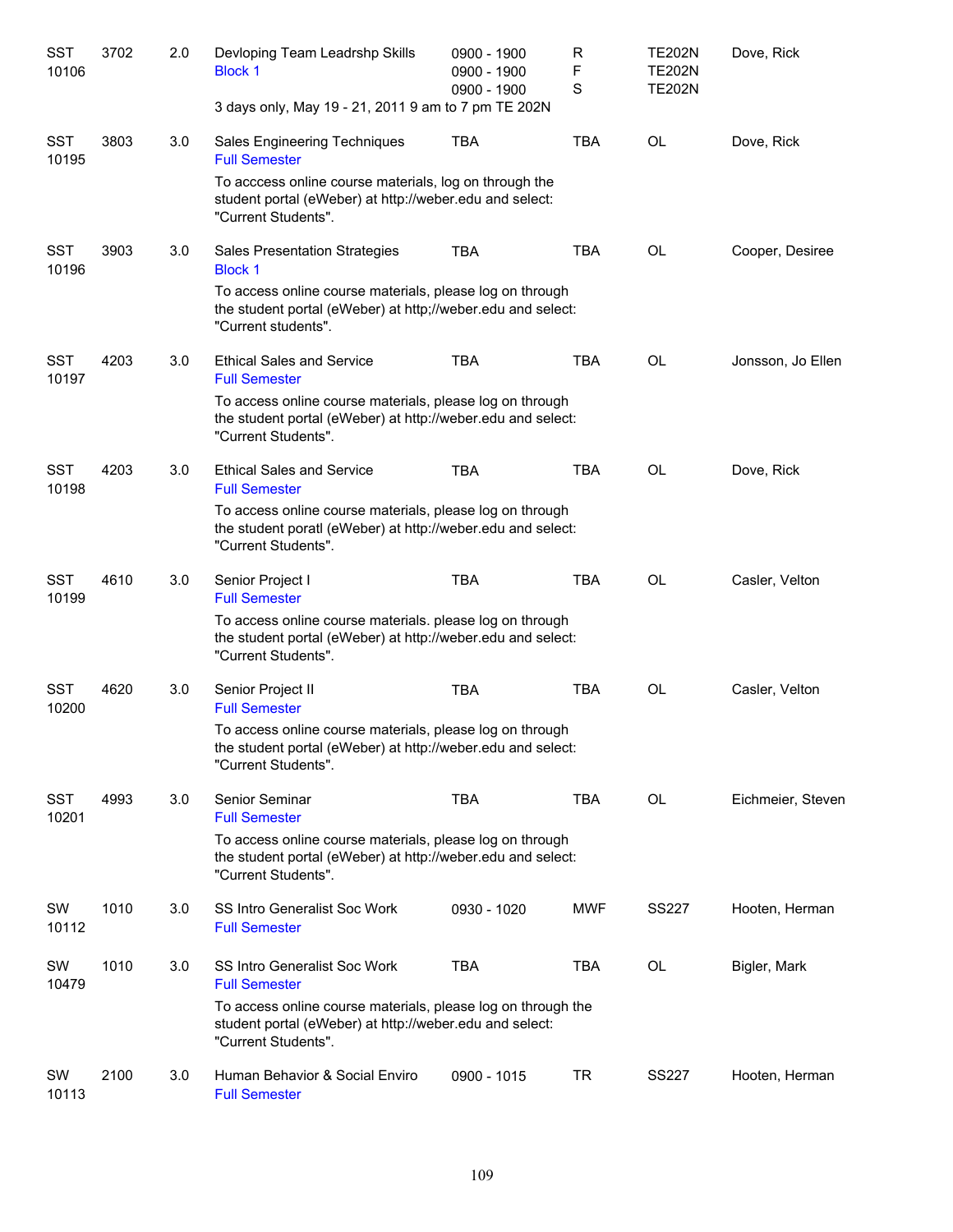| | | | | | | | |
|---|---|---|---|---|---|---|---|
| SST 10106 | 3702 | 2.0 | Devloping Team Leadrshp Skills<br>Block 1 | 0900 - 1900<br>0900 - 1900<br>0900 - 1900 | R<br>F<br>S | TE202N<br>TE202N<br>TE202N | Dove, Rick |
| | | | 3 days only, May 19 - 21, 2011 9 am to 7 pm TE 202N | | | | |
| SST 10195 | 3803 | 3.0 | Sales Engineering Techniques<br>Full Semester | TBA | TBA | OL | Dove, Rick |
| | | | To acccess online course materials, log on through the student portal (eWeber) at http://weber.edu and select: "Current Students". | | | | |
| SST 10196 | 3903 | 3.0 | Sales Presentation Strategies<br>Block 1 | TBA | TBA | OL | Cooper, Desiree |
| | | | To access online course materials, please log on through the student portal (eWeber) at http;//weber.edu and select: "Current students". | | | | |
| SST 10197 | 4203 | 3.0 | Ethical Sales and Service<br>Full Semester | TBA | TBA | OL | Jonsson, Jo Ellen |
| | | | To access online course materials, please log on through the student portal (eWeber) at http://weber.edu and select: "Current Students". | | | | |
| SST 10198 | 4203 | 3.0 | Ethical Sales and Service<br>Full Semester | TBA | TBA | OL | Dove, Rick |
| | | | To access online course materials, please log on through the student poratl (eWeber) at http://weber.edu and select: "Current Students". | | | | |
| SST 10199 | 4610 | 3.0 | Senior Project I<br>Full Semester | TBA | TBA | OL | Casler, Velton |
| | | | To access online course materials. please log on through the student portal (eWeber) at http://weber.edu and select: "Current Students". | | | | |
| SST 10200 | 4620 | 3.0 | Senior Project II<br>Full Semester | TBA | TBA | OL | Casler, Velton |
| | | | To access online course materials, please log on through the student portal (eWeber) at http://weber.edu and select: "Current Students". | | | | |
| SST 10201 | 4993 | 3.0 | Senior Seminar<br>Full Semester | TBA | TBA | OL | Eichmeier, Steven |
| | | | To access online course materials, please log on through the student portal (eWeber) at http://weber.edu and select: "Current Students". | | | | |
| SW 10112 | 1010 | 3.0 | SS Intro Generalist Soc Work<br>Full Semester | 0930 - 1020 | MWF | SS227 | Hooten, Herman |
| SW 10479 | 1010 | 3.0 | SS Intro Generalist Soc Work<br>Full Semester | TBA | TBA | OL | Bigler, Mark |
| | | | To access online course materials, please log on through the student portal (eWeber) at http://weber.edu and select: "Current Students". | | | | |
| SW 10113 | 2100 | 3.0 | Human Behavior & Social Enviro<br>Full Semester | 0900 - 1015 | TR | SS227 | Hooten, Herman |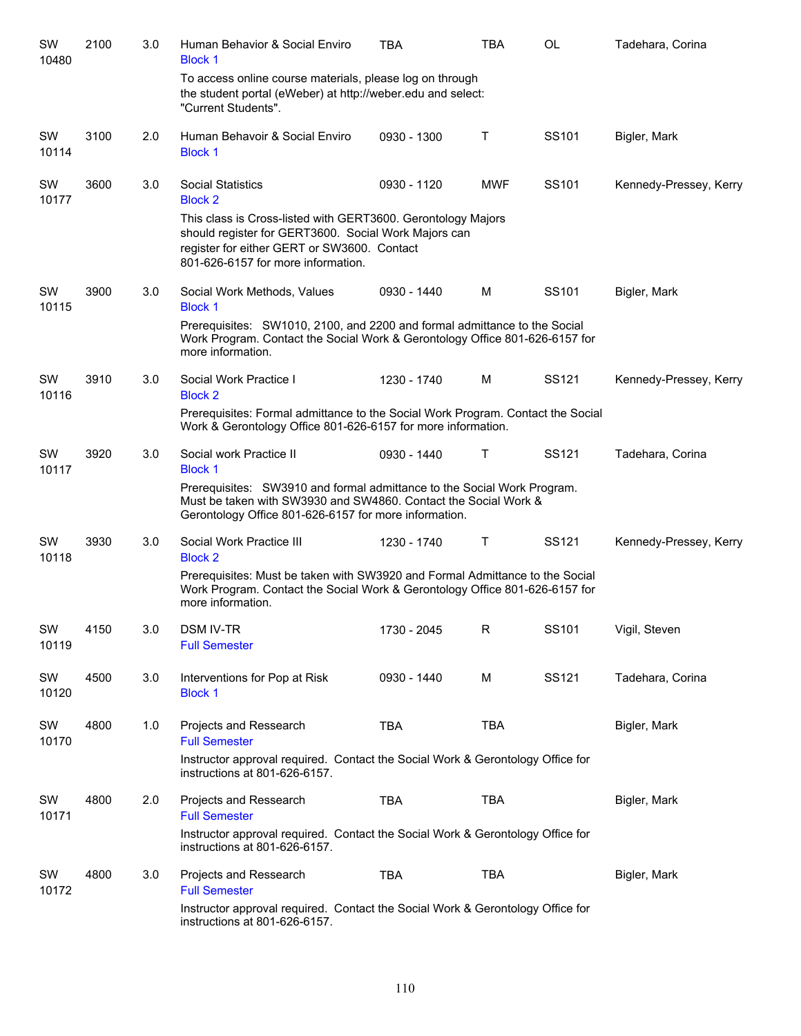| | | | | | | | |
|---|---|---|---|---|---|---|---|
| SW 10480 | 2100 | 3.0 | Human Behavior & Social Enviro<br>Block 1<br>To access online course materials, please log on through the student portal (eWeber) at http://weber.edu and select: "Current Students". | TBA | TBA | OL | Tadehara, Corina |
| SW 10114 | 3100 | 2.0 | Human Behavoir & Social Enviro<br>Block 1 | 0930 - 1300 | T | SS101 | Bigler, Mark |
| SW 10177 | 3600 | 3.0 | Social Statistics<br>Block 2<br>This class is Cross-listed with GERT3600. Gerontology Majors should register for GERT3600. Social Work Majors can register for either GERT or SW3600. Contact 801-626-6157 for more information. | 0930 - 1120 | MWF | SS101 | Kennedy-Pressey, Kerry |
| SW 10115 | 3900 | 3.0 | Social Work Methods, Values<br>Block 1<br>Prerequisites: SW1010, 2100, and 2200 and formal admittance to the Social Work Program. Contact the Social Work & Gerontology Office 801-626-6157 for more information. | 0930 - 1440 | M | SS101 | Bigler, Mark |
| SW 10116 | 3910 | 3.0 | Social Work Practice I<br>Block 2<br>Prerequisites: Formal admittance to the Social Work Program. Contact the Social Work & Gerontology Office 801-626-6157 for more information. | 1230 - 1740 | M | SS121 | Kennedy-Pressey, Kerry |
| SW 10117 | 3920 | 3.0 | Social work Practice II<br>Block 1<br>Prerequisites: SW3910 and formal admittance to the Social Work Program. Must be taken with SW3930 and SW4860. Contact the Social Work & Gerontology Office 801-626-6157 for more information. | 0930 - 1440 | T | SS121 | Tadehara, Corina |
| SW 10118 | 3930 | 3.0 | Social Work Practice III<br>Block 2<br>Prerequisites: Must be taken with SW3920 and Formal Admittance to the Social Work Program. Contact the Social Work & Gerontology Office 801-626-6157 for more information. | 1230 - 1740 | T | SS121 | Kennedy-Pressey, Kerry |
| SW 10119 | 4150 | 3.0 | DSM IV-TR<br>Full Semester | 1730 - 2045 | R | SS101 | Vigil, Steven |
| SW 10120 | 4500 | 3.0 | Interventions for Pop at Risk<br>Block 1 | 0930 - 1440 | M | SS121 | Tadehara, Corina |
| SW 10170 | 4800 | 1.0 | Projects and Ressearch<br>Full Semester<br>Instructor approval required. Contact the Social Work & Gerontology Office for instructions at 801-626-6157. | TBA | TBA | | Bigler, Mark |
| SW 10171 | 4800 | 2.0 | Projects and Ressearch<br>Full Semester<br>Instructor approval required. Contact the Social Work & Gerontology Office for instructions at 801-626-6157. | TBA | TBA | | Bigler, Mark |
| SW 10172 | 4800 | 3.0 | Projects and Ressearch<br>Full Semester<br>Instructor approval required. Contact the Social Work & Gerontology Office for instructions at 801-626-6157. | TBA | TBA | | Bigler, Mark |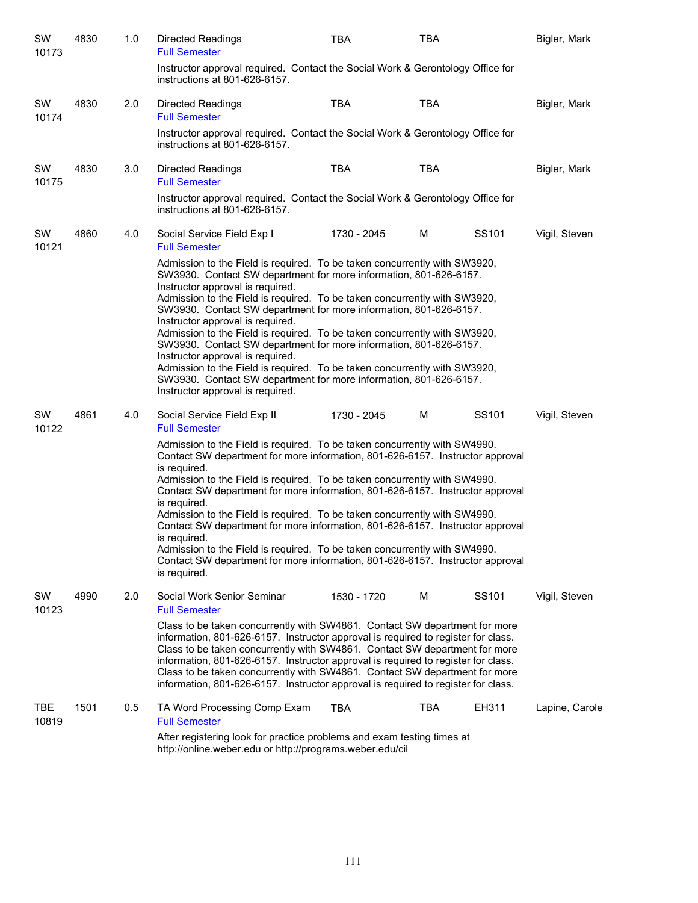| | | | | | | | |
|---|---|---|---|---|---|---|---|
| SW 10173 | 4830 | 1.0 | Directed Readings<br>Full Semester | TBA | TBA | | Bigler, Mark |
| | | | Instructor approval required. Contact the Social Work & Gerontology Office for instructions at 801-626-6157. | | | | |
| SW 10174 | 4830 | 2.0 | Directed Readings<br>Full Semester | TBA | TBA | | Bigler, Mark |
| | | | Instructor approval required. Contact the Social Work & Gerontology Office for instructions at 801-626-6157. | | | | |
| SW 10175 | 4830 | 3.0 | Directed Readings<br>Full Semester | TBA | TBA | | Bigler, Mark |
| | | | Instructor approval required. Contact the Social Work & Gerontology Office for instructions at 801-626-6157. | | | | |
| SW 10121 | 4860 | 4.0 | Social Service Field Exp I<br>Full Semester | 1730 - 2045 | M | SS101 | Vigil, Steven |
| | | | Admission to the Field is required. To be taken concurrently with SW3920, SW3930. Contact SW department for more information, 801-626-6157. Instructor approval is required.<br>Admission to the Field is required. To be taken concurrently with SW3920, SW3930. Contact SW department for more information, 801-626-6157. Instructor approval is required.<br>Admission to the Field is required. To be taken concurrently with SW3920, SW3930. Contact SW department for more information, 801-626-6157. Instructor approval is required.<br>Admission to the Field is required. To be taken concurrently with SW3920, SW3930. Contact SW department for more information, 801-626-6157. Instructor approval is required. | | | | |
| SW 10122 | 4861 | 4.0 | Social Service Field Exp II<br>Full Semester | 1730 - 2045 | M | SS101 | Vigil, Steven |
| | | | Admission to the Field is required. To be taken concurrently with SW4990. Contact SW department for more information, 801-626-6157. Instructor approval is required.<br>Admission to the Field is required. To be taken concurrently with SW4990. Contact SW department for more information, 801-626-6157. Instructor approval is required.<br>Admission to the Field is required. To be taken concurrently with SW4990. Contact SW department for more information, 801-626-6157. Instructor approval is required.<br>Admission to the Field is required. To be taken concurrently with SW4990. Contact SW department for more information, 801-626-6157. Instructor approval is required. | | | | |
| SW 10123 | 4990 | 2.0 | Social Work Senior Seminar<br>Full Semester | 1530 - 1720 | M | SS101 | Vigil, Steven |
| | | | Class to be taken concurrently with SW4861. Contact SW department for more information, 801-626-6157. Instructor approval is required to register for class.<br>Class to be taken concurrently with SW4861. Contact SW department for more information, 801-626-6157. Instructor approval is required to register for class.<br>Class to be taken concurrently with SW4861. Contact SW department for more information, 801-626-6157. Instructor approval is required to register for class. | | | | |
| TBE 10819 | 1501 | 0.5 | TA Word Processing Comp Exam<br>Full Semester | TBA | TBA | EH311 | Lapine, Carole |
| | | | After registering look for practice problems and exam testing times at http://online.weber.edu or http://programs.weber.edu/cil | | | | |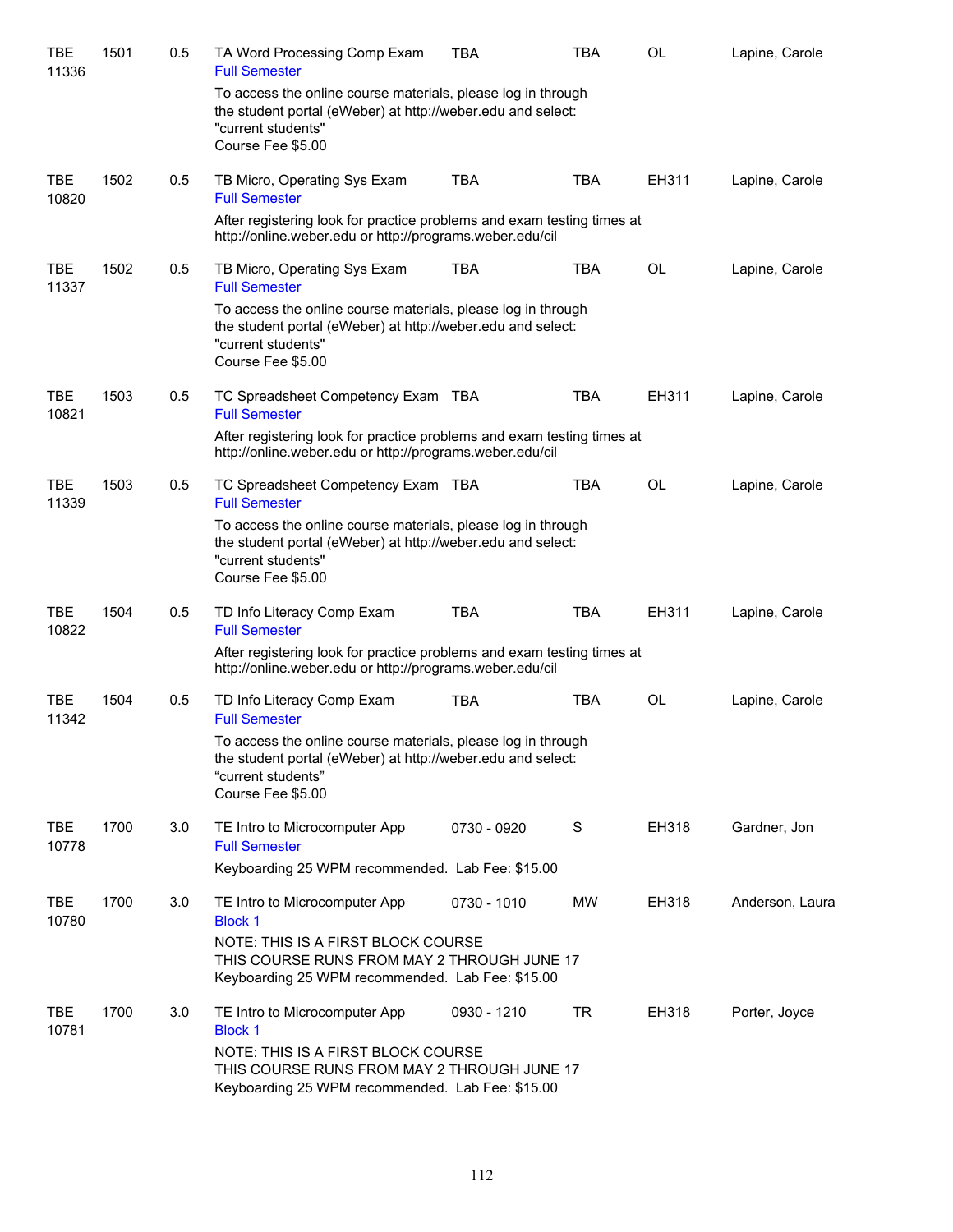| | | | | | | | |
|---|---|---|---|---|---|---|---|
| TBE 11336 | 1501 | 0.5 | TA Word Processing Comp Exam<br>Full Semester<br>To access the online course materials, please log in through the student portal (eWeber) at http://weber.edu and select: "current students"<br>Course Fee $5.00 | TBA | TBA | OL | Lapine, Carole |
| TBE 10820 | 1502 | 0.5 | TB Micro, Operating Sys Exam<br>Full Semester<br>After registering look for practice problems and exam testing times at http://online.weber.edu or http://programs.weber.edu/cil | TBA | TBA | EH311 | Lapine, Carole |
| TBE 11337 | 1502 | 0.5 | TB Micro, Operating Sys Exam<br>Full Semester<br>To access the online course materials, please log in through the student portal (eWeber) at http://weber.edu and select: "current students"<br>Course Fee $5.00 | TBA | TBA | OL | Lapine, Carole |
| TBE 10821 | 1503 | 0.5 | TC Spreadsheet Competency Exam<br>Full Semester<br>After registering look for practice problems and exam testing times at http://online.weber.edu or http://programs.weber.edu/cil | TBA | TBA | EH311 | Lapine, Carole |
| TBE 11339 | 1503 | 0.5 | TC Spreadsheet Competency Exam<br>Full Semester<br>To access the online course materials, please log in through the student portal (eWeber) at http://weber.edu and select: "current students"<br>Course Fee $5.00 | TBA | TBA | OL | Lapine, Carole |
| TBE 10822 | 1504 | 0.5 | TD Info Literacy Comp Exam<br>Full Semester<br>After registering look for practice problems and exam testing times at http://online.weber.edu or http://programs.weber.edu/cil | TBA | TBA | EH311 | Lapine, Carole |
| TBE 11342 | 1504 | 0.5 | TD Info Literacy Comp Exam<br>Full Semester<br>To access the online course materials, please log in through the student portal (eWeber) at http://weber.edu and select: "current students"<br>Course Fee $5.00 | TBA | TBA | OL | Lapine, Carole |
| TBE 10778 | 1700 | 3.0 | TE Intro to Microcomputer App<br>Full Semester<br>Keyboarding 25 WPM recommended. Lab Fee: $15.00 | 0730 - 0920 | S | EH318 | Gardner, Jon |
| TBE 10780 | 1700 | 3.0 | TE Intro to Microcomputer App<br>Block 1<br>NOTE: THIS IS A FIRST BLOCK COURSE<br>THIS COURSE RUNS FROM MAY 2 THROUGH JUNE 17<br>Keyboarding 25 WPM recommended. Lab Fee: $15.00 | 0730 - 1010 | MW | EH318 | Anderson, Laura |
| TBE 10781 | 1700 | 3.0 | TE Intro to Microcomputer App<br>Block 1<br>NOTE: THIS IS A FIRST BLOCK COURSE<br>THIS COURSE RUNS FROM MAY 2 THROUGH JUNE 17<br>Keyboarding 25 WPM recommended. Lab Fee: $15.00 | 0930 - 1210 | TR | EH318 | Porter, Joyce |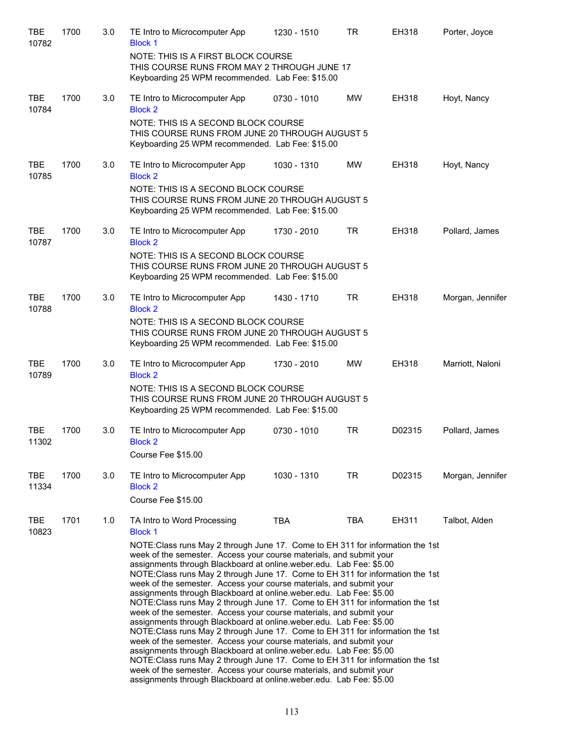| Course | Number | Credits | Title | Time | Days | Room | Instructor |
|---|---|---|---|---|---|---|---|
| TBE 10782 | 1700 | 3.0 | TE Intro to Microcomputer App<br>Block 1 | 1230 - 1510 | TR | EH318 | Porter, Joyce |
| | | | NOTE: THIS IS A FIRST BLOCK COURSE<br>THIS COURSE RUNS FROM MAY 2 THROUGH JUNE 17<br>Keyboarding 25 WPM recommended. Lab Fee: $15.00 | | | | |
| TBE 10784 | 1700 | 3.0 | TE Intro to Microcomputer App<br>Block 2 | 0730 - 1010 | MW | EH318 | Hoyt, Nancy |
| | | | NOTE: THIS IS A SECOND BLOCK COURSE<br>THIS COURSE RUNS FROM JUNE 20 THROUGH AUGUST 5<br>Keyboarding 25 WPM recommended. Lab Fee: $15.00 | | | | |
| TBE 10785 | 1700 | 3.0 | TE Intro to Microcomputer App<br>Block 2 | 1030 - 1310 | MW | EH318 | Hoyt, Nancy |
| | | | NOTE: THIS IS A SECOND BLOCK COURSE<br>THIS COURSE RUNS FROM JUNE 20 THROUGH AUGUST 5<br>Keyboarding 25 WPM recommended. Lab Fee: $15.00 | | | | |
| TBE 10787 | 1700 | 3.0 | TE Intro to Microcomputer App<br>Block 2 | 1730 - 2010 | TR | EH318 | Pollard, James |
| | | | NOTE: THIS IS A SECOND BLOCK COURSE<br>THIS COURSE RUNS FROM JUNE 20 THROUGH AUGUST 5<br>Keyboarding 25 WPM recommended. Lab Fee: $15.00 | | | | |
| TBE 10788 | 1700 | 3.0 | TE Intro to Microcomputer App<br>Block 2 | 1430 - 1710 | TR | EH318 | Morgan, Jennifer |
| | | | NOTE: THIS IS A SECOND BLOCK COURSE<br>THIS COURSE RUNS FROM JUNE 20 THROUGH AUGUST 5<br>Keyboarding 25 WPM recommended. Lab Fee: $15.00 | | | | |
| TBE 10789 | 1700 | 3.0 | TE Intro to Microcomputer App<br>Block 2 | 1730 - 2010 | MW | EH318 | Marriott, Naloni |
| | | | NOTE: THIS IS A SECOND BLOCK COURSE<br>THIS COURSE RUNS FROM JUNE 20 THROUGH AUGUST 5<br>Keyboarding 25 WPM recommended. Lab Fee: $15.00 | | | | |
| TBE 11302 | 1700 | 3.0 | TE Intro to Microcomputer App<br>Block 2 | 0730 - 1010 | TR | D02315 | Pollard, James |
| | | | Course Fee $15.00 | | | | |
| TBE 11334 | 1700 | 3.0 | TE Intro to Microcomputer App<br>Block 2 | 1030 - 1310 | TR | D02315 | Morgan, Jennifer |
| | | | Course Fee $15.00 | | | | |
| TBE 10823 | 1701 | 1.0 | TA Intro to Word Processing<br>Block 1 | TBA | TBA | EH311 | Talbot, Alden |
| | | | NOTE:Class runs May 2 through June 17. Come to EH 311 for information the 1st week of the semester. Access your course materials, and submit your assignments through Blackboard at online.weber.edu. Lab Fee: $5.00<br>NOTE:Class runs May 2 through June 17. Come to EH 311 for information the 1st week of the semester. Access your course materials, and submit your assignments through Blackboard at online.weber.edu. Lab Fee: $5.00<br>NOTE:Class runs May 2 through June 17. Come to EH 311 for information the 1st week of the semester. Access your course materials, and submit your assignments through Blackboard at online.weber.edu. Lab Fee: $5.00<br>NOTE:Class runs May 2 through June 17. Come to EH 311 for information the 1st week of the semester. Access your course materials, and submit your assignments through Blackboard at online.weber.edu. Lab Fee: $5.00<br>NOTE:Class runs May 2 through June 17. Come to EH 311 for information the 1st week of the semester. Access your course materials, and submit your assignments through Blackboard at online.weber.edu. Lab Fee: $5.00 | | | | |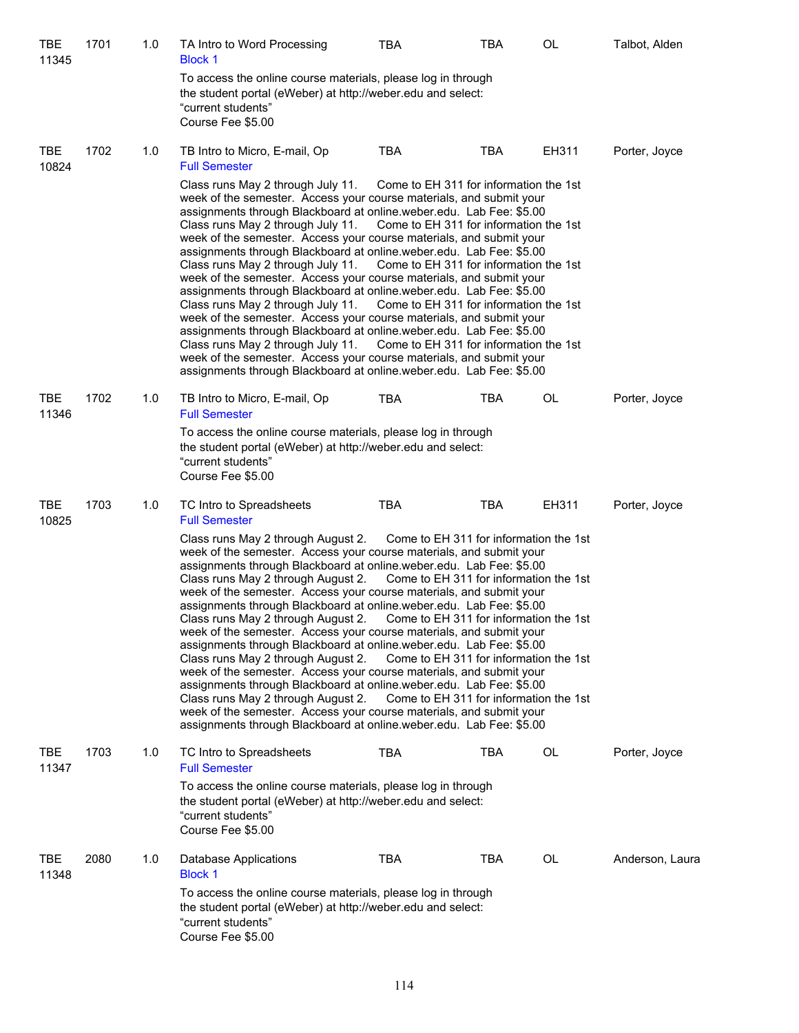| | | | | | | | |
|---|---|---|---|---|---|---|---|
| TBE 11345 | 1701 | 1.0 | TA Intro to Word Processing<br>Block 1 | TBA | TBA | OL | Talbot, Alden |

To access the online course materials, please log in through the student portal (eWeber) at http://weber.edu and select: “current students”
Course Fee $5.00

| | | | | | | | |
|---|---|---|---|---|---|---|---|
| TBE 10824 | 1702 | 1.0 | TB Intro to Micro, E-mail, Op<br>Full Semester | TBA | TBA | EH311 | Porter, Joyce |

Class runs May 2 through July 11. Come to EH 311 for information the 1st week of the semester. Access your course materials, and submit your assignments through Blackboard at online.weber.edu. Lab Fee: $5.00
Class runs May 2 through July 11. Come to EH 311 for information the 1st week of the semester. Access your course materials, and submit your assignments through Blackboard at online.weber.edu. Lab Fee: $5.00
Class runs May 2 through July 11. Come to EH 311 for information the 1st week of the semester. Access your course materials, and submit your assignments through Blackboard at online.weber.edu. Lab Fee: $5.00
Class runs May 2 through July 11. Come to EH 311 for information the 1st week of the semester. Access your course materials, and submit your assignments through Blackboard at online.weber.edu. Lab Fee: $5.00
Class runs May 2 through July 11. Come to EH 311 for information the 1st week of the semester. Access your course materials, and submit your assignments through Blackboard at online.weber.edu. Lab Fee: $5.00

| | | | | | | | |
|---|---|---|---|---|---|---|---|
| TBE 11346 | 1702 | 1.0 | TB Intro to Micro, E-mail, Op<br>Full Semester | TBA | TBA | OL | Porter, Joyce |

To access the online course materials, please log in through the student portal (eWeber) at http://weber.edu and select: “current students”
Course Fee $5.00

| | | | | | | | |
|---|---|---|---|---|---|---|---|
| TBE 10825 | 1703 | 1.0 | TC Intro to Spreadsheets<br>Full Semester | TBA | TBA | EH311 | Porter, Joyce |

Class runs May 2 through August 2. Come to EH 311 for information the 1st week of the semester. Access your course materials, and submit your assignments through Blackboard at online.weber.edu. Lab Fee: $5.00
Class runs May 2 through August 2. Come to EH 311 for information the 1st week of the semester. Access your course materials, and submit your assignments through Blackboard at online.weber.edu. Lab Fee: $5.00
Class runs May 2 through August 2. Come to EH 311 for information the 1st week of the semester. Access your course materials, and submit your assignments through Blackboard at online.weber.edu. Lab Fee: $5.00
Class runs May 2 through August 2. Come to EH 311 for information the 1st week of the semester. Access your course materials, and submit your assignments through Blackboard at online.weber.edu. Lab Fee: $5.00
Class runs May 2 through August 2. Come to EH 311 for information the 1st week of the semester. Access your course materials, and submit your assignments through Blackboard at online.weber.edu. Lab Fee: $5.00

| | | | | | | | |
|---|---|---|---|---|---|---|---|
| TBE 11347 | 1703 | 1.0 | TC Intro to Spreadsheets<br>Full Semester | TBA | TBA | OL | Porter, Joyce |

To access the online course materials, please log in through the student portal (eWeber) at http://weber.edu and select: “current students”
Course Fee $5.00

| | | | | | | | |
|---|---|---|---|---|---|---|---|
| TBE 11348 | 2080 | 1.0 | Database Applications<br>Block 1 | TBA | TBA | OL | Anderson, Laura |

To access the online course materials, please log in through the student portal (eWeber) at http://weber.edu and select: “current students”
Course Fee $5.00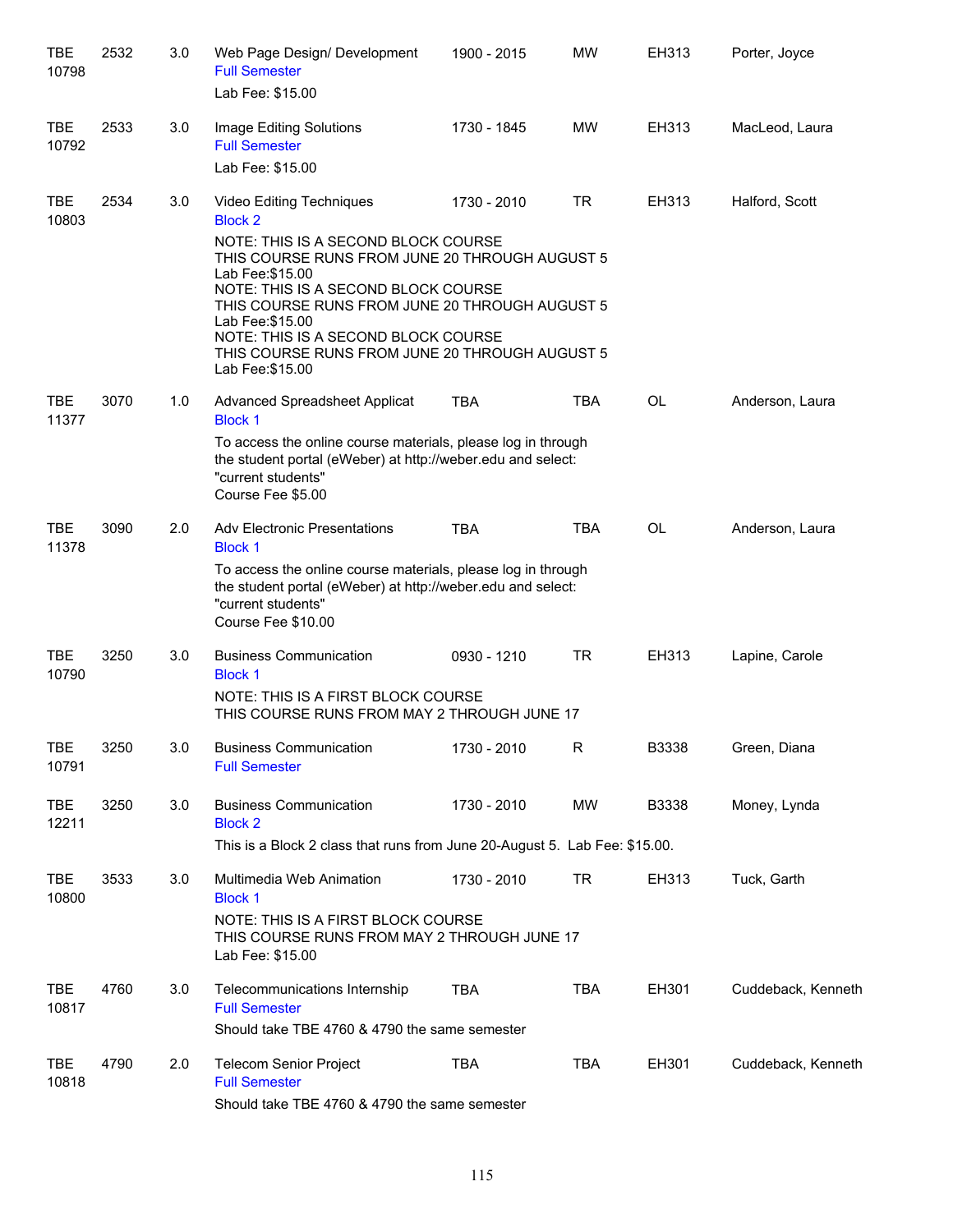| | | | | | | | |
|---|---|---|---|---|---|---|---|
| TBE 10798 | 2532 | 3.0 | Web Page Design/ Development<br>Full Semester<br>Lab Fee: $15.00 | 1900 - 2015 | MW | EH313 | Porter, Joyce |
| TBE 10792 | 2533 | 3.0 | Image Editing Solutions<br>Full Semester<br>Lab Fee: $15.00 | 1730 - 1845 | MW | EH313 | MacLeod, Laura |
| TBE 10803 | 2534 | 3.0 | Video Editing Techniques<br>Block 2<br>NOTE: THIS IS A SECOND BLOCK COURSE<br>THIS COURSE RUNS FROM JUNE 20 THROUGH AUGUST 5<br>Lab Fee:$15.00<br>NOTE: THIS IS A SECOND BLOCK COURSE<br>THIS COURSE RUNS FROM JUNE 20 THROUGH AUGUST 5<br>Lab Fee:$15.00<br>NOTE: THIS IS A SECOND BLOCK COURSE<br>THIS COURSE RUNS FROM JUNE 20 THROUGH AUGUST 5<br>Lab Fee:$15.00 | 1730 - 2010 | TR | EH313 | Halford, Scott |
| TBE 11377 | 3070 | 1.0 | Advanced Spreadsheet Applicat<br>Block 1<br>To access the online course materials, please log in through the student portal (eWeber) at http://weber.edu and select: "current students"<br>Course Fee $5.00 | TBA | TBA | OL | Anderson, Laura |
| TBE 11378 | 3090 | 2.0 | Adv Electronic Presentations<br>Block 1<br>To access the online course materials, please log in through the student portal (eWeber) at http://weber.edu and select: "current students"<br>Course Fee $10.00 | TBA | TBA | OL | Anderson, Laura |
| TBE 10790 | 3250 | 3.0 | Business Communication<br>Block 1<br>NOTE: THIS IS A FIRST BLOCK COURSE<br>THIS COURSE RUNS FROM MAY 2 THROUGH JUNE 17 | 0930 - 1210 | TR | EH313 | Lapine, Carole |
| TBE 10791 | 3250 | 3.0 | Business Communication<br>Full Semester | 1730 - 2010 | R | B3338 | Green, Diana |
| TBE 12211 | 3250 | 3.0 | Business Communication<br>Block 2<br>This is a Block 2 class that runs from June 20-August 5. Lab Fee: $15.00. | 1730 - 2010 | MW | B3338 | Money, Lynda |
| TBE 10800 | 3533 | 3.0 | Multimedia Web Animation<br>Block 1<br>NOTE: THIS IS A FIRST BLOCK COURSE<br>THIS COURSE RUNS FROM MAY 2 THROUGH JUNE 17<br>Lab Fee: $15.00 | 1730 - 2010 | TR | EH313 | Tuck, Garth |
| TBE 10817 | 4760 | 3.0 | Telecommunications Internship<br>Full Semester<br>Should take TBE 4760 & 4790 the same semester | TBA | TBA | EH301 | Cuddeback, Kenneth |
| TBE 10818 | 4790 | 2.0 | Telecom Senior Project<br>Full Semester<br>Should take TBE 4760 & 4790 the same semester | TBA | TBA | EH301 | Cuddeback, Kenneth |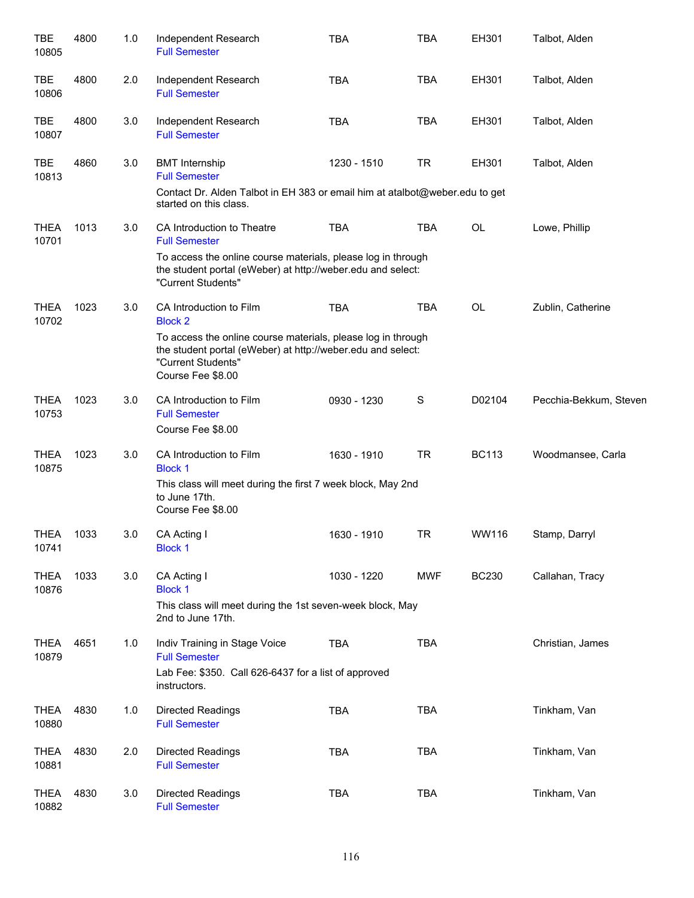| Subject / CRN | Course | Credits | Title | Time | Days | Room | Instructor |
|---|---|---|---|---|---|---|---|
| TBE 10805 | 4800 | 1.0 | Independent Research<br>Full Semester | TBA | TBA | EH301 | Talbot, Alden |
| TBE 10806 | 4800 | 2.0 | Independent Research<br>Full Semester | TBA | TBA | EH301 | Talbot, Alden |
| TBE 10807 | 4800 | 3.0 | Independent Research<br>Full Semester | TBA | TBA | EH301 | Talbot, Alden |
| TBE 10813 | 4860 | 3.0 | BMT Internship<br>Full Semester<br>Contact Dr. Alden Talbot in EH 383 or email him at atalbot@weber.edu to get started on this class. | 1230 - 1510 | TR | EH301 | Talbot, Alden |
| THEA 10701 | 1013 | 3.0 | CA Introduction to Theatre<br>Full Semester<br>To access the online course materials, please log in through the student portal (eWeber) at http://weber.edu and select: "Current Students" | TBA | TBA | OL | Lowe, Phillip |
| THEA 10702 | 1023 | 3.0 | CA Introduction to Film<br>Block 2<br>To access the online course materials, please log in through the student portal (eWeber) at http://weber.edu and select: "Current Students"<br>Course Fee $8.00 | TBA | TBA | OL | Zublin, Catherine |
| THEA 10753 | 1023 | 3.0 | CA Introduction to Film<br>Full Semester<br>Course Fee $8.00 | 0930 - 1230 | S | D02104 | Pecchia-Bekkum, Steven |
| THEA 10875 | 1023 | 3.0 | CA Introduction to Film<br>Block 1<br>This class will meet during the first 7 week block, May 2nd to June 17th.<br>Course Fee $8.00 | 1630 - 1910 | TR | BC113 | Woodmansee, Carla |
| THEA 10741 | 1033 | 3.0 | CA Acting I<br>Block 1 | 1630 - 1910 | TR | WW116 | Stamp, Darryl |
| THEA 10876 | 1033 | 3.0 | CA Acting I<br>Block 1<br>This class will meet during the 1st seven-week block, May 2nd to June 17th. | 1030 - 1220 | MWF | BC230 | Callahan, Tracy |
| THEA 10879 | 4651 | 1.0 | Indiv Training in Stage Voice<br>Full Semester<br>Lab Fee: $350. Call 626-6437 for a list of approved instructors. | TBA | TBA | | Christian, James |
| THEA 10880 | 4830 | 1.0 | Directed Readings<br>Full Semester | TBA | TBA | | Tinkham, Van |
| THEA 10881 | 4830 | 2.0 | Directed Readings<br>Full Semester | TBA | TBA | | Tinkham, Van |
| THEA 10882 | 4830 | 3.0 | Directed Readings<br>Full Semester | TBA | TBA | | Tinkham, Van |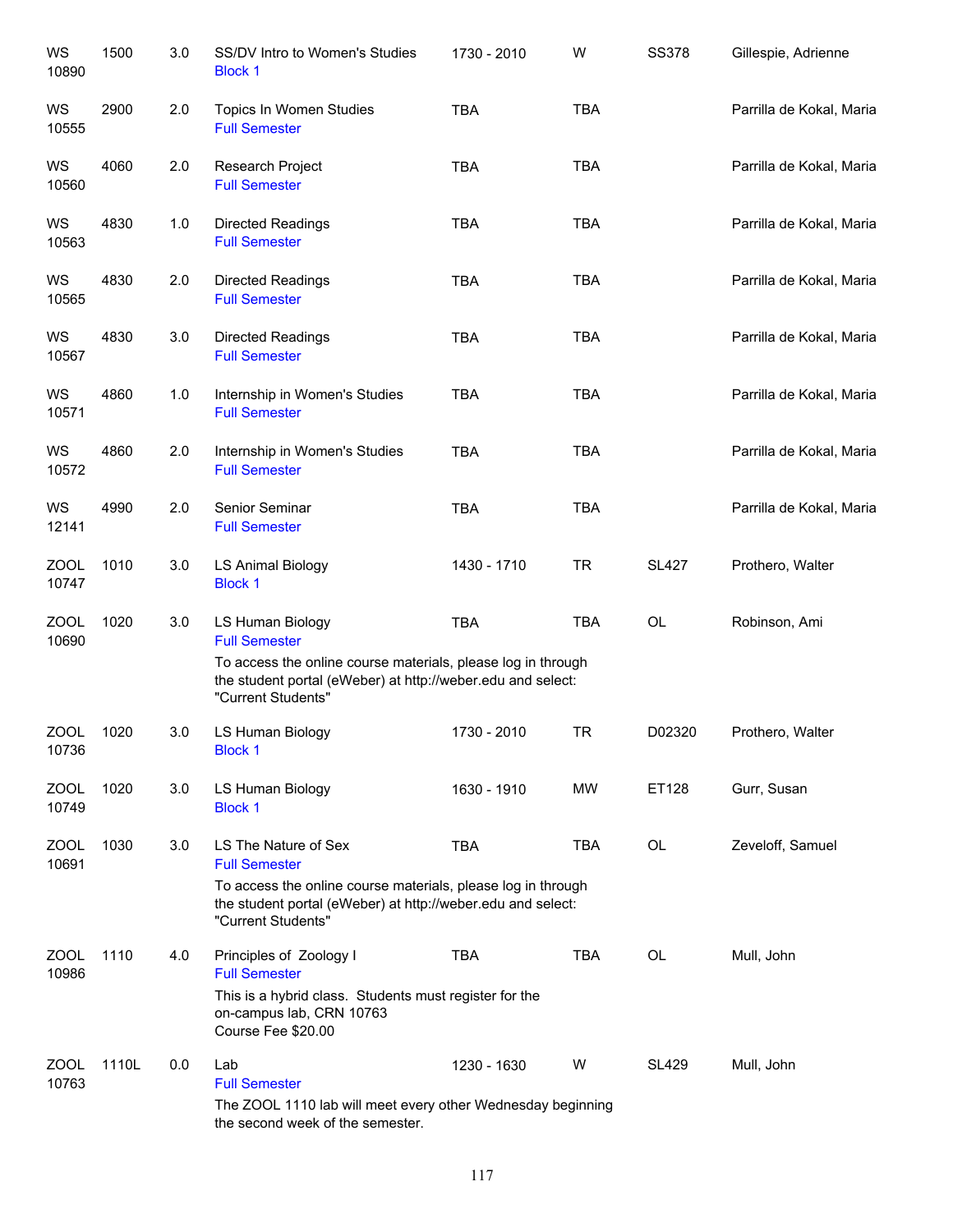| Subject / CRN | Course | Credits | Title | Time | Days | Room | Instructor |
|---|---|---|---|---|---|---|---|
| WS 10890 | 1500 | 3.0 | SS/DV Intro to Women's Studies<br>Block 1 | 1730 - 2010 | W | SS378 | Gillespie, Adrienne |
| WS 10555 | 2900 | 2.0 | Topics In Women Studies<br>Full Semester | TBA | TBA | | Parrilla de Kokal, Maria |
| WS 10560 | 4060 | 2.0 | Research Project<br>Full Semester | TBA | TBA | | Parrilla de Kokal, Maria |
| WS 10563 | 4830 | 1.0 | Directed Readings<br>Full Semester | TBA | TBA | | Parrilla de Kokal, Maria |
| WS 10565 | 4830 | 2.0 | Directed Readings<br>Full Semester | TBA | TBA | | Parrilla de Kokal, Maria |
| WS 10567 | 4830 | 3.0 | Directed Readings<br>Full Semester | TBA | TBA | | Parrilla de Kokal, Maria |
| WS 10571 | 4860 | 1.0 | Internship in Women's Studies<br>Full Semester | TBA | TBA | | Parrilla de Kokal, Maria |
| WS 10572 | 4860 | 2.0 | Internship in Women's Studies<br>Full Semester | TBA | TBA | | Parrilla de Kokal, Maria |
| WS 12141 | 4990 | 2.0 | Senior Seminar<br>Full Semester | TBA | TBA | | Parrilla de Kokal, Maria |
| ZOOL 10747 | 1010 | 3.0 | LS Animal Biology<br>Block 1 | 1430 - 1710 | TR | SL427 | Prothero, Walter |
| ZOOL 10690 | 1020 | 3.0 | LS Human Biology<br>Full Semester<br>To access the online course materials, please log in through the student portal (eWeber) at http://weber.edu and select: "Current Students" | TBA | TBA | OL | Robinson, Ami |
| ZOOL 10736 | 1020 | 3.0 | LS Human Biology<br>Block 1 | 1730 - 2010 | TR | D02320 | Prothero, Walter |
| ZOOL 10749 | 1020 | 3.0 | LS Human Biology<br>Block 1 | 1630 - 1910 | MW | ET128 | Gurr, Susan |
| ZOOL 10691 | 1030 | 3.0 | LS The Nature of Sex<br>Full Semester<br>To access the online course materials, please log in through the student portal (eWeber) at http://weber.edu and select: "Current Students" | TBA | TBA | OL | Zeveloff, Samuel |
| ZOOL 10986 | 1110 | 4.0 | Principles of Zoology I<br>Full Semester<br>This is a hybrid class. Students must register for the on-campus lab, CRN 10763<br>Course Fee $20.00 | TBA | TBA | OL | Mull, John |
| ZOOL 10763 | 1110L | 0.0 | Lab<br>Full Semester<br>The ZOOL 1110 lab will meet every other Wednesday beginning the second week of the semester. | 1230 - 1630 | W | SL429 | Mull, John |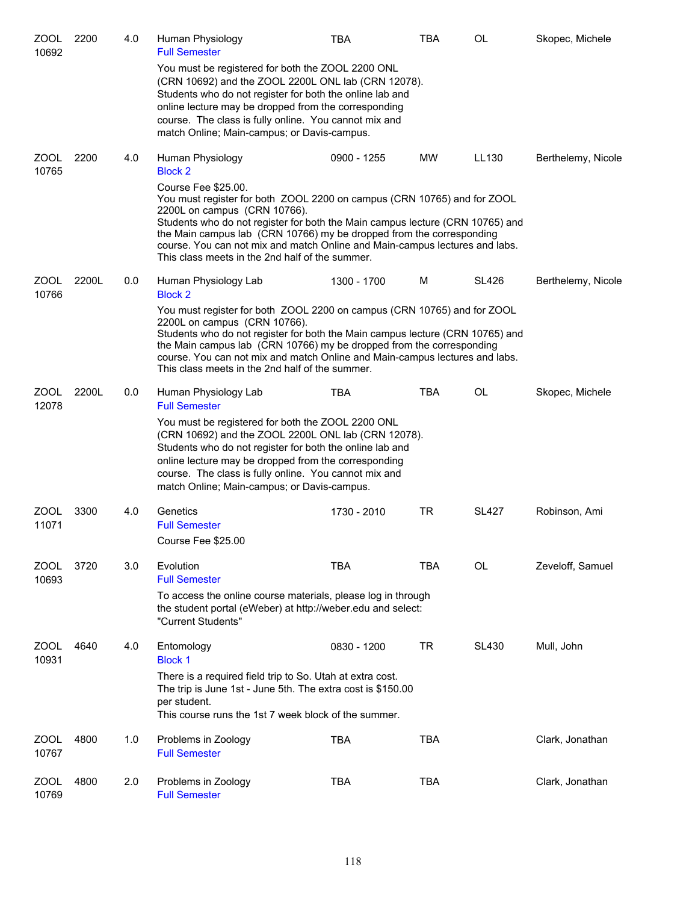| Subject/CRN | Course | Credits | Title | Time | Days | Room | Instructor |
|---|---|---|---|---|---|---|---|
| ZOOL 10692 | 2200 | 4.0 | Human Physiology<br>Full Semester<br>You must be registered for both the ZOOL 2200 ONL (CRN 10692) and the ZOOL 2200L ONL lab (CRN 12078). Students who do not register for both the online lab and online lecture may be dropped from the corresponding course. The class is fully online. You cannot mix and match Online; Main-campus; or Davis-campus. | TBA | TBA | OL | Skopec, Michele |
| ZOOL 10765 | 2200 | 4.0 | Human Physiology<br>Block 2<br>Course Fee $25.00.<br>You must register for both ZOOL 2200 on campus (CRN 10765) and for ZOOL 2200L on campus (CRN 10766).<br>Students who do not register for both the Main campus lecture (CRN 10765) and the Main campus lab (CRN 10766) my be dropped from the corresponding course. You can not mix and match Online and Main-campus lectures and labs. This class meets in the 2nd half of the summer. | 0900 - 1255 | MW | LL130 | Berthelemy, Nicole |
| ZOOL 10766 | 2200L | 0.0 | Human Physiology Lab<br>Block 2<br>You must register for both ZOOL 2200 on campus (CRN 10765) and for ZOOL 2200L on campus (CRN 10766).<br>Students who do not register for both the Main campus lecture (CRN 10765) and the Main campus lab (CRN 10766) my be dropped from the corresponding course. You can not mix and match Online and Main-campus lectures and labs. This class meets in the 2nd half of the summer. | 1300 - 1700 | M | SL426 | Berthelemy, Nicole |
| ZOOL 12078 | 2200L | 0.0 | Human Physiology Lab<br>Full Semester<br>You must be registered for both the ZOOL 2200 ONL (CRN 10692) and the ZOOL 2200L ONL lab (CRN 12078). Students who do not register for both the online lab and online lecture may be dropped from the corresponding course. The class is fully online. You cannot mix and match Online; Main-campus; or Davis-campus. | TBA | TBA | OL | Skopec, Michele |
| ZOOL 11071 | 3300 | 4.0 | Genetics<br>Full Semester<br>Course Fee $25.00 | 1730 - 2010 | TR | SL427 | Robinson, Ami |
| ZOOL 10693 | 3720 | 3.0 | Evolution<br>Full Semester<br>To access the online course materials, please log in through the student portal (eWeber) at http://weber.edu and select: "Current Students" | TBA | TBA | OL | Zeveloff, Samuel |
| ZOOL 10931 | 4640 | 4.0 | Entomology<br>Block 1<br>There is a required field trip to So. Utah at extra cost. The trip is June 1st - June 5th. The extra cost is $150.00 per student.<br>This course runs the 1st 7 week block of the summer. | 0830 - 1200 | TR | SL430 | Mull, John |
| ZOOL 10767 | 4800 | 1.0 | Problems in Zoology<br>Full Semester | TBA | TBA | | Clark, Jonathan |
| ZOOL 10769 | 4800 | 2.0 | Problems in Zoology<br>Full Semester | TBA | TBA | | Clark, Jonathan |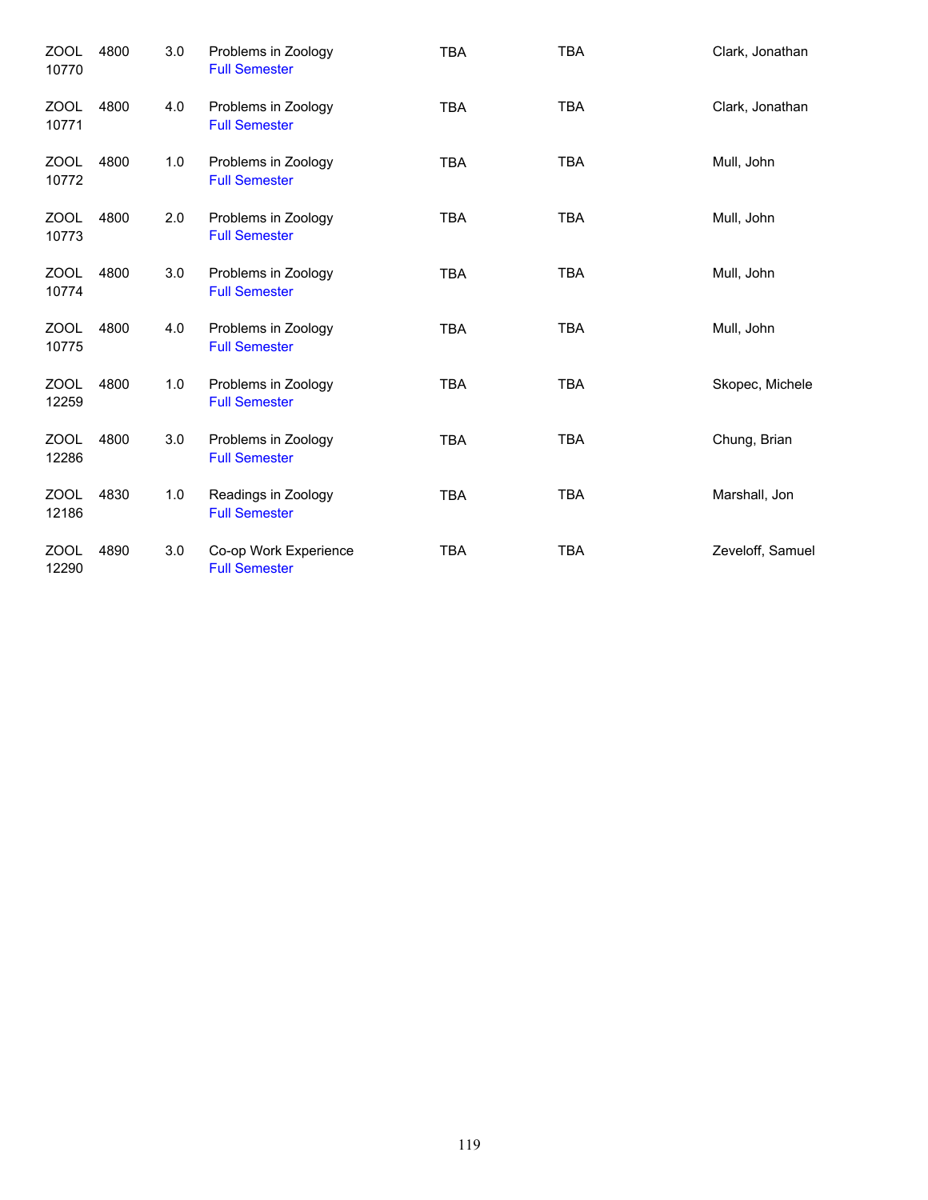| | | | | | | |
|---|---|---|---|---|---|---|
| ZOOL 10770 | 4800 | 3.0 | Problems in Zoology Full Semester | TBA | TBA | Clark, Jonathan |
| ZOOL 10771 | 4800 | 4.0 | Problems in Zoology Full Semester | TBA | TBA | Clark, Jonathan |
| ZOOL 10772 | 4800 | 1.0 | Problems in Zoology Full Semester | TBA | TBA | Mull, John |
| ZOOL 10773 | 4800 | 2.0 | Problems in Zoology Full Semester | TBA | TBA | Mull, John |
| ZOOL 10774 | 4800 | 3.0 | Problems in Zoology Full Semester | TBA | TBA | Mull, John |
| ZOOL 10775 | 4800 | 4.0 | Problems in Zoology Full Semester | TBA | TBA | Mull, John |
| ZOOL 12259 | 4800 | 1.0 | Problems in Zoology Full Semester | TBA | TBA | Skopec, Michele |
| ZOOL 12286 | 4800 | 3.0 | Problems in Zoology Full Semester | TBA | TBA | Chung, Brian |
| ZOOL 12186 | 4830 | 1.0 | Readings in Zoology Full Semester | TBA | TBA | Marshall, Jon |
| ZOOL 12290 | 4890 | 3.0 | Co-op Work Experience Full Semester | TBA | TBA | Zeveloff, Samuel |